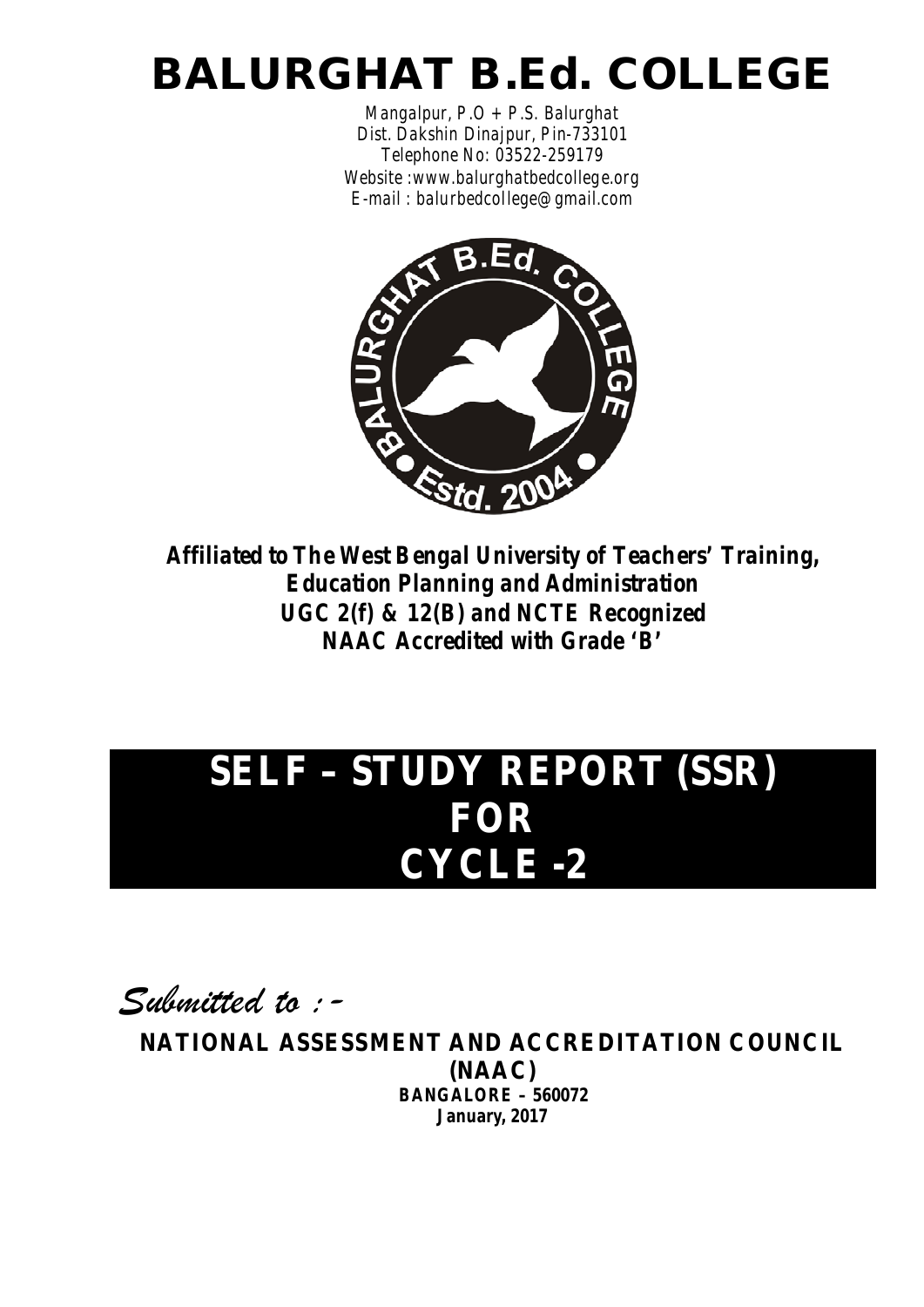# BALURGHAT B.Ed. COLLEGE

Mangalpur, P.O + P.S. Balurghat
Dist. Dakshin Dinajpur, Pin-733101
Telephone No: 03522-259179
Website :www.balurghatbedcollege.org
E-mail : balurbedcollege@gmail.com

**Affiliated to The West Bengal University of Teachers' Training, Education Planning and Administration**
**UGC 2(f) & 12(B) and NCTE Recognized**
**NAAC Accredited with Grade 'B'**

# SELF – STUDY REPORT (SSR) FOR CYCLE -2

*Submitted to :-*

**NATIONAL ASSESSMENT AND ACCREDITATION COUNCIL (NAAC)**
**BANGALORE – 560072**
**January, 2017**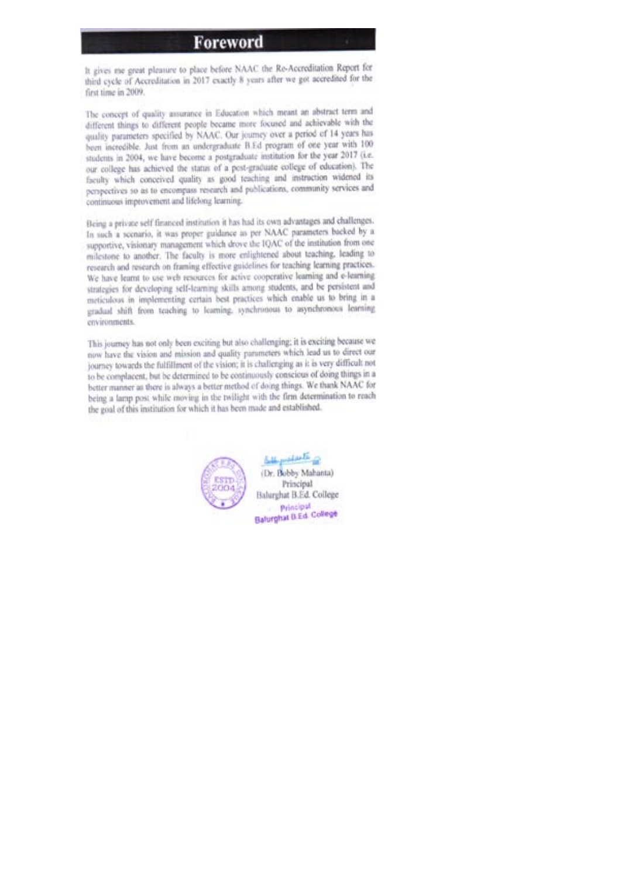# Foreword

It gives me great pleasure to place before NAAC the Re-Accreditation Report for third cycle of Accreditation in 2017 exactly 8 years after we got accredited for the first time in 2009.

The concept of quality assurance in Education which meant an abstract term and different things to different people became more focused and achievable with the quality parameters specified by NAAC. Our journey over a period of 14 years has been incredible. Just from an undergraduate B.Ed program of one year with 100 students in 2004, we have become a postgraduate institution for the year 2017 (i.e. our college has achieved the status of a post-graduate college of education). The faculty which conceived quality as good teaching and instruction widened its perspectives so as to encompass research and publications, community services and continuous improvement and lifelong learning.

Being a private self financed institution it has had its own advantages and challenges. In such a scenario, it was proper guidance as per NAAC parameters backed by a supportive, visionary management which drove the IQAC of the institution from one milestone to another. The faculty is more enlightened about teaching, leading to research and research on framing effective guidelines for teaching learning practices. We have learnt to use web resources for active cooperative learning and e-learning strategies for developing self-learning skills among students, and be persistent and meticulous in implementing certain best practices which enable us to bring in a gradual shift from teaching to learning, synchronous to asynchronous learning environments.

This journey has not only been exciting but also challenging; it is exciting because we now have the vision and mission and quality parameters which lead us to direct our journey towards the fulfillment of the vision; it is challenging as it is very difficult not to be complacent, but be determined to be continuously conscious of doing things in a better manner as there is always a better method of doing things. We thank NAAC for being a lamp post while moving in the twilight with the firm determination to reach the goal of this institution for which it has been made and established.

(Dr. Bobby Mahanta)
Principal
Balurghat B.Ed. College

Principal
Balurghat B.Ed. College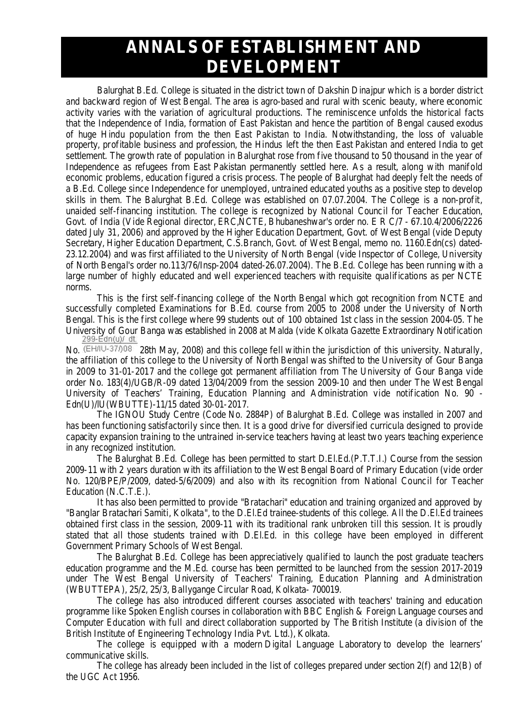# ANNALS OF ESTABLISHMENT AND DEVELOPMENT

Balurghat B.Ed. College is situated in the district town of Dakshin Dinajpur which is a border district and backward region of West Bengal. The area is agro-based and rural with scenic beauty, where economic activity varies with the variation of agricultural productions. The reminiscence unfolds the historical facts that the Independence of India, formation of East Pakistan and hence the partition of Bengal caused exodus of huge Hindu population from the then East Pakistan to India. Notwithstanding, the loss of valuable property, profitable business and profession, the Hindus left the then East Pakistan and entered India to get settlement. The growth rate of population in Balurghat rose from five thousand to 50 thousand in the year of Independence as refugees from East Pakistan permanently settled here. As a result, along with manifold economic problems, education figured a crisis process. The people of Balurghat had deeply felt the needs of a B.Ed. College since Independence for unemployed, untrained educated youths as a positive step to develop skills in them. The Balurghat B.Ed. College was established on 07.07.2004. The College is a non-profit, unaided self-financing institution. The college is recognized by National Council for Teacher Education, Govt. of India (Vide Regional director, ERC,NCTE, Bhubaneshwar's order no. E R C/7 - 67.10.4/2006/2226 dated July 31, 2006) and approved by the Higher Education Department, Govt. of West Bengal (vide Deputy Secretary, Higher Education Department, C.S.Branch, Govt. of West Bengal, memo no. 1160.Edn(cs) dated-23.12.2004) and was first affiliated to the University of North Bengal (vide Inspector of College, University of North Bengal's order no.113/76/Insp-2004 dated-26.07.2004). The B.Ed. College has been running with a large number of highly educated and well experienced teachers with requisite qualifications as per NCTE norms.

This is the first self-financing college of the North Bengal which got recognition from NCTE and successfully completed Examinations for B.Ed. course from 2005 to 2008 under the University of North Bengal. This is the first college where 99 students out of 100 obtained 1st class in the session 2004-05. The University of Gour Banga was established in 2008 at Malda (vide Kolkata Gazette Extraordinary Notification No. 299-Edn(u)/ (EH/IU-37/)08 dt. 28th May, 2008) and this college fell within the jurisdiction of this university. Naturally, the affiliation of this college to the University of North Bengal was shifted to the University of Gour Banga in 2009 to 31-01-2017 and the college got permanent affiliation from The University of Gour Banga vide order No. 183(4)/UGB/R-09 dated 13/04/2009 from the session 2009-10 and then under The West Bengal University of Teachers' Training, Education Planning and Administration vide notification No. 90 - Edn(U)/lU(WBUTTE)-11/15 dated 30-01-2017.

The IGNOU Study Centre (Code No. 2884P) of Balurghat B.Ed. College was installed in 2007 and has been functioning satisfactorily since then. It is a good drive for diversified curricula designed to provide capacity expansion training to the untrained in-service teachers having at least two years teaching experience in any recognized institution.

The Balurghat B.Ed. College has been permitted to start D.El.Ed.(P.T.T.I.) Course from the session 2009-11 with 2 years duration with its affiliation to the West Bengal Board of Primary Education (vide order No. 120/BPE/P/2009, dated-5/6/2009) and also with its recognition from National Council for Teacher Education (N.C.T.E.).

It has also been permitted to provide "Bratachari" education and training organized and approved by "Banglar Bratachari Samiti, Kolkata", to the D.El.Ed trainee-students of this college. All the D.El.Ed trainees obtained first class in the session, 2009-11 with its traditional rank unbroken till this session. It is proudly stated that all those students trained with D.El.Ed. in this college have been employed in different Government Primary Schools of West Bengal.

The Balurghat B.Ed. College has been appreciatively qualified to launch the post graduate teachers education programme and the M.Ed. course has been permitted to be launched from the session 2017-2019 under The West Bengal University of Teachers' Training, Education Planning and Administration (WBUTTEPA), 25/2, 25/3, Ballygange Circular Road, Kolkata- 700019.

The college has also introduced different courses associated with teachers' training and education programme like Spoken English courses in collaboration with BBC English & Foreign Language courses and Computer Education with full and direct collaboration supported by The British Institute (a division of the British Institute of Engineering Technology India Pvt. Ltd.), Kolkata.

The college is equipped with a modern Digital Language Laboratory to develop the learners' communicative skills.

The college has already been included in the list of colleges prepared under section 2(f) and 12(B) of the UGC Act 1956.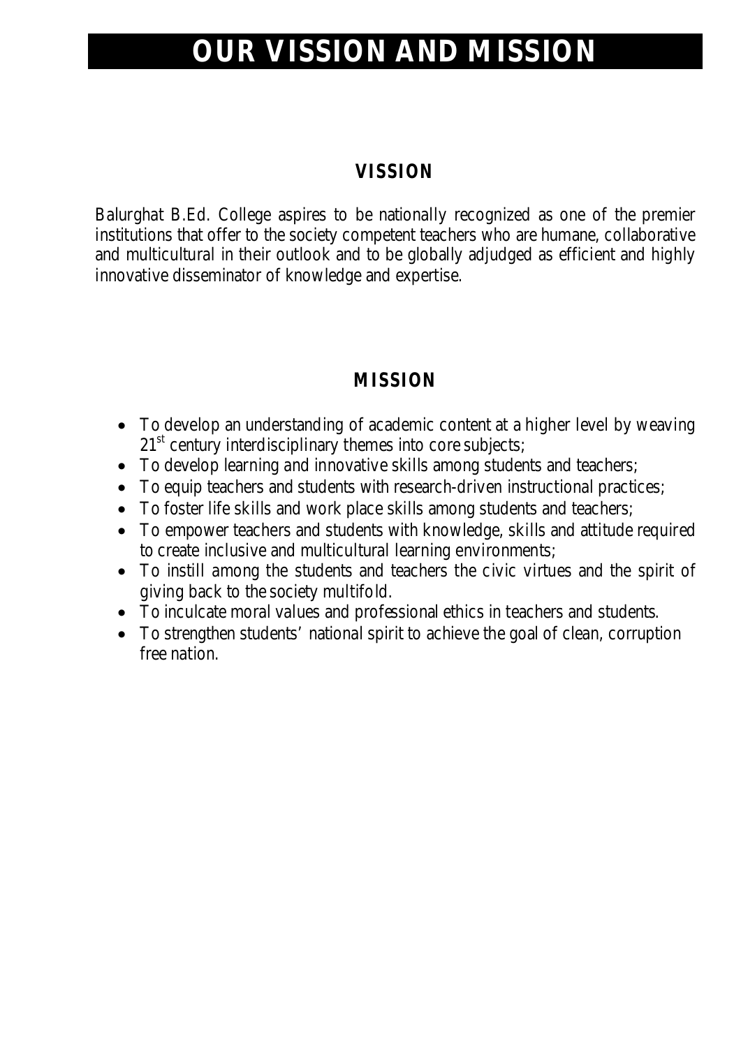# OUR VISSION AND MISSION

## VISSION

Balurghat B.Ed. College aspires to be nationally recognized as one of the premier institutions that offer to the society competent teachers who are humane, collaborative and multicultural in their outlook and to be globally adjudged as efficient and highly innovative disseminator of knowledge and expertise.

## MISSION

- To develop an understanding of academic content at a higher level by weaving 21st century interdisciplinary themes into core subjects;
- To develop learning and innovative skills among students and teachers;
- To equip teachers and students with research-driven instructional practices;
- To foster life skills and work place skills among students and teachers;
- To empower teachers and students with knowledge, skills and attitude required to create inclusive and multicultural learning environments;
- To instill among the students and teachers the civic virtues and the spirit of giving back to the society multifold.
- To inculcate moral values and professional ethics in teachers and students.
- To strengthen students' national spirit to achieve the goal of clean, corruption free nation.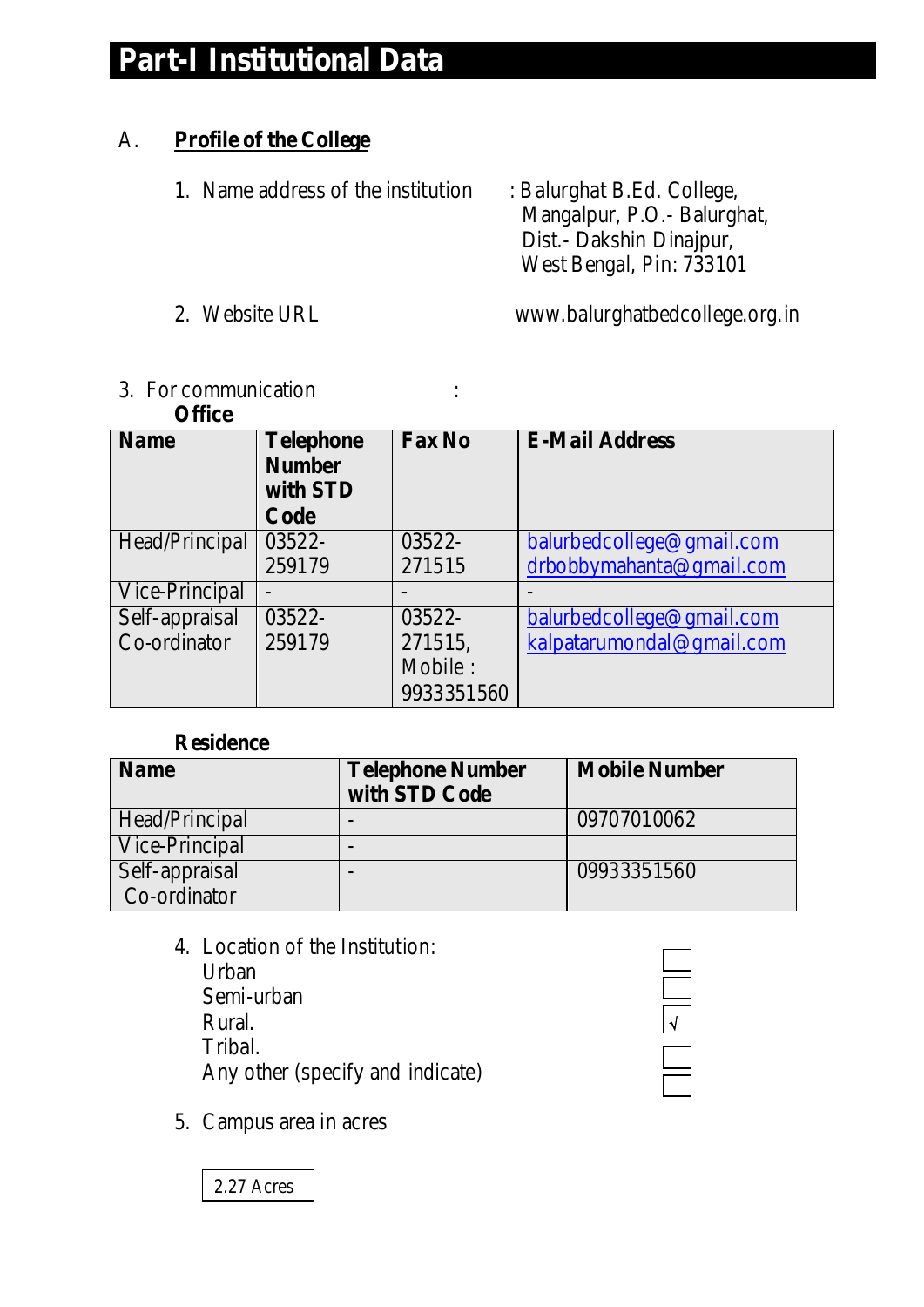# Part-I Institutional Data

A. **Profile of the College**

1. Name address of the institution : Balurghat B.Ed. College,
   Mangalpur, P.O.- Balurghat,
   Dist.- Dakshin Dinajpur,
   West Bengal, Pin: 733101

2. Website URL www.balurghatbedcollege.org.in

3. For communication :

**Office**

| **Name** | **Telephone Number with STD Code** | **Fax No** | **E-Mail Address** |
|---|---|---|---|
| Head/Principal | 03522-259179 | 03522-271515 | balurbedcollege@gmail.com drbobbymahanta@gmail.com |
| Vice-Principal | - | - | - |
| Self-appraisal Co-ordinator | 03522-259179 | 03522-271515, Mobile : 9933351560 | balurbedcollege@gmail.com kalpatarumondal@gmail.com |

**Residence**

| **Name** | **Telephone Number with STD Code** | **Mobile Number** |
|---|---|---|
| Head/Principal | - | 09707010062 |
| Vice-Principal | - | |
| Self-appraisal Co-ordinator | - | 09933351560 |

4. Location of the Institution:
   - Urban ☐
   - Semi-urban ☐
   - Rural. ☑
   - Tribal. ☐
   - Any other (specify and indicate) ☐

5. Campus area in acres

2.27 Acres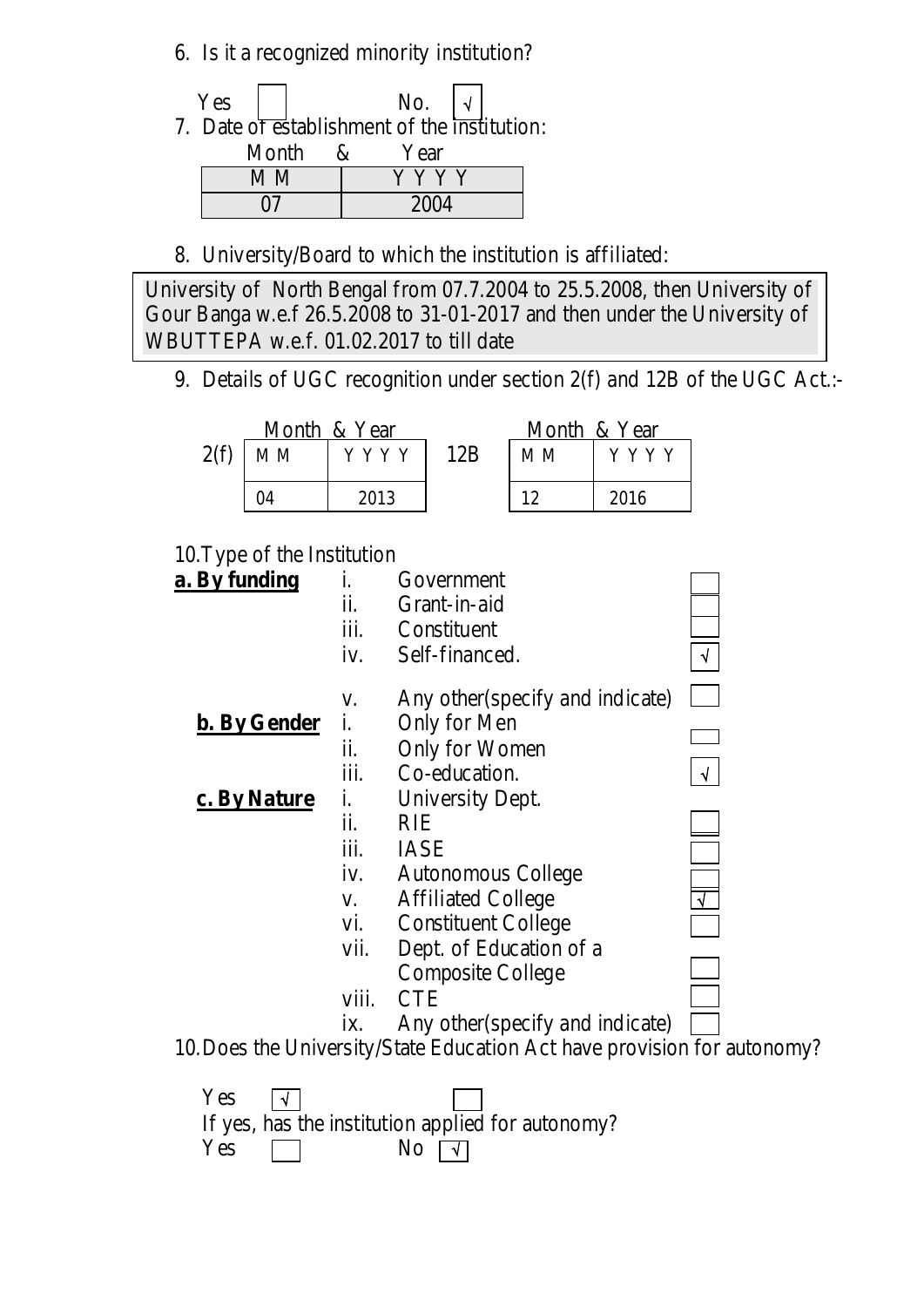6. Is it a recognized minority institution?

   Yes [ ]   No. [√]

7. Date of establishment of the institution:

| Month & | Year |
|---|---|
| MM | YYYY |
| 07 | 2004 |

8. University/Board to which the institution is affiliated:

University of North Bengal from 07.7.2004 to 25.5.2008, then University of Gour Banga w.e.f 26.5.2008 to 31-01-2017 and then under the University of WBUTTEPA w.e.f. 01.02.2017 to till date

9. Details of UGC recognition under section 2(f) and 12B of the UGC Act.:-

| | Month & | Year | | Month & | Year |
|---|---|---|---|---|---|
| 2(f) | MM | YYYY | 12B | MM | YYYY |
| | 04 | 2013 | | 12 | 2016 |

10. Type of the Institution

**a. By funding**
- i. Government [ ]
- ii. Grant-in-aid [ ]
- iii. Constituent [ ]
- iv. Self-financed. [√]
- v. Any other(specify and indicate) [ ]

**b. By Gender**
- i. Only for Men [ ]
- ii. Only for Women [ ]
- iii. Co-education. [√]

**c. By Nature**
- i. University Dept.
- ii. RIE [ ]
- iii. IASE [ ]
- iv. Autonomous College [ ]
- v. Affiliated College [√]
- vi. Constituent College [ ]
- vii. Dept. of Education of a Composite College [ ]
- viii. CTE [ ]
- ix. Any other(specify and indicate) [ ]

10. Does the University/State Education Act have provision for autonomy?

   Yes [√]   [ ]

   If yes, has the institution applied for autonomy?

   Yes [ ]   No [√]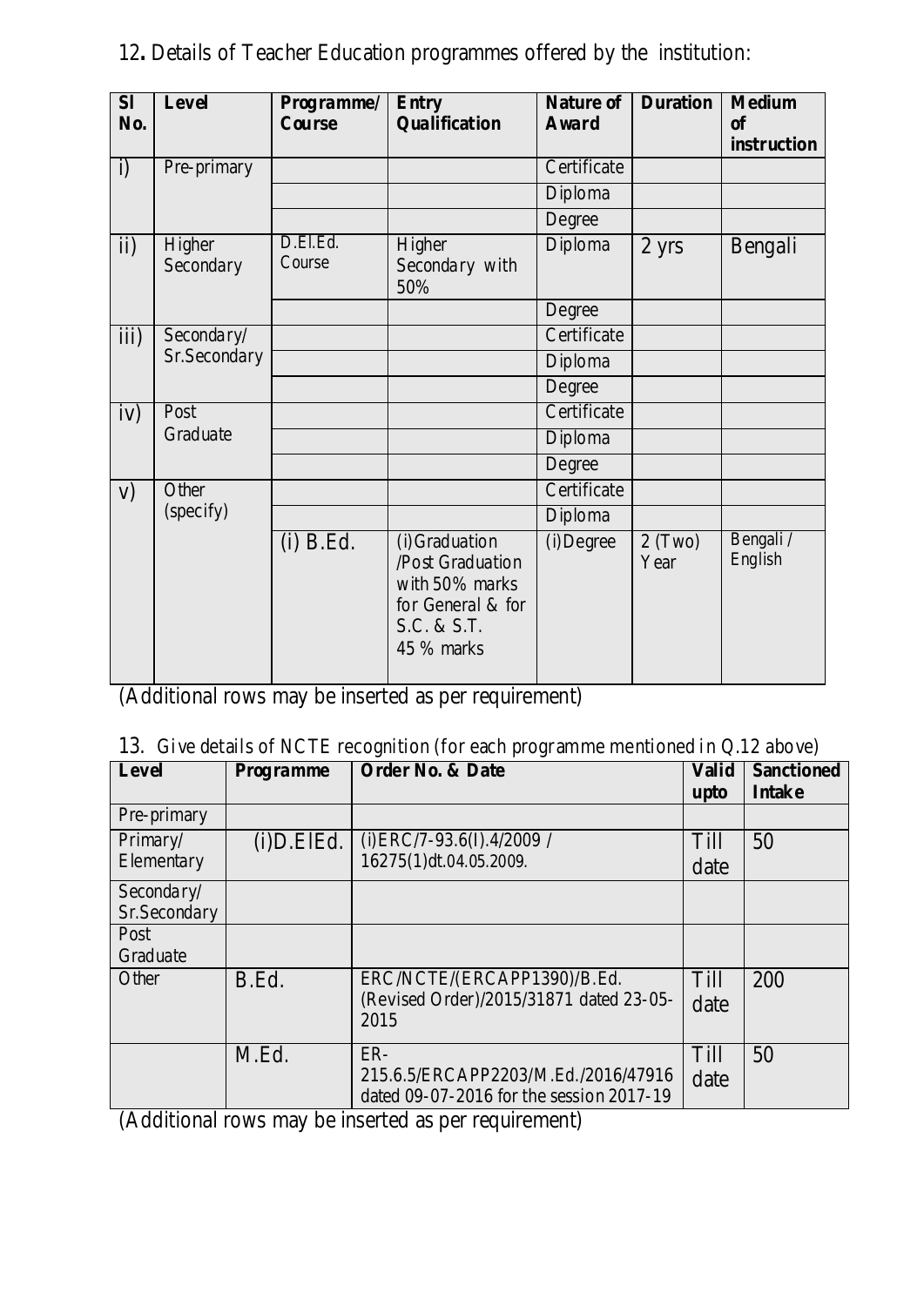12**.** Details of Teacher Education programmes offered by the institution:

| Sl No. | Level | Programme/ Course | Entry Qualification | Nature of Award | Duration | Medium of instruction |
|---|---|---|---|---|---|---|
| i) | Pre-primary | | | Certificate | | |
| | | | | Diploma | | |
| | | | | Degree | | |
| ii) | Higher Secondary | D.El.Ed. Course | Higher Secondary with 50% | Diploma | 2 yrs | Bengali |
| | | | | Degree | | |
| iii) | Secondary/ Sr.Secondary | | | Certificate | | |
| | | | | Diploma | | |
| | | | | Degree | | |
| iv) | Post Graduate | | | Certificate | | |
| | | | | Diploma | | |
| | | | | Degree | | |
| v) | Other (specify) | | | Certificate | | |
| | | | | Diploma | | |
| | | (i) B.Ed. | (i)Graduation /Post Graduation with 50% marks for General & for S.C. & S.T. 45 % marks | (i)Degree | 2 (Two) Year | Bengali / English |

(Additional rows may be inserted as per requirement)

13. Give details of NCTE recognition (for each programme mentioned in Q.12 above)

| Level | Programme | Order No. & Date | Valid upto | Sanctioned Intake |
|---|---|---|---|---|
| Pre-primary | | | | |
| Primary/ Elementary | (i)D.ElEd. | (i)ERC/7-93.6(I).4/2009 / 16275(1)dt.04.05.2009. | Till date | 50 |
| Secondary/ Sr.Secondary | | | | |
| Post Graduate | | | | |
| Other | B.Ed. | ERC/NCTE/(ERCAPP1390)/B.Ed. (Revised Order)/2015/31871 dated 23-05-2015 | Till date | 200 |
| | M.Ed. | ER-215.6.5/ERCAPP2203/M.Ed./2016/47916 dated 09-07-2016 for the session 2017-19 | Till date | 50 |

(Additional rows may be inserted as per requirement)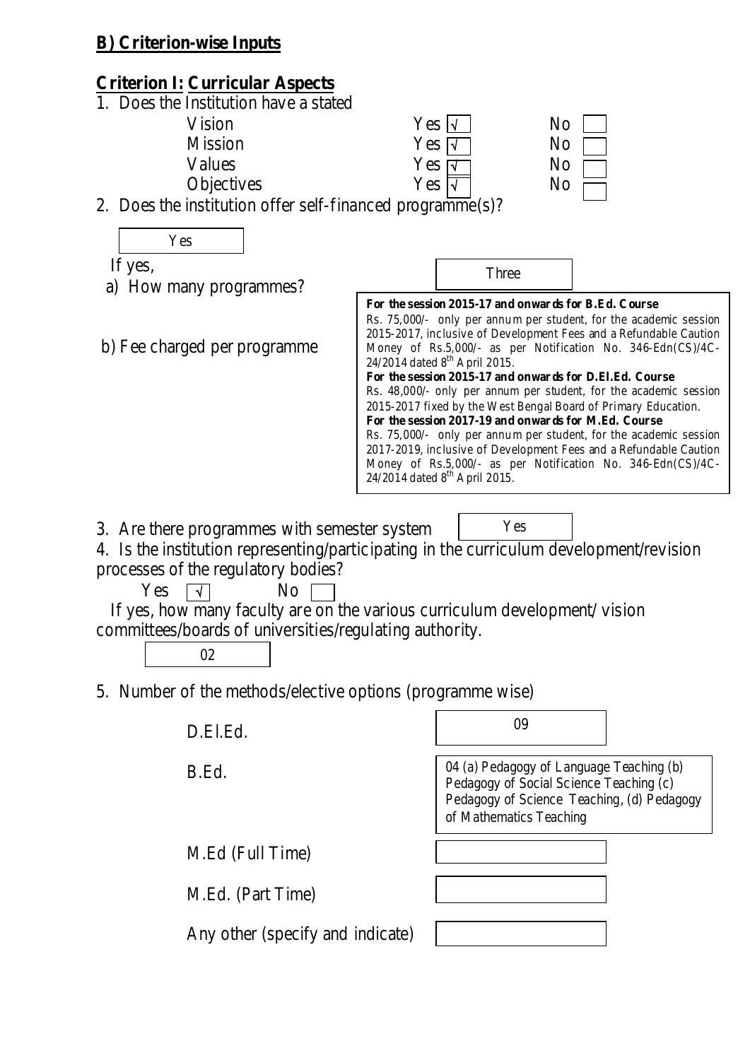## B) Criterion-wise Inputs

### Criterion I: Curricular Aspects

1. Does the Institution have a stated

| | | |
|---|---|---|
| Vision | Yes √ | No |
| Mission | Yes √ | No |
| Values | Yes √ | No |
| Objectives | Yes √ | No |

2. Does the institution offer self-financed programme(s)?

Yes

If yes,

a) How many programmes?

Three

b) Fee charged per programme

**For the session 2015-17 and onwards for B.Ed. Course**
Rs. 75,000/- only per annum per student, for the academic session 2015-2017, inclusive of Development Fees and a Refundable Caution Money of Rs.5,000/- as per Notification No. 346-Edn(CS)/4C-24/2014 dated 8th April 2015.
**For the session 2015-17 and onwards for D.El.Ed. Course**
Rs. 48,000/- only per annum per student, for the academic session 2015-2017 fixed by the West Bengal Board of Primary Education.
**For the session 2017-19 and onwards for M.Ed. Course**
Rs. 75,000/- only per annum per student, for the academic session 2017-2019, inclusive of Development Fees and a Refundable Caution Money of Rs.5,000/- as per Notification No. 346-Edn(CS)/4C-24/2014 dated 8th April 2015.

3. Are there programmes with semester system

Yes

4. Is the institution representing/participating in the curriculum development/revision processes of the regulatory bodies?

Yes √ No

If yes, how many faculty are on the various curriculum development/ vision committees/boards of universities/regulating authority.

02

5. Number of the methods/elective options (programme wise)

| | |
|---|---|
| D.El.Ed. | 09 |
| B.Ed. | 04 (a) Pedagogy of Language Teaching (b) Pedagogy of Social Science Teaching (c) Pedagogy of Science Teaching, (d) Pedagogy of Mathematics Teaching |
| M.Ed (Full Time) | |
| M.Ed. (Part Time) | |
| Any other (specify and indicate) | |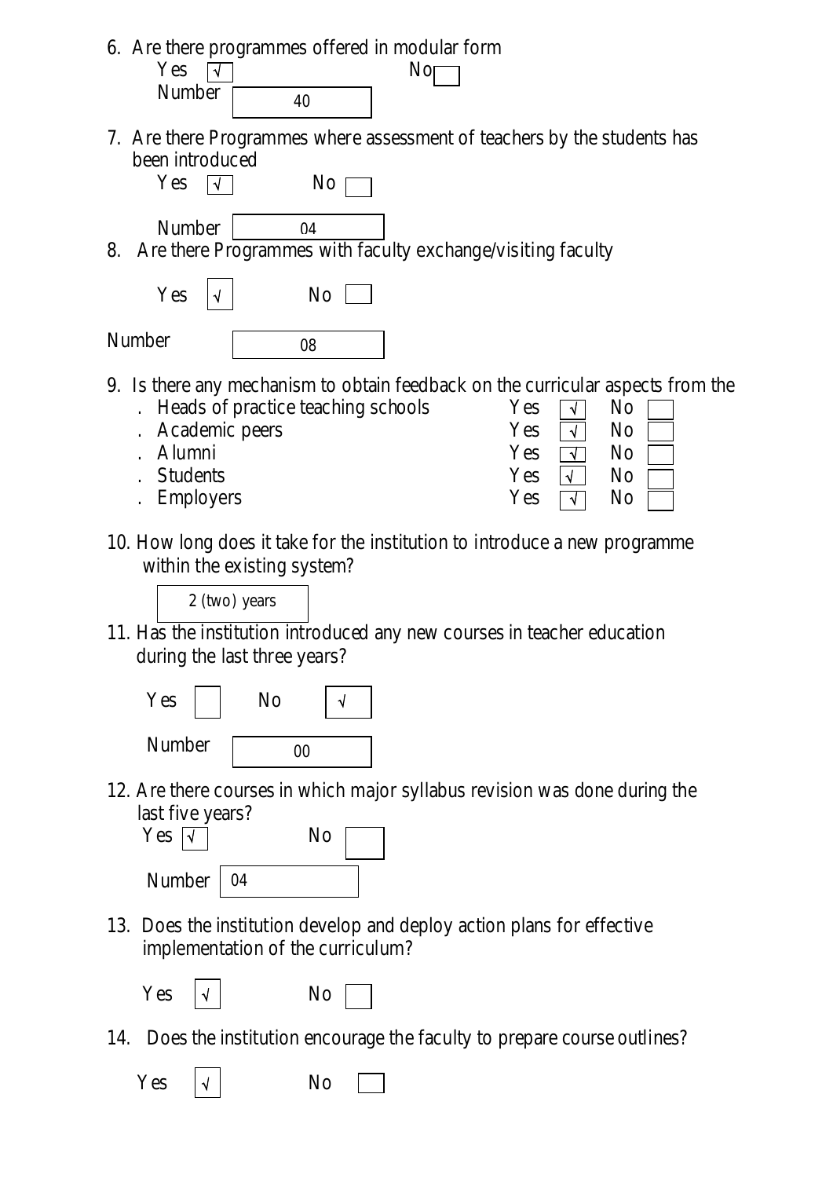6. Are there programmes offered in modular form

   Yes [√] No [ ]

   Number: 40

7. Are there Programmes where assessment of teachers by the students has been introduced

   Yes [√] No [ ]

   Number: 04

8. Are there Programmes with faculty exchange/visiting faculty

   Yes [√] No [ ]

   Number: 08

9. Is there any mechanism to obtain feedback on the curricular aspects from the

| | | |
|---|---|---|
| . Heads of practice teaching schools | Yes [√] | No [ ] |
| . Academic peers | Yes [√] | No [ ] |
| . Alumni | Yes [√] | No [ ] |
| . Students | Yes [√] | No [ ] |
| . Employers | Yes [√] | No [ ] |

10. How long does it take for the institution to introduce a new programme within the existing system?

    2 (two) years

11. Has the institution introduced any new courses in teacher education during the last three years?

    Yes [ ] No [√]

    Number: 00

12. Are there courses in which major syllabus revision was done during the last five years?

    Yes [√] No [ ]

    Number: 04

13. Does the institution develop and deploy action plans for effective implementation of the curriculum?

    Yes [√] No [ ]

14. Does the institution encourage the faculty to prepare course outlines?

    Yes [√] No [ ]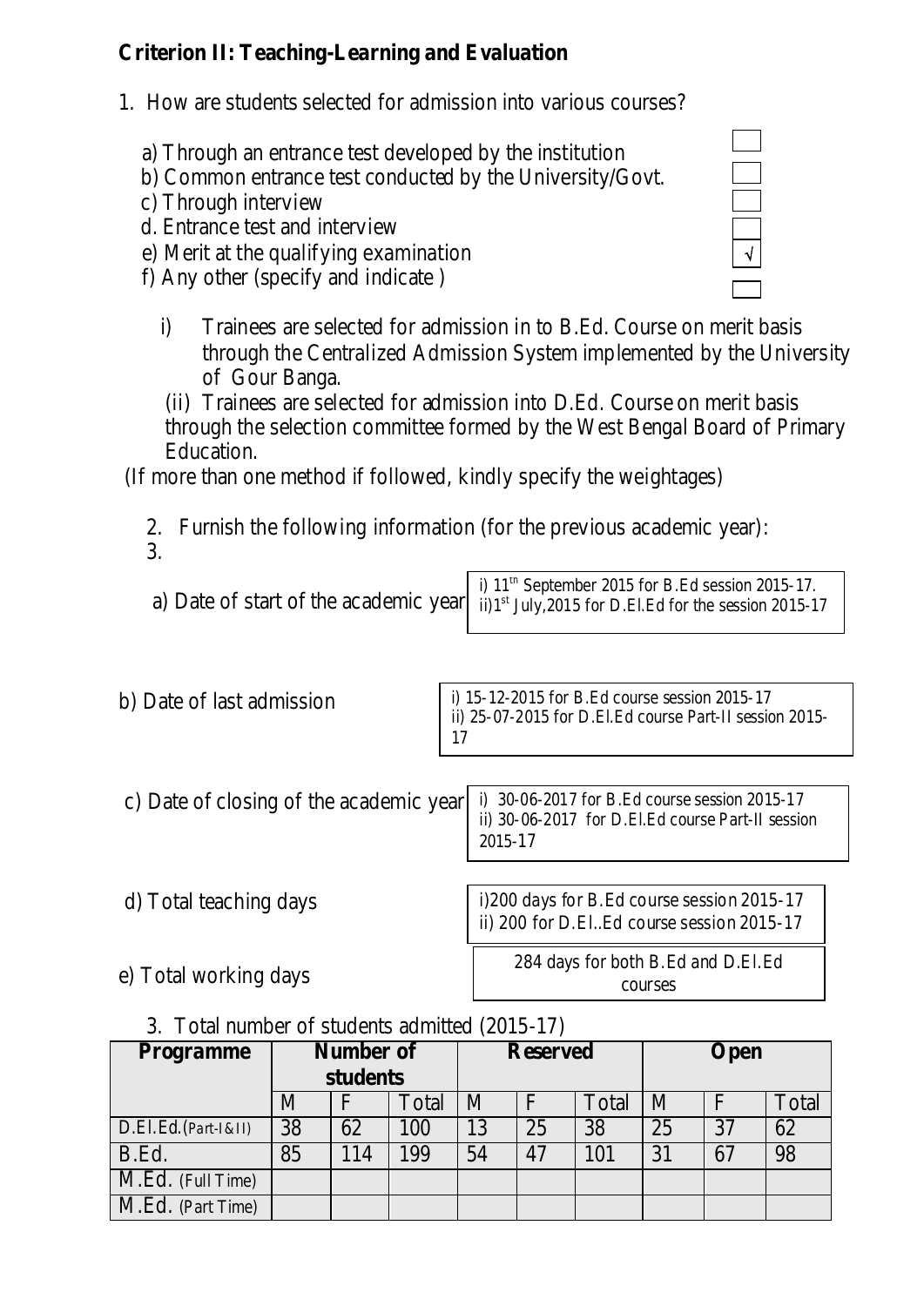## Criterion II: Teaching-Learning and Evaluation

1. How are students selected for admission into various courses?

   a) Through an entrance test developed by the institution ☐
   b) Common entrance test conducted by the University/Govt. ☐
   c) Through interview ☐
   d. Entrance test and interview ☐
   e) Merit at the qualifying examination ☑ √
   f) Any other (specify and indicate ) ☐

   i) Trainees are selected for admission in to B.Ed. Course on merit basis through the Centralized Admission System implemented by the University of Gour Banga.

   (ii) Trainees are selected for admission into D.Ed. Course on merit basis through the selection committee formed by the West Bengal Board of Primary Education.

(If more than one method if followed, kindly specify the weightages)

2. Furnish the following information (for the previous academic year):
3.

a) Date of start of the academic year

> i) 11th September 2015 for B.Ed session 2015-17.
> ii)1st July,2015 for D.El.Ed for the session 2015-17

b) Date of last admission

> i) 15-12-2015 for B.Ed course session 2015-17
> ii) 25-07-2015 for D.El.Ed course Part-II session 2015-17

c) Date of closing of the academic year

> i) 30-06-2017 for B.Ed course session 2015-17
> ii) 30-06-2017 for D.El.Ed course Part-II session 2015-17

d) Total teaching days

> i)200 days for B.Ed course session 2015-17
> ii) 200 for D.El..Ed course session 2015-17

e) Total working days

> 284 days for both B.Ed and D.El.Ed courses

3. Total number of students admitted (2015-17)

| Programme | Number of students | | | Reserved | | | Open | | |
|---|---|---|---|---|---|---|---|---|---|
| | M | F | Total | M | F | Total | M | F | Total |
| D.El.Ed.(Part-I&II) | 38 | 62 | 100 | 13 | 25 | 38 | 25 | 37 | 62 |
| B.Ed. | 85 | 114 | 199 | 54 | 47 | 101 | 31 | 67 | 98 |
| M.Ed. (Full Time) | | | | | | | | | |
| M.Ed. (Part Time) | | | | | | | | | |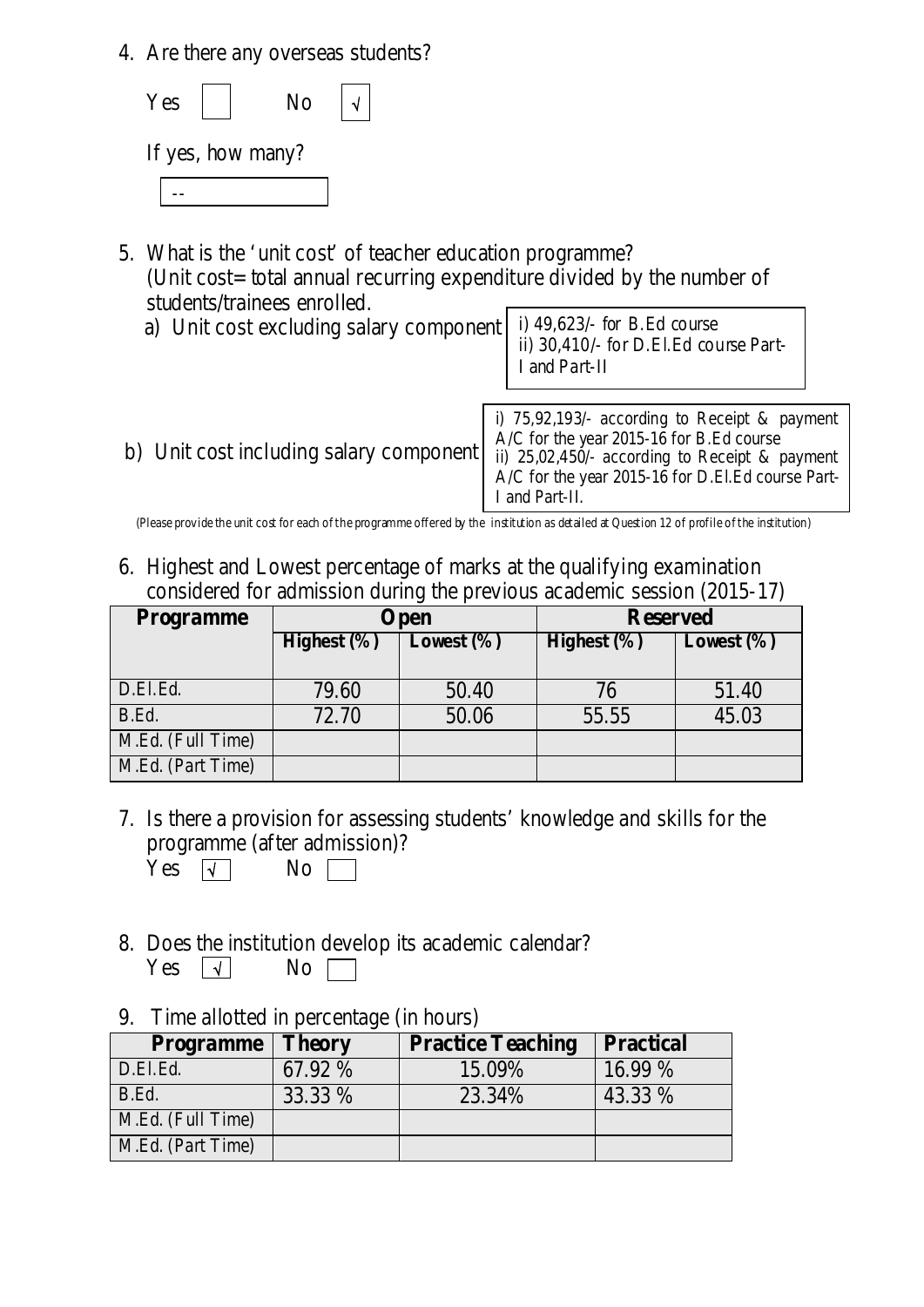4. Are there any overseas students?

   Yes [ ]   No [√]

   If yes, how many?

   --

5. What is the 'unit cost' of teacher education programme?
   (Unit cost= total annual recurring expenditure divided by the number of students/trainees enrolled.

   a) Unit cost excluding salary component

   i) 49,623/- for B.Ed course
   ii) 30,410/- for D.El.Ed course Part-I and Part-II

   b) Unit cost including salary component

   i) 75,92,193/- according to Receipt & payment A/C for the year 2015-16 for B.Ed course
   ii) 25,02,450/- according to Receipt & payment A/C for the year 2015-16 for D.El.Ed course Part-I and Part-II.

   (Please provide the unit cost for each of the programme offered by the institution as detailed at Question 12 of profile of the institution)

6. Highest and Lowest percentage of marks at the qualifying examination considered for admission during the previous academic session (2015-17)

| Programme | Open | | Reserved | |
|---|---|---|---|---|
| | Highest (%) | Lowest (%) | Highest (%) | Lowest (%) |
| D.El.Ed. | 79.60 | 50.40 | 76 | 51.40 |
| B.Ed. | 72.70 | 50.06 | 55.55 | 45.03 |
| M.Ed. (Full Time) | | | | |
| M.Ed. (Part Time) | | | | |

7. Is there a provision for assessing students' knowledge and skills for the programme (after admission)?

   Yes [√]   No [ ]

8. Does the institution develop its academic calendar?

   Yes [√]   No [ ]

9. Time allotted in percentage (in hours)

| Programme | Theory | Practice Teaching | Practical |
|---|---|---|---|
| D.El.Ed. | 67.92 % | 15.09% | 16.99 % |
| B.Ed. | 33.33 % | 23.34% | 43.33 % |
| M.Ed. (Full Time) | | | |
| M.Ed. (Part Time) | | | |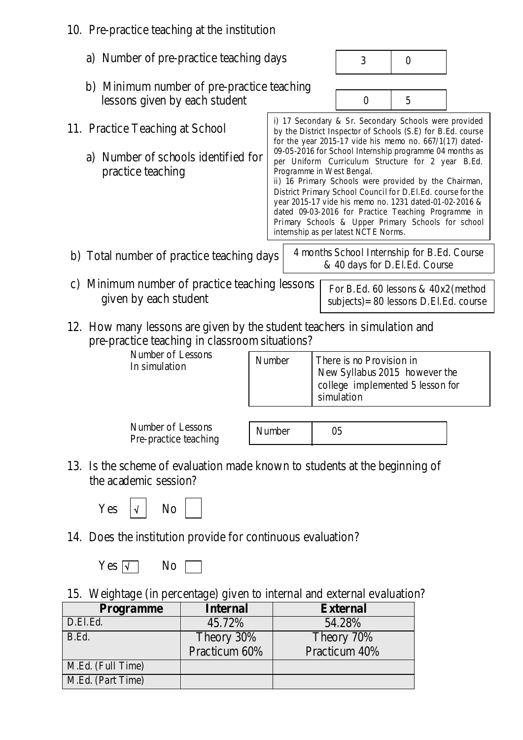10. Pre-practice teaching at the institution

   a) Number of pre-practice teaching days

| | |
|---|---|
| 3 | 0 |

   b) Minimum number of pre-practice teaching lessons given by each student

| | |
|---|---|
| 0 | 5 |

11. Practice Teaching at School

   a) Number of schools identified for practice teaching

   i) 17 Secondary & Sr. Secondary Schools were provided by the District Inspector of Schools (S.E) for B.Ed. course for the year 2015-17 vide his memo no. 667/1(17) dated-09-05-2016 for School Internship programme 04 months as per Uniform Curriculum Structure for 2 year B.Ed. Programme in West Bengal.
   ii) 16 Primary Schools were provided by the Chairman, District Primary School Council for D.El.Ed. course for the year 2015-17 vide his memo no. 1231 dated-01-02-2016 & dated 09-03-2016 for Practice Teaching Programme in Primary Schools & Upper Primary Schools for school internship as per latest NCTE Norms.

   b) Total number of practice teaching days

   4 months School Internship for B.Ed. Course & 40 days for D.El.Ed. Course

   c) Minimum number of practice teaching lessons given by each student

   For B.Ed. 60 lessons & 40x2(method subjects)= 80 lessons D.El.Ed. course

12. How many lessons are given by the student teachers in simulation and pre-practice teaching in classroom situations?

| | | |
|---|---|---|
| Number of Lessons In simulation | Number | There is no Provision in New Syllabus 2015 however the college implemented 5 lesson for simulation |
| Number of Lessons Pre-practice teaching | Number | 05 |

13. Is the scheme of evaluation made known to students at the beginning of the academic session?

   Yes [√] No [ ]

14. Does the institution provide for continuous evaluation?

   Yes [√] No [ ]

15. Weightage (in percentage) given to internal and external evaluation?

| Programme | Internal | External |
|---|---|---|
| D.El.Ed. | 45.72% | 54.28% |
| B.Ed. | Theory 30%<br>Practicum 60% | Theory 70%<br>Practicum 40% |
| M.Ed. (Full Time) | | |
| M.Ed. (Part Time) | | |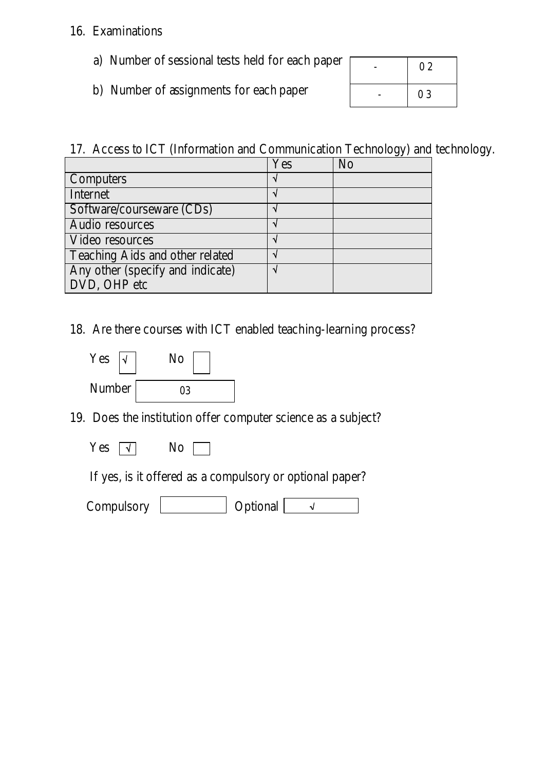16. Examinations

    a) Number of sessional tests held for each paper

    b) Number of assignments for each paper

| | |
|---|---|
| - | 02 |
| - | 03 |

17. Access to ICT (Information and Communication Technology) and technology.

| | Yes | No |
|---|---|---|
| Computers | √ | |
| Internet | √ | |
| Software/courseware (CDs) | √ | |
| Audio resources | √ | |
| Video resources | √ | |
| Teaching Aids and other related | √ | |
| Any other (specify and indicate) DVD, OHP etc | √ | |

18. Are there courses with ICT enabled teaching-learning process?

    Yes [√] No [ ]

    Number: 03

19. Does the institution offer computer science as a subject?

    Yes [√] No [ ]

    If yes, is it offered as a compulsory or optional paper?

    Compulsory [ ] Optional [√]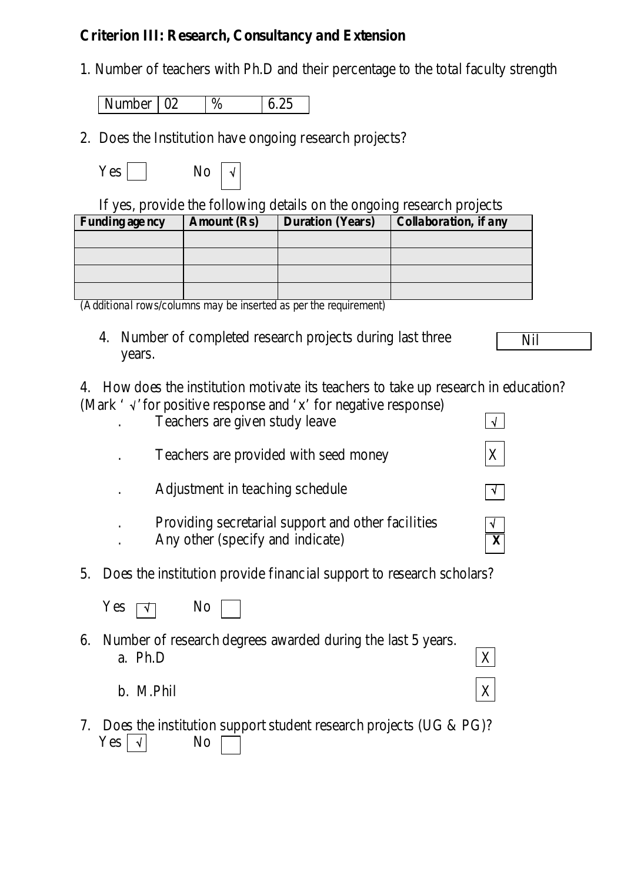**Criterion III: Research, Consultancy and Extension**

1. Number of teachers with Ph.D and their percentage to the total faculty strength

| Number | 02 | % | 6.25 |
|---|---|---|---|

2. Does the Institution have ongoing research projects?

Yes [ ]  No [√]

If yes, provide the following details on the ongoing research projects

| Funding agency | Amount (Rs) | Duration (Years) | Collaboration, if any |
|---|---|---|---|
| | | | |
| | | | |
| | | | |
| | | | |

*(Additional rows/columns may be inserted as per the requirement)*

4. Number of completed research projects during last three years. [Nil]

4. How does the institution motivate its teachers to take up research in education? (Mark '√' for positive response and 'x' for negative response)

- Teachers are given study leave [√]
- Teachers are provided with seed money [X]
- Adjustment in teaching schedule [√]
- Providing secretarial support and other facilities [√]
- Any other (specify and indicate) [X]

5. Does the institution provide financial support to research scholars?

Yes [√]  No [ ]

6. Number of research degrees awarded during the last 5 years.
   a. Ph.D [X]
   b. M.Phil [X]

7. Does the institution support student research projects (UG & PG)?
   Yes [√]  No [ ]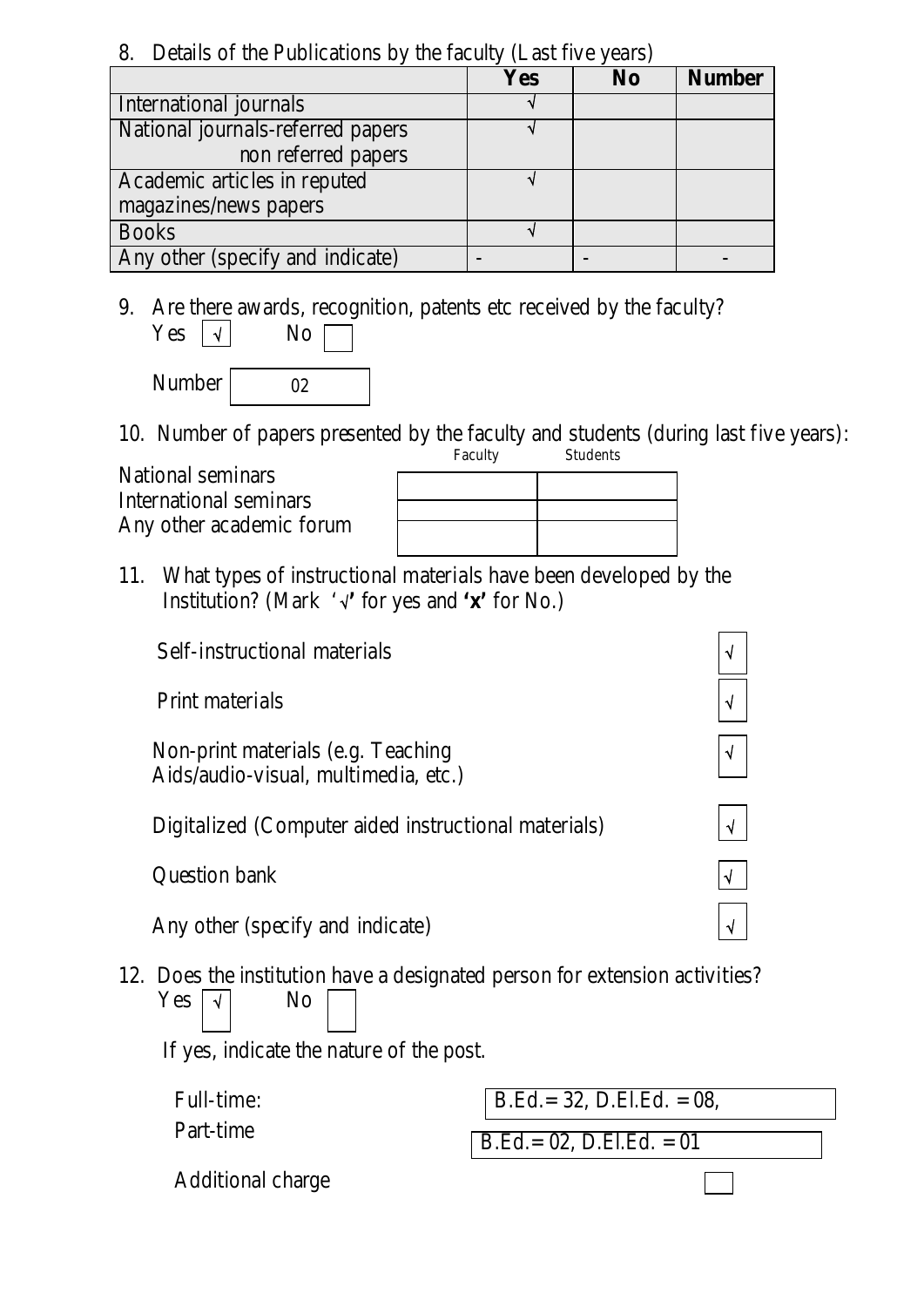8. Details of the Publications by the faculty (Last five years)

| | Yes | No | Number |
|---|---|---|---|
| International journals | √ | | |
| National journals-referred papers<br>non referred papers | √ | | |
| Academic articles in reputed magazines/news papers | √ | | |
| Books | √ | | |
| Any other (specify and indicate) | - | - | - |

9. Are there awards, recognition, patents etc received by the faculty?

   Yes [√] No [ ]

   Number: 02

10. Number of papers presented by the faculty and students (during last five years):

| | Faculty | Students |
|---|---|---|
| National seminars | | |
| International seminars | | |
| Any other academic forum | | |

11. What types of instructional materials have been developed by the Institution? (Mark '√' for yes and **'x'** for No.)

| | |
|---|---|
| Self-instructional materials | √ |
| Print materials | √ |
| Non-print materials (e.g. Teaching Aids/audio-visual, multimedia, etc.) | √ |
| Digitalized (Computer aided instructional materials) | √ |
| Question bank | √ |
| Any other (specify and indicate) | √ |

12. Does the institution have a designated person for extension activities?

    Yes [√] No [ ]

    If yes, indicate the nature of the post.

    Full-time: B.Ed.= 32, D.El.Ed. = 08,

    Part-time: B.Ed.= 02, D.El.Ed. = 01

    Additional charge: [ ]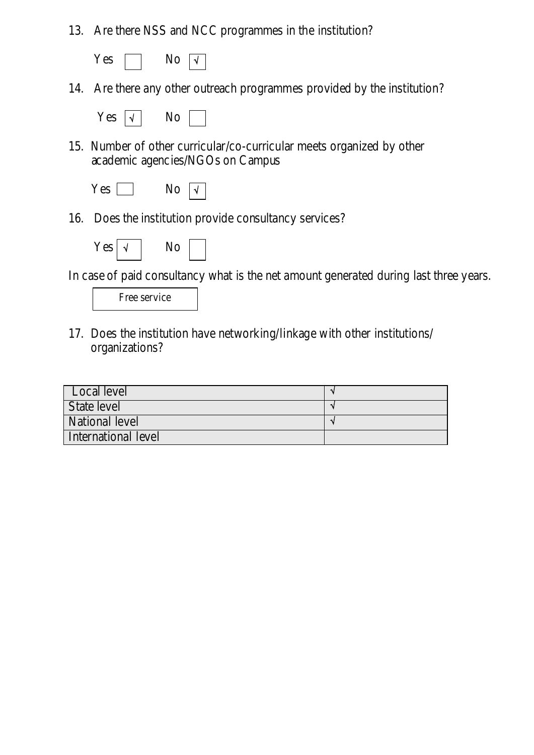13. Are there NSS and NCC programmes in the institution?

Yes ☐ No ☑ √

14. Are there any other outreach programmes provided by the institution?

Yes √ No ☐

15. Number of other curricular/co-curricular meets organized by other academic agencies/NGOs on Campus

Yes ☐ No √

16. Does the institution provide consultancy services?

Yes √ No ☐

In case of paid consultancy what is the net amount generated during last three years.

Free service

17. Does the institution have networking/linkage with other institutions/ organizations?

| | |
|---|---|
| Local level | √ |
| State level | √ |
| National level | √ |
| International level | |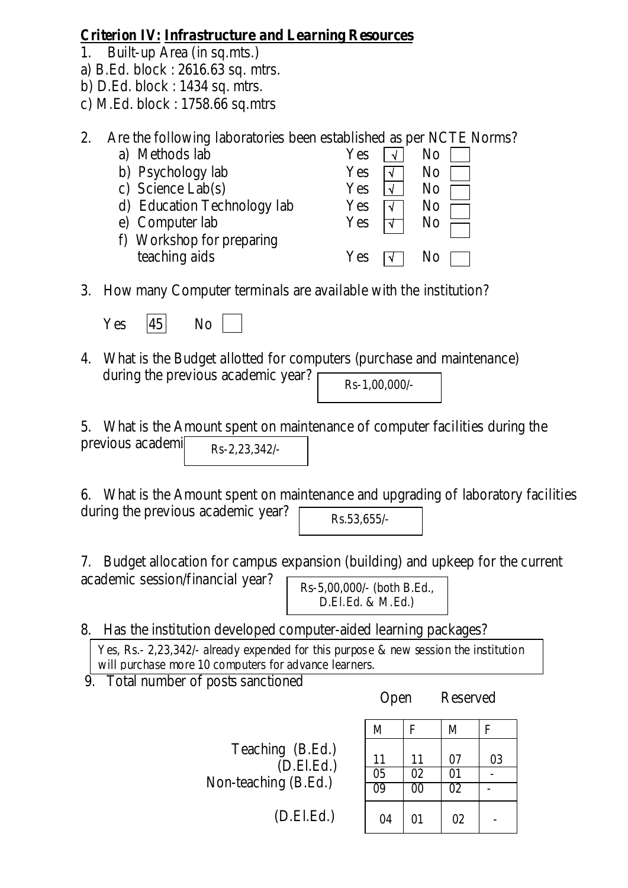## *Criterion IV: Infrastructure and Learning Resources*

1. Built-up Area (in sq.mts.)

a) B.Ed. block : 2616.63 sq. mtrs.
b) D.Ed. block : 1434 sq. mtrs.
c) M.Ed. block : 1758.66 sq.mtrs

2. Are the following laboratories been established as per NCTE Norms?

| | Yes | No |
|---|---|---|
| a) Methods lab | √ | |
| b) Psychology lab | √ | |
| c) Science Lab(s) | √ | |
| d) Education Technology lab | √ | |
| e) Computer lab | √ | |
| f) Workshop for preparing teaching aids | √ | |

3. How many Computer terminals are available with the institution?

Yes [45] No [ ]

4. What is the Budget allotted for computers (purchase and maintenance) during the previous academic year? Rs-1,00,000/-

5. What is the Amount spent on maintenance of computer facilities during the previous academi Rs-2,23,342/-

6. What is the Amount spent on maintenance and upgrading of laboratory facilities during the previous academic year? Rs.53,655/-

7. Budget allocation for campus expansion (building) and upkeep for the current academic session/financial year? Rs-5,00,000/- (both B.Ed., D.El.Ed. & M.Ed.)

8. Has the institution developed computer-aided learning packages?

Yes, Rs.- 2,23,342/- already expended for this purpose & new session the institution will purchase more 10 computers for advance learners.

9. Total number of posts sanctioned

| | Open | | Reserved | |
|---|---|---|---|---|
| | M | F | M | F |
| Teaching (B.Ed.) | 11 | 11 | 07 | 03 |
| (D.El.Ed.) | 05 | 02 | 01 | - |
| Non-teaching (B.Ed.) | 09 | 00 | 02 | - |
| (D.El.Ed.) | 04 | 01 | 02 | - |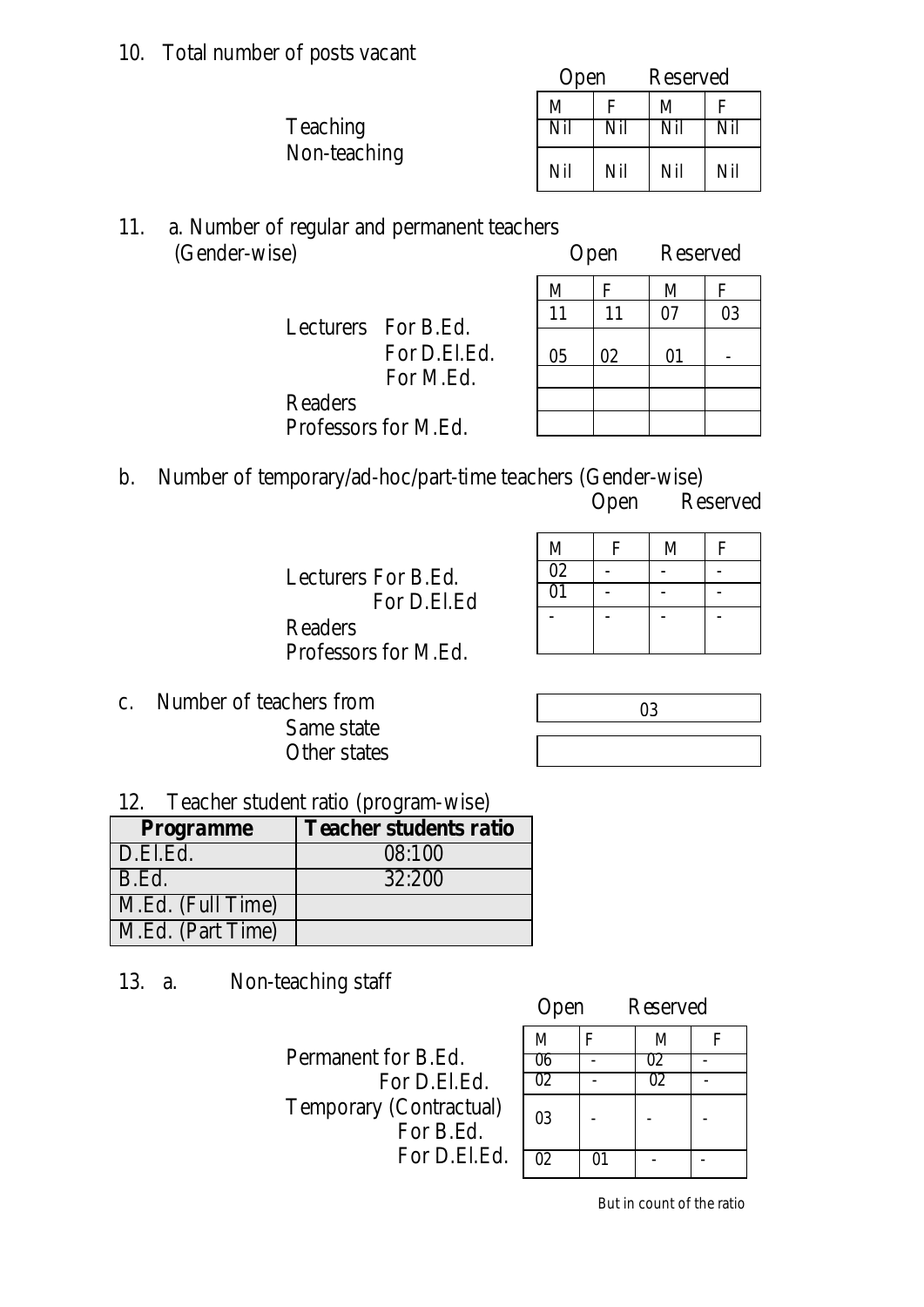10. Total number of posts vacant

| | Open | | Reserved | |
|---|---|---|---|---|
| | M | F | M | F |
| Teaching | Nil | Nil | Nil | Nil |
| Non-teaching | Nil | Nil | Nil | Nil |

11. a. Number of regular and permanent teachers (Gender-wise)

| | Open | | Reserved | |
|---|---|---|---|---|
| | M | F | M | F |
| Lecturers For B.Ed. | 11 | 11 | 07 | 03 |
| For D.El.Ed. | 05 | 02 | 01 | - |
| For M.Ed. | | | | |
| Readers | | | | |
| Professors for M.Ed. | | | | |

b. Number of temporary/ad-hoc/part-time teachers (Gender-wise)

| | Open | | Reserved | |
|---|---|---|---|---|
| | M | F | M | F |
| Lecturers For B.Ed. | 02 | - | - | - |
| For D.El.Ed | 01 | - | - | - |
| Readers | - | - | - | - |
| Professors for M.Ed. | | | | |

c. Number of teachers from

| | |
|---|---|
| Same state | 03 |
| Other states | |

12. Teacher student ratio (program-wise)

| **Programme** | **Teacher students ratio** |
|---|---|
| D.El.Ed. | 08:100 |
| B.Ed. | 32:200 |
| M.Ed. (Full Time) | |
| M.Ed. (Part Time) | |

13. a. Non-teaching staff

| | Open | | Reserved | |
|---|---|---|---|---|
| | M | F | M | F |
| Permanent for B.Ed. | 06 | - | 02 | - |
| For D.El.Ed. | 02 | - | 02 | - |
| Temporary (Contractual) For B.Ed. | 03 | - | - | - |
| For D.El.Ed. | 02 | 01 | - | - |

But in count of the ratio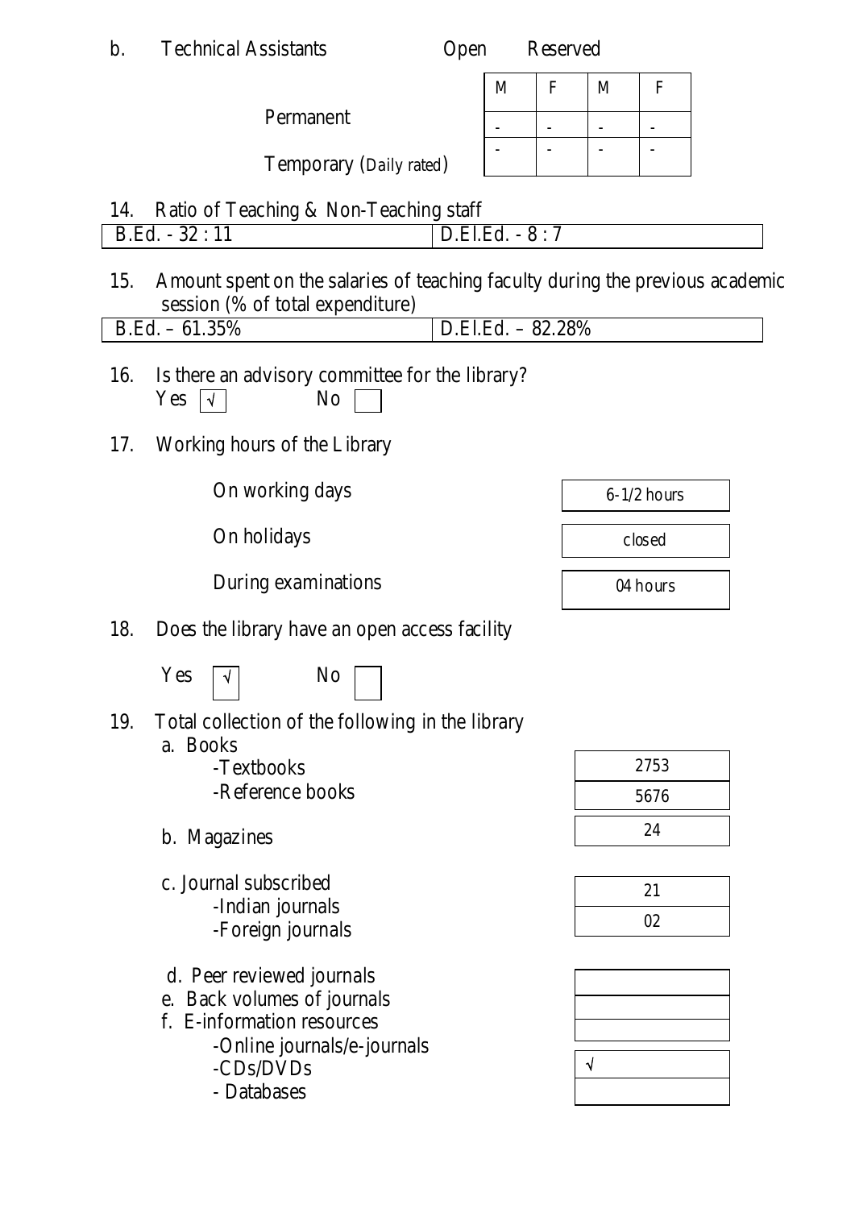b. Technical Assistants

| | Open | | Reserved | |
|---|---|---|---|---|
| | M | F | M | F |
| Permanent | - | - | - | - |
| Temporary (Daily rated) | - | - | - | - |

14. Ratio of Teaching & Non-Teaching staff

| | |
|---|---|
| B.Ed. - 32 : 11 | D.El.Ed. - 8 : 7 |

15. Amount spent on the salaries of teaching faculty during the previous academic session (% of total expenditure)

| | |
|---|---|
| B.Ed. – 61.35% | D.El.Ed. – 82.28% |

16. Is there an advisory committee for the library?
Yes [√] No [ ]

17. Working hours of the Library

| | |
|---|---|
| On working days | 6-1/2 hours |
| On holidays | closed |
| During examinations | 04 hours |

18. Does the library have an open access facility

Yes [√] No [ ]

19. Total collection of the following in the library

| | |
|---|---|
| a. Books | |
| -Textbooks | 2753 |
| -Reference books | 5676 |
| b. Magazines | 24 |
| c. Journal subscribed | |
| -Indian journals | 21 |
| -Foreign journals | 02 |
| d. Peer reviewed journals | |
| e. Back volumes of journals | |
| f. E-information resources | |
| -Online journals/e-journals | |
| -CDs/DVDs | √ |
| - Databases | |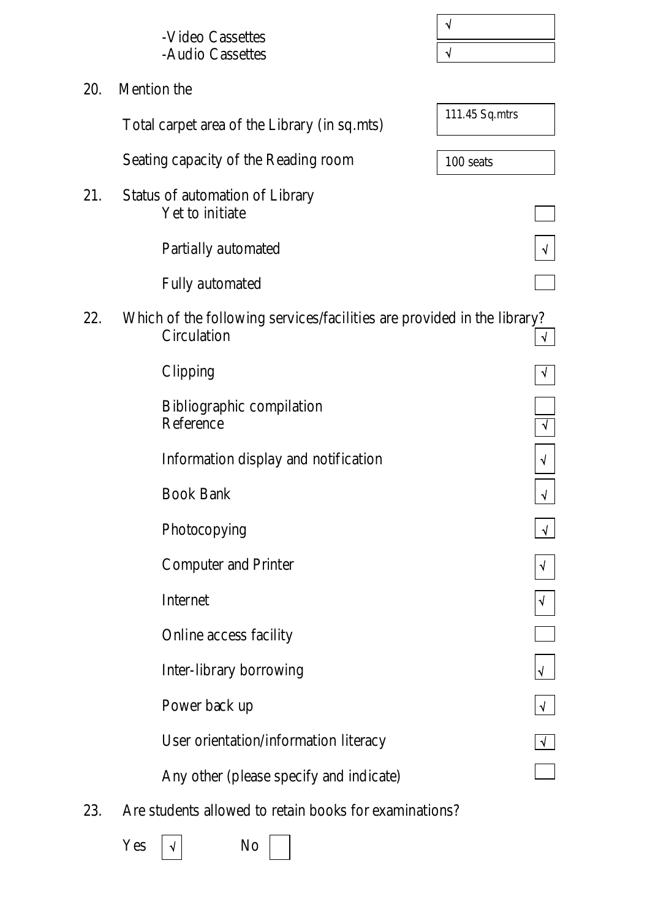-Video Cassettes √
-Audio Cassettes √

20. Mention the

Total carpet area of the Library (in sq.mts): 111.45 Sq.mtrs

Seating capacity of the Reading room: 100 seats

21. Status of automation of Library
   - Yet to initiate [ ]
   - Partially automated [√]
   - Fully automated [ ]

22. Which of the following services/facilities are provided in the library?
   - Circulation [√]
   - Clipping [√]
   - Bibliographic compilation [ ]
   - Reference [√]
   - Information display and notification [√]
   - Book Bank [√]
   - Photocopying [√]
   - Computer and Printer [√]
   - Internet [√]
   - Online access facility [ ]
   - Inter-library borrowing [√]
   - Power back up [√]
   - User orientation/information literacy [√]
   - Any other (please specify and indicate) [ ]

23. Are students allowed to retain books for examinations?

   Yes [√] No [ ]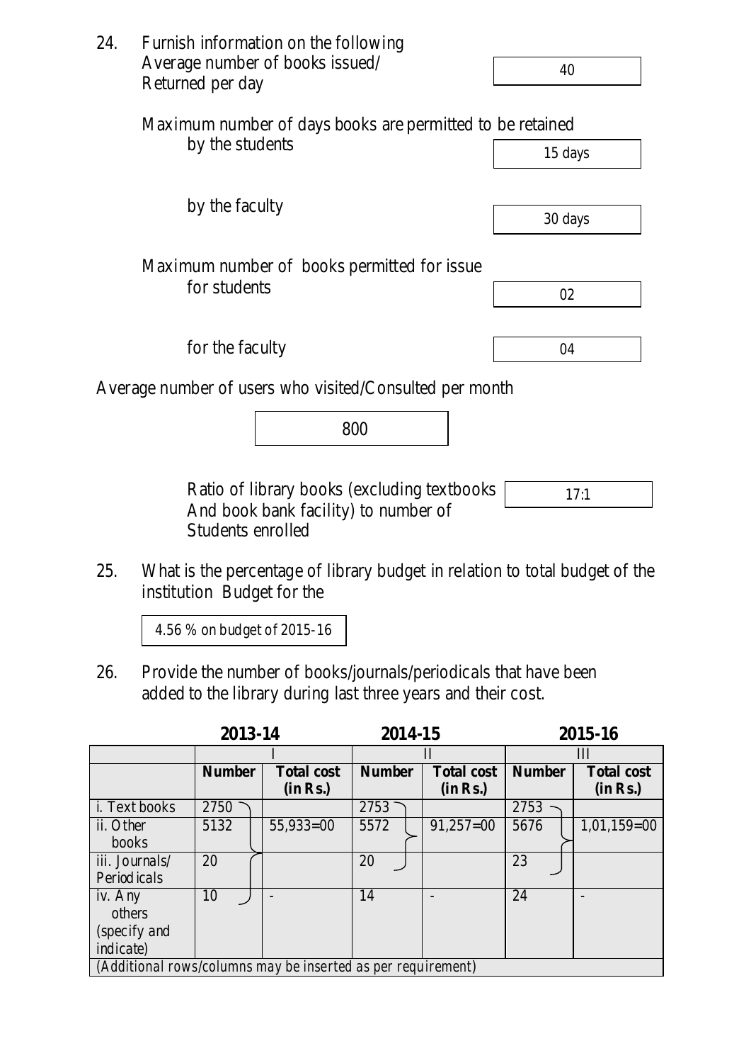24. Furnish information on the following

Average number of books issued/ Returned per day: 40

Maximum number of days books are permitted to be retained

by the students: 15 days

by the faculty: 30 days

Maximum number of books permitted for issue

for students: 02

for the faculty: 04

Average number of users who visited/Consulted per month: 800

Ratio of library books (excluding textbooks And book bank facility) to number of Students enrolled: 17:1

25. What is the percentage of library budget in relation to total budget of the institution Budget for the

4.56 % on budget of 2015-16

26. Provide the number of books/journals/periodicals that have been added to the library during last three years and their cost.

| | 2013-14 | | 2014-15 | | 2015-16 | |
|---|---|---|---|---|---|---|
| | I | | II | | III | |
| | **Number** | **Total cost (in Rs.)** | **Number** | **Total cost (in Rs.)** | **Number** | **Total cost (in Rs.)** |
| i. Text books | 2750 | 55,933=00 | 2753 | 91,257=00 | 2753 | 1,01,159=00 |
| ii. Other books | 5132 | | 5572 | | 5676 | |
| iii. Journals/ Periodicals | 20 | | 20 | | 23 | |
| iv. Any others (specify and indicate) | 10 | - | 14 | - | 24 | - |

*(Additional rows/columns may be inserted as per requirement)*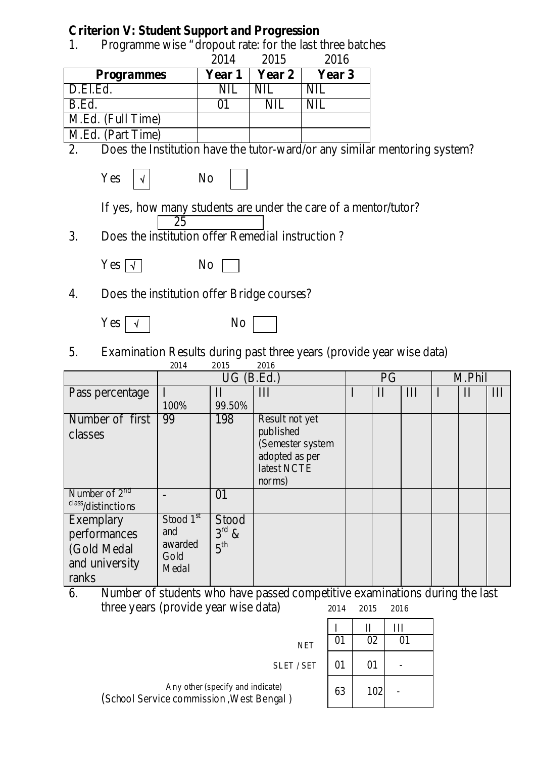**Criterion V: Student Support and Progression**

1. Programme wise "dropout rate: for the last three batches

| | 2014 | 2015 | 2016 |
|---|---|---|---|
| **Programmes** | **Year 1** | **Year 2** | **Year 3** |
| D.El.Ed. | NIL | NIL | NIL |
| B.Ed. | 01 | NIL | NIL |
| M.Ed. (Full Time) | | | |
| M.Ed. (Part Time) | | | |

2. Does the Institution have the tutor-ward/or any similar mentoring system?

   Yes [√] No [ ]

   If yes, how many students are under the care of a mentor/tutor?

   25

3. Does the institution offer Remedial instruction ?

   Yes [√] No [ ]

4. Does the institution offer Bridge courses?

   Yes [√] No [ ]

5. Examination Results during past three years (provide year wise data)

| | 2014 | 2015 | 2016 | | | | | | |
|---|---|---|---|---|---|---|---|---|---|
| | UG (B.Ed.) | | | PG | | | M.Phil | | |
| Pass percentage | I 100% | II 99.50% | III | I | II | III | I | II | III |
| Number of first classes | 99 | 198 | Result not yet published (Semester system adopted as per latest NCTE norms) | | | | | | |
| Number of 2nd class/distinctions | - | 01 | | | | | | | |
| Exemplary performances (Gold Medal and university ranks | Stood 1st and awarded Gold Medal | Stood 3rd & 5th | | | | | | | |

6. Number of students who have passed competitive examinations during the last three years (provide year wise data)

| | 2014 | 2015 | 2016 |
|---|---|---|---|
| | I | II | III |
| NET | 01 | 02 | 01 |
| SLET / SET | 01 | 01 | - |
| Any other (specify and indicate) (School Service commission ,West Bengal ) | 63 | 102 | - |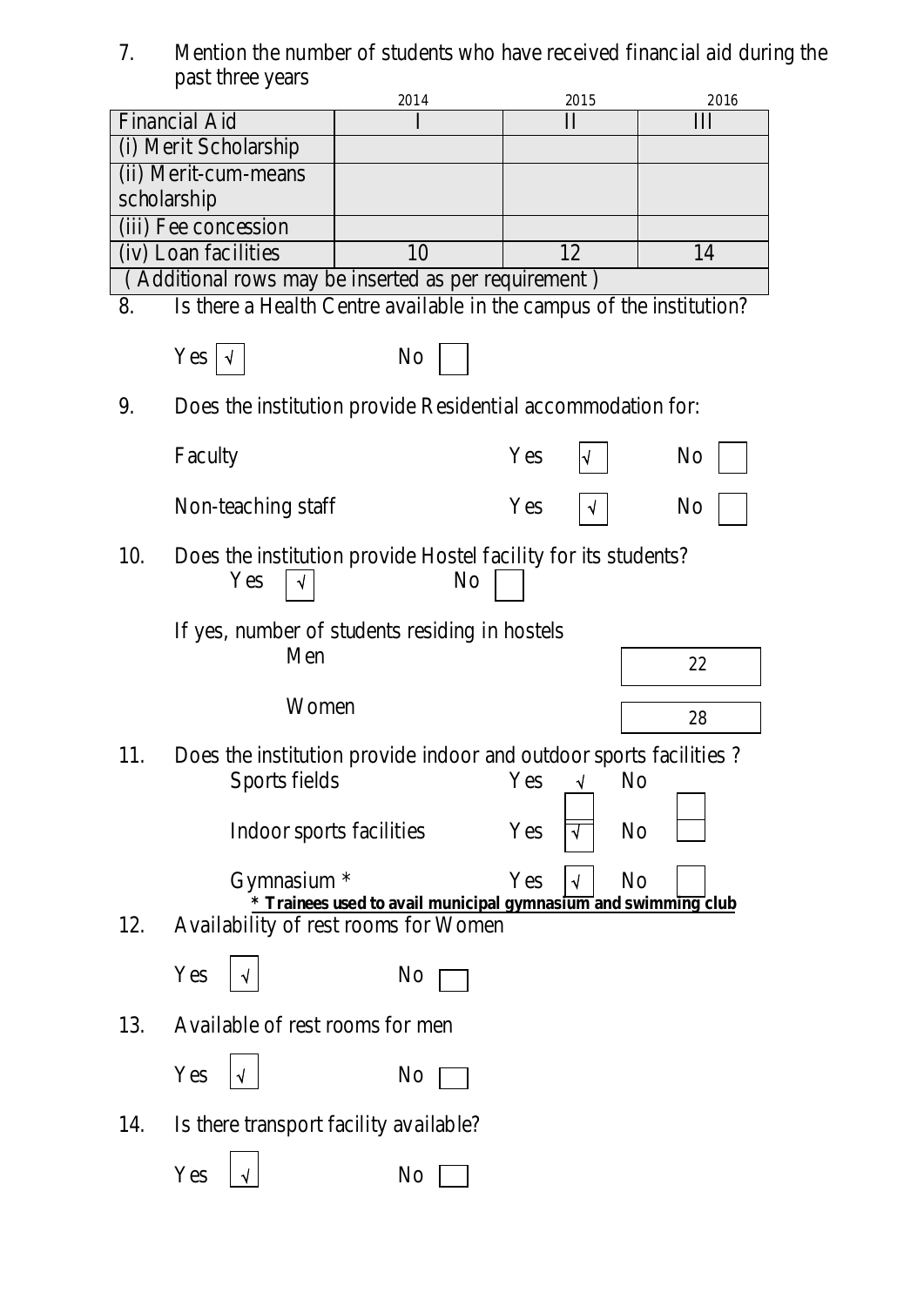7. Mention the number of students who have received financial aid during the past three years

| | 2014 | 2015 | 2016 |
|---|---|---|---|
| Financial Aid | I | II | III |
| (i) Merit Scholarship | | | |
| (ii) Merit-cum-means scholarship | | | |
| (iii) Fee concession | | | |
| (iv) Loan facilities | 10 | 12 | 14 |
| ( Additional rows may be inserted as per requirement ) | | | |

8. Is there a Health Centre available in the campus of the institution?

Yes √ No

9. Does the institution provide Residential accommodation for:

Faculty Yes √ No

Non-teaching staff Yes √ No

10. Does the institution provide Hostel facility for its students?

Yes √ No

If yes, number of students residing in hostels

Men 22

Women 28

11. Does the institution provide indoor and outdoor sports facilities ?

Sports fields Yes √ No

Indoor sports facilities Yes √ No

Gymnasium * Yes √ No

**\* Trainees used to avail municipal gymnasium and swimming club**

12. Availability of rest rooms for Women

Yes √ No

13. Available of rest rooms for men

Yes √ No

14. Is there transport facility available?

Yes √ No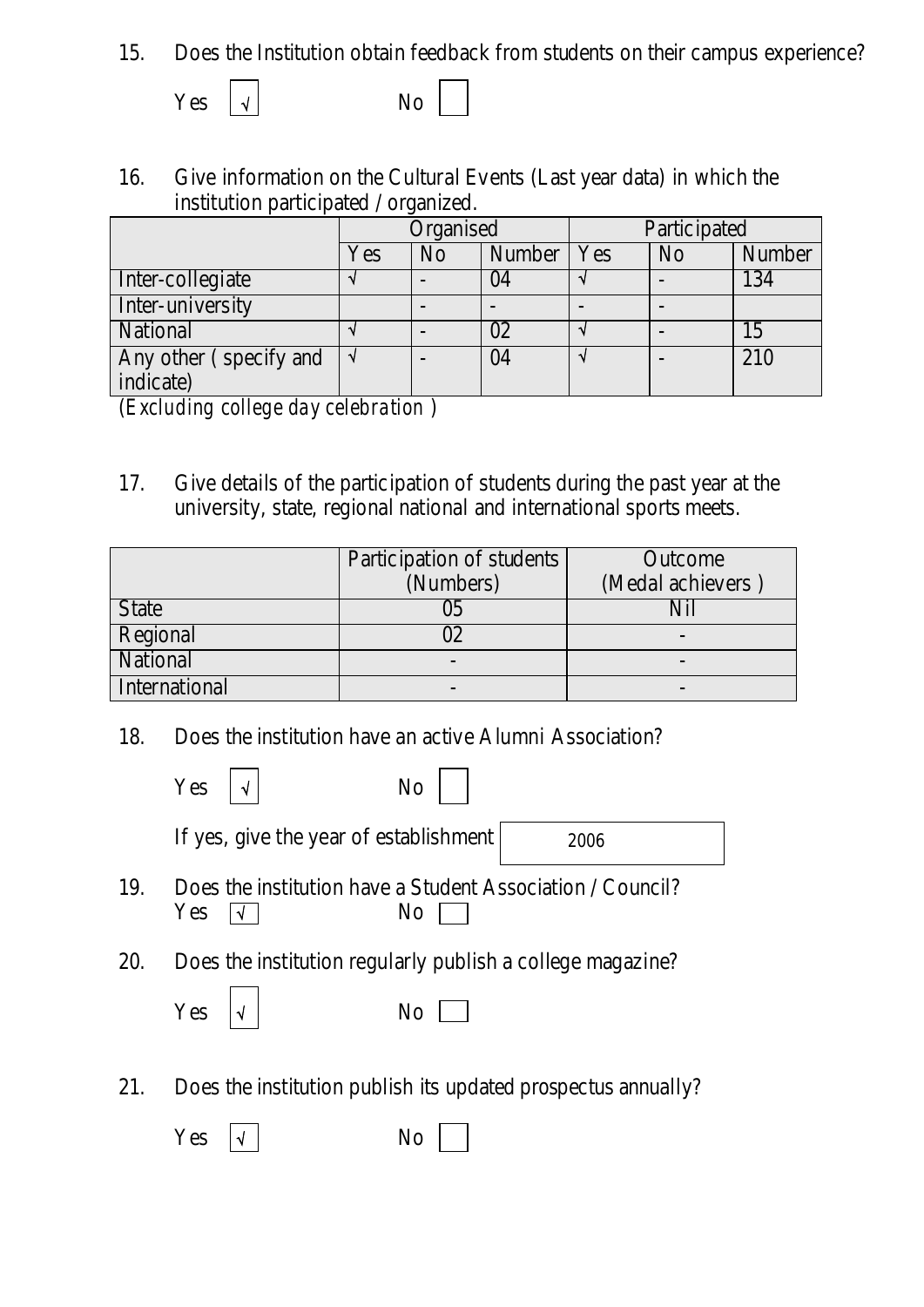15. Does the Institution obtain feedback from students on their campus experience?

Yes [√] No [ ]

16. Give information on the Cultural Events (Last year data) in which the institution participated / organized.

| | Organised | | | Participated | | |
|---|---|---|---|---|---|---|
| | Yes | No | Number | Yes | No | Number |
| Inter-collegiate | √ | - | 04 | √ | - | 134 |
| Inter-university | | - | - | - | - | |
| National | √ | - | 02 | √ | - | 15 |
| Any other ( specify and indicate) | √ | - | 04 | √ | - | 210 |

*(Excluding college day celebration )*

17. Give details of the participation of students during the past year at the university, state, regional national and international sports meets.

| | Participation of students (Numbers) | Outcome (Medal achievers ) |
|---|---|---|
| State | 05 | Nil |
| Regional | 02 | - |
| National | - | - |
| International | - | - |

18. Does the institution have an active Alumni Association?

Yes [√] No [ ]

If yes, give the year of establishment [2006]

19. Does the institution have a Student Association / Council?

Yes [√] No [ ]

20. Does the institution regularly publish a college magazine?

Yes [√] No [ ]

21. Does the institution publish its updated prospectus annually?

Yes [√] No [ ]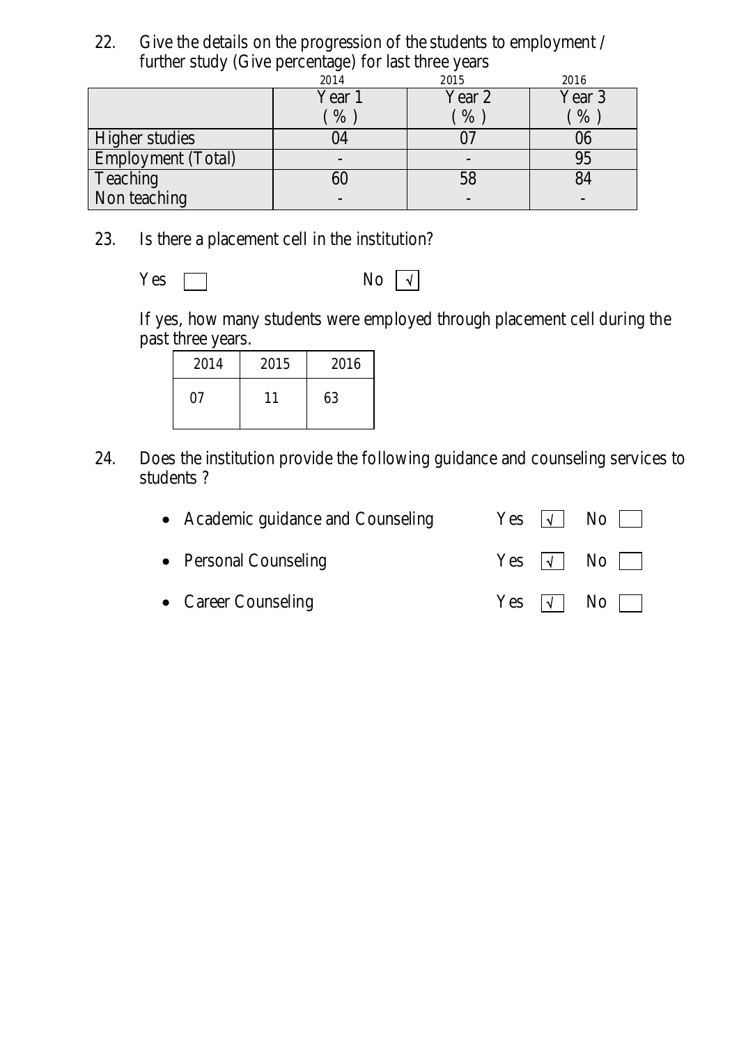22. Give the details on the progression of the students to employment / further study (Give percentage) for last three years

| | 2014<br>Year 1<br>( % ) | 2015<br>Year 2<br>( % ) | 2016<br>Year 3<br>( % ) |
|---|---|---|---|
| Higher studies | 04 | 07 | 06 |
| Employment (Total) | - | - | 95 |
| Teaching | 60 | 58 | 84 |
| Non teaching | - | - | - |

23. Is there a placement cell in the institution?

Yes ☐ No ☑

If yes, how many students were employed through placement cell during the past three years.

| 2014 | 2015 | 2016 |
|---|---|---|
| 07 | 11 | 63 |

24. Does the institution provide the following guidance and counseling services to students ?

- Academic guidance and Counseling Yes ☑ No ☐
- Personal Counseling Yes ☑ No ☐
- Career Counseling Yes ☑ No ☐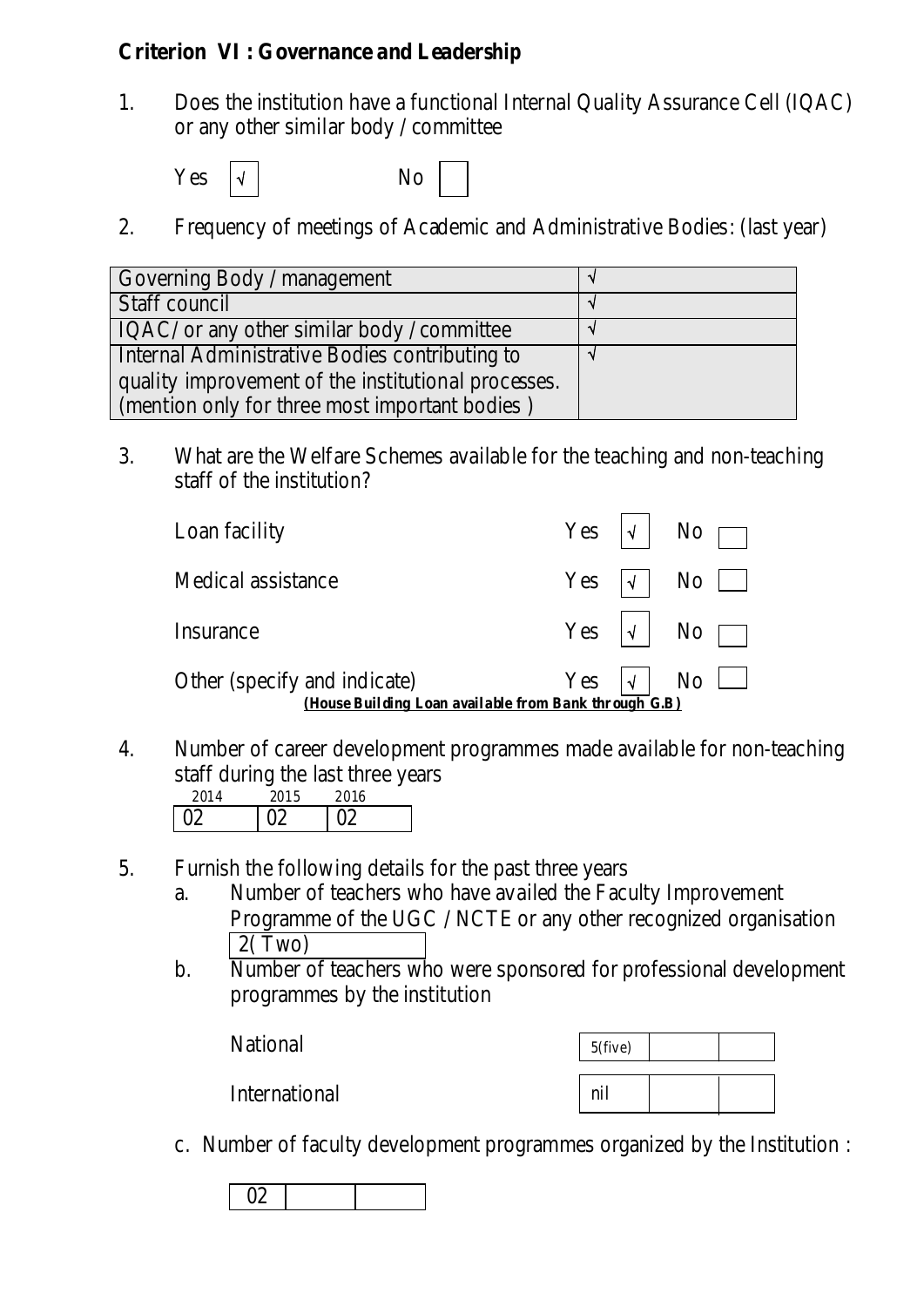**Criterion VI : Governance and Leadership**

1. Does the institution have a functional Internal Quality Assurance Cell (IQAC) or any other similar body / committee

   Yes √ No

2. Frequency of meetings of Academic and Administrative Bodies: (last year)

| | |
|---|---|
| Governing Body / management | √ |
| Staff council | √ |
| IQAC/ or any other similar body / committee | √ |
| Internal Administrative Bodies contributing to quality improvement of the institutional processes. (mention only for three most important bodies ) | √ |

3. What are the Welfare Schemes available for the teaching and non-teaching staff of the institution?

   Loan facility Yes √ No

   Medical assistance Yes √ No

   Insurance Yes √ No

   Other (specify and indicate) Yes √ No
   **(House Building Loan available from Bank through G.B)**

4. Number of career development programmes made available for non-teaching staff during the last three years

| 2014 | 2015 | 2016 |
|---|---|---|
| 02 | 02 | 02 |

5. Furnish the following details for the past three years

   a. Number of teachers who have availed the Faculty Improvement Programme of the UGC / NCTE or any other recognized organisation
   2( Two)

   b. Number of teachers who were sponsored for professional development programmes by the institution

| | | | |
|---|---|---|---|
| National | 5(five) | | |
| International | nil | | |

   c. Number of faculty development programmes organized by the Institution :

| | | |
|---|---|---|
| 02 | | |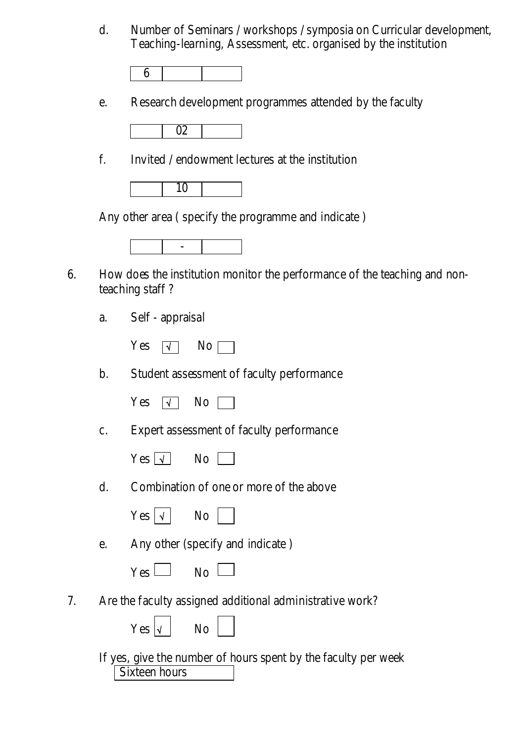d. Number of Seminars / workshops / symposia on Curricular development, Teaching-learning, Assessment, etc. organised by the institution

| 6 | | |
|---|---|---|

e. Research development programmes attended by the faculty

| | 02 | |
|---|---|---|

f. Invited / endowment lectures at the institution

| | 10 | |
|---|---|---|

Any other area ( specify the programme and indicate )

| | - | |
|---|---|---|

6. How does the institution monitor the performance of the teaching and non-teaching staff ?

a. Self - appraisal

Yes [√] No [ ]

b. Student assessment of faculty performance

Yes [√] No [ ]

c. Expert assessment of faculty performance

Yes [√] No [ ]

d. Combination of one or more of the above

Yes [√] No [ ]

e. Any other (specify and indicate )

Yes [ ] No [ ]

7. Are the faculty assigned additional administrative work?

Yes [√] No [ ]

If yes, give the number of hours spent by the faculty per week

Sixteen hours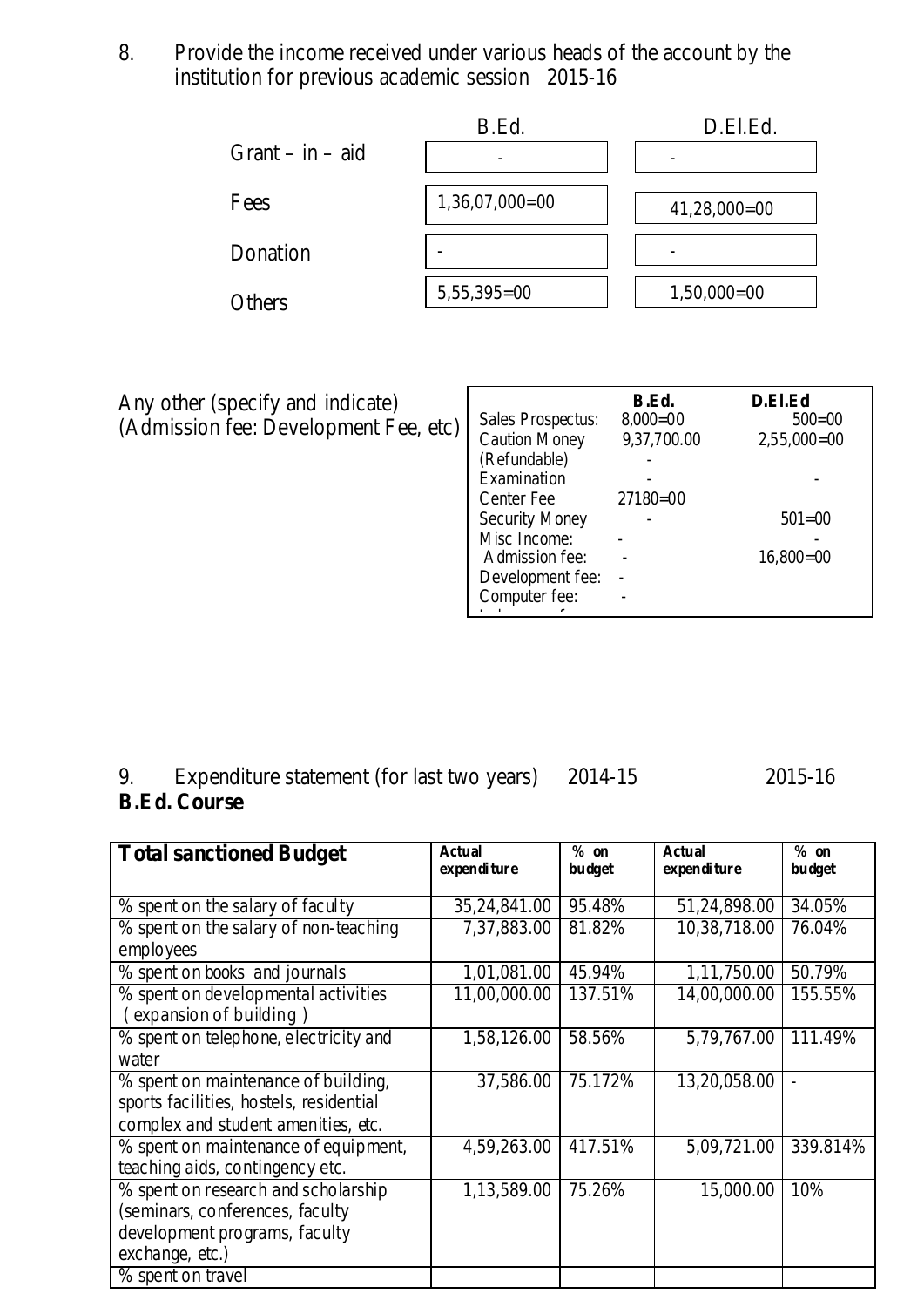8. Provide the income received under various heads of the account by the institution for previous academic session 2015-16

| | B.Ed. | D.El.Ed. |
|---|---|---|
| Grant – in – aid | - | - |
| Fees | 1,36,07,000=00 | 41,28,000=00 |
| Donation | - | - |
| Others | 5,55,395=00 | 1,50,000=00 |

Any other (specify and indicate)
(Admission fee: Development Fee, etc)

| | B.Ed. | D.El.Ed |
|---|---|---|
| Sales Prospectus: | 8,000=00 | 500=00 |
| Caution Money (Refundable) | 9,37,700.00 | 2,55,000=00 |
| | - | |
| Examination | - | - |
| Center Fee | 27180=00 | |
| Security Money | - | 501=00 |
| Misc Income: | - | - |
| Admission fee: | - | 16,800=00 |
| Development fee: | - | |
| Computer fee: | - | |

9. Expenditure statement (for last two years) 2014-15 2015-16

**B.Ed. Course**

| **Total sanctioned Budget** | **Actual expenditure** | **% on budget** | **Actual expenditure** | **% on budget** |
|---|---|---|---|---|
| % spent on the salary of faculty | 35,24,841.00 | 95.48% | 51,24,898.00 | 34.05% |
| % spent on the salary of non-teaching employees | 7,37,883.00 | 81.82% | 10,38,718.00 | 76.04% |
| % spent on books and journals | 1,01,081.00 | 45.94% | 1,11,750.00 | 50.79% |
| % spent on developmental activities ( expansion of building ) | 11,00,000.00 | 137.51% | 14,00,000.00 | 155.55% |
| % spent on telephone, electricity and water | 1,58,126.00 | 58.56% | 5,79,767.00 | 111.49% |
| % spent on maintenance of building, sports facilities, hostels, residential complex and student amenities, etc. | 37,586.00 | 75.172% | 13,20,058.00 | - |
| % spent on maintenance of equipment, teaching aids, contingency etc. | 4,59,263.00 | 417.51% | 5,09,721.00 | 339.814% |
| % spent on research and scholarship (seminars, conferences, faculty development programs, faculty exchange, etc.) | 1,13,589.00 | 75.26% | 15,000.00 | 10% |
| % spent on travel | | | | |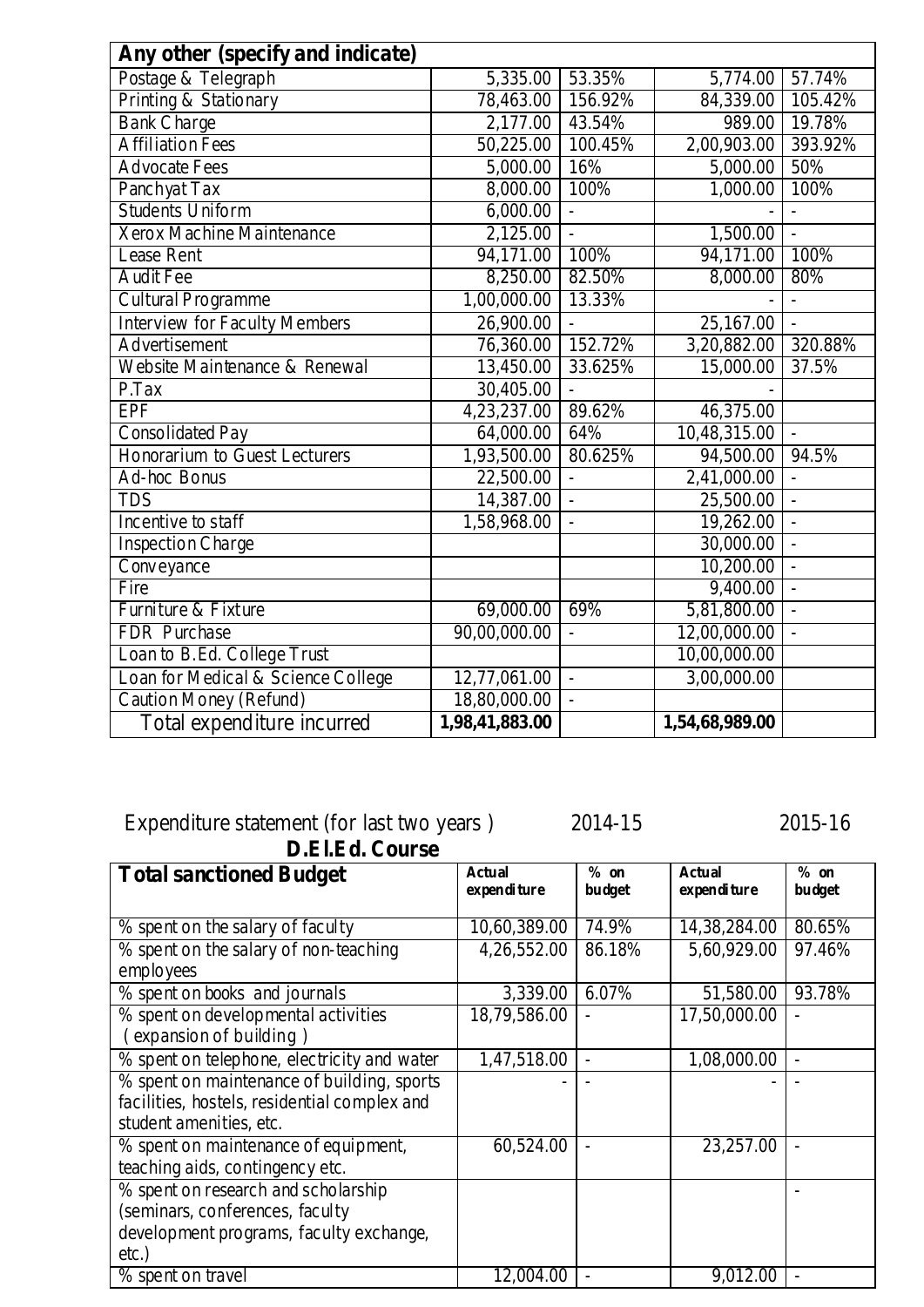| Any other (specify and indicate) | | | | |
|---|---|---|---|---|
| Postage & Telegraph | 5,335.00 | 53.35% | 5,774.00 | 57.74% |
| Printing & Stationary | 78,463.00 | 156.92% | 84,339.00 | 105.42% |
| Bank Charge | 2,177.00 | 43.54% | 989.00 | 19.78% |
| Affiliation Fees | 50,225.00 | 100.45% | 2,00,903.00 | 393.92% |
| Advocate Fees | 5,000.00 | 16% | 5,000.00 | 50% |
| Panchyat Tax | 8,000.00 | 100% | 1,000.00 | 100% |
| Students Uniform | 6,000.00 | - | - | - |
| Xerox Machine Maintenance | 2,125.00 | - | 1,500.00 | - |
| Lease Rent | 94,171.00 | 100% | 94,171.00 | 100% |
| Audit Fee | 8,250.00 | 82.50% | 8,000.00 | 80% |
| Cultural Programme | 1,00,000.00 | 13.33% | - | - |
| Interview for Faculty Members | 26,900.00 | - | 25,167.00 | - |
| Advertisement | 76,360.00 | 152.72% | 3,20,882.00 | 320.88% |
| Website Maintenance & Renewal | 13,450.00 | 33.625% | 15,000.00 | 37.5% |
| P.Tax | 30,405.00 | - | - | |
| EPF | 4,23,237.00 | 89.62% | 46,375.00 | |
| Consolidated Pay | 64,000.00 | 64% | 10,48,315.00 | - |
| Honorarium to Guest Lecturers | 1,93,500.00 | 80.625% | 94,500.00 | 94.5% |
| Ad-hoc Bonus | 22,500.00 | - | 2,41,000.00 | - |
| TDS | 14,387.00 | - | 25,500.00 | - |
| Incentive to staff | 1,58,968.00 | - | 19,262.00 | - |
| Inspection Charge | | | 30,000.00 | - |
| Conveyance | | | 10,200.00 | - |
| Fire | | | 9,400.00 | - |
| Furniture & Fixture | 69,000.00 | 69% | 5,81,800.00 | - |
| FDR Purchase | 90,00,000.00 | - | 12,00,000.00 | - |
| Loan to B.Ed. College Trust | | | 10,00,000.00 | |
| Loan for Medical & Science College | 12,77,061.00 | - | 3,00,000.00 | |
| Caution Money (Refund) | 18,80,000.00 | - | | |
| Total expenditure incurred | **1,98,41,883.00** | | **1,54,68,989.00** | |

Expenditure statement (for last two years ) 2014-15 2015-16

**D.El.Ed. Course**

| **Total sanctioned Budget** | **Actual expenditure** | **% on budget** | **Actual expenditure** | **% on budget** |
|---|---|---|---|---|
| % spent on the salary of faculty | 10,60,389.00 | 74.9% | 14,38,284.00 | 80.65% |
| % spent on the salary of non-teaching employees | 4,26,552.00 | 86.18% | 5,60,929.00 | 97.46% |
| % spent on books and journals | 3,339.00 | 6.07% | 51,580.00 | 93.78% |
| % spent on developmental activities (expansion of building ) | 18,79,586.00 | - | 17,50,000.00 | - |
| % spent on telephone, electricity and water | 1,47,518.00 | - | 1,08,000.00 | - |
| % spent on maintenance of building, sports facilities, hostels, residential complex and student amenities, etc. | - | - | - | - |
| % spent on maintenance of equipment, teaching aids, contingency etc. | 60,524.00 | - | 23,257.00 | - |
| % spent on research and scholarship (seminars, conferences, faculty development programs, faculty exchange, etc.) | | | | - |
| % spent on travel | 12,004.00 | - | 9,012.00 | - |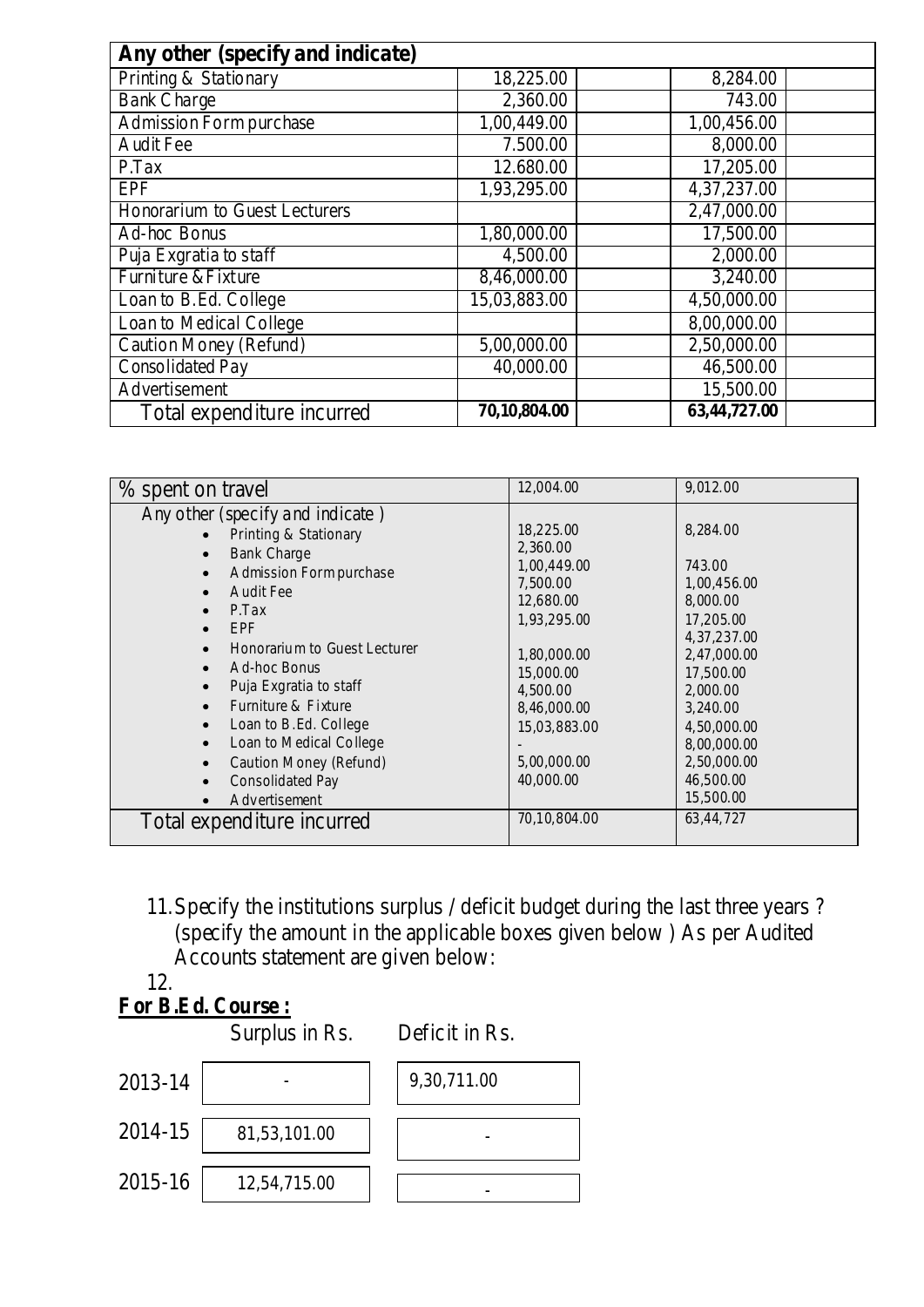| Any other (specify and indicate) | | |
|---|---|---|
| Printing & Stationary | 18,225.00 | 8,284.00 |
| Bank Charge | 2,360.00 | 743.00 |
| Admission Form purchase | 1,00,449.00 | 1,00,456.00 |
| Audit Fee | 7.500.00 | 8,000.00 |
| P.Tax | 12.680.00 | 17,205.00 |
| EPF | 1,93,295.00 | 4,37,237.00 |
| Honorarium to Guest Lecturers | | 2,47,000.00 |
| Ad-hoc Bonus | 1,80,000.00 | 17,500.00 |
| Puja Exgratia to staff | 4,500.00 | 2,000.00 |
| Furniture & Fixture | 8,46,000.00 | 3,240.00 |
| Loan to B.Ed. College | 15,03,883.00 | 4,50,000.00 |
| Loan to Medical College | | 8,00,000.00 |
| Caution Money (Refund) | 5,00,000.00 | 2,50,000.00 |
| Consolidated Pay | 40,000.00 | 46,500.00 |
| Advertisement | | 15,500.00 |
| Total expenditure incurred | **70,10,804.00** | **63,44,727.00** |

| % spent on travel | 12,004.00 | 9,012.00 |
|---|---|---|
| Any other (specify and indicate )<br>• Printing & Stationary<br>• Bank Charge<br>• Admission Form purchase<br>• Audit Fee<br>• P.Tax<br>• EPF<br>• Honorarium to Guest Lecturer<br>• Ad-hoc Bonus<br>• Puja Exgratia to staff<br>• Furniture & Fixture<br>• Loan to B.Ed. College<br>• Loan to Medical College<br>• Caution Money (Refund)<br>• Consolidated Pay<br>• Advertisement | 18,225.00<br>2,360.00<br>1,00,449.00<br>7,500.00<br>12,680.00<br>1,93,295.00<br><br>1,80,000.00<br>15,000.00<br>4,500.00<br>8,46,000.00<br>15,03,883.00<br>-<br>5,00,000.00<br>40,000.00 | 8,284.00<br><br>743.00<br>1,00,456.00<br>8,000.00<br>17,205.00<br>4,37,237.00<br>2,47,000.00<br>17,500.00<br>2,000.00<br>3,240.00<br>4,50,000.00<br>8,00,000.00<br>2,50,000.00<br>46,500.00<br>15,500.00 |
| Total expenditure incurred | 70,10,804.00 | 63,44,727 |

11. Specify the institutions surplus / deficit budget during the last three years ? (specify the amount in the applicable boxes given below ) As per Audited Accounts statement are given below:

12.

**For B.Ed. Course :**

| | Surplus in Rs. | Deficit in Rs. |
|---|---|---|
| 2013-14 | - | 9,30,711.00 |
| 2014-15 | 81,53,101.00 | - |
| 2015-16 | 12,54,715.00 | - |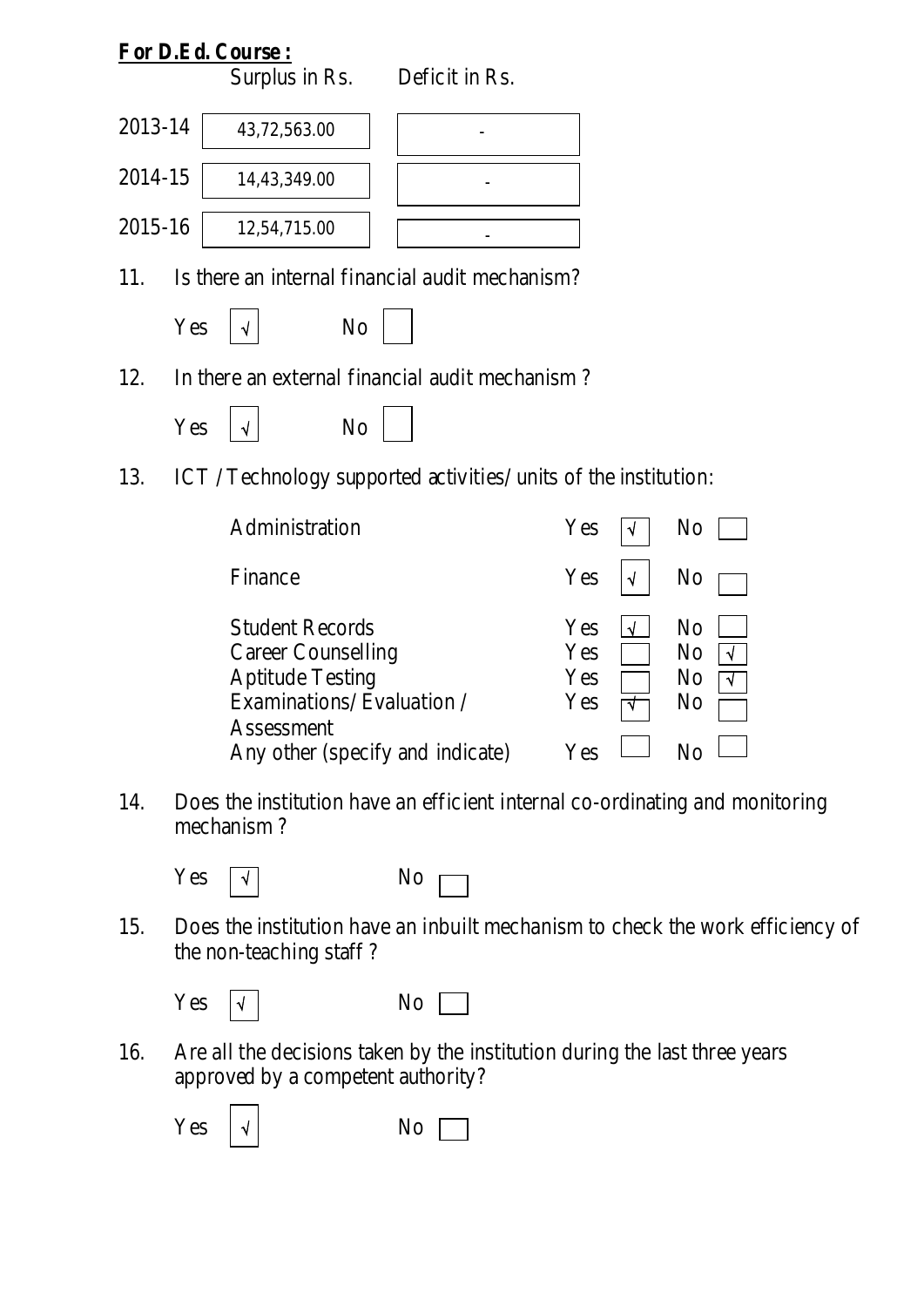**For D.Ed. Course :**

| | Surplus in Rs. | Deficit in Rs. |
|---|---|---|
| 2013-14 | 43,72,563.00 | - |
| 2014-15 | 14,43,349.00 | - |
| 2015-16 | 12,54,715.00 | - |

11. Is there an internal financial audit mechanism?

    Yes [√] No [ ]

12. In there an external financial audit mechanism ?

    Yes [√] No [ ]

13. ICT / Technology supported activities/ units of the institution:

| | | |
|---|---|---|
| Administration | Yes [√] | No [ ] |
| Finance | Yes [√] | No [ ] |
| Student Records | Yes [√] | No [ ] |
| Career Counselling | Yes [ ] | No [√] |
| Aptitude Testing | Yes [ ] | No [√] |
| Examinations/ Evaluation / Assessment | Yes [√] | No [ ] |
| Any other (specify and indicate) | Yes [ ] | No [ ] |

14. Does the institution have an efficient internal co-ordinating and monitoring mechanism ?

    Yes [√] No [ ]

15. Does the institution have an inbuilt mechanism to check the work efficiency of the non-teaching staff ?

    Yes [√] No [ ]

16. Are all the decisions taken by the institution during the last three years approved by a competent authority?

    Yes [√] No [ ]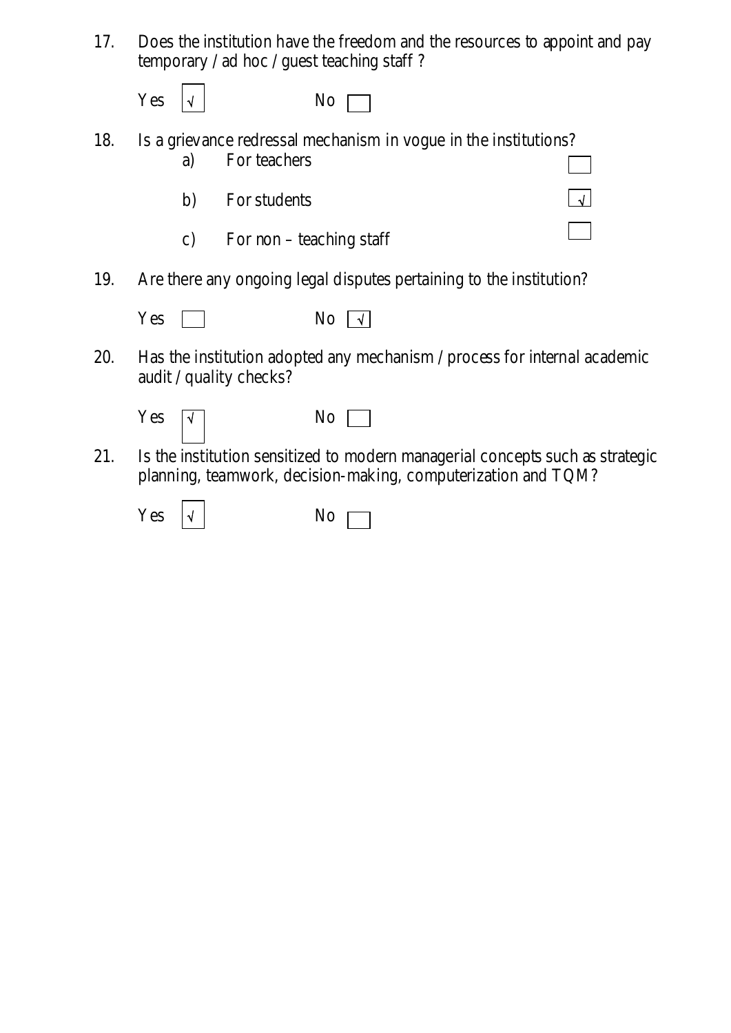17. Does the institution have the freedom and the resources to appoint and pay temporary / ad hoc / guest teaching staff ?

    Yes [√]        No [ ]

18. Is a grievance redressal mechanism in vogue in the institutions?
    - a) For teachers [ ]
    - b) For students [√]
    - c) For non – teaching staff [ ]

19. Are there any ongoing legal disputes pertaining to the institution?

    Yes [ ]        No [√]

20. Has the institution adopted any mechanism / process for internal academic audit / quality checks?

    Yes [√]        No [ ]

21. Is the institution sensitized to modern managerial concepts such as strategic planning, teamwork, decision-making, computerization and TQM?

    Yes [√]        No [ ]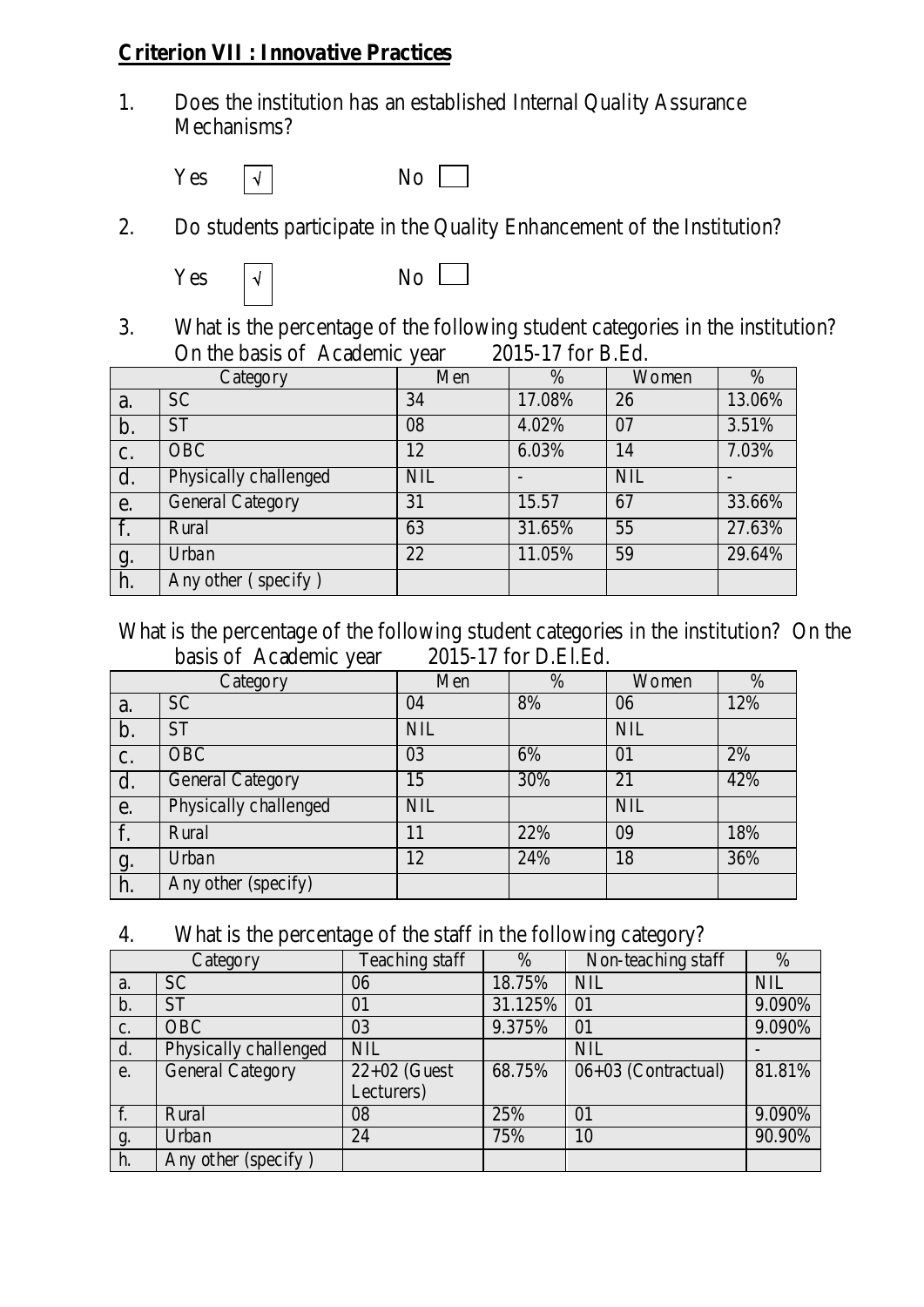## Criterion VII : Innovative Practices

1. Does the institution has an established Internal Quality Assurance Mechanisms?

   Yes [√] No [ ]

2. Do students participate in the Quality Enhancement of the Institution?

   Yes [√] No [ ]

3. What is the percentage of the following student categories in the institution? On the basis of Academic year 2015-17 for B.Ed.

| Category | | Men | % | Women | % |
|---|---|---|---|---|---|
| a. | SC | 34 | 17.08% | 26 | 13.06% |
| b. | ST | 08 | 4.02% | 07 | 3.51% |
| c. | OBC | 12 | 6.03% | 14 | 7.03% |
| d. | Physically challenged | NIL | - | NIL | - |
| e. | General Category | 31 | 15.57 | 67 | 33.66% |
| f. | Rural | 63 | 31.65% | 55 | 27.63% |
| g. | Urban | 22 | 11.05% | 59 | 29.64% |
| h. | Any other ( specify ) | | | | |

What is the percentage of the following student categories in the institution? On the basis of Academic year 2015-17 for D.El.Ed.

| Category | | Men | % | Women | % |
|---|---|---|---|---|---|
| a. | SC | 04 | 8% | 06 | 12% |
| b. | ST | NIL | | NIL | |
| c. | OBC | 03 | 6% | 01 | 2% |
| d. | General Category | 15 | 30% | 21 | 42% |
| e. | Physically challenged | NIL | | NIL | |
| f. | Rural | 11 | 22% | 09 | 18% |
| g. | Urban | 12 | 24% | 18 | 36% |
| h. | Any other (specify) | | | | |

4. What is the percentage of the staff in the following category?

| Category | | Teaching staff | % | Non-teaching staff | % |
|---|---|---|---|---|---|
| a. | SC | 06 | 18.75% | NIL | NIL |
| b. | ST | 01 | 31.125% | 01 | 9.090% |
| c. | OBC | 03 | 9.375% | 01 | 9.090% |
| d. | Physically challenged | NIL | | NIL | - |
| e. | General Category | 22+02 (Guest Lecturers) | 68.75% | 06+03 (Contractual) | 81.81% |
| f. | Rural | 08 | 25% | 01 | 9.090% |
| g. | Urban | 24 | 75% | 10 | 90.90% |
| h. | Any other (specify ) | | | | |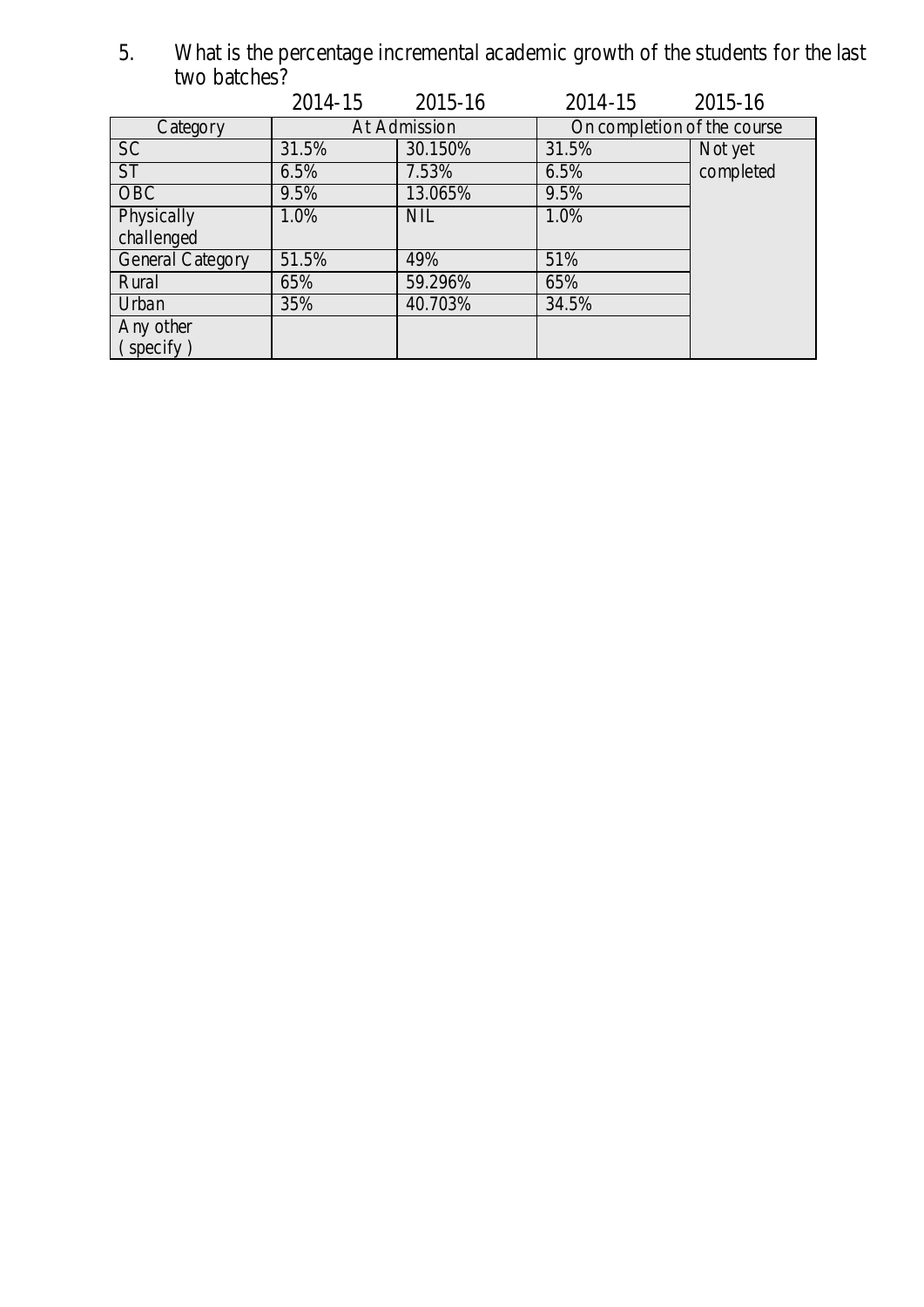5. What is the percentage incremental academic growth of the students for the last two batches?

| | 2014-15 | 2015-16 | 2014-15 | 2015-16 |
|---|---|---|---|---|
| Category | At Admission | | On completion of the course | |
| SC | 31.5% | 30.150% | 31.5% | Not yet completed |
| ST | 6.5% | 7.53% | 6.5% | |
| OBC | 9.5% | 13.065% | 9.5% | |
| Physically challenged | 1.0% | NIL | 1.0% | |
| General Category | 51.5% | 49% | 51% | |
| Rural | 65% | 59.296% | 65% | |
| Urban | 35% | 40.703% | 34.5% | |
| Any other ( specify ) | | | | |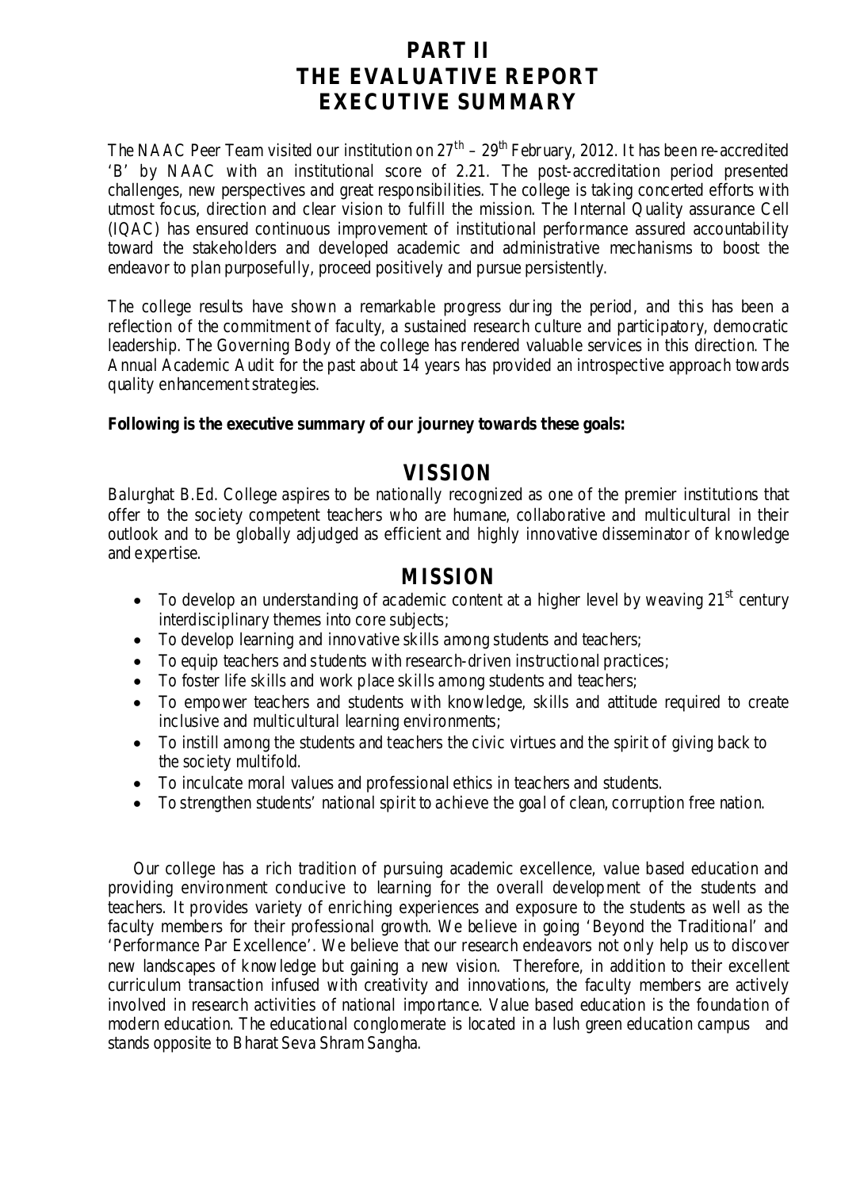# PART II
# THE EVALUATIVE REPORT
# EXECUTIVE SUMMARY

The NAAC Peer Team visited our institution on 27th – 29th February, 2012. It has been re-accredited 'B' by NAAC with an institutional score of 2.21. The post-accreditation period presented challenges, new perspectives and great responsibilities. The college is taking concerted efforts with utmost focus, direction and clear vision to fulfill the mission. The Internal Quality assurance Cell (IQAC) has ensured continuous improvement of institutional performance assured accountability toward the stakeholders and developed academic and administrative mechanisms to boost the endeavor to plan purposefully, proceed positively and pursue persistently.

The college results have shown a remarkable progress during the period, and this has been a reflection of the commitment of faculty, a sustained research culture and participatory, democratic leadership. The Governing Body of the college has rendered valuable services in this direction. The Annual Academic Audit for the past about 14 years has provided an introspective approach towards quality enhancement strategies.

**Following is the executive summary of our journey towards these goals:**

## VISSION

Balurghat B.Ed. College aspires to be nationally recognized as one of the premier institutions that offer to the society competent teachers who are humane, collaborative and multicultural in their outlook and to be globally adjudged as efficient and highly innovative disseminator of knowledge and expertise.

## MISSION

- To develop an understanding of academic content at a higher level by weaving 21st century interdisciplinary themes into core subjects;
- To develop learning and innovative skills among students and teachers;
- To equip teachers and students with research-driven instructional practices;
- To foster life skills and work place skills among students and teachers;
- To empower teachers and students with knowledge, skills and attitude required to create inclusive and multicultural learning environments;
- To instill among the students and teachers the civic virtues and the spirit of giving back to the society multifold.
- To inculcate moral values and professional ethics in teachers and students.
- To strengthen students' national spirit to achieve the goal of clean, corruption free nation.

Our college has a rich tradition of pursuing academic excellence, value based education and providing environment conducive to learning for the overall development of the students and teachers. It provides variety of enriching experiences and exposure to the students as well as the faculty members for their professional growth. We believe in going 'Beyond the Traditional' and 'Performance Par Excellence'. We believe that our research endeavors not only help us to discover new landscapes of knowledge but gaining a new vision. Therefore, in addition to their excellent curriculum transaction infused with creativity and innovations, the faculty members are actively involved in research activities of national importance. Value based education is the foundation of modern education. The educational conglomerate is located in a lush green education campus and stands opposite to Bharat Seva Shram Sangha.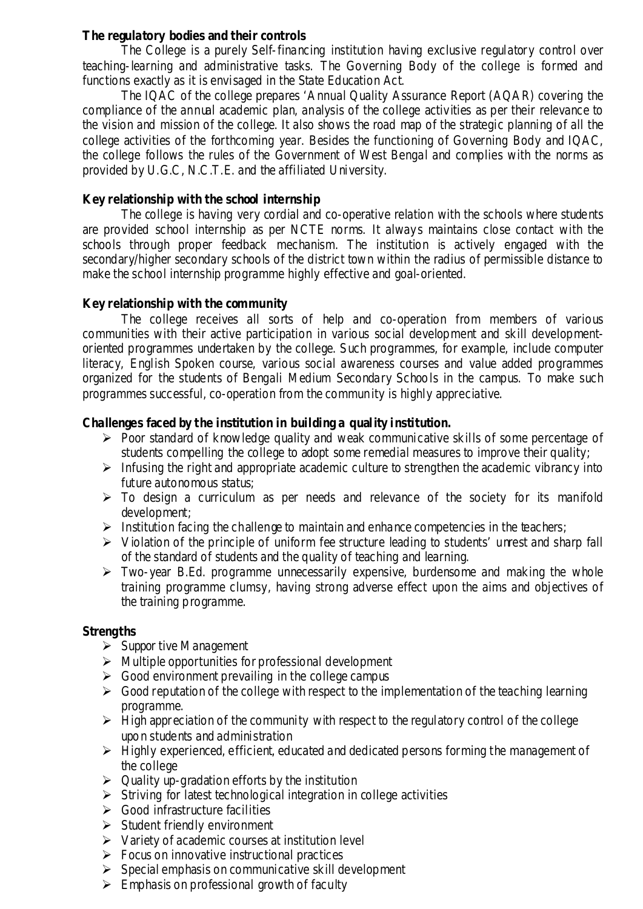**The regulatory bodies and their controls**

The College is a purely Self-financing institution having exclusive regulatory control over teaching-learning and administrative tasks. The Governing Body of the college is formed and functions exactly as it is envisaged in the State Education Act.

The IQAC of the college prepares 'Annual Quality Assurance Report (AQAR) covering the compliance of the annual academic plan, analysis of the college activities as per their relevance to the vision and mission of the college. It also shows the road map of the strategic planning of all the college activities of the forthcoming year. Besides the functioning of Governing Body and IQAC, the college follows the rules of the Government of West Bengal and complies with the norms as provided by U.G.C, N.C.T.E. and the affiliated University.

**Key relationship with the school internship**

The college is having very cordial and co-operative relation with the schools where students are provided school internship as per NCTE norms. It always maintains close contact with the schools through proper feedback mechanism. The institution is actively engaged with the secondary/higher secondary schools of the district town within the radius of permissible distance to make the school internship programme highly effective and goal-oriented.

**Key relationship with the community**

The college receives all sorts of help and co-operation from members of various communities with their active participation in various social development and skill development-oriented programmes undertaken by the college. Such programmes, for example, include computer literacy, English Spoken course, various social awareness courses and value added programmes organized for the students of Bengali Medium Secondary Schools in the campus. To make such programmes successful, co-operation from the community is highly appreciative.

**Challenges faced by the institution in building a quality institution.**

- Poor standard of knowledge quality and weak communicative skills of some percentage of students compelling the college to adopt some remedial measures to improve their quality;
- Infusing the right and appropriate academic culture to strengthen the academic vibrancy into future autonomous status;
- To design a curriculum as per needs and relevance of the society for its manifold development;
- Institution facing the challenge to maintain and enhance competencies in the teachers;
- Violation of the principle of uniform fee structure leading to students' unrest and sharp fall of the standard of students and the quality of teaching and learning.
- Two-year B.Ed. programme unnecessarily expensive, burdensome and making the whole training programme clumsy, having strong adverse effect upon the aims and objectives of the training programme.

**Strengths**

- Supportive Management
- Multiple opportunities for professional development
- Good environment prevailing in the college campus
- Good reputation of the college with respect to the implementation of the teaching learning programme.
- High appreciation of the community with respect to the regulatory control of the college upon students and administration
- Highly experienced, efficient, educated and dedicated persons forming the management of the college
- Quality up-gradation efforts by the institution
- Striving for latest technological integration in college activities
- Good infrastructure facilities
- Student friendly environment
- Variety of academic courses at institution level
- Focus on innovative instructional practices
- Special emphasis on communicative skill development
- Emphasis on professional growth of faculty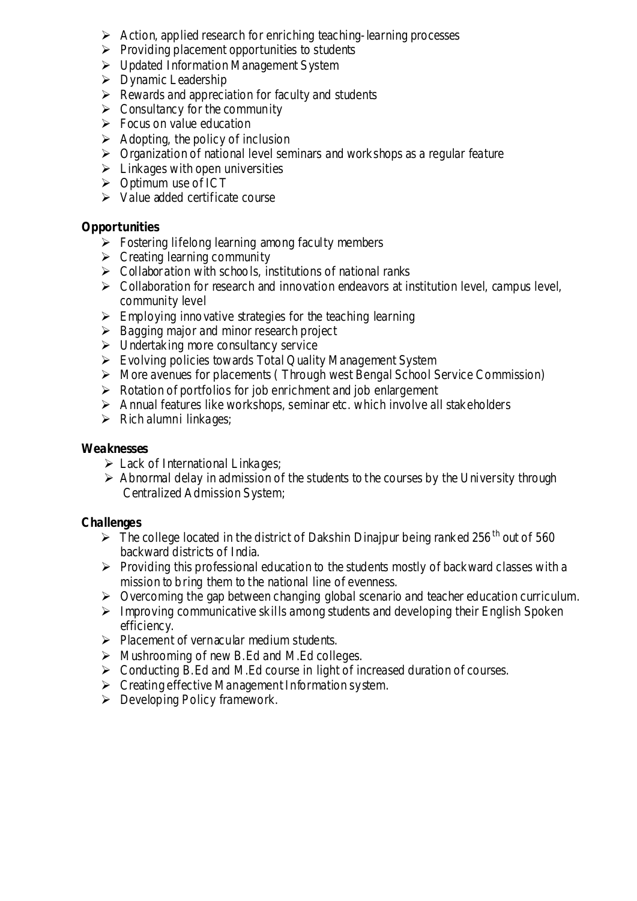- Action, applied research for enriching teaching-learning processes
- Providing placement opportunities to students
- Updated Information Management System
- Dynamic Leadership
- Rewards and appreciation for faculty and students
- Consultancy for the community
- Focus on value education
- Adopting, the policy of inclusion
- Organization of national level seminars and workshops as a regular feature
- Linkages with open universities
- Optimum use of ICT
- Value added certificate course

**Opportunities**

- Fostering lifelong learning among faculty members
- Creating learning community
- Collaboration with schools, institutions of national ranks
- Collaboration for research and innovation endeavors at institution level, campus level, community level
- Employing innovative strategies for the teaching learning
- Bagging major and minor research project
- Undertaking more consultancy service
- Evolving policies towards Total Quality Management System
- More avenues for placements ( Through west Bengal School Service Commission)
- Rotation of portfolios for job enrichment and job enlargement
- Annual features like workshops, seminar etc. which involve all stakeholders
- Rich alumni linkages;

**Weaknesses**

- Lack of International Linkages;
- Abnormal delay in admission of the students to the courses by the University through Centralized Admission System;

**Challenges**

- The college located in the district of Dakshin Dinajpur being ranked 256th out of 560 backward districts of India.
- Providing this professional education to the students mostly of backward classes with a mission to bring them to the national line of evenness.
- Overcoming the gap between changing global scenario and teacher education curriculum.
- Improving communicative skills among students and developing their English Spoken efficiency.
- Placement of vernacular medium students.
- Mushrooming of new B.Ed and M.Ed colleges.
- Conducting B.Ed and M.Ed course in light of increased duration of courses.
- Creating effective Management Information system.
- Developing Policy framework.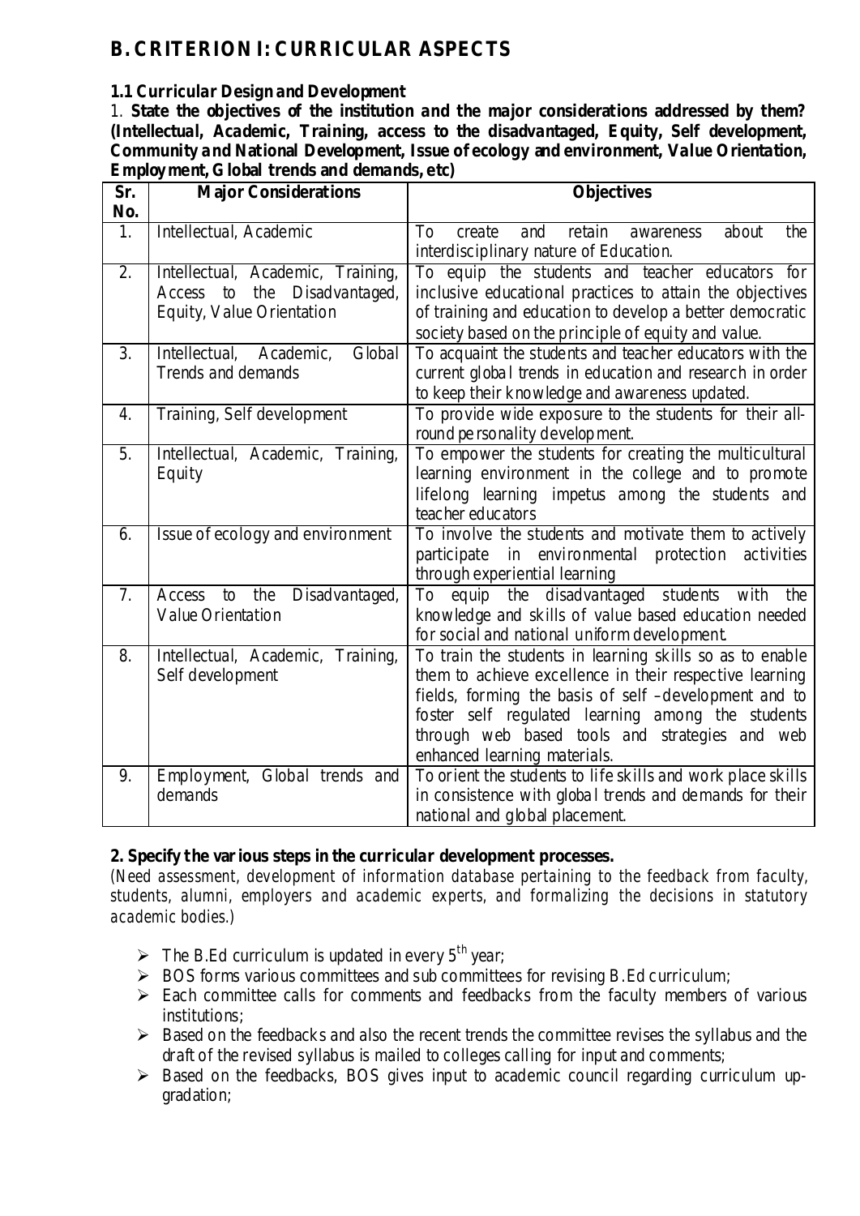# B. CRITERION I: CURRICULAR ASPECTS

### 1.1 Curricular Design and Development

1. **State the objectives of the institution and the major considerations addressed by them? (Intellectual, Academic, Training, access to the disadvantaged, Equity, Self development, Community and National Development, Issue of ecology and environment, Value Orientation, Employment, Global trends and demands, etc)**

| Sr. No. | Major Considerations | Objectives |
|---|---|---|
| 1. | Intellectual, Academic | To create and retain awareness about the interdisciplinary nature of Education. |
| 2. | Intellectual, Academic, Training, Access to the Disadvantaged, Equity, Value Orientation | To equip the students and teacher educators for inclusive educational practices to attain the objectives of training and education to develop a better democratic society based on the principle of equity and value. |
| 3. | Intellectual, Academic, Global Trends and demands | To acquaint the students and teacher educators with the current global trends in education and research in order to keep their knowledge and awareness updated. |
| 4. | Training, Self development | To provide wide exposure to the students for their all-round personality development. |
| 5. | Intellectual, Academic, Training, Equity | To empower the students for creating the multicultural learning environment in the college and to promote lifelong learning impetus among the students and teacher educators |
| 6. | Issue of ecology and environment | To involve the students and motivate them to actively participate in environmental protection activities through experiential learning |
| 7. | Access to the Disadvantaged, Value Orientation | To equip the disadvantaged students with the knowledge and skills of value based education needed for social and national uniform development. |
| 8. | Intellectual, Academic, Training, Self development | To train the students in learning skills so as to enable them to achieve excellence in their respective learning fields, forming the basis of self –development and to foster self regulated learning among the students through web based tools and strategies and web enhanced learning materials. |
| 9. | Employment, Global trends and demands | To orient the students to life skills and work place skills in consistence with global trends and demands for their national and global placement. |

**2. Specify the various steps in the curricular development processes.**

*(Need assessment, development of information database pertaining to the feedback from faculty, students, alumni, employers and academic experts, and formalizing the decisions in statutory academic bodies.)*

- The B.Ed curriculum is updated in every 5th year;
- BOS forms various committees and sub committees for revising B.Ed curriculum;
- Each committee calls for comments and feedbacks from the faculty members of various institutions;
- Based on the feedbacks and also the recent trends the committee revises the syllabus and the draft of the revised syllabus is mailed to colleges calling for input and comments;
- Based on the feedbacks, BOS gives input to academic council regarding curriculum up-gradation;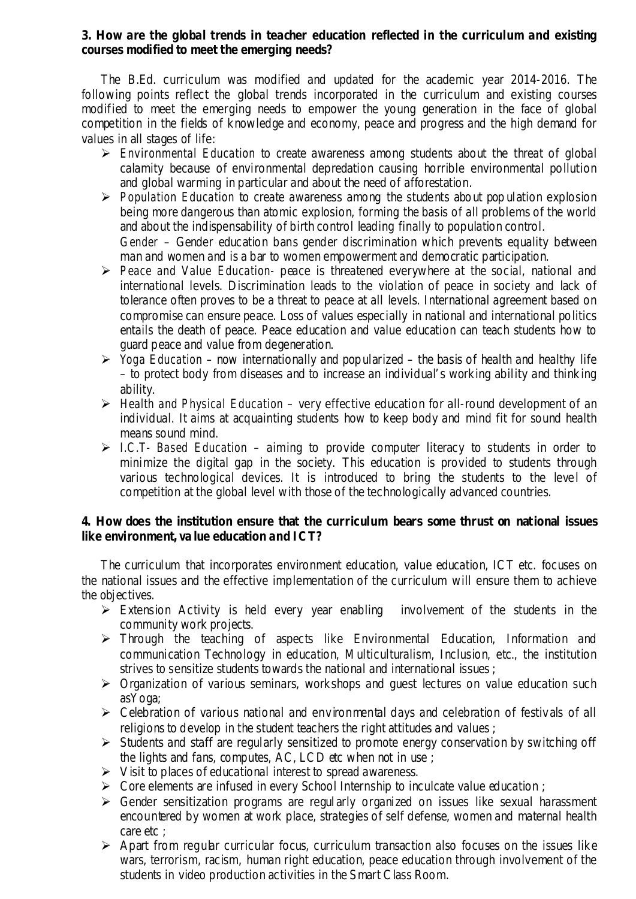**3. How are the global trends in teacher education reflected in the curriculum and existing courses modified to meet the emerging needs?**

The B.Ed. curriculum was modified and updated for the academic year 2014-2016. The following points reflect the global trends incorporated in the curriculum and existing courses modified to meet the emerging needs to empower the young generation in the face of global competition in the fields of knowledge and economy, peace and progress and the high demand for values in all stages of life:

- *Environmental Education* to create awareness among students about the threat of global calamity because of environmental depredation causing horrible environmental pollution and global warming in particular and about the need of afforestation.
- *Population Education* to create awareness among the students about population explosion being more dangerous than atomic explosion, forming the basis of all problems of the world and about the indispensability of birth control leading finally to population control.
  *Gender* – Gender education bans gender discrimination which prevents equality between man and women and is a bar to women empowerment and democratic participation.
- *Peace and Value Education*- peace is threatened everywhere at the social, national and international levels. Discrimination leads to the violation of peace in society and lack of tolerance often proves to be a threat to peace at all levels. International agreement based on compromise can ensure peace. Loss of values especially in national and international politics entails the death of peace. Peace education and value education can teach students how to guard peace and value from degeneration.
- *Yoga Education* – now internationally and popularized – the basis of health and healthy life – to protect body from diseases and to increase an individual's working ability and thinking ability.
- *Health and Physical Education* – very effective education for all-round development of an individual. It aims at acquainting students how to keep body and mind fit for sound health means sound mind.
- *I.C.T- Based Education* – aiming to provide computer literacy to students in order to minimize the digital gap in the society. This education is provided to students through various technological devices. It is introduced to bring the students to the level of competition at the global level with those of the technologically advanced countries.

**4. How does the institution ensure that the curriculum bears some thrust on national issues like environment, value education and ICT?**

The curriculum that incorporates environment education, value education, ICT etc. focuses on the national issues and the effective implementation of the curriculum will ensure them to achieve the objectives.

- Extension Activity is held every year enabling involvement of the students in the community work projects.
- Through the teaching of aspects like Environmental Education, Information and communication Technology in education, Multiculturalism, Inclusion, etc., the institution strives to sensitize students towards the national and international issues ;
- Organization of various seminars, workshops and guest lectures on value education such asYoga;
- Celebration of various national and environmental days and celebration of festivals of all religions to develop in the student teachers the right attitudes and values ;
- Students and staff are regularly sensitized to promote energy conservation by switching off the lights and fans, computes, AC, LCD etc when not in use ;
- Visit to places of educational interest to spread awareness.
- Core elements are infused in every School Internship to inculcate value education ;
- Gender sensitization programs are regularly organized on issues like sexual harassment encountered by women at work place, strategies of self defense, women and maternal health care etc ;
- Apart from regular curricular focus, curriculum transaction also focuses on the issues like wars, terrorism, racism, human right education, peace education through involvement of the students in video production activities in the Smart Class Room.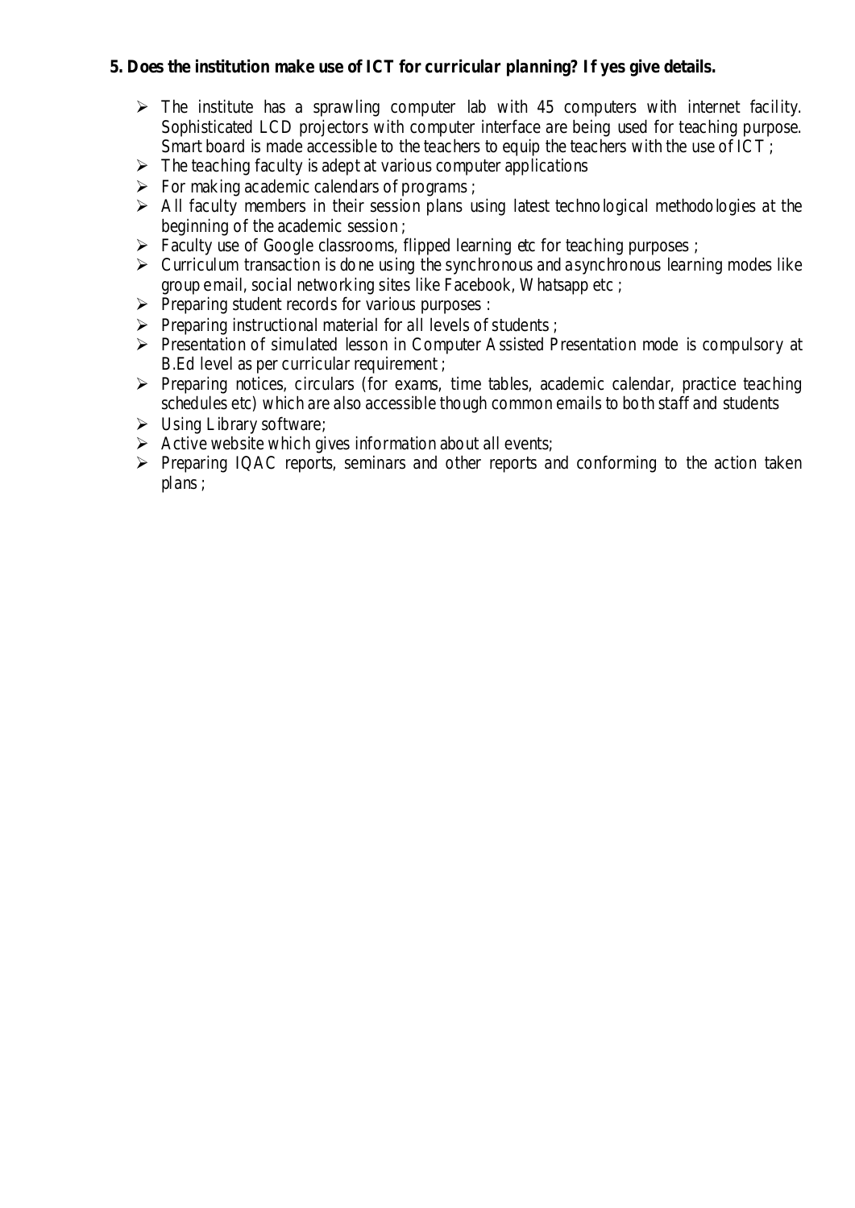**5. Does the institution make use of ICT for curricular planning? If yes give details.**

- The institute has a sprawling computer lab with 45 computers with internet facility. Sophisticated LCD projectors with computer interface are being used for teaching purpose. Smart board is made accessible to the teachers to equip the teachers with the use of ICT ;
- The teaching faculty is adept at various computer applications
- For making academic calendars of programs ;
- All faculty members in their session plans using latest technological methodologies at the beginning of the academic session ;
- Faculty use of Google classrooms, flipped learning etc for teaching purposes ;
- Curriculum transaction is done using the synchronous and asynchronous learning modes like group email, social networking sites like Facebook, Whatsapp etc ;
- Preparing student records for various purposes :
- Preparing instructional material for all levels of students ;
- Presentation of simulated lesson in Computer Assisted Presentation mode is compulsory at B.Ed level as per curricular requirement ;
- Preparing notices, circulars (for exams, time tables, academic calendar, practice teaching schedules etc) which are also accessible though common emails to both staff and students
- Using Library software;
- Active website which gives information about all events;
- Preparing IQAC reports, seminars and other reports and conforming to the action taken plans ;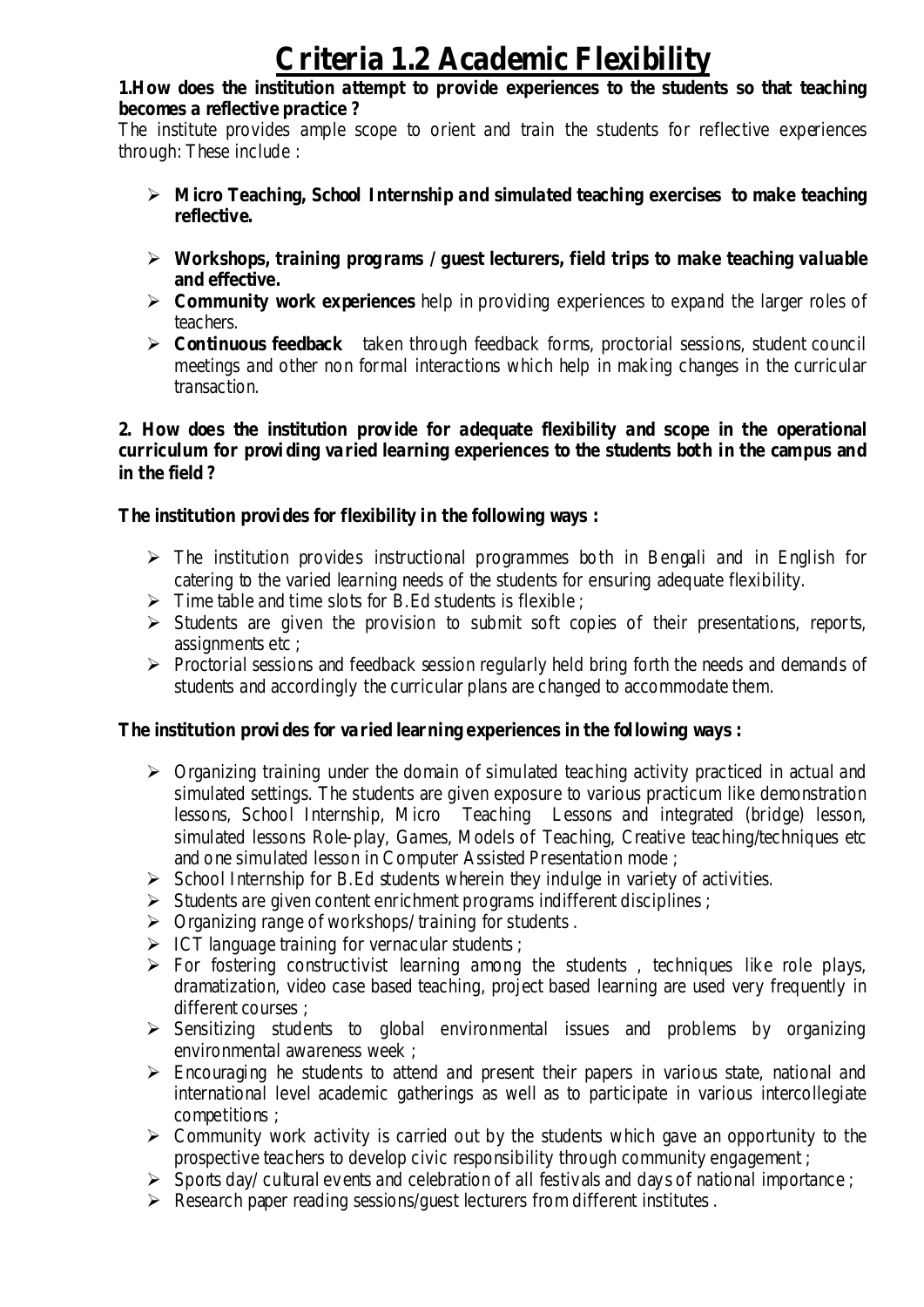# Criteria 1.2 Academic Flexibility

**1.How does the institution attempt to provide experiences to the students so that teaching becomes a reflective practice ?**

The institute provides ample scope to orient and train the students for reflective experiences through: These include :

- **Micro Teaching, School Internship and simulated teaching exercises to make teaching reflective.**
- **Workshops, training programs / guest lecturers, field trips to make teaching valuable and effective.**
- **Community work experiences** help in providing experiences to expand the larger roles of teachers.
- **Continuous feedback** taken through feedback forms, proctorial sessions, student council meetings and other non formal interactions which help in making changes in the curricular transaction.

**2. How does the institution provide for adequate flexibility and scope in the operational curriculum for providing varied learning experiences to the students both in the campus and in the field ?**

**The institution provides for flexibility in the following ways :**

- The institution provides instructional programmes both in Bengali and in English for catering to the varied learning needs of the students for ensuring adequate flexibility.
- Time table and time slots for B.Ed students is flexible ;
- Students are given the provision to submit soft copies of their presentations, reports, assignments etc ;
- Proctorial sessions and feedback session regularly held bring forth the needs and demands of students and accordingly the curricular plans are changed to accommodate them.

**The institution provides for varied learning experiences in the following ways :**

- Organizing training under the domain of simulated teaching activity practiced in actual and simulated settings. The students are given exposure to various practicum like demonstration lessons, School Internship, Micro Teaching Lessons and integrated (bridge) lesson, simulated lessons Role-play, Games, Models of Teaching, Creative teaching/techniques etc and one simulated lesson in Computer Assisted Presentation mode ;
- School Internship for B.Ed students wherein they indulge in variety of activities.
- Students are given content enrichment programs indifferent disciplines ;
- Organizing range of workshops/ training for students .
- ICT language training for vernacular students ;
- For fostering constructivist learning among the students , techniques like role plays, dramatization, video case based teaching, project based learning are used very frequently in different courses ;
- Sensitizing students to global environmental issues and problems by organizing environmental awareness week ;
- Encouraging he students to attend and present their papers in various state, national and international level academic gatherings as well as to participate in various intercollegiate competitions ;
- Community work activity is carried out by the students which gave an opportunity to the prospective teachers to develop civic responsibility through community engagement ;
- Sports day/ cultural events and celebration of all festivals and days of national importance ;
- Research paper reading sessions/guest lecturers from different institutes .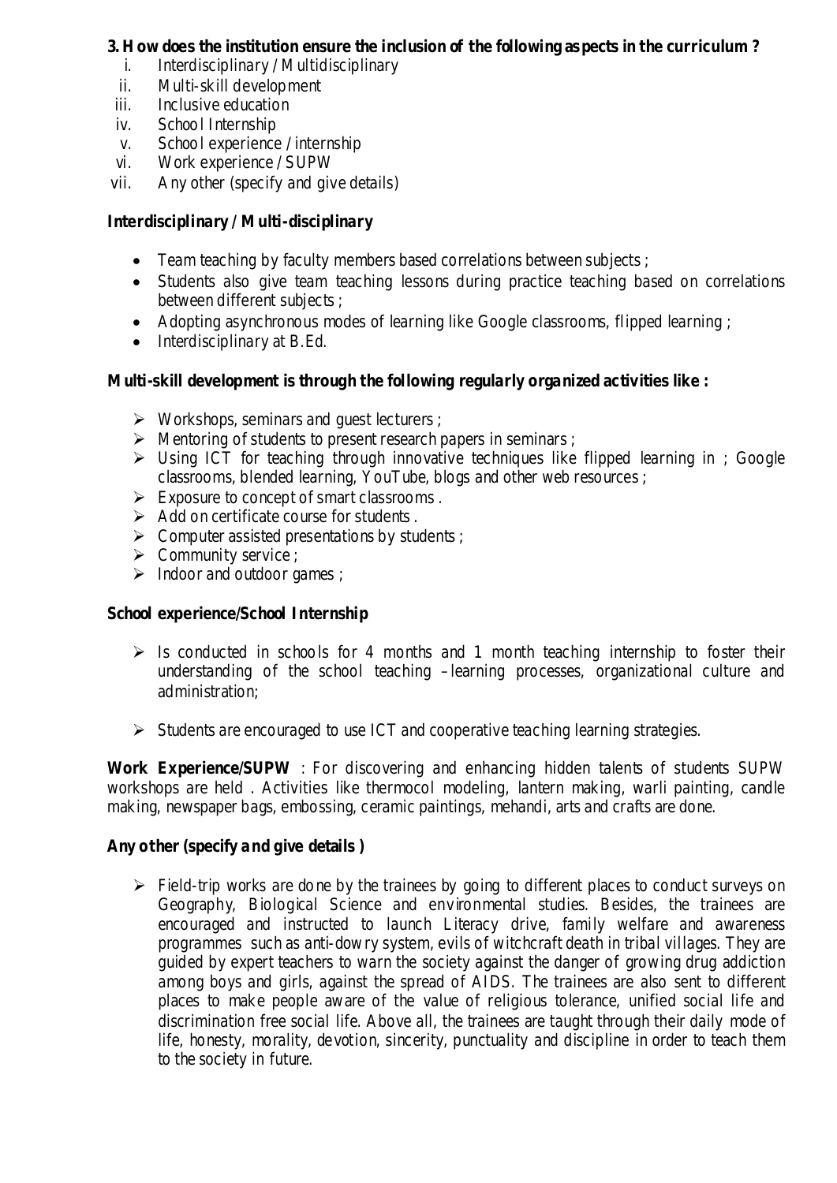**3. How does the institution ensure the inclusion of the following aspects in the curriculum ?**

i. Interdisciplinary / Multidisciplinary
ii. Multi-skill development
iii. Inclusive education
iv. School Internship
v. School experience / internship
vi. Work experience / SUPW
vii. Any other (specify and give details)

**Interdisciplinary / Multi-disciplinary**

- Team teaching by faculty members based correlations between subjects ;
- Students also give team teaching lessons during practice teaching based on correlations between different subjects ;
- Adopting asynchronous modes of learning like Google classrooms, flipped learning ;
- Interdisciplinary at B.Ed.

**Multi-skill development is through the following regularly organized activities like :**

- Workshops, seminars and guest lecturers ;
- Mentoring of students to present research papers in seminars ;
- Using ICT for teaching through innovative techniques like flipped learning in ; Google classrooms, blended learning, YouTube, blogs and other web resources ;
- Exposure to concept of smart classrooms .
- Add on certificate course for students .
- Computer assisted presentations by students ;
- Community service ;
- Indoor and outdoor games ;

**School experience/School Internship**

- Is conducted in schools for 4 months and 1 month teaching internship to foster their understanding of the school teaching –learning processes, organizational culture and administration;
- Students are encouraged to use ICT and cooperative teaching learning strategies.

**Work Experience/SUPW** : For discovering and enhancing hidden talents of students SUPW workshops are held . Activities like thermocol modeling, lantern making, warli painting, candle making, newspaper bags, embossing, ceramic paintings, mehandi, arts and crafts are done.

**Any other (specify and give details )**

- Field-trip works are done by the trainees by going to different places to conduct surveys on Geography, Biological Science and environmental studies. Besides, the trainees are encouraged and instructed to launch Literacy drive, family welfare and awareness programmes such as anti-dowry system, evils of witchcraft death in tribal villages. They are guided by expert teachers to warn the society against the danger of growing drug addiction among boys and girls, against the spread of AIDS. The trainees are also sent to different places to make people aware of the value of religious tolerance, unified social life and discrimination free social life. Above all, the trainees are taught through their daily mode of life, honesty, morality, devotion, sincerity, punctuality and discipline in order to teach them to the society in future.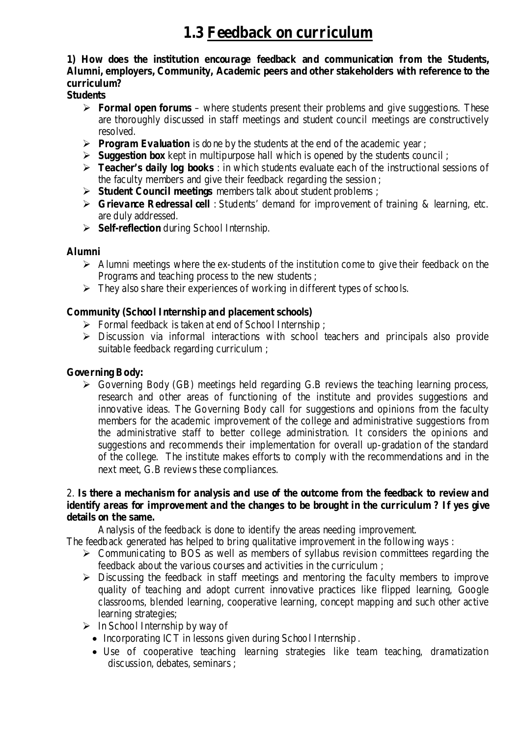# 1.3 Feedback on curriculum

**1) How does the institution encourage feedback and communication from the Students, Alumni, employers, Community, Academic peers and other stakeholders with reference to the curriculum?**

**Students**

- **Formal open forums** – where students present their problems and give suggestions. These are thoroughly discussed in staff meetings and student council meetings are constructively resolved.
- **Program Evaluation** is done by the students at the end of the academic year ;
- **Suggestion box** kept in multipurpose hall which is opened by the students council ;
- **Teacher's daily log books** : in which students evaluate each of the instructional sessions of the faculty members and give their feedback regarding the session ;
- **Student Council meetings** members talk about student problems ;
- **Grievance Redressal cell** : Students' demand for improvement of training & learning, etc. are duly addressed.
- **Self-reflection** during School Internship.

**Alumni**

- Alumni meetings where the ex-students of the institution come to give their feedback on the Programs and teaching process to the new students ;
- They also share their experiences of working in different types of schools.

**Community (School Internship and placement schools)**

- Formal feedback is taken at end of School Internship ;
- Discussion via informal interactions with school teachers and principals also provide suitable feedback regarding curriculum ;

**Governing Body:**

- Governing Body (GB) meetings held regarding G.B reviews the teaching learning process, research and other areas of functioning of the institute and provides suggestions and innovative ideas. The Governing Body call for suggestions and opinions from the faculty members for the academic improvement of the college and administrative suggestions from the administrative staff to better college administration. It considers the opinions and suggestions and recommends their implementation for overall up-gradation of the standard of the college. The institute makes efforts to comply with the recommendations and in the next meet, G.B reviews these compliances.

2. **Is there a mechanism for analysis and use of the outcome from the feedback to review and identify areas for improvement and the changes to be brought in the curriculum ? If yes give details on the same.**

Analysis of the feedback is done to identify the areas needing improvement.

The feedback generated has helped to bring qualitative improvement in the following ways :

- Communicating to BOS as well as members of syllabus revision committees regarding the feedback about the various courses and activities in the curriculum ;
- Discussing the feedback in staff meetings and mentoring the faculty members to improve quality of teaching and adopt current innovative practices like flipped learning, Google classrooms, blended learning, cooperative learning, concept mapping and such other active learning strategies;
- In School Internship by way of
  - Incorporating ICT in lessons given during School Internship.
  - Use of cooperative teaching learning strategies like team teaching, dramatization discussion, debates, seminars ;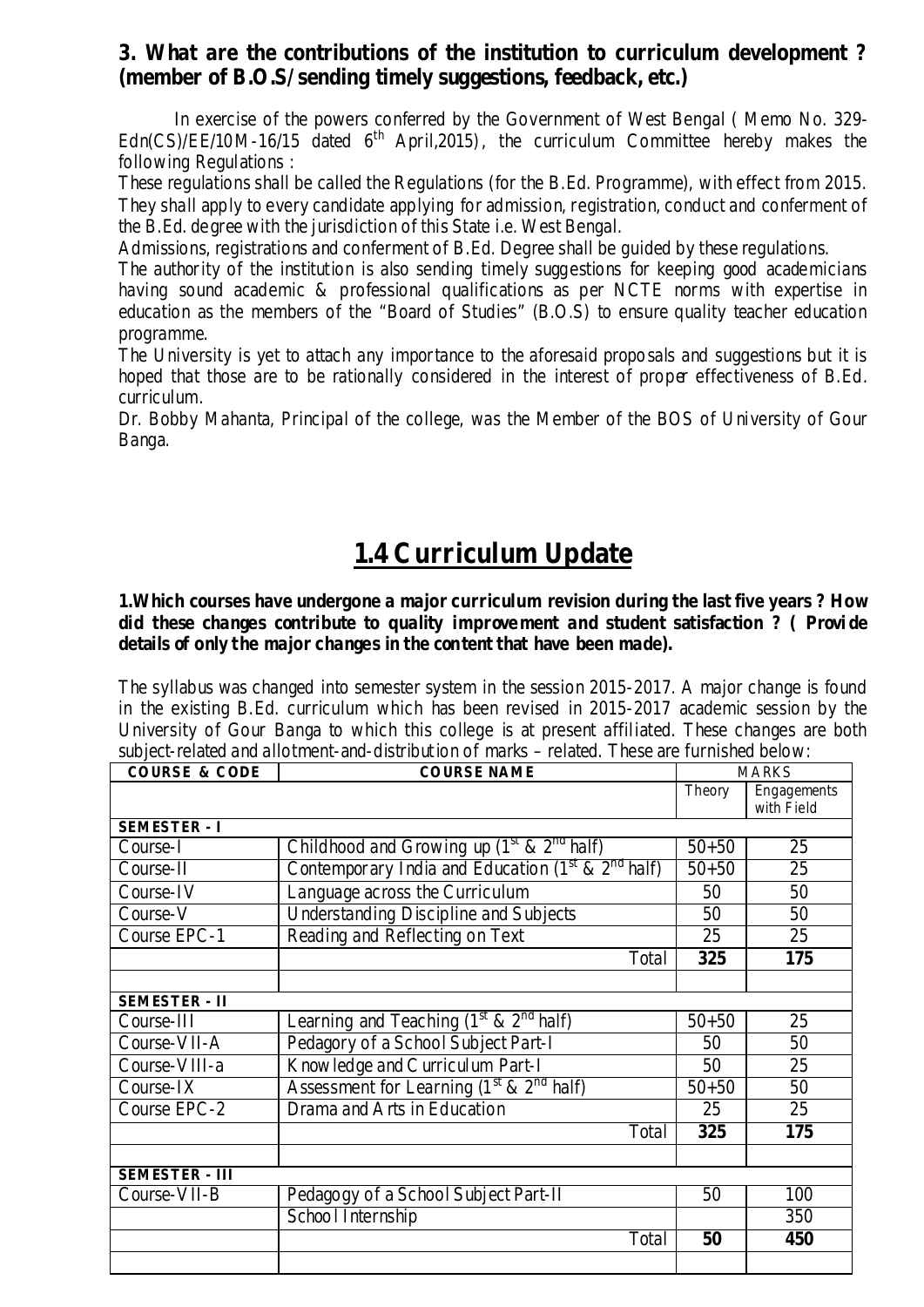**3. What are the contributions of the institution to curriculum development ? (member of B.O.S/ sending timely suggestions, feedback, etc.)**

In exercise of the powers conferred by the Government of West Bengal ( Memo No. 329-Edn(CS)/EE/10M-16/15 dated 6th April,2015), the curriculum Committee hereby makes the following Regulations :

These regulations shall be called the Regulations (for the B.Ed. Programme), with effect from 2015. They shall apply to every candidate applying for admission, registration, conduct and conferment of the B.Ed. degree with the jurisdiction of this State i.e. West Bengal.

Admissions, registrations and conferment of B.Ed. Degree shall be guided by these regulations.

The authority of the institution is also sending timely suggestions for keeping good academicians having sound academic & professional qualifications as per NCTE norms with expertise in education as the members of the "Board of Studies" (B.O.S) to ensure quality teacher education programme.

The University is yet to attach any importance to the aforesaid proposals and suggestions but it is hoped that those are to be rationally considered in the interest of proper effectiveness of B.Ed. curriculum.

Dr. Bobby Mahanta, Principal of the college, was the Member of the BOS of University of Gour Banga.

# 1.4 Curriculum Update

**1.Which courses have undergone a major curriculum revision during the last five years ? How did these changes contribute to quality improvement and student satisfaction ? ( Provide details of only the major changes in the content that have been made).**

The syllabus was changed into semester system in the session 2015-2017. A major change is found in the existing B.Ed. curriculum which has been revised in 2015-2017 academic session by the University of Gour Banga to which this college is at present affiliated. These changes are both subject-related and allotment-and-distribution of marks – related. These are furnished below:

| COURSE & CODE | COURSE NAME | MARKS | |
|---|---|---|---|
| | | Theory | Engagements with Field |
| **SEMESTER - I** | | | |
| Course-I | Childhood and Growing up (1st & 2nd half) | 50+50 | 25 |
| Course-II | Contemporary India and Education (1st & 2nd half) | 50+50 | 25 |
| Course-IV | Language across the Curriculum | 50 | 50 |
| Course-V | Understanding Discipline and Subjects | 50 | 50 |
| Course EPC-1 | Reading and Reflecting on Text | 25 | 25 |
| | Total | **325** | **175** |
| | | | |
| **SEMESTER - II** | | | |
| Course-III | Learning and Teaching (1st & 2nd half) | 50+50 | 25 |
| Course-VII-A | Pedagory of a School Subject Part-I | 50 | 50 |
| Course-VIII-a | Knowledge and Curriculum Part-I | 50 | 25 |
| Course-IX | Assessment for Learning (1st & 2nd half) | 50+50 | 50 |
| Course EPC-2 | Drama and Arts in Education | 25 | 25 |
| | Total | **325** | **175** |
| | | | |
| **SEMESTER - III** | | | |
| Course-VII-B | Pedagogy of a School Subject Part-II | 50 | 100 |
| | School Internship | | 350 |
| | Total | **50** | **450** |
| | | | |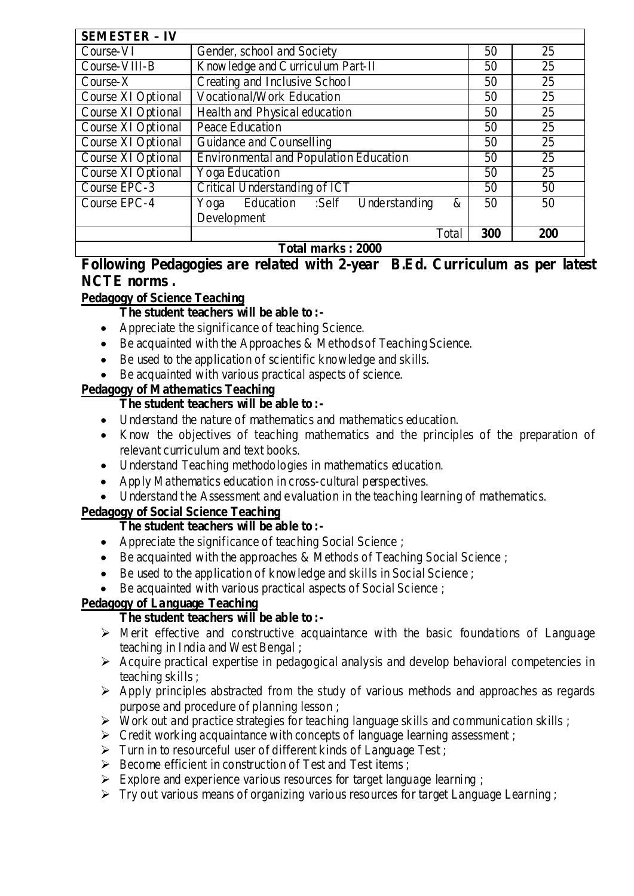| SEMESTER – IV | | | |
|---|---|---|---|
| Course-VI | Gender, school and Society | 50 | 25 |
| Course-VIII-B | Knowledge and Curriculum Part-II | 50 | 25 |
| Course-X | Creating and Inclusive School | 50 | 25 |
| Course XI Optional | Vocational/Work Education | 50 | 25 |
| Course XI Optional | Health and Physical education | 50 | 25 |
| Course XI Optional | Peace Education | 50 | 25 |
| Course XI Optional | Guidance and Counselling | 50 | 25 |
| Course XI Optional | Environmental and Population Education | 50 | 25 |
| Course XI Optional | Yoga Education | 50 | 25 |
| Course EPC-3 | Critical Understanding of ICT | 50 | 50 |
| Course EPC-4 | Yoga Education :Self Understanding & Development | 50 | 50 |
| | Total | **300** | **200** |
| **Total marks : 2000** | | | |

## Following Pedagogies are related with 2-year B.Ed. Curriculum as per latest NCTE norms .

### Pedagogy of Science Teaching

**The student teachers will be able to :-**

- Appreciate the significance of teaching Science.
- Be acquainted with the Approaches & Methods of Teaching Science.
- Be used to the application of scientific knowledge and skills.
- Be acquainted with various practical aspects of science.

### Pedagogy of Mathematics Teaching

**The student teachers will be able to :-**

- Understand the nature of mathematics and mathematics education.
- Know the objectives of teaching mathematics and the principles of the preparation of relevant curriculum and text books.
- Understand Teaching methodologies in mathematics education.
- Apply Mathematics education in cross-cultural perspectives.
- Understand the Assessment and evaluation in the teaching learning of mathematics.

### Pedagogy of Social Science Teaching

**The student teachers will be able to :-**

- Appreciate the significance of teaching Social Science ;
- Be acquainted with the approaches & Methods of Teaching Social Science ;
- Be used to the application of knowledge and skills in Social Science ;
- Be acquainted with various practical aspects of Social Science ;

### Pedagogy of Language Teaching

**The student teachers will be able to :-**

- Merit effective and constructive acquaintance with the basic foundations of Language teaching in India and West Bengal ;
- Acquire practical expertise in pedagogical analysis and develop behavioral competencies in teaching skills ;
- Apply principles abstracted from the study of various methods and approaches as regards purpose and procedure of planning lesson ;
- Work out and practice strategies for teaching language skills and communication skills ;
- Credit working acquaintance with concepts of language learning assessment ;
- Turn in to resourceful user of different kinds of Language Test ;
- Become efficient in construction of Test and Test items ;
- Explore and experience various resources for target language learning ;
- Try out various means of organizing various resources for target Language Learning ;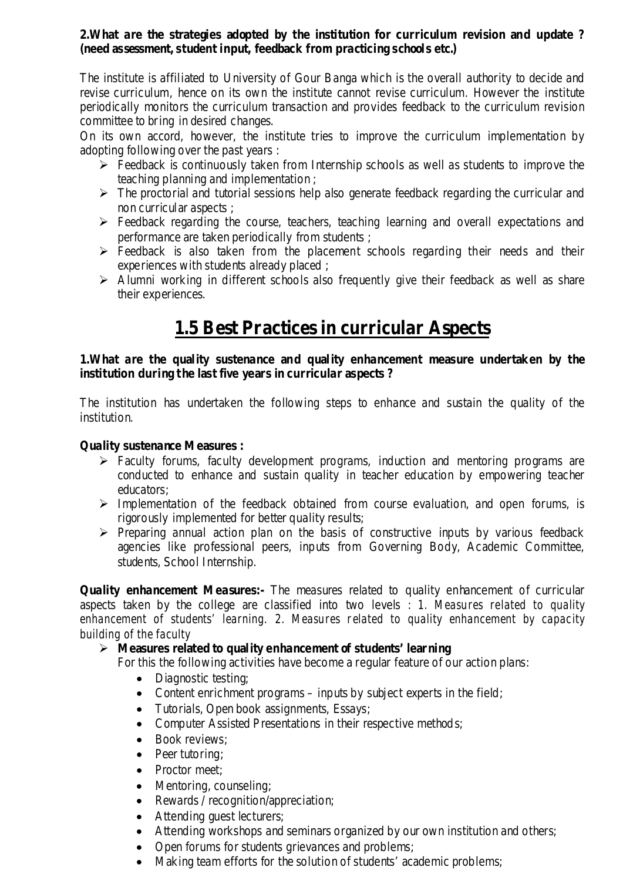**2.What are the strategies adopted by the institution for curriculum revision and update ? (need assessment, student input, feedback from practicing schools etc.)**

The institute is affiliated to University of Gour Banga which is the overall authority to decide and revise curriculum, hence on its own the institute cannot revise curriculum. However the institute periodically monitors the curriculum transaction and provides feedback to the curriculum revision committee to bring in desired changes.

On its own accord, however, the institute tries to improve the curriculum implementation by adopting following over the past years :

- Feedback is continuously taken from Internship schools as well as students to improve the teaching planning and implementation ;
- The proctorial and tutorial sessions help also generate feedback regarding the curricular and non curricular aspects ;
- Feedback regarding the course, teachers, teaching learning and overall expectations and performance are taken periodically from students ;
- Feedback is also taken from the placement schools regarding their needs and their experiences with students already placed ;
- Alumni working in different schools also frequently give their feedback as well as share their experiences.

# 1.5 Best Practices in curricular Aspects

**1.What are the quality sustenance and quality enhancement measure undertaken by the institution during the last five years in curricular aspects ?**

The institution has undertaken the following steps to enhance and sustain the quality of the institution.

**Quality sustenance Measures :**

- Faculty forums, faculty development programs, induction and mentoring programs are conducted to enhance and sustain quality in teacher education by empowering teacher educators;
- Implementation of the feedback obtained from course evaluation, and open forums, is rigorously implemented for better quality results;
- Preparing annual action plan on the basis of constructive inputs by various feedback agencies like professional peers, inputs from Governing Body, Academic Committee, students, School Internship.

**Quality enhancement Measures:-** The measures related to quality enhancement of curricular aspects taken by the college are classified into two levels : *1. Measures related to quality enhancement of students' learning. 2. Measures related to quality enhancement by capacity building of the faculty*

- **Measures related to quality enhancement of students' learning**

  For this the following activities have become a regular feature of our action plans:

  - Diagnostic testing;
  - Content enrichment programs – inputs by subject experts in the field;
  - Tutorials, Open book assignments, Essays;
  - Computer Assisted Presentations in their respective methods;
  - Book reviews;
  - Peer tutoring;
  - Proctor meet;
  - Mentoring, counseling;
  - Rewards / recognition/appreciation;
  - Attending guest lecturers;
  - Attending workshops and seminars organized by our own institution and others;
  - Open forums for students grievances and problems;
  - Making team efforts for the solution of students' academic problems;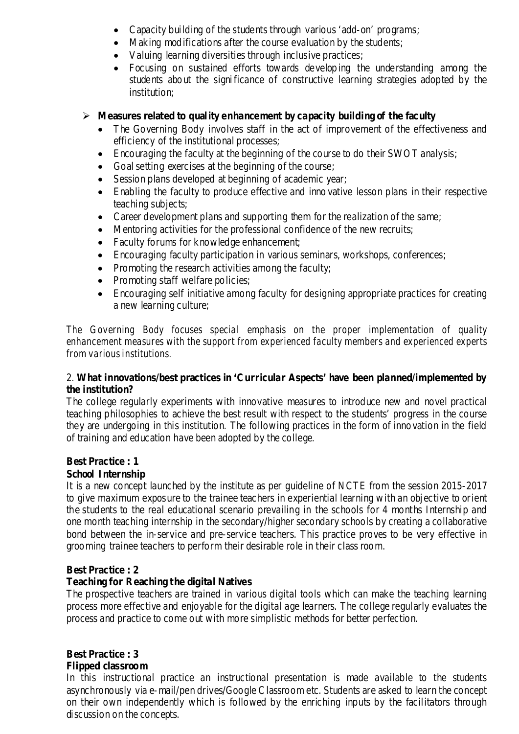- Capacity building of the students through various 'add-on' programs;
- Making modifications after the course evaluation by the students;
- Valuing learning diversities through inclusive practices;
- Focusing on sustained efforts towards developing the understanding among the students about the significance of constructive learning strategies adopted by the institution;

➢ **Measures related to quality enhancement by capacity building of the faculty**

- The Governing Body involves staff in the act of improvement of the effectiveness and efficiency of the institutional processes;
- Encouraging the faculty at the beginning of the course to do their SWOT analysis;
- Goal setting exercises at the beginning of the course;
- Session plans developed at beginning of academic year;
- Enabling the faculty to produce effective and innovative lesson plans in their respective teaching subjects;
- Career development plans and supporting them for the realization of the same;
- Mentoring activities for the professional confidence of the new recruits;
- Faculty forums for knowledge enhancement;
- Encouraging faculty participation in various seminars, workshops, conferences;
- Promoting the research activities among the faculty;
- Promoting staff welfare policies;
- Encouraging self initiative among faculty for designing appropriate practices for creating a new learning culture;

*The Governing Body focuses special emphasis on the proper implementation of quality enhancement measures with the support from experienced faculty members and experienced experts from various institutions.*

2. **What innovations/best practices in 'Curricular Aspects' have been planned/implemented by the institution?**

The college regularly experiments with innovative measures to introduce new and novel practical teaching philosophies to achieve the best result with respect to the students' progress in the course they are undergoing in this institution. The following practices in the form of innovation in the field of training and education have been adopted by the college.

**Best Practice : 1**

**School Internship**

It is a new concept launched by the institute as per guideline of NCTE from the session 2015-2017 to give maximum exposure to the trainee teachers in experiential learning with an objective to orient the students to the real educational scenario prevailing in the schools for 4 months Internship and one month teaching internship in the secondary/higher secondary schools by creating a collaborative bond between the in-service and pre-service teachers. This practice proves to be very effective in grooming trainee teachers to perform their desirable role in their class room.

**Best Practice : 2**

**Teaching for Reaching the digital Natives**

The prospective teachers are trained in various digital tools which can make the teaching learning process more effective and enjoyable for the digital age learners. The college regularly evaluates the process and practice to come out with more simplistic methods for better perfection.

**Best Practice : 3**

**Flipped classroom**

In this instructional practice an instructional presentation is made available to the students asynchronously via e-mail/pen drives/Google Classroom etc. Students are asked to learn the concept on their own independently which is followed by the enriching inputs by the facilitators through discussion on the concepts.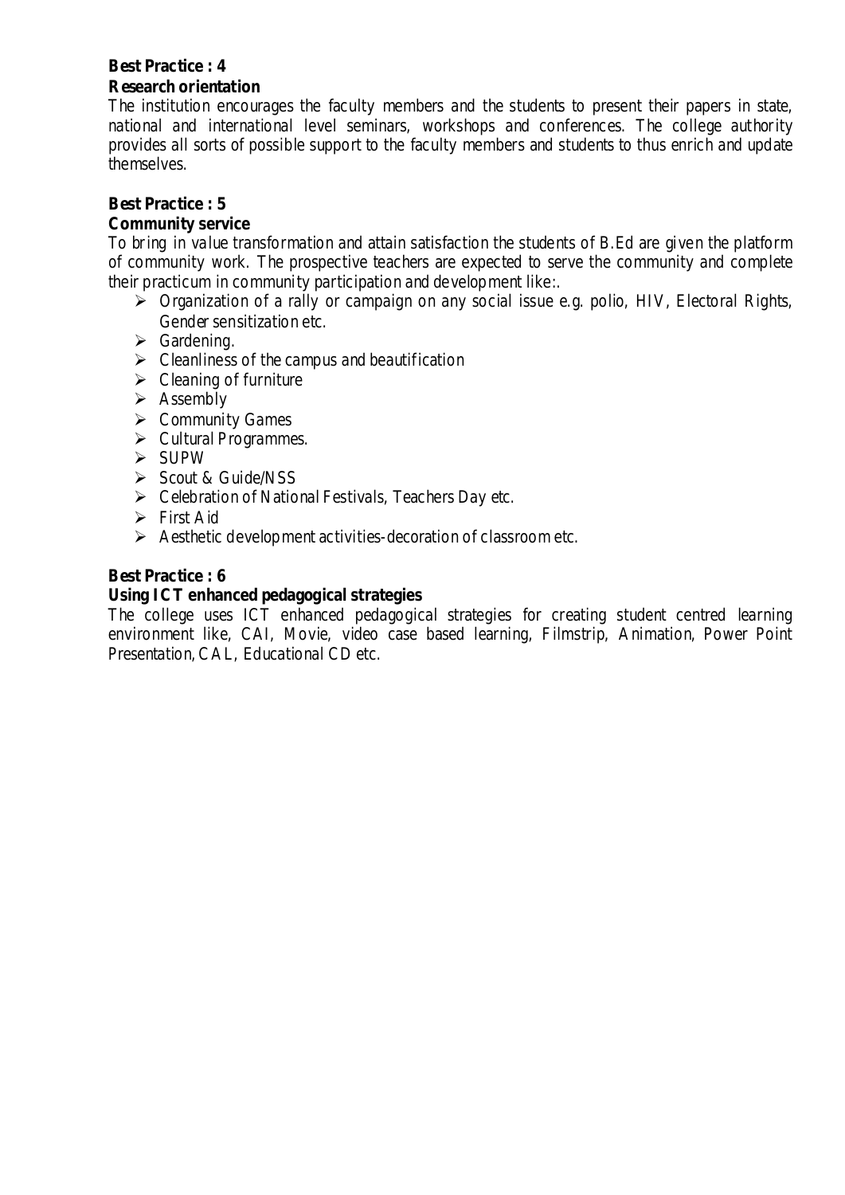**Best Practice : 4**

**Research orientation**

The institution encourages the faculty members and the students to present their papers in state, national and international level seminars, workshops and conferences. The college authority provides all sorts of possible support to the faculty members and students to thus enrich and update themselves.

**Best Practice : 5**

**Community service**

To bring in value transformation and attain satisfaction the students of B.Ed are given the platform of community work. The prospective teachers are expected to serve the community and complete their practicum in community participation and development like:.

- Organization of a rally or campaign on any social issue e.g. polio, HIV, Electoral Rights, Gender sensitization etc.
- Gardening.
- Cleanliness of the campus and beautification
- Cleaning of furniture
- Assembly
- Community Games
- Cultural Programmes.
- SUPW
- Scout & Guide/NSS
- Celebration of National Festivals, Teachers Day etc.
- First Aid
- Aesthetic development activities-decoration of classroom etc.

**Best Practice : 6**

**Using ICT enhanced pedagogical strategies**

The college uses ICT enhanced pedagogical strategies for creating student centred learning environment like, CAI, Movie, video case based learning, Filmstrip, Animation, Power Point Presentation, CAL, Educational CD etc.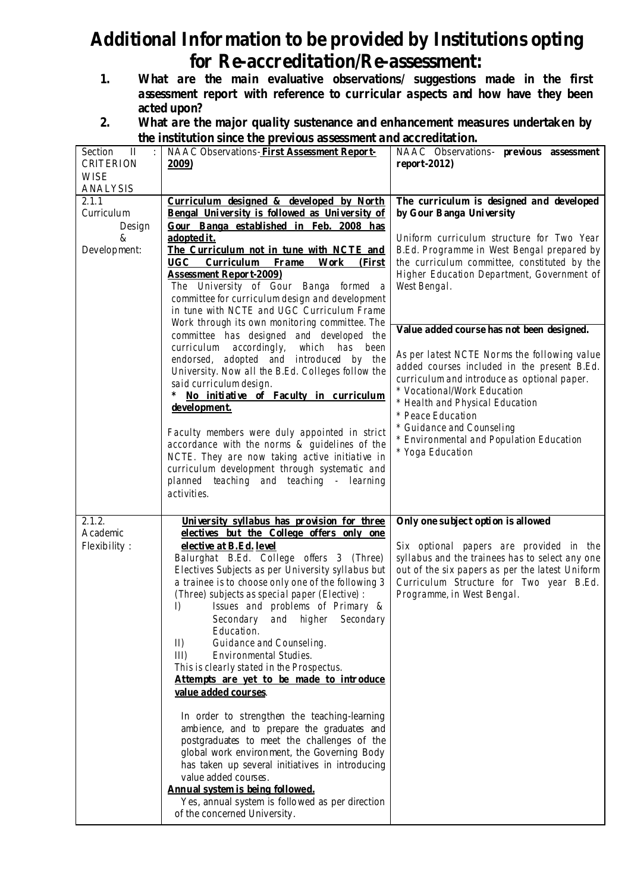# Additional Information to be provided by Institutions opting for Re-accreditation/Re-assessment:

1. **What are the main evaluative observations/ suggestions made in the first assessment report with reference to curricular aspects and how have they been acted upon?**
2. **What are the major quality sustenance and enhancement measures undertaken by the institution since the previous assessment and accreditation.**

| Section II : CRITERION WISE ANALYSIS | NAAC Observations-**First Assessment Report-2009)** | NAAC Observations- **previous assessment report-2012)** |
|---|---|---|
| 2.1.1 Curriculum Design & Development: | **Curriculum designed & developed by North Bengal University is followed as University of Gour Banga established in Feb. 2008 has adopted it.**<br>**The Curriculum not in tune with NCTE and UGC Curriculum Frame Work (First Assessment Report-2009)**<br>The University of Gour Banga formed a committee for curriculum design and development in tune with NCTE and UGC Curriculum Frame Work through its own monitoring committee. The committee has designed and developed the curriculum accordingly, which has been endorsed, adopted and introduced by the University. Now all the B.Ed. Colleges follow the said curriculum design.<br>* **No initiative of Faculty in curriculum development.**<br><br>Faculty members were duly appointed in strict accordance with the norms & guidelines of the NCTE. They are now taking active initiative in curriculum development through systematic and planned teaching and teaching - learning activities. | **The curriculum is designed and developed by Gour Banga University**<br><br>Uniform curriculum structure for Two Year B.Ed. Programme in West Bengal prepared by the curriculum committee, constituted by the Higher Education Department, Government of West Bengal.<br><br>**Value added course has not been designed.**<br><br>As per latest NCTE Norms the following value added courses included in the present B.Ed. curriculum and introduce as optional paper.<br>* Vocational/Work Education<br>* Health and Physical Education<br>* Peace Education<br>* Guidance and Counseling<br>* Environmental and Population Education<br>* Yoga Education |
| 2.1.2. Academic Flexibility : | **University syllabus has provision for three electives but the College offers only one elective at B.Ed. level**<br>Balurghat B.Ed. College offers 3 (Three) Electives Subjects as per University syllabus but a trainee is to choose only one of the following 3 (Three) subjects as special paper (Elective) :<br>I) Issues and problems of Primary & Secondary and higher Secondary Education.<br>II) Guidance and Counseling.<br>III) Environmental Studies.<br>This is clearly stated in the Prospectus.<br>**Attempts are yet to be made to introduce value added courses**.<br><br>In order to strengthen the teaching-learning ambience, and to prepare the graduates and postgraduates to meet the challenges of the global work environment, the Governing Body has taken up several initiatives in introducing value added courses.<br>**Annual system is being followed.**<br>Yes, annual system is followed as per direction of the concerned University. | **Only one subject option is allowed**<br><br>Six optional papers are provided in the syllabus and the trainees has to select any one out of the six papers as per the latest Uniform Curriculum Structure for Two year B.Ed. Programme, in West Bengal. |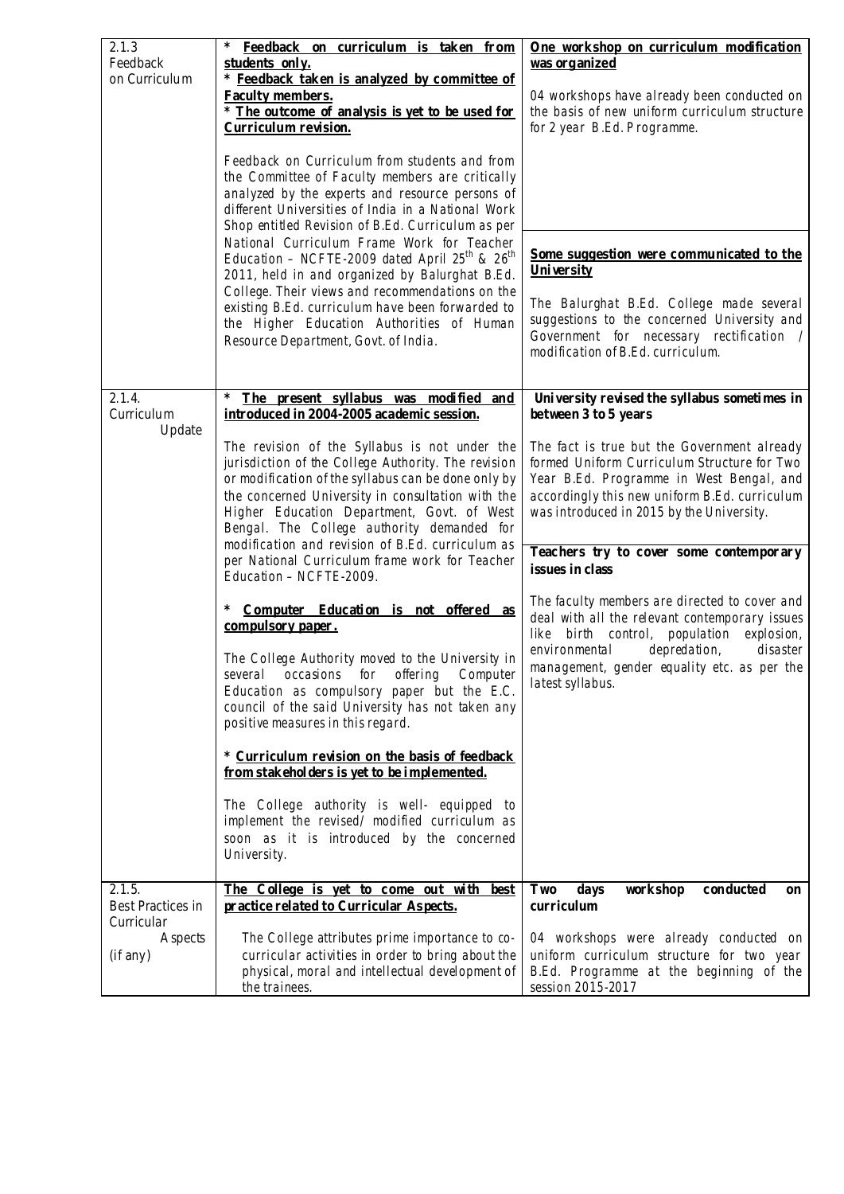| | | |
|---|---|---|
| 2.1.3 Feedback on Curriculum | * **Feedback on curriculum is taken from students only.**<br>* **Feedback taken is analyzed by committee of Faculty members.**<br>* **The outcome of analysis is yet to be used for Curriculum revision.**<br><br>Feedback on Curriculum from students and from the Committee of Faculty members are critically analyzed by the experts and resource persons of different Universities of India in a National Work Shop entitled Revision of B.Ed. Curriculum as per National Curriculum Frame Work for Teacher Education – NCFTE-2009 dated April 25th & 26th 2011, held in and organized by Balurghat B.Ed. College. Their views and recommendations on the existing B.Ed. curriculum have been forwarded to the Higher Education Authorities of Human Resource Department, Govt. of India. | **One workshop on curriculum modification was organized**<br><br>04 workshops have already been conducted on the basis of new uniform curriculum structure for 2 year B.Ed. Programme.<br><br>**Some suggestion were communicated to the University**<br><br>The Balurghat B.Ed. College made several suggestions to the concerned University and Government for necessary rectification / modification of B.Ed. curriculum. |
| 2.1.4. Curriculum Update | * **The present syllabus was modified and introduced in 2004-2005 academic session.**<br><br>The revision of the Syllabus is not under the jurisdiction of the College Authority. The revision or modification of the syllabus can be done only by the concerned University in consultation with the Higher Education Department, Govt. of West Bengal. The College authority demanded for modification and revision of B.Ed. curriculum as per National Curriculum frame work for Teacher Education – NCFTE-2009.<br><br>* **Computer Education is not offered as compulsory paper.**<br><br>The College Authority moved to the University in several occasions for offering Computer Education as compulsory paper but the E.C. council of the said University has not taken any positive measures in this regard.<br><br>* **Curriculum revision on the basis of feedback from stakeholders is yet to be implemented.**<br><br>The College authority is well- equipped to implement the revised/ modified curriculum as soon as it is introduced by the concerned University. | **University revised the syllabus sometimes in between 3 to 5 years**<br><br>The fact is true but the Government already formed Uniform Curriculum Structure for Two Year B.Ed. Programme in West Bengal, and accordingly this new uniform B.Ed. curriculum was introduced in 2015 by the University.<br><br>**Teachers try to cover some contemporary issues in class**<br><br>The faculty members are directed to cover and deal with all the relevant contemporary issues like birth control, population explosion, environmental depredation, disaster management, gender equality etc. as per the latest syllabus. |
| 2.1.5. Best Practices in Curricular Aspects (if any) | **The College is yet to come out with best practice related to Curricular Aspects.**<br><br>The College attributes prime importance to co-curricular activities in order to bring about the physical, moral and intellectual development of the trainees. | **Two days workshop conducted on curriculum**<br><br>04 workshops were already conducted on uniform curriculum structure for two year B.Ed. Programme at the beginning of the session 2015-2017 |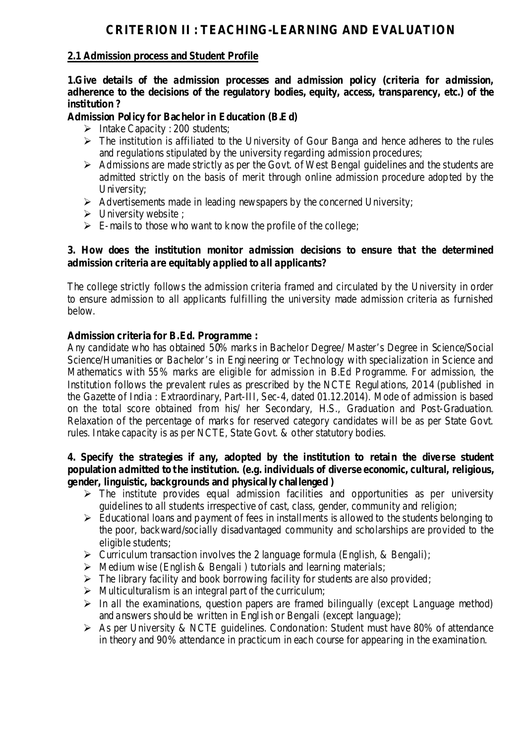# CRITERION II : TEACHING-LEARNING AND EVALUATION

## 2.1 Admission process and Student Profile

**1.Give details of the admission processes and admission policy (criteria for admission, adherence to the decisions of the regulatory bodies, equity, access, transparency, etc.) of the institution ?**

**Admission Policy for Bachelor in Education (B.Ed)**

- Intake Capacity : 200 students;
- The institution is affiliated to the University of Gour Banga and hence adheres to the rules and regulations stipulated by the university regarding admission procedures;
- Admissions are made strictly as per the Govt. of West Bengal guidelines and the students are admitted strictly on the basis of merit through online admission procedure adopted by the University;
- Advertisements made in leading newspapers by the concerned University;
- University website ;
- E-mails to those who want to know the profile of the college;

**3. How does the institution monitor admission decisions to ensure that the determined admission criteria are equitably applied to all applicants?**

The college strictly follows the admission criteria framed and circulated by the University in order to ensure admission to all applicants fulfilling the university made admission criteria as furnished below.

**Admission criteria for B.Ed. Programme :**

Any candidate who has obtained 50% marks in Bachelor Degree/ Master's Degree in Science/Social Science/Humanities or Bachelor's in Engineering or Technology with specialization in Science and Mathematics with 55% marks are eligible for admission in B.Ed Programme. For admission, the Institution follows the prevalent rules as prescribed by the NCTE Regulations, 2014 (published in the Gazette of India : Extraordinary, Part-III, Sec-4, dated 01.12.2014). Mode of admission is based on the total score obtained from his/ her Secondary, H.S., Graduation and Post-Graduation. Relaxation of the percentage of marks for reserved category candidates will be as per State Govt. rules. Intake capacity is as per NCTE, State Govt. & other statutory bodies.

**4. Specify the strategies if any, adopted by the institution to retain the diverse student population admitted to the institution. (e.g. individuals of diverse economic, cultural, religious, gender, linguistic, backgrounds and physically challenged )**

- The institute provides equal admission facilities and opportunities as per university guidelines to all students irrespective of cast, class, gender, community and religion;
- Educational loans and payment of fees in installments is allowed to the students belonging to the poor, backward/socially disadvantaged community and scholarships are provided to the eligible students;
- Curriculum transaction involves the 2 language formula (English, & Bengali);
- Medium wise (English & Bengali ) tutorials and learning materials;
- The library facility and book borrowing facility for students are also provided;
- Multiculturalism is an integral part of the curriculum;
- In all the examinations, question papers are framed bilingually (except Language method) and answers should be written in English or Bengali (except language);
- As per University & NCTE guidelines. Condonation: Student must have 80% of attendance in theory and 90% attendance in practicum in each course for appearing in the examination.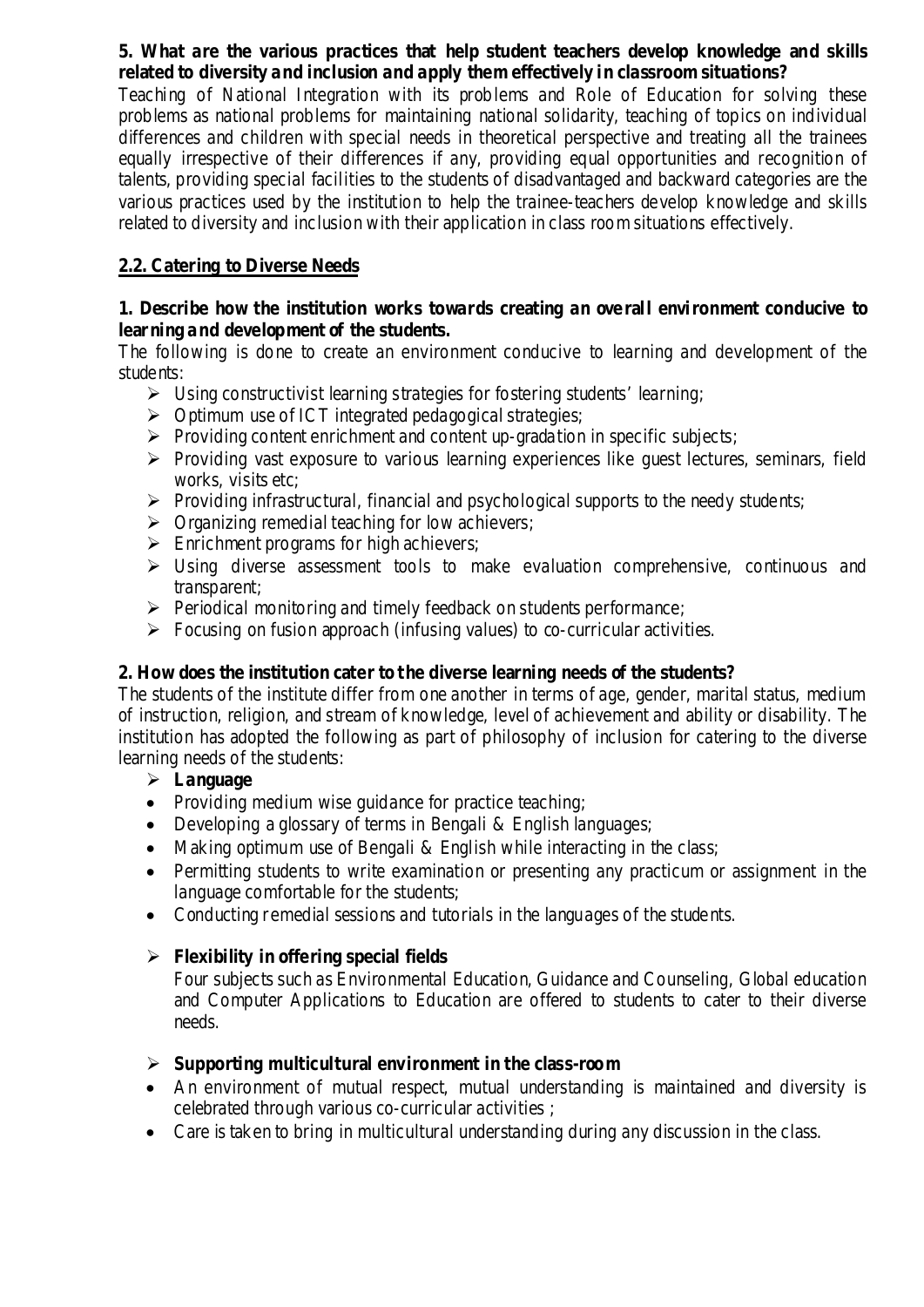**5. What are the various practices that help student teachers develop knowledge and skills related to diversity and inclusion and apply them effectively in classroom situations?**

Teaching of National Integration with its problems and Role of Education for solving these problems as national problems for maintaining national solidarity, teaching of topics on individual differences and children with special needs in theoretical perspective and treating all the trainees equally irrespective of their differences if any, providing equal opportunities and recognition of talents, providing special facilities to the students of disadvantaged and backward categories are the various practices used by the institution to help the trainee-teachers develop knowledge and skills related to diversity and inclusion with their application in class room situations effectively.

## 2.2. Catering to Diverse Needs

**1. Describe how the institution works towards creating an overall environment conducive to learning and development of the students.**

The following is done to create an environment conducive to learning and development of the students:

- Using constructivist learning strategies for fostering students' learning;
- Optimum use of ICT integrated pedagogical strategies;
- Providing content enrichment and content up-gradation in specific subjects;
- Providing vast exposure to various learning experiences like guest lectures, seminars, field works, visits etc;
- Providing infrastructural, financial and psychological supports to the needy students;
- Organizing remedial teaching for low achievers;
- Enrichment programs for high achievers;
- Using diverse assessment tools to make evaluation comprehensive, continuous and transparent;
- Periodical monitoring and timely feedback on students performance;
- Focusing on fusion approach (infusing values) to co-curricular activities.

**2. How does the institution cater to the diverse learning needs of the students?**

The students of the institute differ from one another in terms of age, gender, marital status, medium of instruction, religion, and stream of knowledge, level of achievement and ability or disability. The institution has adopted the following as part of philosophy of inclusion for catering to the diverse learning needs of the students:

- **Language**
  - Providing medium wise guidance for practice teaching;
  - Developing a glossary of terms in Bengali & English languages;
  - Making optimum use of Bengali & English while interacting in the class;
  - Permitting students to write examination or presenting any practicum or assignment in the language comfortable for the students;
  - Conducting remedial sessions and tutorials in the languages of the students.

- **Flexibility in offering special fields**

  Four subjects such as Environmental Education, Guidance and Counseling, Global education and Computer Applications to Education are offered to students to cater to their diverse needs.

- **Supporting multicultural environment in the class-room**
  - An environment of mutual respect, mutual understanding is maintained and diversity is celebrated through various co-curricular activities ;
  - Care is taken to bring in multicultural understanding during any discussion in the class.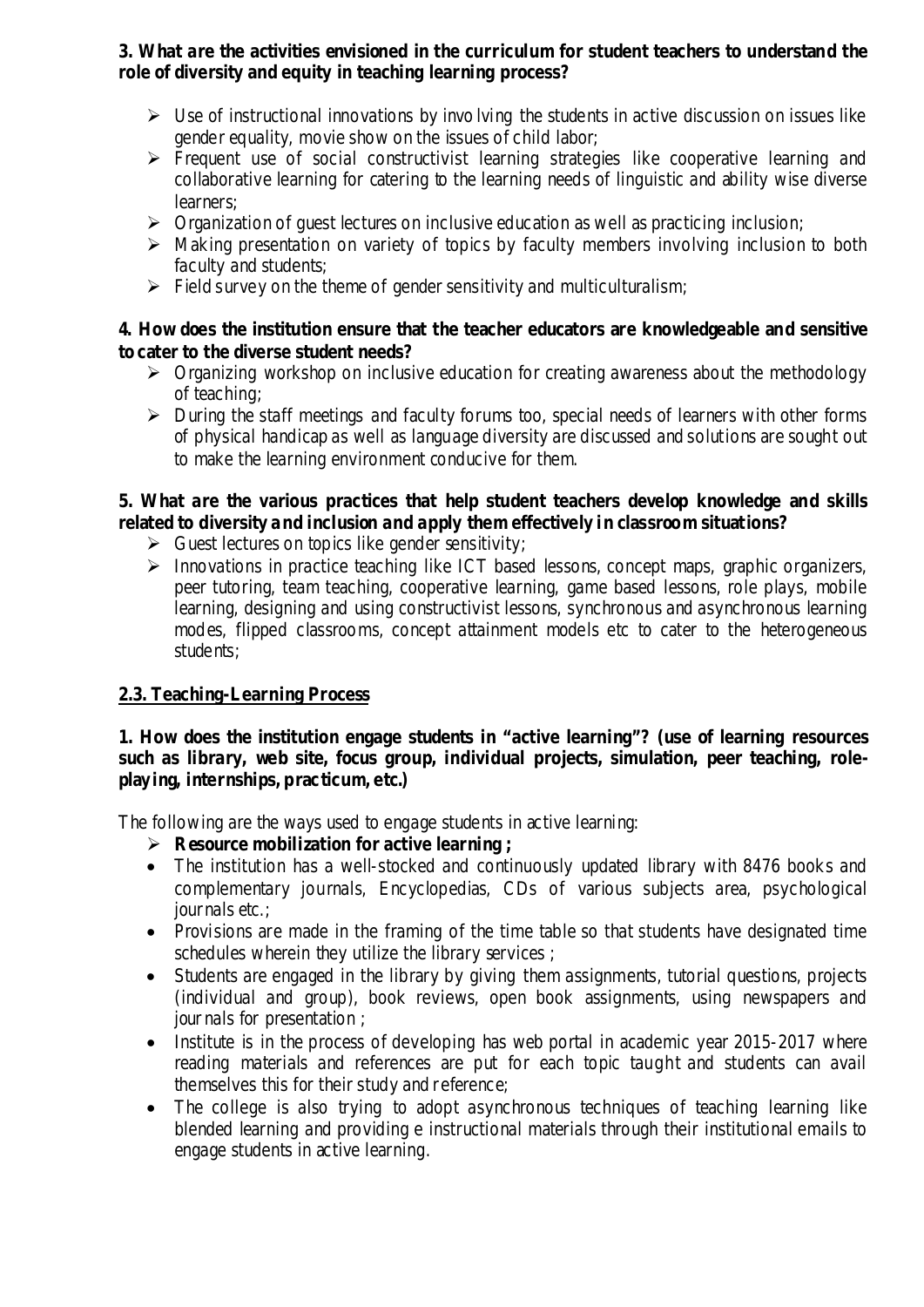**3. What are the activities envisioned in the curriculum for student teachers to understand the role of diversity and equity in teaching learning process?**

- Use of instructional innovations by involving the students in active discussion on issues like gender equality, movie show on the issues of child labor;
- Frequent use of social constructivist learning strategies like cooperative learning and collaborative learning for catering to the learning needs of linguistic and ability wise diverse learners;
- Organization of guest lectures on inclusive education as well as practicing inclusion;
- Making presentation on variety of topics by faculty members involving inclusion to both faculty and students;
- Field survey on the theme of gender sensitivity and multiculturalism;

**4. How does the institution ensure that the teacher educators are knowledgeable and sensitive to cater to the diverse student needs?**

- Organizing workshop on inclusive education for creating awareness about the methodology of teaching;
- During the staff meetings and faculty forums too, special needs of learners with other forms of physical handicap as well as language diversity are discussed and solutions are sought out to make the learning environment conducive for them.

**5. What are the various practices that help student teachers develop knowledge and skills related to diversity and inclusion and apply them effectively in classroom situations?**

- Guest lectures on topics like gender sensitivity;
- Innovations in practice teaching like ICT based lessons, concept maps, graphic organizers, peer tutoring, team teaching, cooperative learning, game based lessons, role plays, mobile learning, designing and using constructivist lessons, synchronous and asynchronous learning modes, flipped classrooms, concept attainment models etc to cater to the heterogeneous students;

## 2.3. Teaching-Learning Process

**1. How does the institution engage students in "active learning"? (use of learning resources such as library, web site, focus group, individual projects, simulation, peer teaching, role-playing, internships, practicum, etc.)**

The following are the ways used to engage students in active learning:

- **Resource mobilization for active learning ;**
  - The institution has a well-stocked and continuously updated library with 8476 books and complementary journals, Encyclopedias, CDs of various subjects area, psychological journals etc.;
  - Provisions are made in the framing of the time table so that students have designated time schedules wherein they utilize the library services ;
  - Students are engaged in the library by giving them assignments, tutorial questions, projects (individual and group), book reviews, open book assignments, using newspapers and journals for presentation ;
  - Institute is in the process of developing has web portal in academic year 2015-2017 where reading materials and references are put for each topic taught and students can avail themselves this for their study and reference;
  - The college is also trying to adopt asynchronous techniques of teaching learning like blended learning and providing e instructional materials through their institutional emails to engage students in active learning.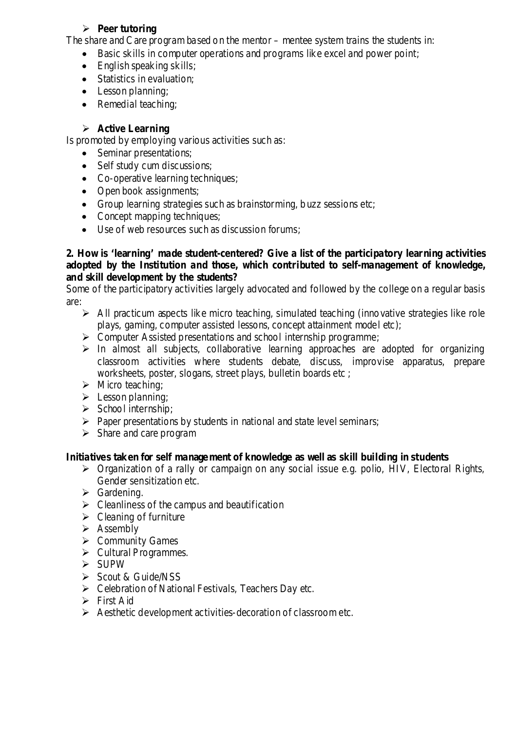- **Peer tutoring**

The share and Care program based on the mentor – mentee system trains the students in:

- Basic skills in computer operations and programs like excel and power point;
- English speaking skills;
- Statistics in evaluation;
- Lesson planning;
- Remedial teaching;

- **Active Learning**

Is promoted by employing various activities such as:

- Seminar presentations;
- Self study cum discussions;
- Co-operative learning techniques;
- Open book assignments;
- Group learning strategies such as brainstorming, buzz sessions etc;
- Concept mapping techniques;
- Use of web resources such as discussion forums;

**2. How is 'learning' made student-centered? Give a list of the participatory learning activities adopted by the Institution and those, which contributed to self-management of knowledge, and skill development by the students?**

Some of the participatory activities largely advocated and followed by the college on a regular basis are:

- All practicum aspects like micro teaching, simulated teaching (innovative strategies like role plays, gaming, computer assisted lessons, concept attainment model etc);
- Computer Assisted presentations and school internship programme;
- In almost all subjects, collaborative learning approaches are adopted for organizing classroom activities where students debate, discuss, improvise apparatus, prepare worksheets, poster, slogans, street plays, bulletin boards etc ;
- Micro teaching;
- Lesson planning;
- School internship;
- Paper presentations by students in national and state level seminars;
- Share and care program

**Initiatives taken for self management of knowledge as well as skill building in students**

- Organization of a rally or campaign on any social issue e.g. polio, HIV, Electoral Rights, Gender sensitization etc.
- Gardening.
- Cleanliness of the campus and beautification
- Cleaning of furniture
- Assembly
- Community Games
- Cultural Programmes.
- SUPW
- Scout & Guide/NSS
- Celebration of National Festivals, Teachers Day etc.
- First Aid
- Aesthetic development activities-decoration of classroom etc.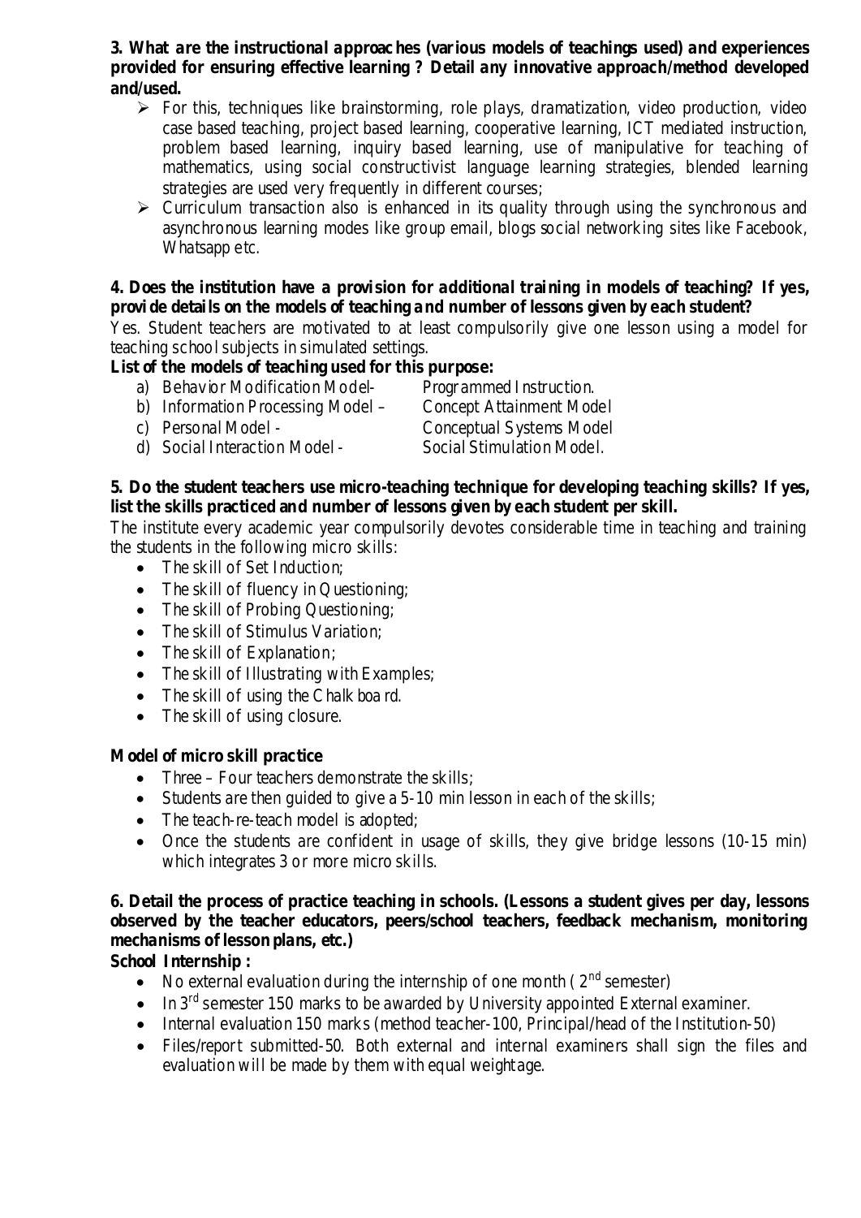**3. What are the instructional approaches (various models of teachings used) and experiences provided for ensuring effective learning ? Detail any innovative approach/method developed and/used.**

- For this, techniques like brainstorming, role plays, dramatization, video production, video case based teaching, project based learning, cooperative learning, ICT mediated instruction, problem based learning, inquiry based learning, use of manipulative for teaching of mathematics, using social constructivist language learning strategies, blended learning strategies are used very frequently in different courses;
- Curriculum transaction also is enhanced in its quality through using the synchronous and asynchronous learning modes like group email, blogs social networking sites like Facebook, Whatsapp etc.

**4. Does the institution have a provision for additional training in models of teaching? If yes, provide details on the models of teaching and number of lessons given by each student?**

Yes. Student teachers are motivated to at least compulsorily give one lesson using a model for teaching school subjects in simulated settings.

**List of the models of teaching used for this purpose:**

a) Behavior Modification Model- Programmed Instruction.
b) Information Processing Model – Concept Attainment Model
c) Personal Model - Conceptual Systems Model
d) Social Interaction Model - Social Stimulation Model.

**5. Do the student teachers use micro-teaching technique for developing teaching skills? If yes, list the skills practiced and number of lessons given by each student per skill.**

The institute every academic year compulsorily devotes considerable time in teaching and training the students in the following micro skills:

- The skill of Set Induction;
- The skill of fluency in Questioning;
- The skill of Probing Questioning;
- The skill of Stimulus Variation;
- The skill of Explanation;
- The skill of Illustrating with Examples;
- The skill of using the Chalk board.
- The skill of using closure.

**Model of micro skill practice**

- Three – Four teachers demonstrate the skills;
- Students are then guided to give a 5-10 min lesson in each of the skills;
- The teach-re-teach model is adopted;
- Once the students are confident in usage of skills, they give bridge lessons (10-15 min) which integrates 3 or more micro skills.

**6. Detail the process of practice teaching in schools. (Lessons a student gives per day, lessons observed by the teacher educators, peers/school teachers, feedback mechanism, monitoring mechanisms of lesson plans, etc.)**

**School Internship :**

- No external evaluation during the internship of one month ( 2nd semester)
- In 3rd semester 150 marks to be awarded by University appointed External examiner.
- Internal evaluation 150 marks (method teacher-100, Principal/head of the Institution-50)
- Files/report submitted-50. Both external and internal examiners shall sign the files and evaluation will be made by them with equal weightage.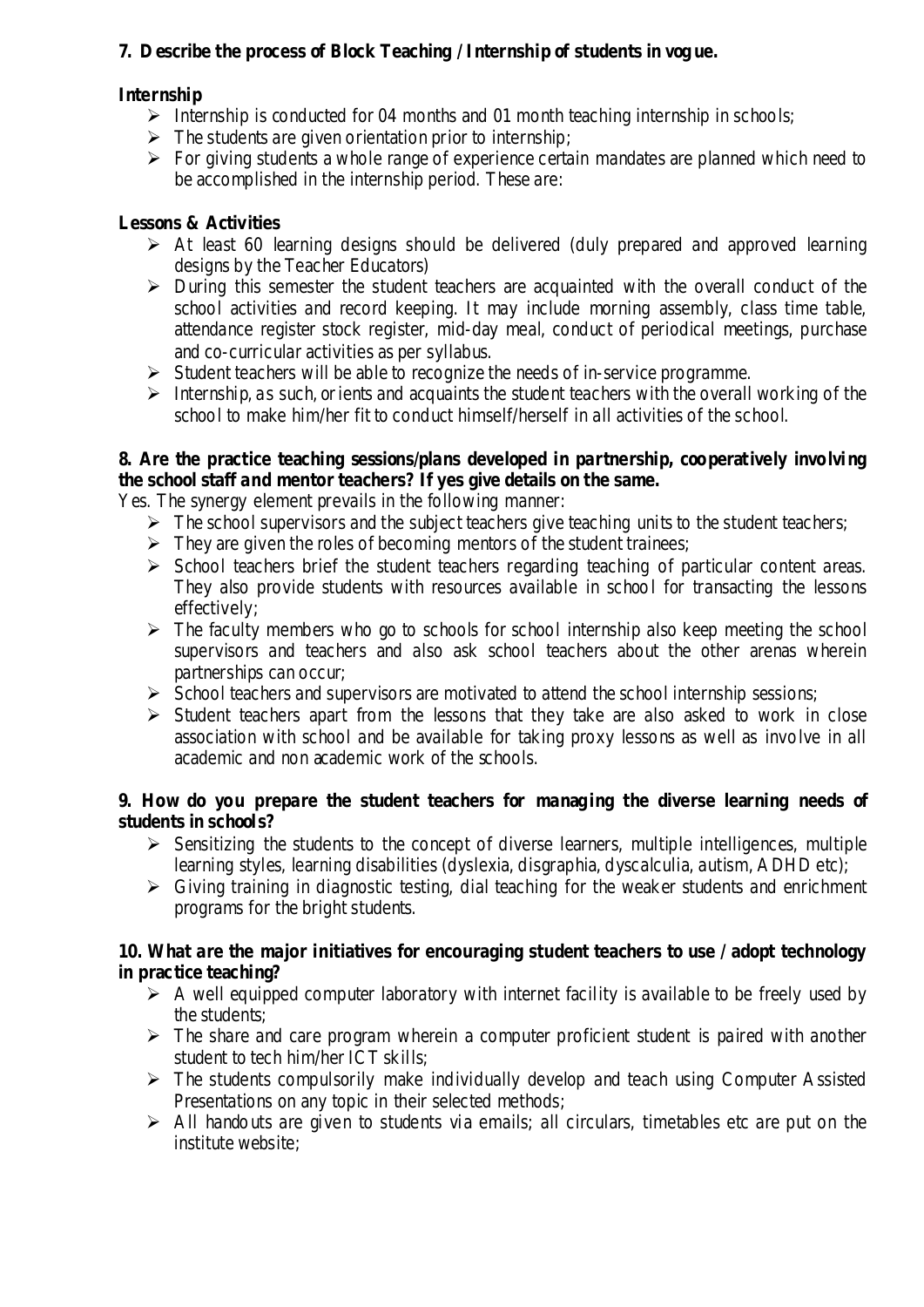**7. Describe the process of Block Teaching / Internship of students in vogue.**

**Internship**

- Internship is conducted for 04 months and 01 month teaching internship in schools;
- The students are given orientation prior to internship;
- For giving students a whole range of experience certain mandates are planned which need to be accomplished in the internship period. These are:

**Lessons & Activities**

- At least 60 learning designs should be delivered (duly prepared and approved learning designs by the Teacher Educators)
- During this semester the student teachers are acquainted with the overall conduct of the school activities and record keeping. It may include morning assembly, class time table, attendance register stock register, mid-day meal, conduct of periodical meetings, purchase and co-curricular activities as per syllabus.
- Student teachers will be able to recognize the needs of in-service programme.
- Internship, as such, orients and acquaints the student teachers with the overall working of the school to make him/her fit to conduct himself/herself in all activities of the school.

**8. Are the practice teaching sessions/plans developed in partnership, cooperatively involving the school staff and mentor teachers? If yes give details on the same.**

Yes. The synergy element prevails in the following manner:

- The school supervisors and the subject teachers give teaching units to the student teachers;
- They are given the roles of becoming mentors of the student trainees;
- School teachers brief the student teachers regarding teaching of particular content areas. They also provide students with resources available in school for transacting the lessons effectively;
- The faculty members who go to schools for school internship also keep meeting the school supervisors and teachers and also ask school teachers about the other arenas wherein partnerships can occur;
- School teachers and supervisors are motivated to attend the school internship sessions;
- Student teachers apart from the lessons that they take are also asked to work in close association with school and be available for taking proxy lessons as well as involve in all academic and non academic work of the schools.

**9. How do you prepare the student teachers for managing the diverse learning needs of students in schools?**

- Sensitizing the students to the concept of diverse learners, multiple intelligences, multiple learning styles, learning disabilities (dyslexia, disgraphia, dyscalculia, autism, ADHD etc);
- Giving training in diagnostic testing, dial teaching for the weaker students and enrichment programs for the bright students.

**10. What are the major initiatives for encouraging student teachers to use / adopt technology in practice teaching?**

- A well equipped computer laboratory with internet facility is available to be freely used by the students;
- The share and care program wherein a computer proficient student is paired with another student to tech him/her ICT skills;
- The students compulsorily make individually develop and teach using Computer Assisted Presentations on any topic in their selected methods;
- All handouts are given to students via emails; all circulars, timetables etc are put on the institute website;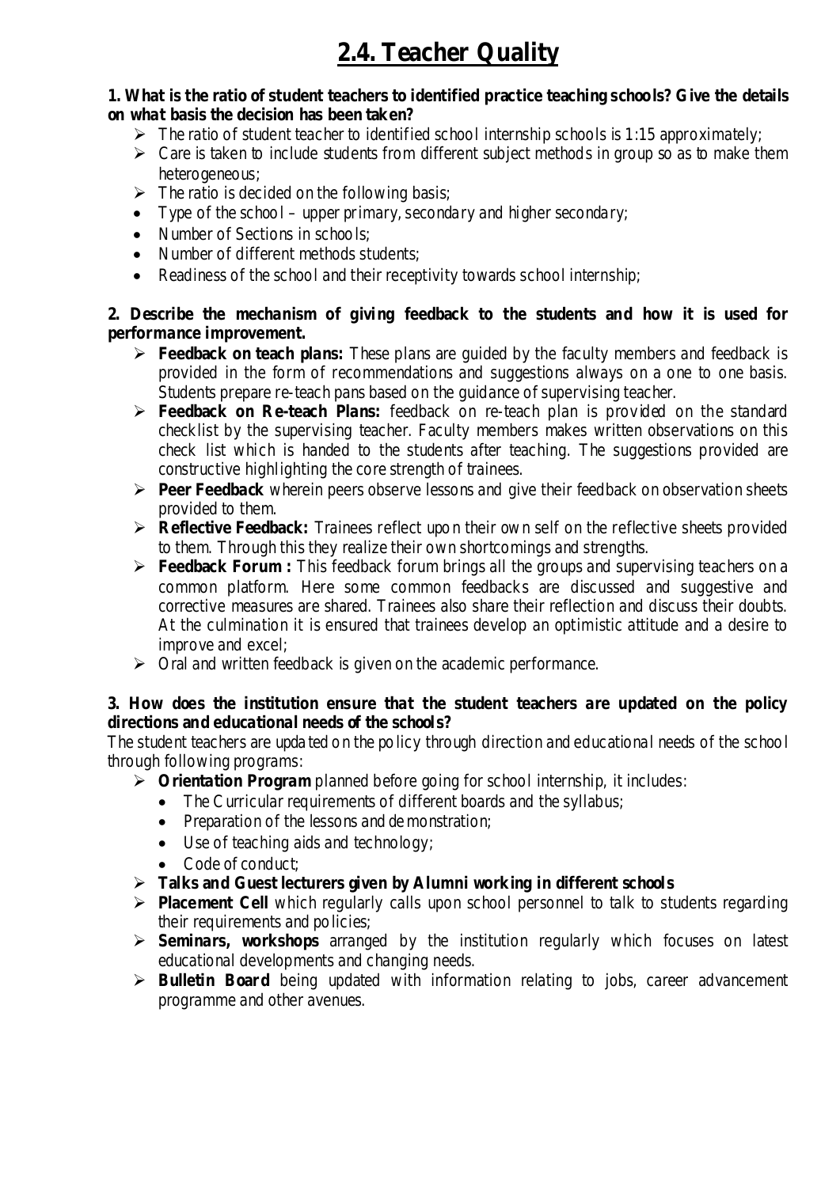# 2.4. Teacher Quality

**1. What is the ratio of student teachers to identified practice teaching schools? Give the details on what basis the decision has been taken?**

- The ratio of student teacher to identified school internship schools is 1:15 approximately;
- Care is taken to include students from different subject methods in group so as to make them heterogeneous;
- The ratio is decided on the following basis;
- Type of the school – upper primary, secondary and higher secondary;
- Number of Sections in schools;
- Number of different methods students;
- Readiness of the school and their receptivity towards school internship;

**2. Describe the mechanism of giving feedback to the students and how it is used for performance improvement.**

- **Feedback on teach plans:** These plans are guided by the faculty members and feedback is provided in the form of recommendations and suggestions always on a one to one basis. Students prepare re-teach pans based on the guidance of supervising teacher.
- **Feedback on Re-teach Plans:** feedback on re-teach plan is provided on the standard checklist by the supervising teacher. Faculty members makes written observations on this check list which is handed to the students after teaching. The suggestions provided are constructive highlighting the core strength of trainees.
- **Peer Feedback** wherein peers observe lessons and give their feedback on observation sheets provided to them.
- **Reflective Feedback:** Trainees reflect upon their own self on the reflective sheets provided to them. Through this they realize their own shortcomings and strengths.
- **Feedback Forum :** This feedback forum brings all the groups and supervising teachers on a common platform. Here some common feedbacks are discussed and suggestive and corrective measures are shared. Trainees also share their reflection and discuss their doubts. At the culmination it is ensured that trainees develop an optimistic attitude and a desire to improve and excel;
- Oral and written feedback is given on the academic performance.

**3. How does the institution ensure that the student teachers are updated on the policy directions and educational needs of the schools?**

The student teachers are updated on the policy through direction and educational needs of the school through following programs:

- **Orientation Program** planned before going for school internship, it includes:
  - The Curricular requirements of different boards and the syllabus;
  - Preparation of the lessons and demonstration;
  - Use of teaching aids and technology;
  - Code of conduct;
- **Talks and Guest lecturers given by Alumni working in different schools**
- **Placement Cell** which regularly calls upon school personnel to talk to students regarding their requirements and policies;
- **Seminars, workshops** arranged by the institution regularly which focuses on latest educational developments and changing needs.
- **Bulletin Board** being updated with information relating to jobs, career advancement programme and other avenues.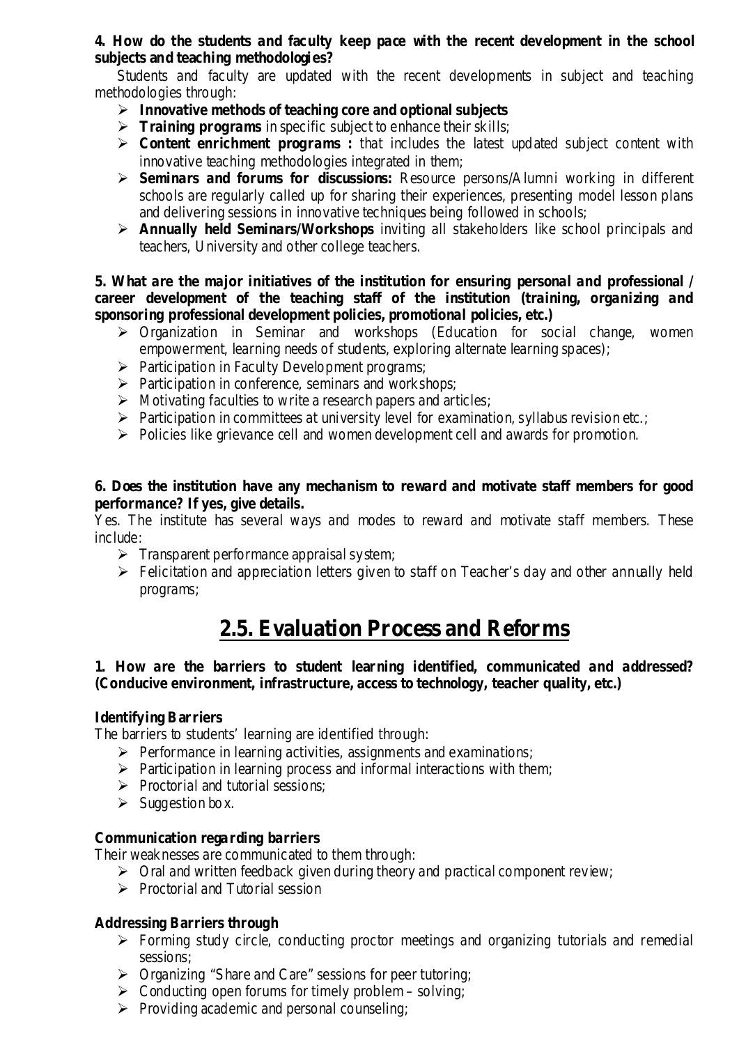**4. How do the students and faculty keep pace with the recent development in the school subjects and teaching methodologies?**

Students and faculty are updated with the recent developments in subject and teaching methodologies through:

- **Innovative methods of teaching core and optional subjects**
- **Training programs** in specific subject to enhance their skills;
- **Content enrichment programs :** that includes the latest updated subject content with innovative teaching methodologies integrated in them;
- **Seminars and forums for discussions:** Resource persons/Alumni working in different schools are regularly called up for sharing their experiences, presenting model lesson plans and delivering sessions in innovative techniques being followed in schools;
- **Annually held Seminars/Workshops** inviting all stakeholders like school principals and teachers, University and other college teachers.

**5. What are the major initiatives of the institution for ensuring personal and professional / career development of the teaching staff of the institution (training, organizing and sponsoring professional development policies, promotional policies, etc.)**

- Organization in Seminar and workshops (Education for social change, women empowerment, learning needs of students, exploring alternate learning spaces);
- Participation in Faculty Development programs;
- Participation in conference, seminars and workshops;
- Motivating faculties to write a research papers and articles;
- Participation in committees at university level for examination, syllabus revision etc.;
- Policies like grievance cell and women development cell and awards for promotion.

**6. Does the institution have any mechanism to reward and motivate staff members for good performance? If yes, give details.**

Yes. The institute has several ways and modes to reward and motivate staff members. These include:

- Transparent performance appraisal system;
- Felicitation and appreciation letters given to staff on Teacher's day and other annually held programs;

# 2.5. Evaluation Process and Reforms

**1. How are the barriers to student learning identified, communicated and addressed? (Conducive environment, infrastructure, access to technology, teacher quality, etc.)**

**Identifying Barriers**

The barriers to students' learning are identified through:

- Performance in learning activities, assignments and examinations;
- Participation in learning process and informal interactions with them;
- Proctorial and tutorial sessions;
- Suggestion box.

**Communication regarding barriers**

Their weaknesses are communicated to them through:

- Oral and written feedback given during theory and practical component review;
- Proctorial and Tutorial session

**Addressing Barriers through**

- Forming study circle, conducting proctor meetings and organizing tutorials and remedial sessions;
- Organizing "Share and Care" sessions for peer tutoring;
- Conducting open forums for timely problem – solving;
- Providing academic and personal counseling;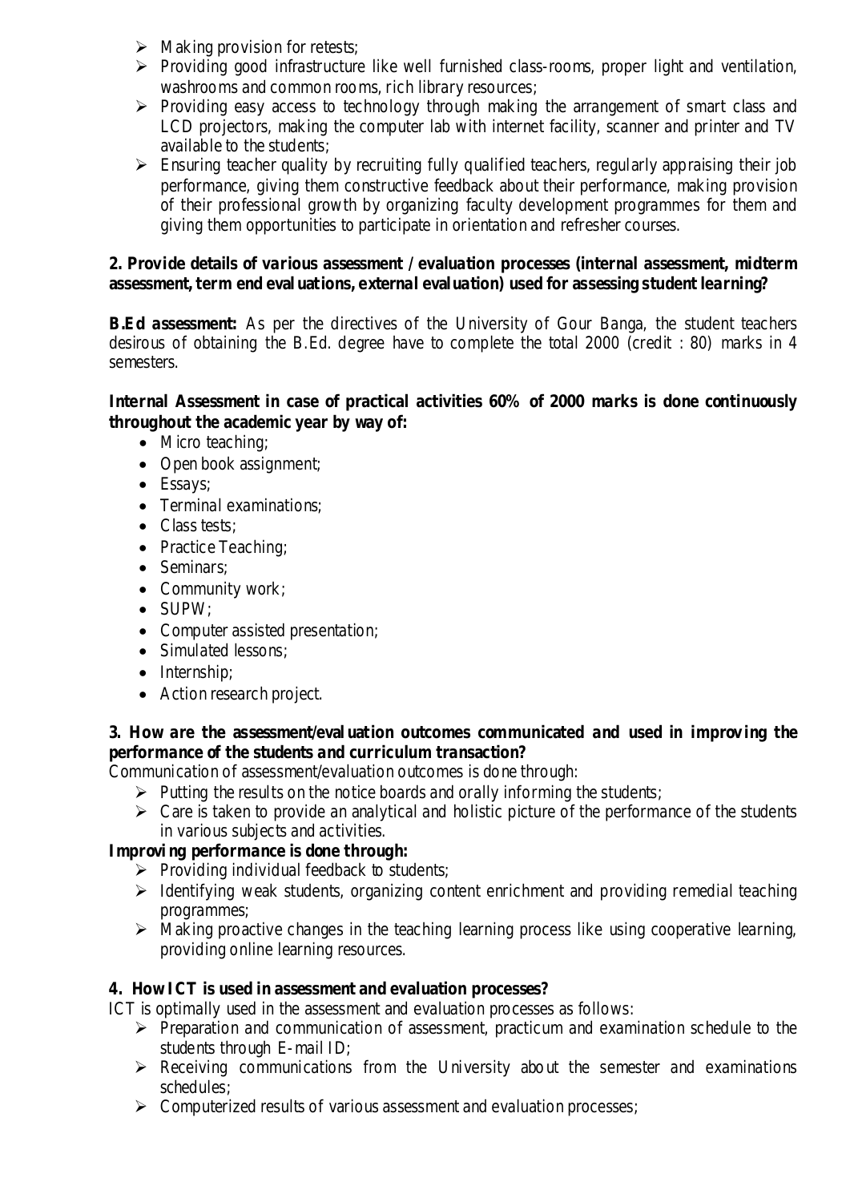- Making provision for retests;
- Providing good infrastructure like well furnished class-rooms, proper light and ventilation, washrooms and common rooms, rich library resources;
- Providing easy access to technology through making the arrangement of smart class and LCD projectors, making the computer lab with internet facility, scanner and printer and TV available to the students;
- Ensuring teacher quality by recruiting fully qualified teachers, regularly appraising their job performance, giving them constructive feedback about their performance, making provision of their professional growth by organizing faculty development programmes for them and giving them opportunities to participate in orientation and refresher courses.

**2. Provide details of various assessment / evaluation processes (internal assessment, midterm assessment, term end evaluations, external evaluation) used for assessing student learning?**

**B.Ed assessment:** As per the directives of the University of Gour Banga, the student teachers desirous of obtaining the B.Ed. degree have to complete the total 2000 (credit : 80) marks in 4 semesters.

**Internal Assessment in case of practical activities 60% of 2000 marks is done continuously throughout the academic year by way of:**

- Micro teaching;
- Open book assignment;
- Essays;
- Terminal examinations;
- Class tests;
- Practice Teaching;
- Seminars;
- Community work;
- SUPW;
- Computer assisted presentation;
- Simulated lessons;
- Internship;
- Action research project.

**3. How are the assessment/evaluation outcomes communicated and used in improving the performance of the students and curriculum transaction?**

Communication of assessment/evaluation outcomes is done through:

- Putting the results on the notice boards and orally informing the students;
- Care is taken to provide an analytical and holistic picture of the performance of the students in various subjects and activities.

**Improving performance is done through:**

- Providing individual feedback to students;
- Identifying weak students, organizing content enrichment and providing remedial teaching programmes;
- Making proactive changes in the teaching learning process like using cooperative learning, providing online learning resources.

**4. How ICT is used in assessment and evaluation processes?**

ICT is optimally used in the assessment and evaluation processes as follows:

- Preparation and communication of assessment, practicum and examination schedule to the students through E-mail ID;
- Receiving communications from the University about the semester and examinations schedules;
- Computerized results of various assessment and evaluation processes;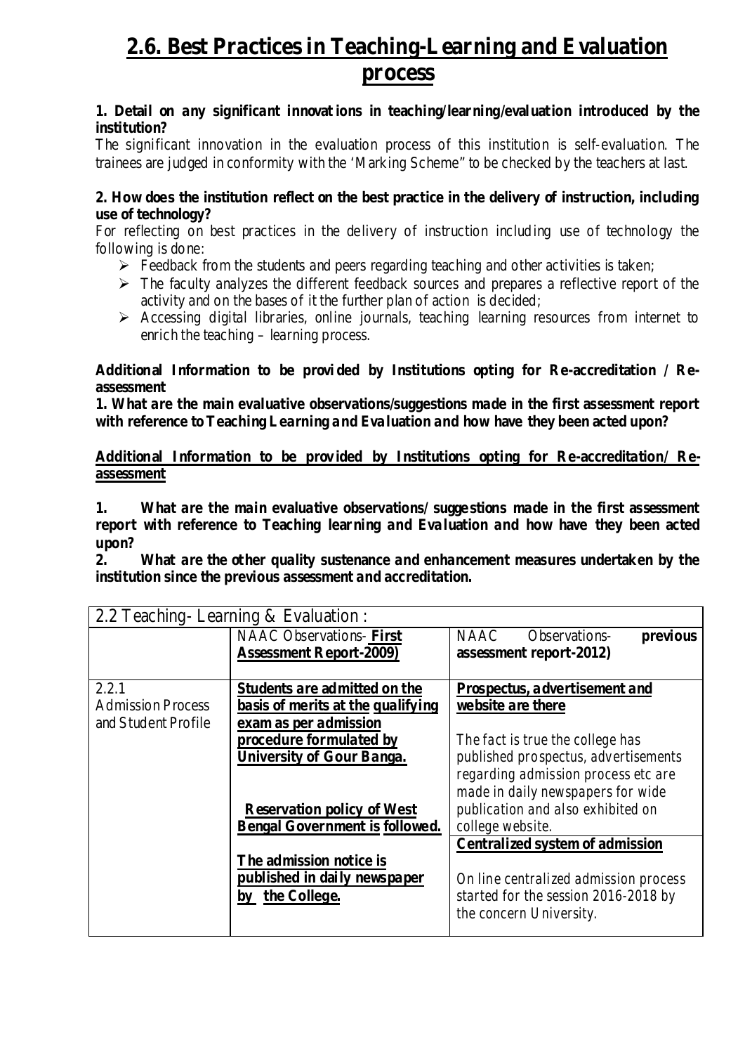# 2.6. Best Practices in Teaching-Learning and Evaluation process

**1. Detail on any significant innovations in teaching/learning/evaluation introduced by the institution?**

The significant innovation in the evaluation process of this institution is self-evaluation. The trainees are judged in conformity with the 'Marking Scheme" to be checked by the teachers at last.

**2. How does the institution reflect on the best practice in the delivery of instruction, including use of technology?**

For reflecting on best practices in the delivery of instruction including use of technology the following is done:

- Feedback from the students and peers regarding teaching and other activities is taken;
- The faculty analyzes the different feedback sources and prepares a reflective report of the activity and on the bases of it the further plan of action is decided;
- Accessing digital libraries, online journals, teaching learning resources from internet to enrich the teaching – learning process.

**Additional Information to be provided by Institutions opting for Re-accreditation / Re-assessment**

**1. What are the main evaluative observations/suggestions made in the first assessment report with reference to Teaching Learning and Evaluation and how have they been acted upon?**

**Additional Information to be provided by Institutions opting for Re-accreditation/ Re-assessment**

**1. What are the main evaluative observations/ suggestions made in the first assessment report with reference to Teaching learning and Evaluation and how have they been acted upon?**

**2. What are the other quality sustenance and enhancement measures undertaken by the institution since the previous assessment and accreditation.**

| 2.2 Teaching- Learning & Evaluation : | | |
|---|---|---|
| | NAAC Observations- **First Assessment Report-2009)** | NAAC Observations- **previous assessment report-2012)** |
| 2.2.1 Admission Process and Student Profile | **Students are admitted on the basis of merits at the qualifying exam as per admission procedure formulated by University of Gour Banga.**<br><br>**Reservation policy of West Bengal Government is followed.**<br><br>**The admission notice is published in daily newspaper by the College.** | **Prospectus, advertisement and website are there**<br><br>The fact is true the college has published prospectus, advertisements regarding admission process etc are made in daily newspapers for wide publication and also exhibited on college website.<br><br>**Centralized system of admission**<br><br>On line centralized admission process started for the session 2016-2018 by the concern University. |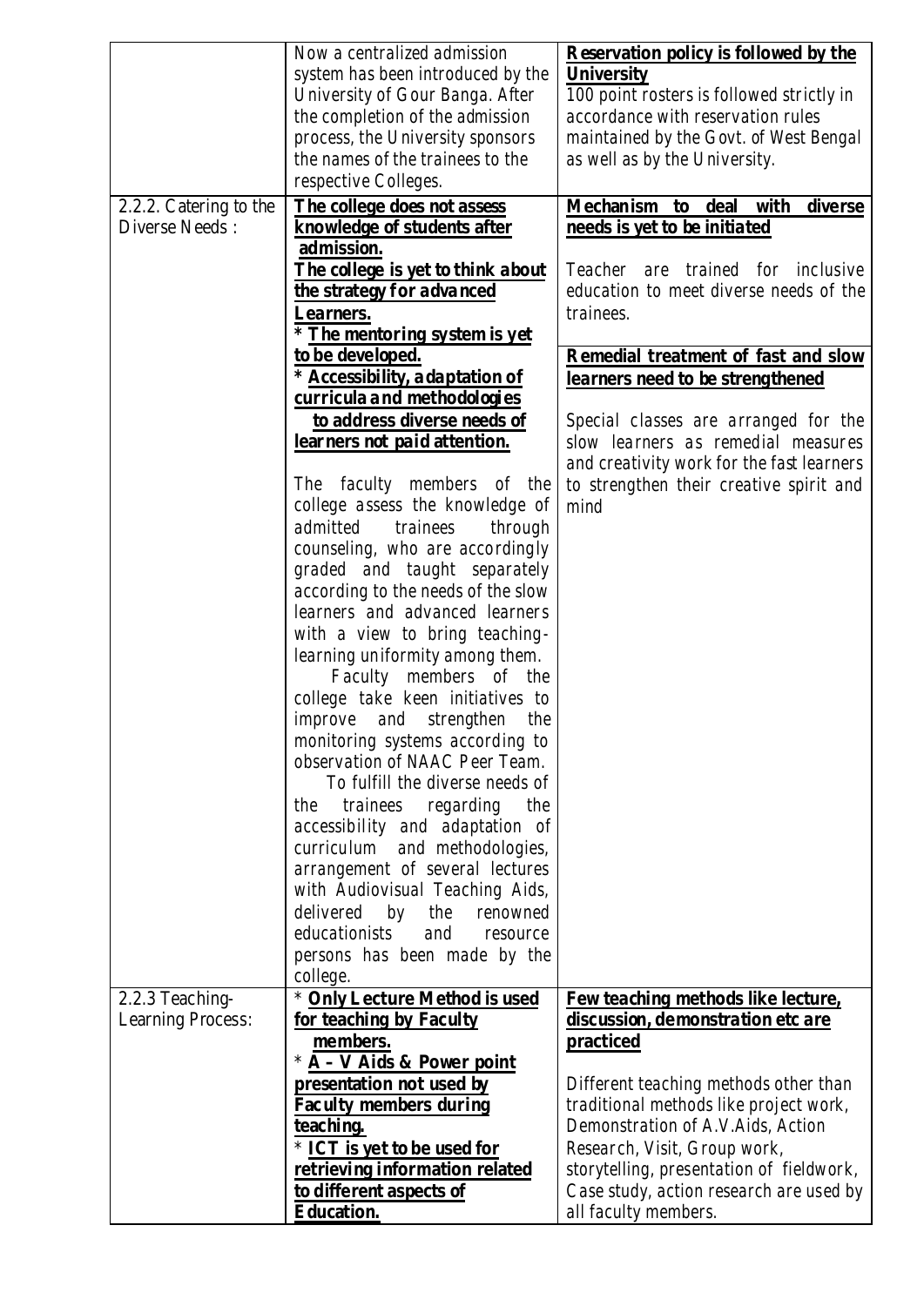| | | |
|---|---|---|
| | Now a centralized admission system has been introduced by the University of Gour Banga. After the completion of the admission process, the University sponsors the names of the trainees to the respective Colleges. | **Reservation policy is followed by the University**<br>100 point rosters is followed strictly in accordance with reservation rules maintained by the Govt. of West Bengal as well as by the University. |
| 2.2.2. Catering to the Diverse Needs : | **The college does not assess knowledge of students after admission.**<br>**The college is yet to think about the strategy for advanced Learners.**<br>* **The mentoring system is yet to be developed.**<br>* **Accessibility, adaptation of curricula and methodologies to address diverse needs of learners not paid attention.**<br><br>The faculty members of the college assess the knowledge of admitted trainees through counseling, who are accordingly graded and taught separately according to the needs of the slow learners and advanced learners with a view to bring teaching-learning uniformity among them.<br>Faculty members of the college take keen initiatives to improve and strengthen the monitoring systems according to observation of NAAC Peer Team.<br>To fulfill the diverse needs of the trainees regarding the accessibility and adaptation of curriculum and methodologies, arrangement of several lectures with Audiovisual Teaching Aids, delivered by the renowned educationists and resource persons has been made by the college. | **Mechanism to deal with diverse needs is yet to be initiated**<br><br>Teacher are trained for inclusive education to meet diverse needs of the trainees.<br><br>**Remedial treatment of fast and slow learners need to be strengthened**<br><br>Special classes are arranged for the slow learners as remedial measures and creativity work for the fast learners to strengthen their creative spirit and mind |
| 2.2.3 Teaching-Learning Process: | * **Only Lecture Method is used for teaching by Faculty members.**<br>* **A – V Aids & Power point presentation not used by Faculty members during teaching.**<br>* **ICT is yet to be used for retrieving information related to different aspects of Education.** | **Few teaching methods like lecture, discussion, demonstration etc are practiced**<br><br>Different teaching methods other than traditional methods like project work, Demonstration of A.V.Aids, Action Research, Visit, Group work, storytelling, presentation of fieldwork, Case study, action research are used by all faculty members. |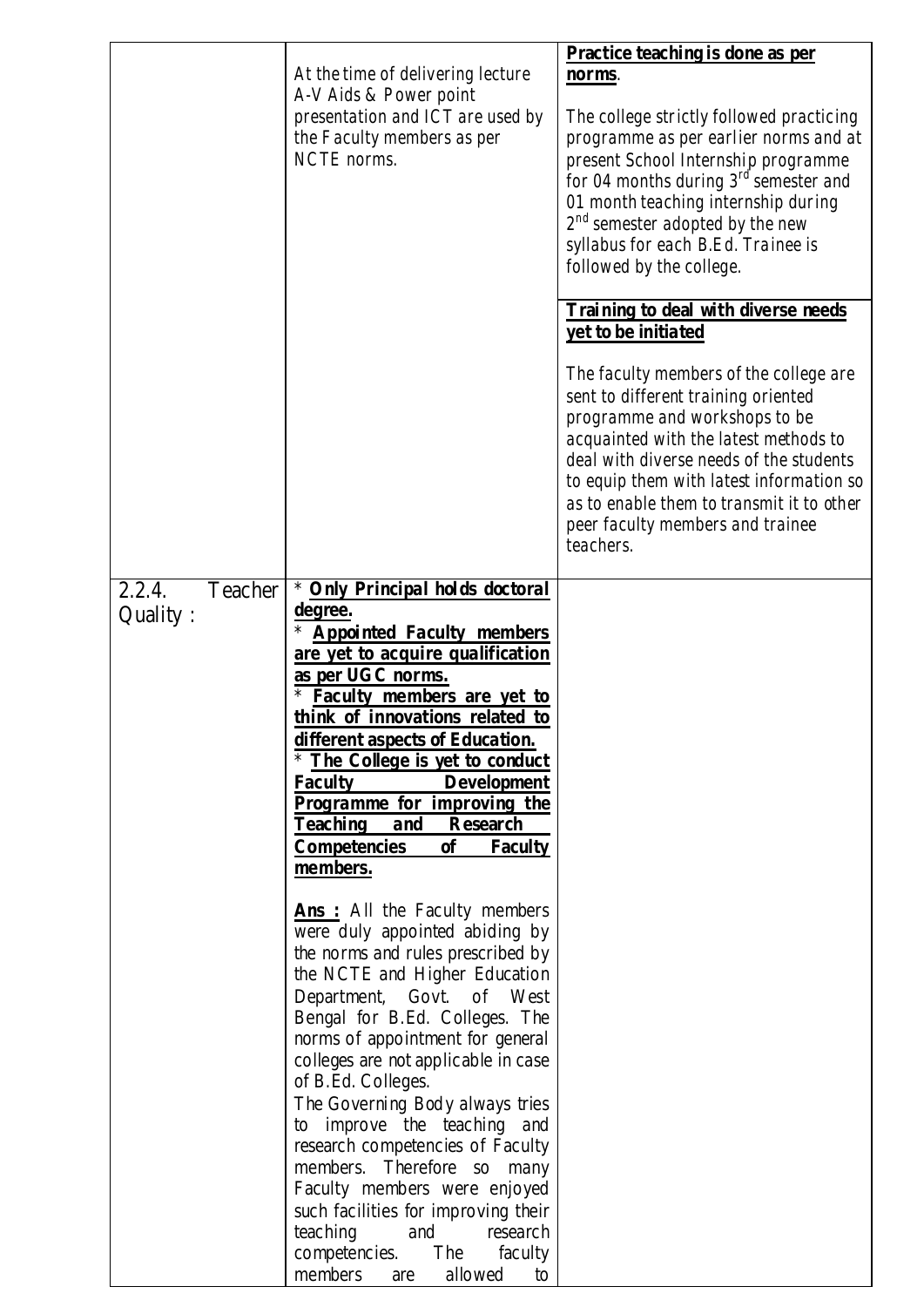| | | |
|---|---|---|
| | At the time of delivering lecture A-V Aids & Power point presentation and ICT are used by the Faculty members as per NCTE norms. | **<u>Practice teaching is done as per norms</u>**.<br><br>The college strictly followed practicing programme as per earlier norms and at present School Internship programme for 04 months during 3rd semester and 01 month teaching internship during 2nd semester adopted by the new syllabus for each B.Ed. Trainee is followed by the college.<br><br>**<u>Training to deal with diverse needs yet to be initiated</u>**<br><br>The faculty members of the college are sent to different training oriented programme and workshops to be acquainted with the latest methods to deal with diverse needs of the students to equip them with latest information so as to enable them to transmit it to other peer faculty members and trainee teachers. |
| 2.2.4. Teacher Quality : | * **<u>Only Principal holds doctoral degree.</u>**<br>* **<u>Appointed Faculty members are yet to acquire qualification as per UGC norms.</u>**<br>* **<u>Faculty members are yet to think of innovations related to different aspects of Education.</u>**<br>* **<u>The College is yet to conduct Faculty Development Programme for improving the Teaching and Research Competencies of Faculty members.</u>**<br><br>**<u>Ans :</u>** All the Faculty members were duly appointed abiding by the norms and rules prescribed by the NCTE and Higher Education Department, Govt. of West Bengal for B.Ed. Colleges. The norms of appointment for general colleges are not applicable in case of B.Ed. Colleges.<br>The Governing Body always tries to improve the teaching and research competencies of Faculty members. Therefore so many Faculty members were enjoyed such facilities for improving their teaching and research competencies. The faculty members are allowed to | |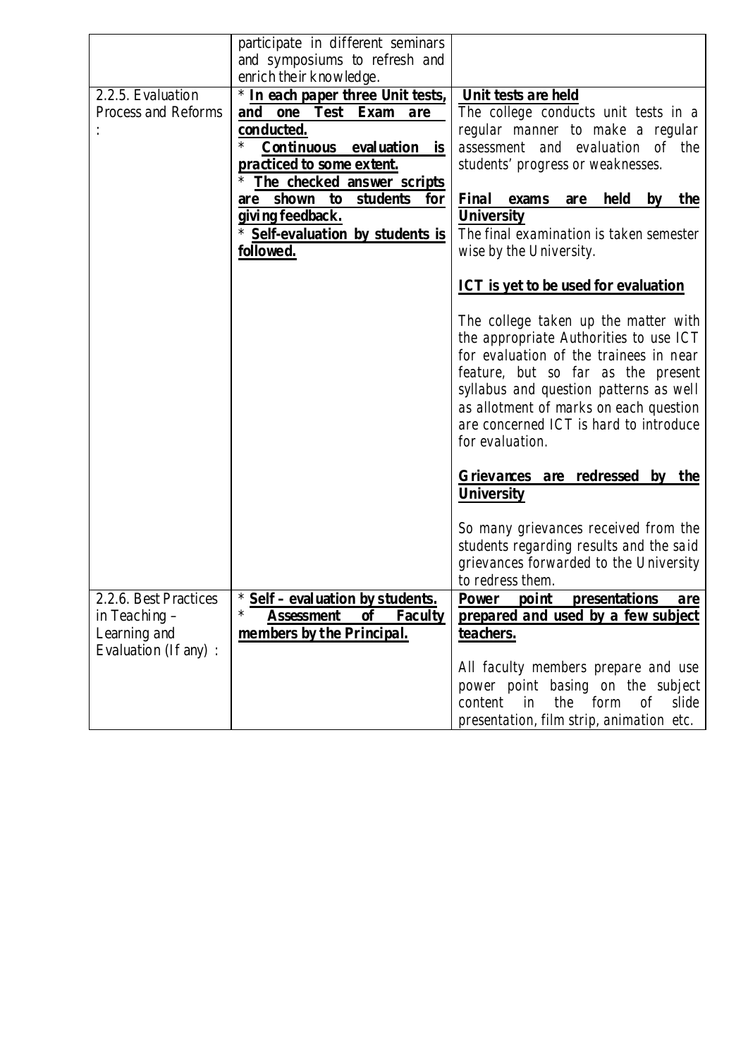| | | |
|---|---|---|
| | participate in different seminars and symposiums to refresh and enrich their knowledge. | |
| 2.2.5. Evaluation Process and Reforms : | * **<u>In each paper three Unit tests, and one Test Exam are conducted.</u>**<br>* **<u>Continuous evaluation is practiced to some extent.</u>**<br>* **<u>The checked answer scripts are shown to students for giving feedback.</u>**<br>* **<u>Self-evaluation by students is followed.</u>** | **<u>Unit tests are held</u>**<br>The college conducts unit tests in a regular manner to make a regular assessment and evaluation of the students' progress or weaknesses.<br><br>**<u>Final exams are held by the University</u>**<br>The final examination is taken semester wise by the University.<br><br>**<u>ICT is yet to be used for evaluation</u>**<br><br>The college taken up the matter with the appropriate Authorities to use ICT for evaluation of the trainees in near feature, but so far as the present syllabus and question patterns as well as allotment of marks on each question are concerned ICT is hard to introduce for evaluation.<br><br>**<u>Grievances are redressed by the University</u>**<br><br>So many grievances received from the students regarding results and the said grievances forwarded to the University to redress them. |
| 2.2.6. Best Practices in Teaching – Learning and Evaluation (If any) : | * **<u>Self – evaluation by students.</u>**<br>* **<u>Assessment of Faculty members by the Principal.</u>** | **<u>Power point presentations are prepared and used by a few subject teachers.</u>**<br><br>All faculty members prepare and use power point basing on the subject content in the form of slide presentation, film strip, animation etc. |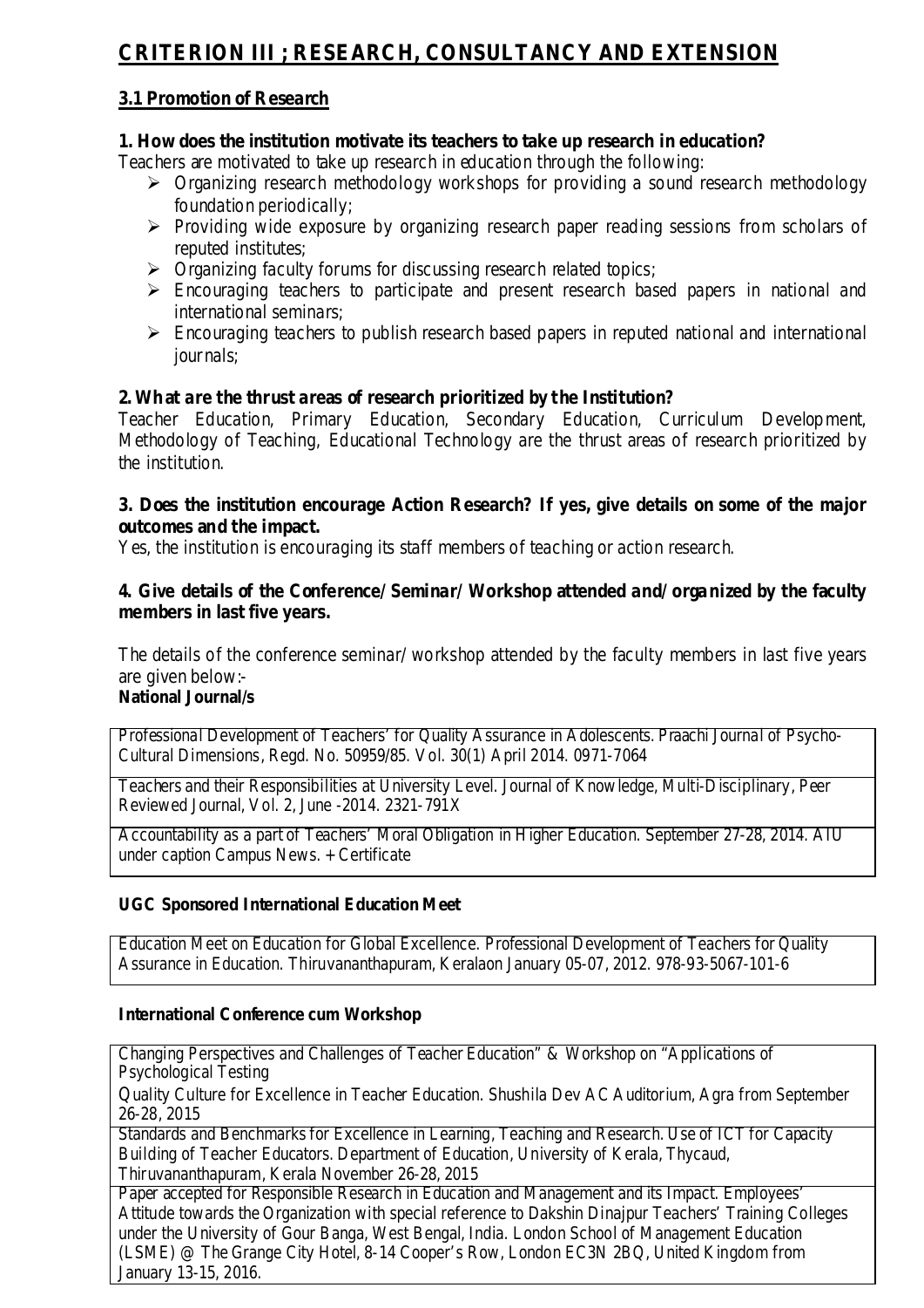# CRITERION III ; RESEARCH, CONSULTANCY AND EXTENSION

## 3.1 Promotion of Research

**1. How does the institution motivate its teachers to take up research in education?**

Teachers are motivated to take up research in education through the following:

- Organizing research methodology workshops for providing a sound research methodology foundation periodically;
- Providing wide exposure by organizing research paper reading sessions from scholars of reputed institutes;
- Organizing faculty forums for discussing research related topics;
- Encouraging teachers to participate and present research based papers in national and international seminars;
- Encouraging teachers to publish research based papers in reputed national and international journals;

**2. What are the thrust areas of research prioritized by the Institution?**

Teacher Education, Primary Education, Secondary Education, Curriculum Development, Methodology of Teaching, Educational Technology are the thrust areas of research prioritized by the institution.

**3. Does the institution encourage Action Research? If yes, give details on some of the major outcomes and the impact.**

Yes, the institution is encouraging its staff members of teaching or action research.

**4. Give details of the Conference/ Seminar/ Workshop attended and/ organized by the faculty members in last five years.**

The details of the conference seminar/ workshop attended by the faculty members in last five years are given below:-

**National Journal/s**

| |
|---|
| Professional Development of Teachers' for Quality Assurance in Adolescents. Praachi Journal of Psycho-Cultural Dimensions, Regd. No. 50959/85. Vol. 30(1) April 2014. 0971-7064 |
| Teachers and their Responsibilities at University Level. Journal of Knowledge, Multi-Disciplinary, Peer Reviewed Journal, Vol. 2, June -2014. 2321-791X |
| Accountability as a part of Teachers' Moral Obligation in Higher Education. September 27-28, 2014. AIU under caption Campus News. + Certificate |

**UGC Sponsored International Education Meet**

| |
|---|
| Education Meet on Education for Global Excellence. Professional Development of Teachers for Quality Assurance in Education. Thiruvananthapuram, Keralaon January 05-07, 2012. 978-93-5067-101-6 |

**International Conference cum Workshop**

| |
|---|
| Changing Perspectives and Challenges of Teacher Education" & Workshop on "Applications of Psychological Testing<br>Quality Culture for Excellence in Teacher Education. Shushila Dev AC Auditorium, Agra from September 26-28, 2015 |
| Standards and Benchmarks for Excellence in Learning, Teaching and Research. Use of ICT for Capacity Building of Teacher Educators. Department of Education, University of Kerala, Thycaud, Thiruvananthapuram, Kerala November 26-28, 2015 |
| Paper accepted for Responsible Research in Education and Management and its Impact. Employees' Attitude towards the Organization with special reference to Dakshin Dinajpur Teachers' Training Colleges under the University of Gour Banga, West Bengal, India. London School of Management Education (LSME) @ The Grange City Hotel, 8-14 Cooper's Row, London EC3N 2BQ, United Kingdom from January 13-15, 2016. |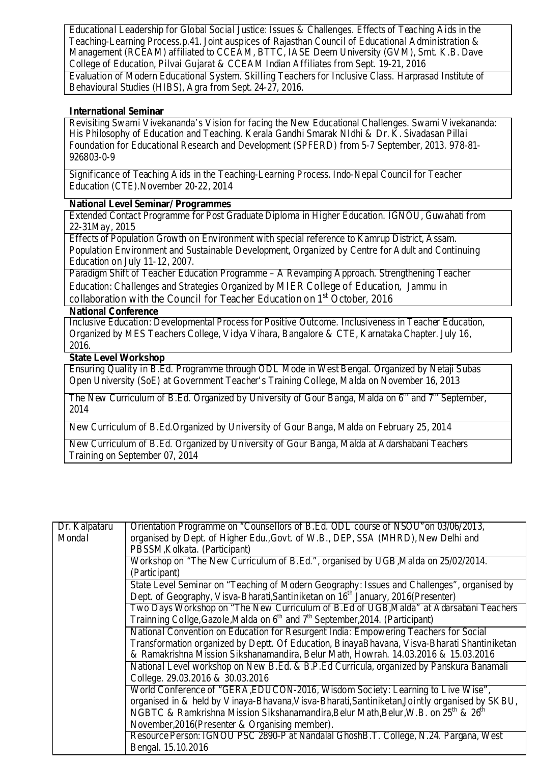| |
|---|
| Educational Leadership for Global Social Justice: Issues & Challenges. Effects of Teaching Aids in the Teaching-Learning Process.p.41. Joint auspices of Rajasthan Council of Educational Administration & Management (RCEAM) affiliated to CCEAM, BTTC, IASE Deem University (GVM), Smt. K.B. Dave College of Education, Pilvai Gujarat & CCEAM Indian Affiliates from Sept. 19-21, 2016 |
| Evaluation of Modern Educational System. Skilling Teachers for Inclusive Class. Harprasad Institute of Behavioural Studies (HIBS), Agra from Sept. 24-27, 2016. |

**International Seminar**

| |
|---|
| Revisiting Swami Vivekananda's Vision for facing the New Educational Challenges. Swami Vivekananda: His Philosophy of Education and Teaching. Kerala Gandhi Smarak NIdhi & Dr. K. Sivadasan Pillai Foundation for Educational Research and Development (SPFERD) from 5-7 September, 2013. 978-81-926803-0-9 |
| Significance of Teaching Aids in the Teaching-Learning Process. Indo-Nepal Council for Teacher Education (CTE).November 20-22, 2014 |

**National Level Seminar/ Programmes**

| |
|---|
| Extended Contact Programme for Post Graduate Diploma in Higher Education. IGNOU, Guwahati from 22-31May, 2015 |
| Effects of Population Growth on Environment with special reference to Kamrup District, Assam. Population Environment and Sustainable Development, Organized by Centre for Adult and Continuing Education on July 11-12, 2007. |
| Paradigm Shift of Teacher Education Programme – A Revamping Approach. Strengthening Teacher Education: Challenges and Strategies Organized by MIER College of Education, Jammu in collaboration with the Council for Teacher Education on 1st October, 2016 |

**National Conference**

| |
|---|
| Inclusive Education: Developmental Process for Positive Outcome. Inclusiveness in Teacher Education, Organized by MES Teachers College, Vidya Vihara, Bangalore & CTE, Karnataka Chapter. July 16, 2016. |

**State Level Workshop**

| |
|---|
| Ensuring Quality in B.Ed. Programme through ODL Mode in West Bengal. Organized by Netaji Subas Open University (SoE) at Government Teacher's Training College, Malda on November 16, 2013 |
| The New Curriculum of B.Ed. Organized by University of Gour Banga, Malda on 6th and 7th September, 2014 |
| New Curriculum of B.Ed.Organized by University of Gour Banga, Malda on February 25, 2014 |
| New Curriculum of B.Ed. Organized by University of Gour Banga, Malda at Adarshabani Teachers Training on September 07, 2014 |

| | |
|---|---|
| Dr. Kalpataru Mondal | Orientation Programme on "Counsellors of B.Ed. ODL course of NSOU"on 03/06/2013, organised by Dept. of Higher Edu.,Govt. of W.B., DEP, SSA (MHRD), New Delhi and PBSSM,Kolkata. (Participant) |
| | Workshop on "The New Curriculum of B.Ed.", organised by UGB,Malda on 25/02/2014. (Participant) |
| | State Level Seminar on "Teaching of Modern Geography: Issues and Challenges", organised by Dept. of Geography, Visva-Bharati,Santiniketan on 16th January, 2016(Presenter) |
| | Two Days Workshop on "The New Curriculum of B.Ed of UGB,Malda" at Adarsabani Teachers Trainning Collge,Gazole,Malda on 6th and 7th September,2014. (Participant) |
| | National Convention on Education for Resurgent India: Empowering Teachers for Social Transformation organized by Deptt. Of Education, BinayaBhavana, Visva-Bharati Shantiniketan & Ramakrishna Mission Sikshanamandira, Belur Math, Howrah. 14.03.2016 & 15.03.2016 |
| | National Level workshop on New B.Ed. & B.P.Ed Curricula, organized by Panskura Banamali College. 29.03.2016 & 30.03.2016 |
| | World Conference of "GERA,EDUCON-2016, Wisdom Society: Learning to Live Wise", organised in & held by Vinaya-Bhavana,Visva-Bharati,Santiniketan,Jointly organised by SKBU, NGBTC & Ramkrishna Mission Sikshanamandira,Belur Math,Belur,W.B. on 25th & 26th November,2016(Presenter & Organising member). |
| | Resource Person: IGNOU PSC 2890-P at Nandalal GhoshB.T. College, N.24. Pargana, West Bengal. 15.10.2016 |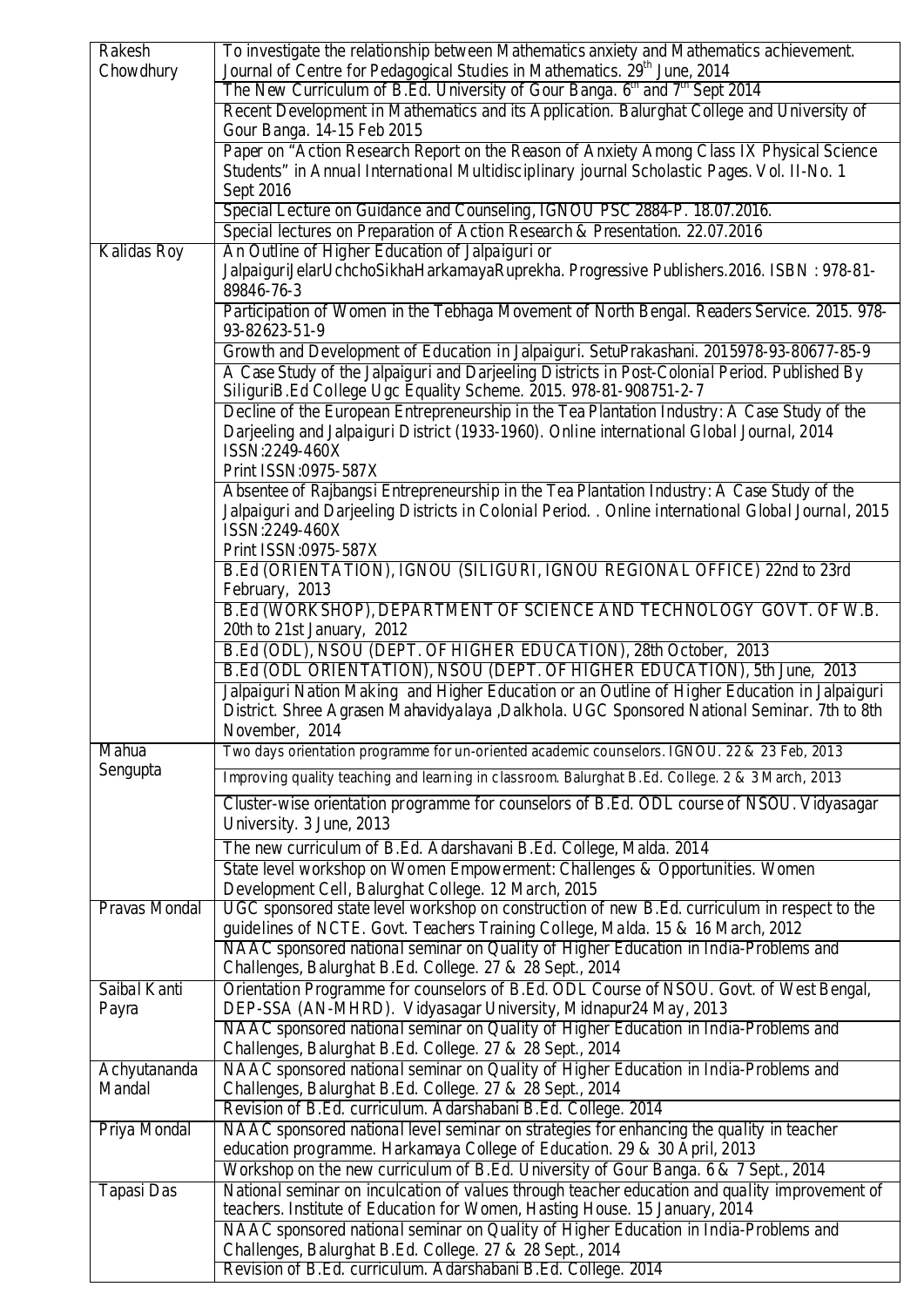| | |
|---|---|
| Rakesh Chowdhury | To investigate the relationship between Mathematics anxiety and Mathematics achievement. Journal of Centre for Pedagogical Studies in Mathematics. 29th June, 2014 |
| | The New Curriculum of B.Ed. University of Gour Banga. 6th and 7th Sept 2014 |
| | Recent Development in Mathematics and its Application. Balurghat College and University of Gour Banga. 14-15 Feb 2015 |
| | Paper on "Action Research Report on the Reason of Anxiety Among Class IX Physical Science Students" in Annual International Multidisciplinary journal Scholastic Pages. Vol. II-No. 1 Sept 2016 |
| | Special Lecture on Guidance and Counseling, IGNOU PSC 2884-P. 18.07.2016. |
| | Special lectures on Preparation of Action Research & Presentation. 22.07.2016 |
| Kalidas Roy | An Outline of Higher Education of Jalpaiguri or JalpaiguriJelarUchchoSikhaHarkamayaRuprekha. Progressive Publishers.2016. ISBN : 978-81-89846-76-3 |
| | Participation of Women in the Tebhaga Movement of North Bengal. Readers Service. 2015. 978-93-82623-51-9 |
| | Growth and Development of Education in Jalpaiguri. SetuPrakashani. 2015978-93-80677-85-9 |
| | A Case Study of the Jalpaiguri and Darjeeling Districts in Post-Colonial Period. Published By SiliguriB.Ed College Ugc Equality Scheme. 2015. 978-81-908751-2-7 |
| | Decline of the European Entrepreneurship in the Tea Plantation Industry: A Case Study of the Darjeeling and Jalpaiguri District (1933-1960). Online international Global Journal, 2014 ISSN:2249-460X Print ISSN:0975-587X |
| | Absentee of Rajbangsi Entrepreneurship in the Tea Plantation Industry: A Case Study of the Jalpaiguri and Darjeeling Districts in Colonial Period. . Online international Global Journal, 2015 ISSN:2249-460X Print ISSN:0975-587X |
| | B.Ed (ORIENTATION), IGNOU (SILIGURI, IGNOU REGIONAL OFFICE) 22nd to 23rd February, 2013 |
| | B.Ed (WORKSHOP), DEPARTMENT OF SCIENCE AND TECHNOLOGY GOVT. OF W.B. 20th to 21st January, 2012 |
| | B.Ed (ODL), NSOU (DEPT. OF HIGHER EDUCATION), 28th October, 2013 |
| | B.Ed (ODL ORIENTATION), NSOU (DEPT. OF HIGHER EDUCATION), 5th June, 2013 |
| | Jalpaiguri Nation Making and Higher Education or an Outline of Higher Education in Jalpaiguri District. Shree Agrasen Mahavidyalaya ,Dalkhola. UGC Sponsored National Seminar. 7th to 8th November, 2014 |
| Mahua Sengupta | Two days orientation programme for un-oriented academic counselors. IGNOU. 22 & 23 Feb, 2013 |
| | Improving quality teaching and learning in classroom. Balurghat B.Ed. College. 2 & 3 March, 2013 |
| | Cluster-wise orientation programme for counselors of B.Ed. ODL course of NSOU. Vidyasagar University. 3 June, 2013 |
| | The new curriculum of B.Ed. Adarshavani B.Ed. College, Malda. 2014 |
| | State level workshop on Women Empowerment: Challenges & Opportunities. Women Development Cell, Balurghat College. 12 March, 2015 |
| Pravas Mondal | UGC sponsored state level workshop on construction of new B.Ed. curriculum in respect to the guidelines of NCTE. Govt. Teachers Training College, Malda. 15 & 16 March, 2012 |
| | NAAC sponsored national seminar on Quality of Higher Education in India-Problems and Challenges, Balurghat B.Ed. College. 27 & 28 Sept., 2014 |
| Saibal Kanti Payra | Orientation Programme for counselors of B.Ed. ODL Course of NSOU. Govt. of West Bengal, DEP-SSA (AN-MHRD). Vidyasagar University, Midnapur24 May, 2013 |
| | NAAC sponsored national seminar on Quality of Higher Education in India-Problems and Challenges, Balurghat B.Ed. College. 27 & 28 Sept., 2014 |
| Achyutananda Mandal | NAAC sponsored national seminar on Quality of Higher Education in India-Problems and Challenges, Balurghat B.Ed. College. 27 & 28 Sept., 2014 |
| | Revision of B.Ed. curriculum. Adarshabani B.Ed. College. 2014 |
| Priya Mondal | NAAC sponsored national level seminar on strategies for enhancing the quality in teacher education programme. Harkamaya College of Education. 29 & 30 April, 2013 |
| | Workshop on the new curriculum of B.Ed. University of Gour Banga. 6 & 7 Sept., 2014 |
| Tapasi Das | National seminar on inculcation of values through teacher education and quality improvement of teachers. Institute of Education for Women, Hasting House. 15 January, 2014 |
| | NAAC sponsored national seminar on Quality of Higher Education in India-Problems and Challenges, Balurghat B.Ed. College. 27 & 28 Sept., 2014 |
| | Revision of B.Ed. curriculum. Adarshabani B.Ed. College. 2014 |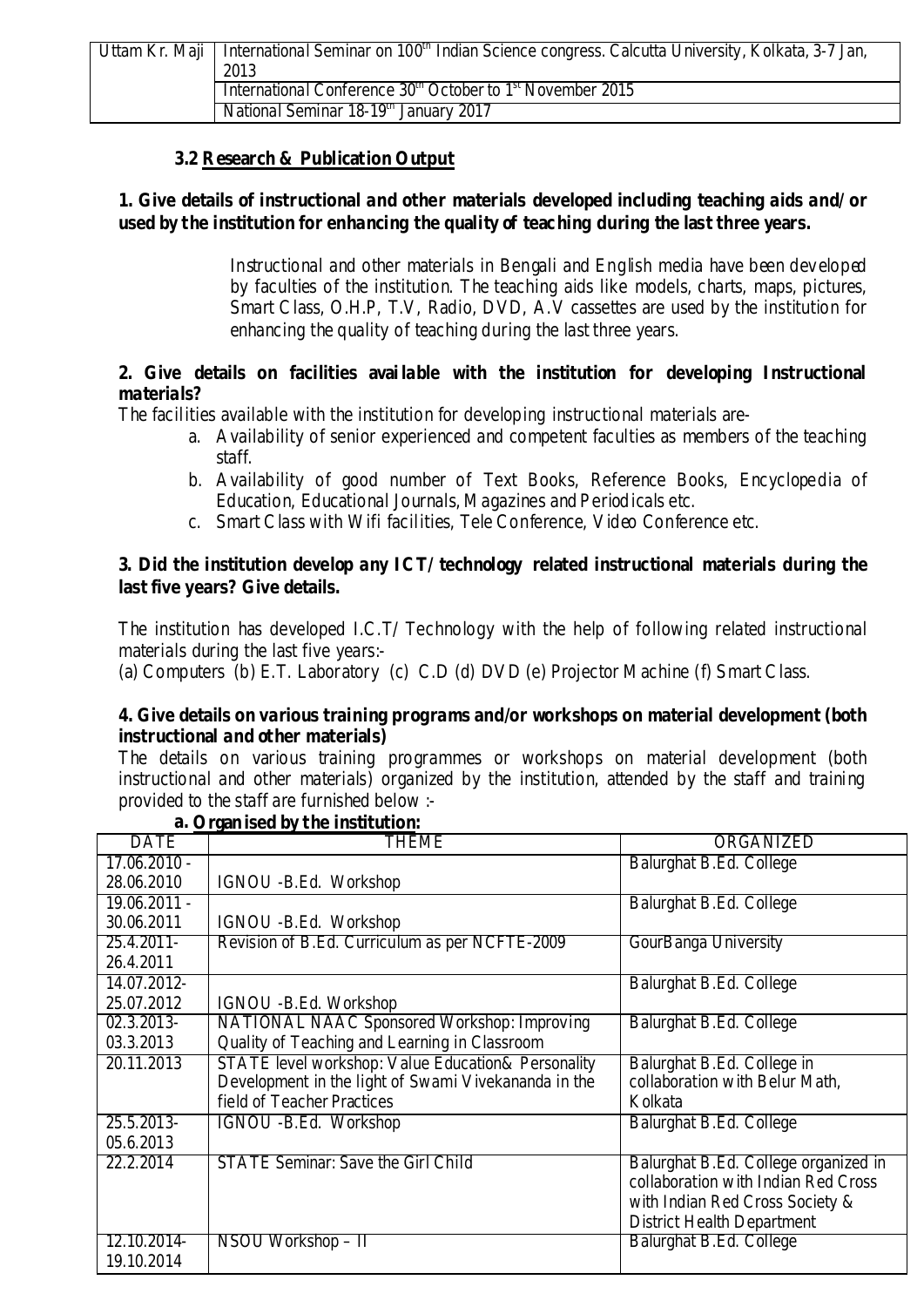| | |
|---|---|
| Uttam Kr. Maji | International Seminar on 100th Indian Science congress. Calcutta University, Kolkata, 3-7 Jan, 2013 |
| | International Conference 30th October to 1st November 2015 |
| | National Seminar 18-19th January 2017 |

### 3.2 Research & Publication Output

**1. Give details of instructional and other materials developed including teaching aids and/or used by the institution for enhancing the quality of teaching during the last three years.**

Instructional and other materials in Bengali and English media have been developed by faculties of the institution. The teaching aids like models, charts, maps, pictures, Smart Class, O.H.P, T.V, Radio, DVD, A.V cassettes are used by the institution for enhancing the quality of teaching during the last three years.

**2. Give details on facilities available with the institution for developing Instructional materials?**

The facilities available with the institution for developing instructional materials are-

a. Availability of senior experienced and competent faculties as members of the teaching staff.
b. Availability of good number of Text Books, Reference Books, Encyclopedia of Education, Educational Journals, Magazines and Periodicals etc.
c. Smart Class with Wifi facilities, Tele Conference, Video Conference etc.

**3. Did the institution develop any ICT/technology related instructional materials during the last five years? Give details.**

The institution has developed I.C.T/Technology with the help of following related instructional materials during the last five years:-

(a) Computers (b) E.T. Laboratory (c) C.D (d) DVD (e) Projector Machine (f) Smart Class.

**4. Give details on various training programs and/or workshops on material development (both instructional and other materials)**

The details on various training programmes or workshops on material development (both instructional and other materials) organized by the institution, attended by the staff and training provided to the staff are furnished below :-

**a. Organised by the institution:**

| DATE | THEME | ORGANIZED |
|---|---|---|
| 17.06.2010 - 28.06.2010 | IGNOU -B.Ed. Workshop | Balurghat B.Ed. College |
| 19.06.2011 - 30.06.2011 | IGNOU -B.Ed. Workshop | Balurghat B.Ed. College |
| 25.4.2011- 26.4.2011 | Revision of B.Ed. Curriculum as per NCFTE-2009 | GourBanga University |
| 14.07.2012- 25.07.2012 | IGNOU -B.Ed. Workshop | Balurghat B.Ed. College |
| 02.3.2013- 03.3.2013 | NATIONAL NAAC Sponsored Workshop: Improving Quality of Teaching and Learning in Classroom | Balurghat B.Ed. College |
| 20.11.2013 | STATE level workshop: Value Education& Personality Development in the light of Swami Vivekananda in the field of Teacher Practices | Balurghat B.Ed. College in collaboration with Belur Math, Kolkata |
| 25.5.2013- 05.6.2013 | IGNOU -B.Ed. Workshop | Balurghat B.Ed. College |
| 22.2.2014 | STATE Seminar: Save the Girl Child | Balurghat B.Ed. College organized in collaboration with Indian Red Cross with Indian Red Cross Society & District Health Department |
| 12.10.2014- 19.10.2014 | NSOU Workshop – II | Balurghat B.Ed. College |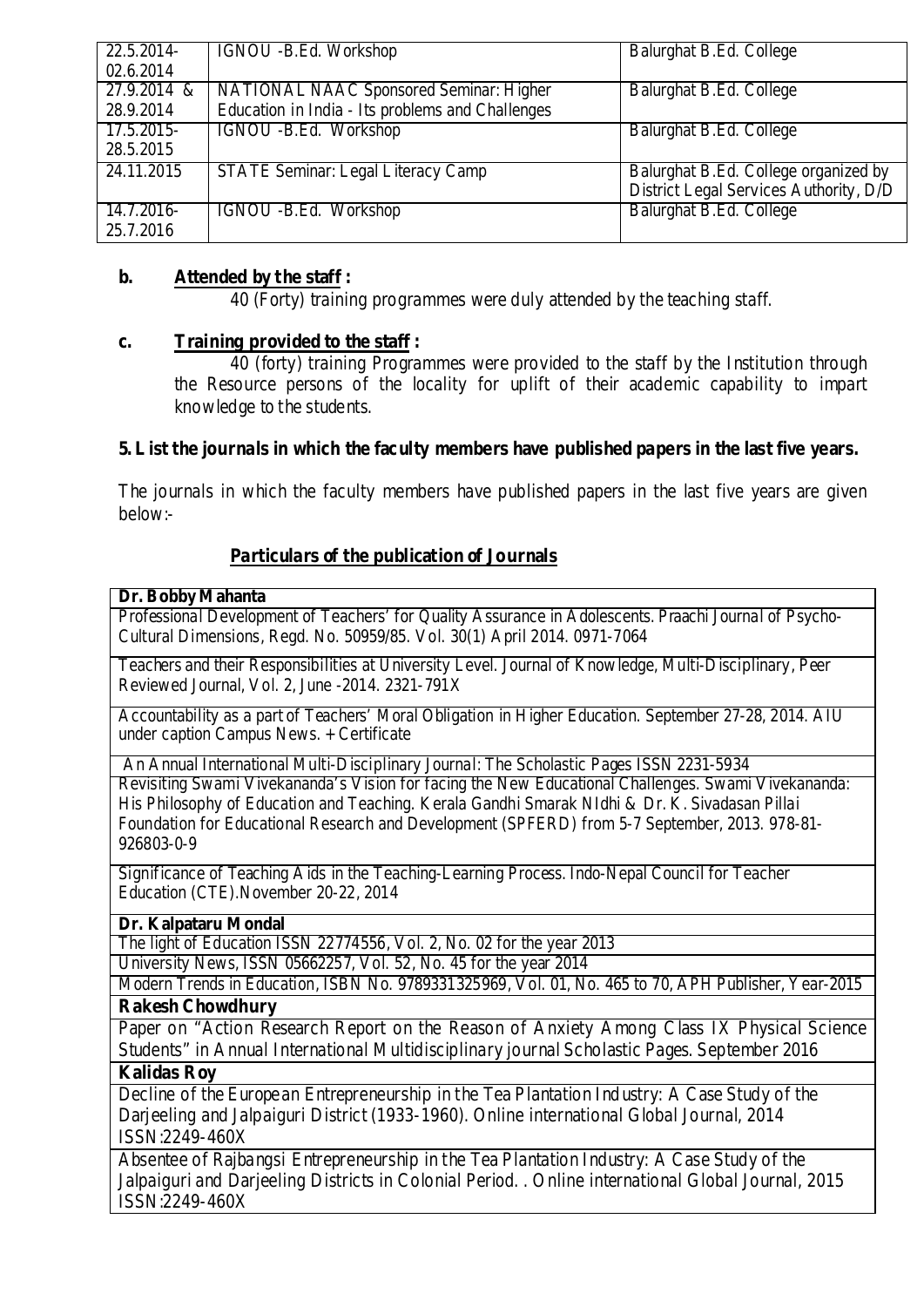| | | |
|---|---|---|
| 22.5.2014-02.6.2014 | IGNOU -B.Ed. Workshop | Balurghat B.Ed. College |
| 27.9.2014 & 28.9.2014 | NATIONAL NAAC Sponsored Seminar: Higher Education in India - Its problems and Challenges | Balurghat B.Ed. College |
| 17.5.2015-28.5.2015 | IGNOU -B.Ed. Workshop | Balurghat B.Ed. College |
| 24.11.2015 | STATE Seminar: Legal Literacy Camp | Balurghat B.Ed. College organized by District Legal Services Authority, D/D |
| 14.7.2016-25.7.2016 | IGNOU -B.Ed. Workshop | Balurghat B.Ed. College |

**b. <u>Attended by the staff</u> :**

40 (Forty) training programmes were duly attended by the teaching staff.

**c. <u>Training provided to the staff</u> :**

40 (forty) training Programmes were provided to the staff by the Institution through the Resource persons of the locality for uplift of their academic capability to impart knowledge to the students.

**5. List the journals in which the faculty members have published papers in the last five years.**

The journals in which the faculty members have published papers in the last five years are given below:-

### <u>Particulars of the publication of Journals</u>

| |
|---|
| **Dr. Bobby Mahanta** |
| Professional Development of Teachers' for Quality Assurance in Adolescents. Praachi Journal of Psycho-Cultural Dimensions, Regd. No. 50959/85. Vol. 30(1) April 2014. 0971-7064 |
| Teachers and their Responsibilities at University Level. Journal of Knowledge, Multi-Disciplinary, Peer Reviewed Journal, Vol. 2, June -2014. 2321-791X |
| Accountability as a part of Teachers' Moral Obligation in Higher Education. September 27-28, 2014. AIU under caption Campus News. + Certificate |
| An Annual International Multi-Disciplinary Journal: The Scholastic Pages ISSN 2231-5934 |
| Revisiting Swami Vivekananda's Vision for facing the New Educational Challenges. Swami Vivekananda: His Philosophy of Education and Teaching. Kerala Gandhi Smarak NIdhi & Dr. K. Sivadasan Pillai Foundation for Educational Research and Development (SPFERD) from 5-7 September, 2013. 978-81-926803-0-9 |
| Significance of Teaching Aids in the Teaching-Learning Process. Indo-Nepal Council for Teacher Education (CTE).November 20-22, 2014 |
| **Dr. Kalpataru Mondal** |
| The light of Education ISSN 22774556, Vol. 2, No. 02 for the year 2013 |
| University News, ISSN 05662257, Vol. 52, No. 45 for the year 2014 |
| Modern Trends in Education, ISBN No. 9789331325969, Vol. 01, No. 465 to 70, APH Publisher, Year-2015 |
| **Rakesh Chowdhury** |
| Paper on "Action Research Report on the Reason of Anxiety Among Class IX Physical Science Students" in Annual International Multidisciplinary journal Scholastic Pages. September 2016 |
| **Kalidas Roy** |
| Decline of the European Entrepreneurship in the Tea Plantation Industry: A Case Study of the Darjeeling and Jalpaiguri District (1933-1960). Online international Global Journal, 2014 ISSN:2249-460X |
| Absentee of Rajbangsi Entrepreneurship in the Tea Plantation Industry: A Case Study of the Jalpaiguri and Darjeeling Districts in Colonial Period. . Online international Global Journal, 2015 ISSN:2249-460X |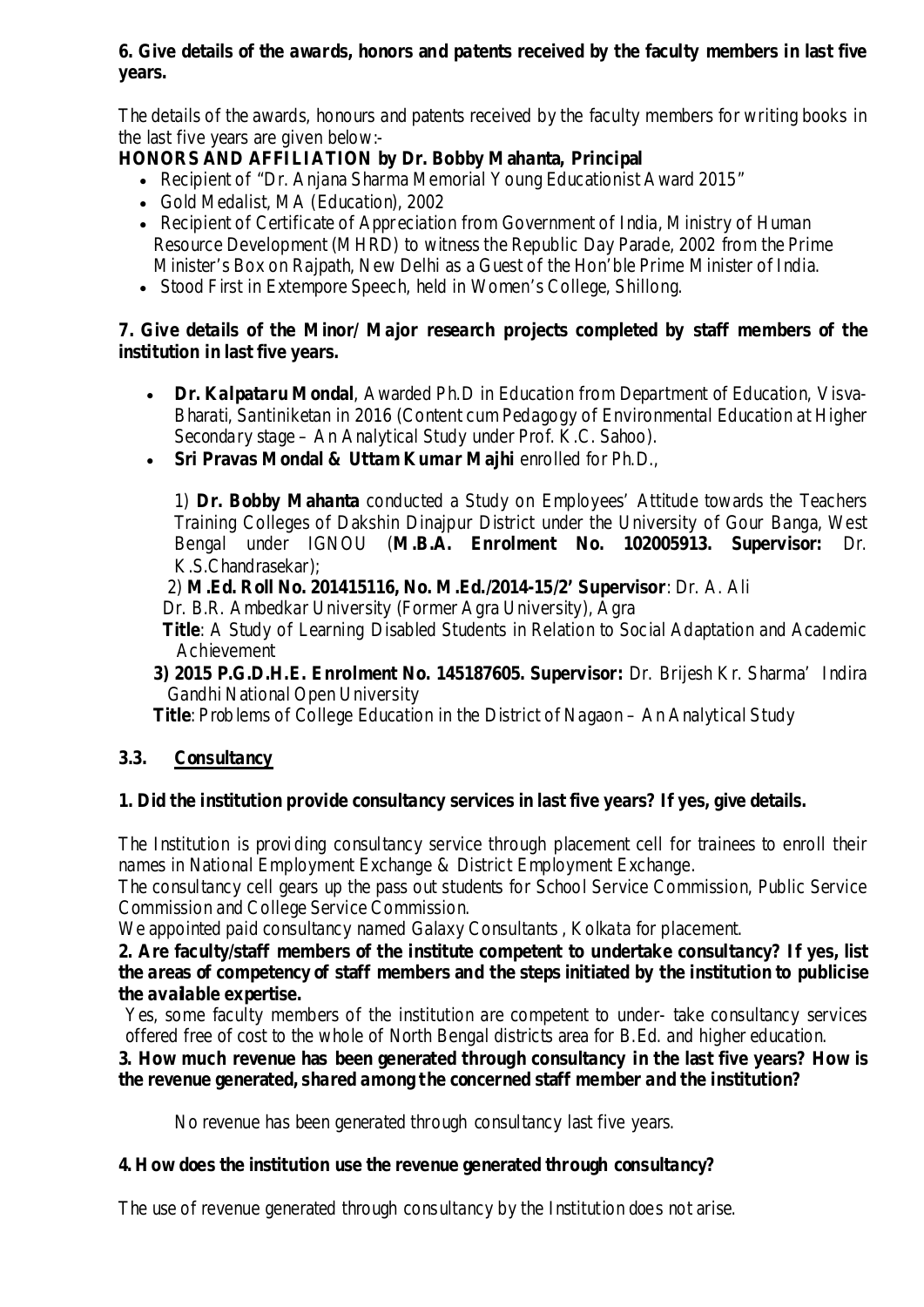**6. Give details of the awards, honors and patents received by the faculty members in last five years.**

The details of the awards, honours and patents received by the faculty members for writing books in the last five years are given below:-

**HONORS AND AFFILIATION by Dr. Bobby Mahanta, Principal**

- Recipient of "Dr. Anjana Sharma Memorial Young Educationist Award 2015"
- Gold Medalist, MA (Education), 2002
- Recipient of Certificate of Appreciation from Government of India, Ministry of Human Resource Development (MHRD) to witness the Republic Day Parade, 2002 from the Prime Minister's Box on Rajpath, New Delhi as a Guest of the Hon'ble Prime Minister of India.
- Stood First in Extempore Speech, held in Women's College, Shillong.

**7. Give details of the Minor/ Major research projects completed by staff members of the institution in last five years.**

- **Dr. Kalpataru Mondal**, Awarded Ph.D in Education from Department of Education, Visva-Bharati, Santiniketan in 2016 (Content cum Pedagogy of Environmental Education at Higher Secondary stage – An Analytical Study under Prof. K.C. Sahoo).
- **Sri Pravas Mondal & Uttam Kumar Majhi** enrolled for Ph.D.,

1) **Dr. Bobby Mahanta** conducted a Study on Employees' Attitude towards the Teachers Training Colleges of Dakshin Dinajpur District under the University of Gour Banga, West Bengal under IGNOU (**M.B.A. Enrolment No. 102005913. Supervisor:** Dr. K.S.Chandrasekar);

2) **M.Ed. Roll No. 201415116, No. M.Ed./2014-15/2' Supervisor**: Dr. A. Ali
Dr. B.R. Ambedkar University (Former Agra University), Agra
**Title**: A Study of Learning Disabled Students in Relation to Social Adaptation and Academic Achievement

**3) 2015 P.G.D.H.E. Enrolment No. 145187605. Supervisor:** Dr. Brijesh Kr. Sharma' Indira Gandhi National Open University
**Title**: Problems of College Education in the District of Nagaon – An Analytical Study

## 3.3. Consultancy

**1. Did the institution provide consultancy services in last five years? If yes, give details.**

The Institution is providing consultancy service through placement cell for trainees to enroll their names in National Employment Exchange & District Employment Exchange.

The consultancy cell gears up the pass out students for School Service Commission, Public Service Commission and College Service Commission.

We appointed paid consultancy named Galaxy Consultants , Kolkata for placement.

**2. Are faculty/staff members of the institute competent to undertake consultancy? If yes, list the areas of competency of staff members and the steps initiated by the institution to publicise the available expertise.**

Yes, some faculty members of the institution are competent to under- take consultancy services offered free of cost to the whole of North Bengal districts area for B.Ed. and higher education.

**3. How much revenue has been generated through consultancy in the last five years? How is the revenue generated, shared among the concerned staff member and the institution?**

No revenue has been generated through consultancy last five years.

**4. How does the institution use the revenue generated through consultancy?**

The use of revenue generated through consultancy by the Institution does not arise.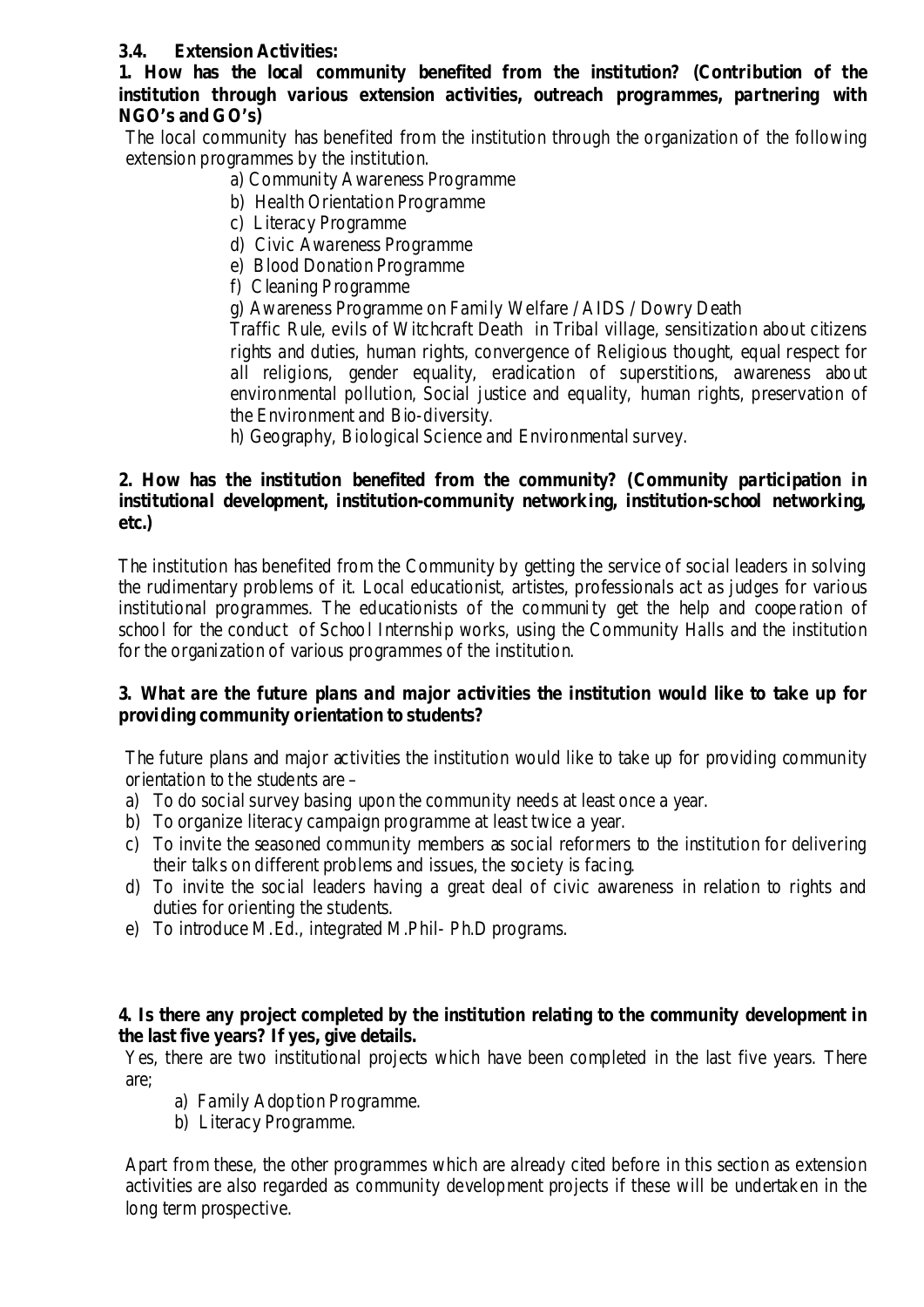### 3.4. Extension Activities:

**1. How has the local community benefited from the institution? (Contribution of the institution through various extension activities, outreach programmes, partnering with NGO's and GO's)**

The local community has benefited from the institution through the organization of the following extension programmes by the institution.

a) Community Awareness Programme
b) Health Orientation Programme
c) Literacy Programme
d) Civic Awareness Programme
e) Blood Donation Programme
f) Cleaning Programme
g) Awareness Programme on Family Welfare / AIDS / Dowry Death
Traffic Rule, evils of Witchcraft Death in Tribal village, sensitization about citizens rights and duties, human rights, convergence of Religious thought, equal respect for all religions, gender equality, eradication of superstitions, awareness about environmental pollution, Social justice and equality, human rights, preservation of the Environment and Bio-diversity.
h) Geography, Biological Science and Environmental survey.

**2. How has the institution benefited from the community? (Community participation in institutional development, institution-community networking, institution-school networking, etc.)**

The institution has benefited from the Community by getting the service of social leaders in solving the rudimentary problems of it. Local educationist, artistes, professionals act as judges for various institutional programmes. The educationists of the community get the help and cooperation of school for the conduct of School Internship works, using the Community Halls and the institution for the organization of various programmes of the institution.

**3. What are the future plans and major activities the institution would like to take up for providing community orientation to students?**

The future plans and major activities the institution would like to take up for providing community orientation to the students are –

a) To do social survey basing upon the community needs at least once a year.
b) To organize literacy campaign programme at least twice a year.
c) To invite the seasoned community members as social reformers to the institution for delivering their talks on different problems and issues, the society is facing.
d) To invite the social leaders having a great deal of civic awareness in relation to rights and duties for orienting the students.
e) To introduce M.Ed., integrated M.Phil- Ph.D programs.

**4. Is there any project completed by the institution relating to the community development in the last five years? If yes, give details.**

Yes, there are two institutional projects which have been completed in the last five years. There are;

a) Family Adoption Programme.
b) Literacy Programme.

Apart from these, the other programmes which are already cited before in this section as extension activities are also regarded as community development projects if these will be undertaken in the long term prospective.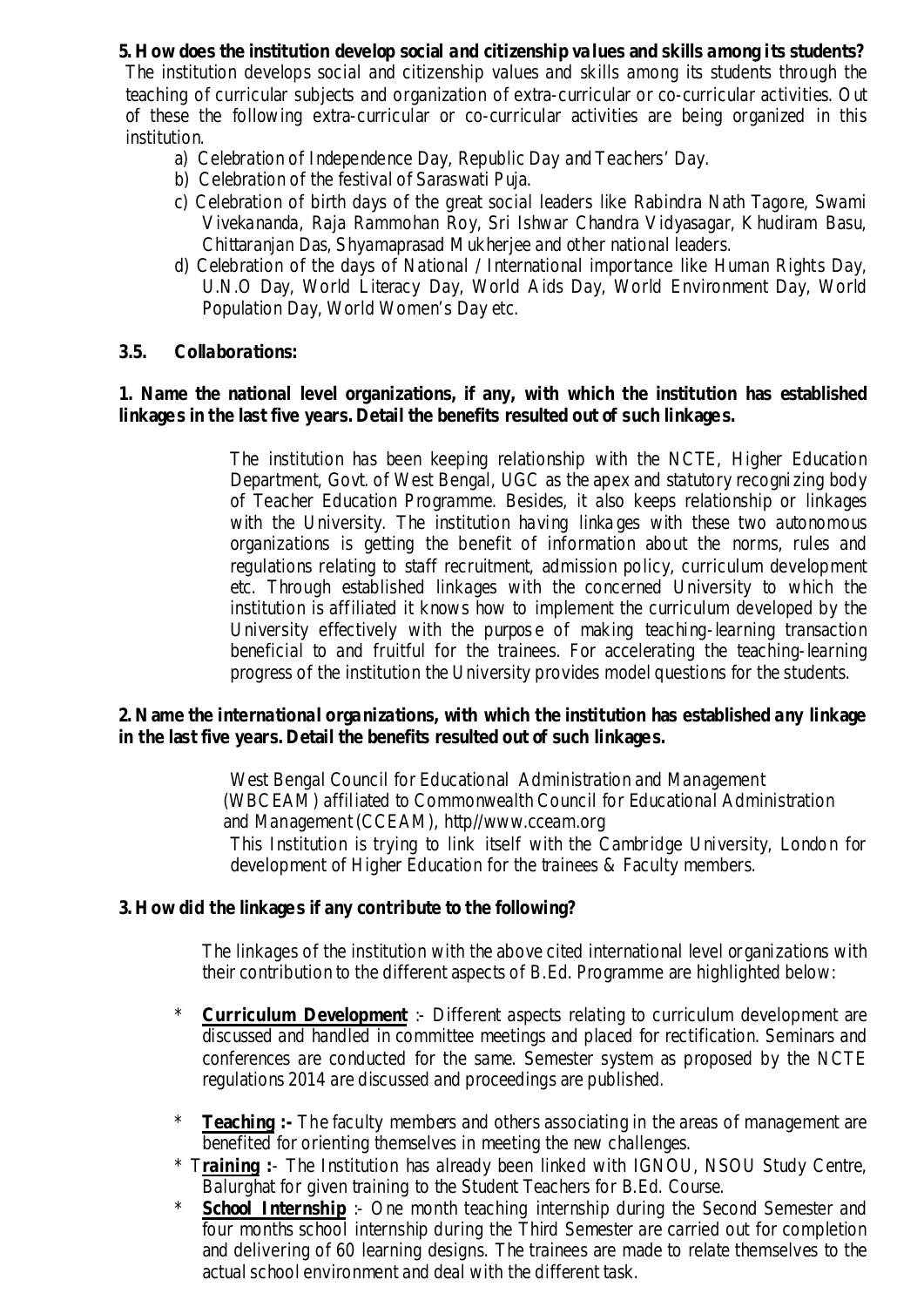**5. How does the institution develop social and citizenship values and skills among its students?**

The institution develops social and citizenship values and skills among its students through the teaching of curricular subjects and organization of extra-curricular or co-curricular activities. Out of these the following extra-curricular or co-curricular activities are being organized in this institution.

a) Celebration of Independence Day, Republic Day and Teachers' Day.
b) Celebration of the festival of Saraswati Puja.
c) Celebration of birth days of the great social leaders like Rabindra Nath Tagore, Swami Vivekananda, Raja Rammohan Roy, Sri Ishwar Chandra Vidyasagar, Khudiram Basu, Chittaranjan Das, Shyamaprasad Mukherjee and other national leaders.
d) Celebration of the days of National / International importance like Human Rights Day, U.N.O Day, World Literacy Day, World Aids Day, World Environment Day, World Population Day, World Women's Day etc.

### 3.5. *Collaborations:*

**1. Name the national level organizations, if any, with which the institution has established linkages in the last five years. Detail the benefits resulted out of such linkages.**

The institution has been keeping relationship with the NCTE, Higher Education Department, Govt. of West Bengal, UGC as the apex and statutory recognizing body of Teacher Education Programme. Besides, it also keeps relationship or linkages with the University. The institution having linkages with these two autonomous organizations is getting the benefit of information about the norms, rules and regulations relating to staff recruitment, admission policy, curriculum development etc. Through established linkages with the concerned University to which the institution is affiliated it knows how to implement the curriculum developed by the University effectively with the purpose of making teaching-learning transaction beneficial to and fruitful for the trainees. For accelerating the teaching-learning progress of the institution the University provides model questions for the students.

**2. Name the international organizations, with which the institution has established any linkage in the last five years. Detail the benefits resulted out of such linkages.**

West Bengal Council for Educational Administration and Management (WBCEAM) affiliated to Commonwealth Council for Educational Administration and Management (CCEAM), http//www.cceam.org

This Institution is trying to link itself with the Cambridge University, London for development of Higher Education for the trainees & Faculty members.

**3. How did the linkages if any contribute to the following?**

The linkages of the institution with the above cited international level organizations with their contribution to the different aspects of B.Ed. Programme are highlighted below:

* **<u>Curriculum Development</u>** :- Different aspects relating to curriculum development are discussed and handled in committee meetings and placed for rectification. Seminars and conferences are conducted for the same. Semester system as proposed by the NCTE regulations 2014 are discussed and proceedings are published.
* **<u>Teaching</u> :-** The faculty members and others associating in the areas of management are benefited for orienting themselves in meeting the new challenges.
* **<u>Training</u> :-** The Institution has already been linked with IGNOU, NSOU Study Centre, Balurghat for given training to the Student Teachers for B.Ed. Course.
* **<u>School Internship</u>** :- One month teaching internship during the Second Semester and four months school internship during the Third Semester are carried out for completion and delivering of 60 learning designs. The trainees are made to relate themselves to the actual school environment and deal with the different task.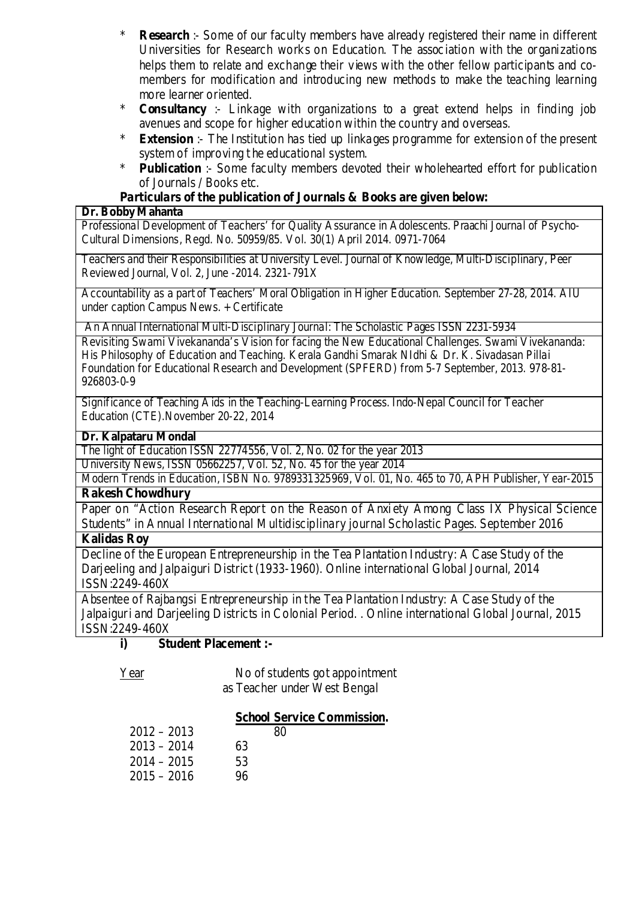- **Research** :- Some of our faculty members have already registered their name in different Universities for Research works on Education. The association with the organizations helps them to relate and exchange their views with the other fellow participants and co-members for modification and introducing new methods to make the teaching learning more learner oriented.
- **Consultancy** :- Linkage with organizations to a great extend helps in finding job avenues and scope for higher education within the country and overseas.
- **Extension** :- The Institution has tied up linkages programme for extension of the present system of improving the educational system.
- **Publication** :- Some faculty members devoted their wholehearted effort for publication of Journals / Books etc.

**Particulars of the publication of Journals & Books are given below:**

| |
|---|
| **Dr. Bobby Mahanta** |
| Professional Development of Teachers' for Quality Assurance in Adolescents. Praachi Journal of Psycho-Cultural Dimensions, Regd. No. 50959/85. Vol. 30(1) April 2014. 0971-7064 |
| Teachers and their Responsibilities at University Level. Journal of Knowledge, Multi-Disciplinary, Peer Reviewed Journal, Vol. 2, June -2014. 2321-791X |
| Accountability as a part of Teachers' Moral Obligation in Higher Education. September 27-28, 2014. AIU under caption Campus News. + Certificate |
| An Annual International Multi-Disciplinary Journal: The Scholastic Pages ISSN 2231-5934 |
| Revisiting Swami Vivekananda's Vision for facing the New Educational Challenges. Swami Vivekananda: His Philosophy of Education and Teaching. Kerala Gandhi Smarak NIdhi & Dr. K. Sivadasan Pillai Foundation for Educational Research and Development (SPFERD) from 5-7 September, 2013. 978-81-926803-0-9 |
| Significance of Teaching Aids in the Teaching-Learning Process. Indo-Nepal Council for Teacher Education (CTE).November 20-22, 2014 |
| **Dr. Kalpataru Mondal** |
| The light of Education ISSN 22774556, Vol. 2, No. 02 for the year 2013 |
| University News, ISSN 05662257, Vol. 52, No. 45 for the year 2014 |
| Modern Trends in Education, ISBN No. 9789331325969, Vol. 01, No. 465 to 70, APH Publisher, Year-2015 |
| **Rakesh Chowdhury** |
| Paper on "Action Research Report on the Reason of Anxiety Among Class IX Physical Science Students" in Annual International Multidisciplinary journal Scholastic Pages. September 2016 |
| **Kalidas Roy** |
| Decline of the European Entrepreneurship in the Tea Plantation Industry: A Case Study of the Darjeeling and Jalpaiguri District (1933-1960). Online international Global Journal, 2014 ISSN:2249-460X |
| Absentee of Rajbangsi Entrepreneurship in the Tea Plantation Industry: A Case Study of the Jalpaiguri and Darjeeling Districts in Colonial Period. . Online international Global Journal, 2015 ISSN:2249-460X |

**i) Student Placement :-**

| Year | No of students got appointment as Teacher under West Bengal **School Service Commission.** |
|---|---|
| 2012 – 2013 | 80 |
| 2013 – 2014 | 63 |
| 2014 – 2015 | 53 |
| 2015 – 2016 | 96 |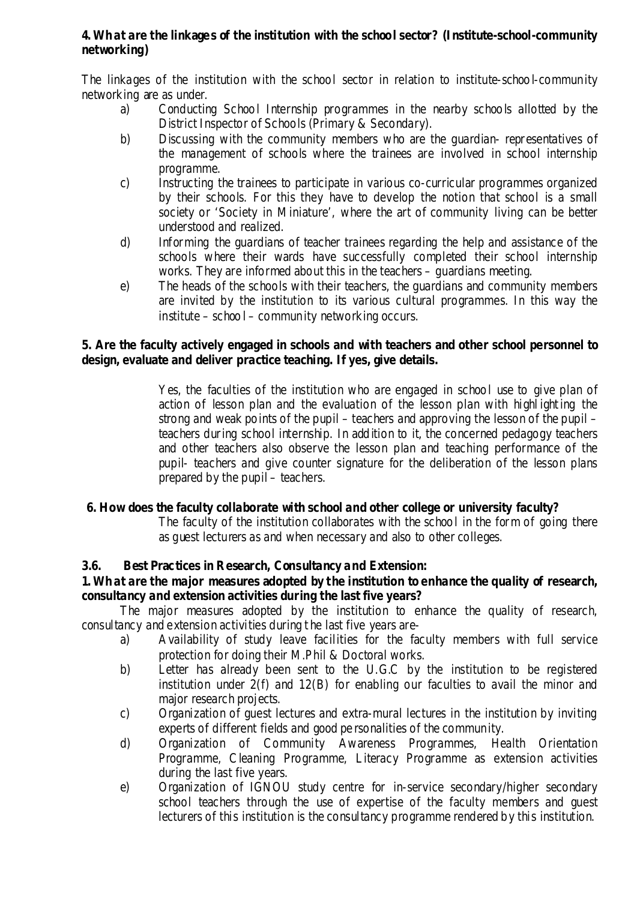**4. What are the linkages of the institution with the school sector? (Institute-school-community networking)**

The linkages of the institution with the school sector in relation to institute-school-community networking are as under.

a) Conducting School Internship programmes in the nearby schools allotted by the District Inspector of Schools (Primary & Secondary).
b) Discussing with the community members who are the guardian- representatives of the management of schools where the trainees are involved in school internship programme.
c) Instructing the trainees to participate in various co-curricular programmes organized by their schools. For this they have to develop the notion that school is a small society or 'Society in Miniature', where the art of community living can be better understood and realized.
d) Informing the guardians of teacher trainees regarding the help and assistance of the schools where their wards have successfully completed their school internship works. They are informed about this in the teachers – guardians meeting.
e) The heads of the schools with their teachers, the guardians and community members are invited by the institution to its various cultural programmes. In this way the institute – school – community networking occurs.

**5. Are the faculty actively engaged in schools and with teachers and other school personnel to design, evaluate and deliver practice teaching. If yes, give details.**

Yes, the faculties of the institution who are engaged in school use to give plan of action of lesson plan and the evaluation of the lesson plan with highlighting the strong and weak points of the pupil – teachers and approving the lesson of the pupil – teachers during school internship. In addition to it, the concerned pedagogy teachers and other teachers also observe the lesson plan and teaching performance of the pupil- teachers and give counter signature for the deliberation of the lesson plans prepared by the pupil – teachers.

**6. How does the faculty collaborate with school and other college or university faculty?**

The faculty of the institution collaborates with the school in the form of going there as guest lecturers as and when necessary and also to other colleges.

**3.6. Best Practices in Research, Consultancy and Extension:**

**1. What are the major measures adopted by the institution to enhance the quality of research, consultancy and extension activities during the last five years?**

The major measures adopted by the institution to enhance the quality of research, consultancy and extension activities during the last five years are-

a) Availability of study leave facilities for the faculty members with full service protection for doing their M.Phil & Doctoral works.
b) Letter has already been sent to the U.G.C by the institution to be registered institution under 2(f) and 12(B) for enabling our faculties to avail the minor and major research projects.
c) Organization of guest lectures and extra-mural lectures in the institution by inviting experts of different fields and good personalities of the community.
d) Organization of Community Awareness Programmes, Health Orientation Programme, Cleaning Programme, Literacy Programme as extension activities during the last five years.
e) Organization of IGNOU study centre for in-service secondary/higher secondary school teachers through the use of expertise of the faculty members and guest lecturers of this institution is the consultancy programme rendered by this institution.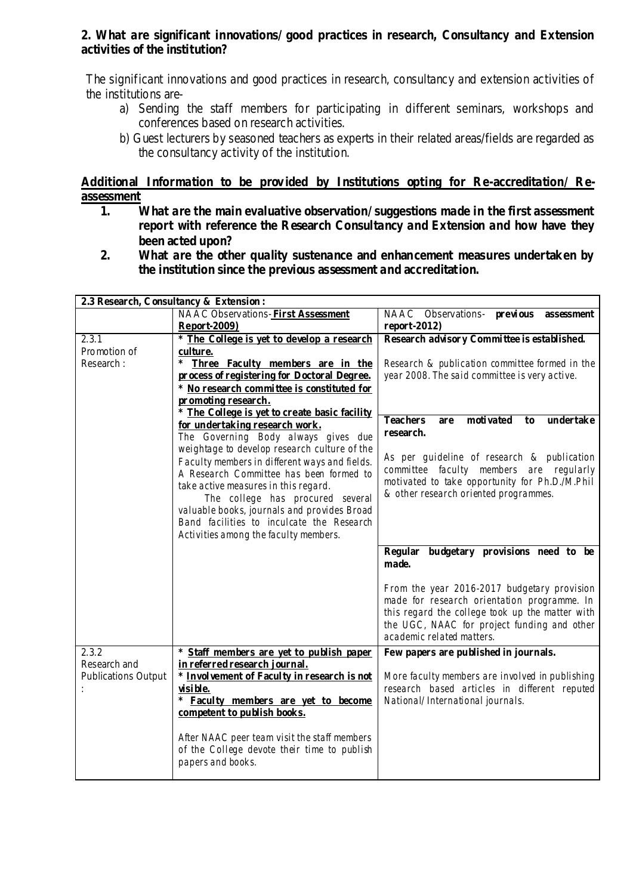**2. What are significant innovations/ good practices in research, Consultancy and Extension activities of the institution?**

The significant innovations and good practices in research, consultancy and extension activities of the institutions are-

a) Sending the staff members for participating in different seminars, workshops and conferences based on research activities.

b) Guest lecturers by seasoned teachers as experts in their related areas/fields are regarded as the consultancy activity of the institution.

**Additional Information to be provided by Institutions opting for Re-accreditation/ Re-assessment**

1. **What are the main evaluative observation/ suggestions made in the first assessment report with reference the Research Consultancy and Extension and how have they been acted upon?**
2. **What are the other quality sustenance and enhancement measures undertaken by the institution since the previous assessment and accreditation.**

| **2.3 Research, Consultancy & Extension :** | | |
|---|---|---|
| | NAAC Observations- **First Assessment Report-2009)** | NAAC Observations- **previous assessment report-2012)** |
| 2.3.1 Promotion of Research : | **\* The College is yet to develop a research culture.** **\* Three Faculty members are in the process of registering for Doctoral Degree.** **\* No research committee is constituted for promoting research.** **\* The College is yet to create basic facility for undertaking research work.** The Governing Body always gives due weightage to develop research culture of the Faculty members in different ways and fields. A Research Committee has been formed to take active measures in this regard. The college has procured several valuable books, journals and provides Broad Band facilities to inculcate the Research Activities among the faculty members. | **Research advisory Committee is established.** Research & publication committee formed in the year 2008. The said committee is very active. **Teachers are motivated to undertake research.** As per guideline of research & publication committee faculty members are regularly motivated to take opportunity for Ph.D./M.Phil & other research oriented programmes. |
| | | **Regular budgetary provisions need to be made.** From the year 2016-2017 budgetary provision made for research orientation programme. In this regard the college took up the matter with the UGC, NAAC for project funding and other academic related matters. |
| 2.3.2 Research and Publications Output : | **\* Staff members are yet to publish paper in referred research journal.** **\* Involvement of Faculty in research is not visible.** **\* Faculty members are yet to become competent to publish books.** After NAAC peer team visit the staff members of the College devote their time to publish papers and books. | **Few papers are published in journals.** More faculty members are involved in publishing research based articles in different reputed National/International journals. |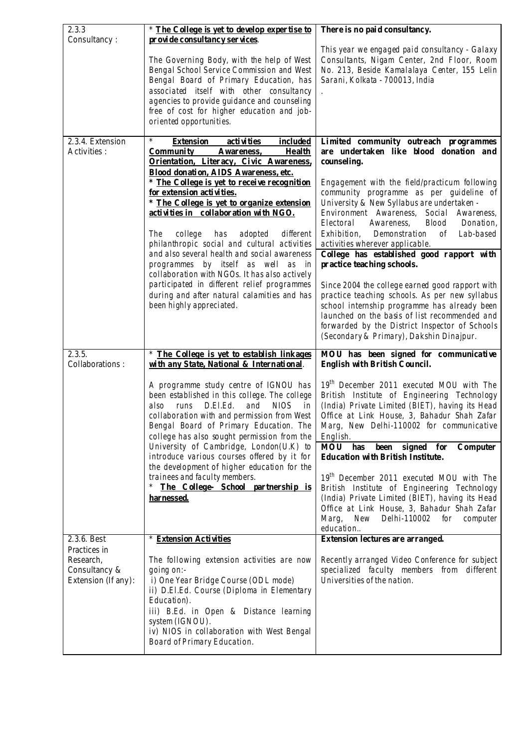| | | |
|---|---|---|
| 2.3.3 Consultancy : | * **The College is yet to develop expertise to provide consultancy services**.<br><br>The Governing Body, with the help of West Bengal School Service Commission and West Bengal Board of Primary Education, has associated itself with other consultancy agencies to provide guidance and counseling free of cost for higher education and job-oriented opportunities. | **There is no paid consultancy.**<br><br>This year we engaged paid consultancy - Galaxy Consultants, Nigam Center, 2nd Floor, Room No. 213, Beside Kamalalaya Center, 155 Lelin Sarani, Kolkata - 700013, India<br>. |
| 2.3.4. Extension Activities : | * **Extension activities included Community Awareness, Health Orientation, Literacy, Civic Awareness, Blood donation, AIDS Awareness, etc.**<br>* **The College is yet to receive recognition for extension activities.**<br>* **The College is yet to organize extension activities in collaboration with NGO.**<br><br>The college has adopted different philanthropic social and cultural activities and also several health and social awareness programmes by itself as well as in collaboration with NGOs. It has also actively participated in different relief programmes during and after natural calamities and has been highly appreciated. | **Limited community outreach programmes are undertaken like blood donation and counseling.**<br><br>Engagement with the field/practicum following community programme as per guideline of University & New Syllabus are undertaken - Environment Awareness, Social Awareness, Electoral Awareness, Blood Donation, Exhibition, Demonstration of Lab-based activities wherever applicable.<br>**College has established good rapport with practice teaching schools.**<br><br>Since 2004 the college earned good rapport with practice teaching schools. As per new syllabus school internship programme has already been launched on the basis of list recommended and forwarded by the District Inspector of Schools (Secondary & Primary), Dakshin Dinajpur. |
| 2.3.5. Collaborations : | * **The College is yet to establish linkages with any State, National & International**.<br><br>A programme study centre of IGNOU has been established in this college. The college also runs D.El.Ed. and NIOS in collaboration with and permission from West Bengal Board of Primary Education. The college has also sought permission from the University of Cambridge, London(U.K) to introduce various courses offered by it for the development of higher education for the trainees and faculty members.<br>* **The College- School partnership is harnessed.** | **MOU has been signed for communicative English with British Council.**<br><br>19th December 2011 executed MOU with The British Institute of Engineering Technology (India) Private Limited (BIET), having its Head Office at Link House, 3, Bahadur Shah Zafar Marg, New Delhi-110002 for communicative English.<br>**MOU has been signed for Computer Education with British Institute.**<br><br>19th December 2011 executed MOU with The British Institute of Engineering Technology (India) Private Limited (BIET), having its Head Office at Link House, 3, Bahadur Shah Zafar Marg, New Delhi-110002 for computer education.. |
| 2.3.6. Best Practices in Research, Consultancy & Extension (If any): | * **Extension Activities**<br><br>The following extension activities are now going on:-<br>i) One Year Bridge Course (ODL mode)<br>ii) D.El.Ed. Course (Diploma in Elementary Education).<br>iii) B.Ed. in Open & Distance learning system (IGNOU).<br>iv) NIOS in collaboration with West Bengal Board of Primary Education. | **Extension lectures are arranged.**<br><br>Recently arranged Video Conference for subject specialized faculty members from different Universities of the nation. |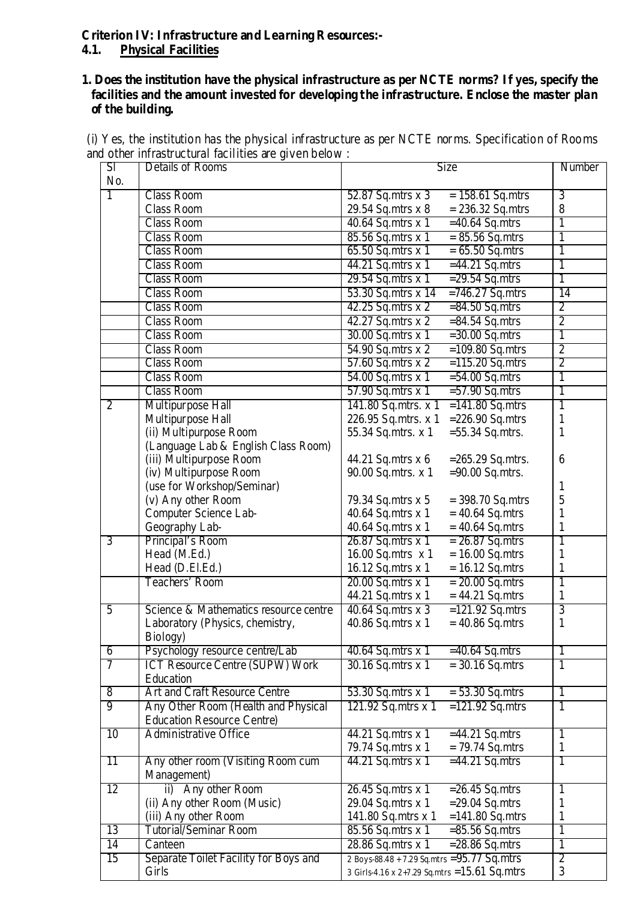**Criterion IV: Infrastructure and Learning Resources:-**

**4.1. Physical Facilities**

**1. Does the institution have the physical infrastructure as per NCTE norms? If yes, specify the facilities and the amount invested for developing the infrastructure. Enclose the master plan of the building.**

(i) Yes, the institution has the physical infrastructure as per NCTE norms. Specification of Rooms and other infrastructural facilities are given below :

| Sl No. | Details of Rooms | Size | | Number |
|---|---|---|---|---|
| 1 | Class Room | 52.87 Sq.mtrs x 3 | = 158.61 Sq.mtrs | 3 |
| | Class Room | 29.54 Sq.mtrs x 8 | = 236.32 Sq.mtrs | 8 |
| | Class Room | 40.64 Sq.mtrs x 1 | =40.64 Sq.mtrs | 1 |
| | Class Room | 85.56 Sq.mtrs x 1 | = 85.56 Sq.mtrs | 1 |
| | Class Room | 65.50 Sq.mtrs x 1 | = 65.50 Sq.mtrs | 1 |
| | Class Room | 44.21 Sq.mtrs x 1 | =44.21 Sq.mtrs | 1 |
| | Class Room | 29.54 Sq.mtrs x 1 | =29.54 Sq.mtrs | 1 |
| | Class Room | 53.30 Sq.mtrs x 14 | =746.27 Sq.mtrs | 14 |
| | Class Room | 42.25 Sq.mtrs x 2 | =84.50 Sq.mtrs | 2 |
| | Class Room | 42.27 Sq.mtrs x 2 | =84.54 Sq.mtrs | 2 |
| | Class Room | 30.00 Sq.mtrs x 1 | =30.00 Sq.mtrs | 1 |
| | Class Room | 54.90 Sq.mtrs x 2 | =109.80 Sq.mtrs | 2 |
| | Class Room | 57.60 Sq.mtrs x 2 | =115.20 Sq.mtrs | 2 |
| | Class Room | 54.00 Sq.mtrs x 1 | =54.00 Sq.mtrs | 1 |
| | Class Room | 57.90 Sq.mtrs x 1 | =57.90 Sq.mtrs | 1 |
| 2 | Multipurpose Hall | 141.80 Sq.mtrs. x 1 | =141.80 Sq.mtrs | 1 |
| | Multipurpose Hall | 226.95 Sq.mtrs. x 1 | =226.90 Sq.mtrs | 1 |
| | (ii) Multipurpose Room (Language Lab & English Class Room) | 55.34 Sq.mtrs. x 1 | =55.34 Sq.mtrs. | 1 |
| | (iii) Multipurpose Room | 44.21 Sq.mtrs x 6 | =265.29 Sq.mtrs. | 6 |
| | (iv) Multipurpose Room (use for Workshop/Seminar) | 90.00 Sq.mtrs. x 1 | =90.00 Sq.mtrs. | 1 |
| | (v) Any other Room | 79.34 Sq.mtrs x 5 | = 398.70 Sq.mtrs | 5 |
| | Computer Science Lab- | 40.64 Sq.mtrs x 1 | = 40.64 Sq.mtrs | 1 |
| | Geography Lab- | 40.64 Sq.mtrs x 1 | = 40.64 Sq.mtrs | 1 |
| 3 | Principal's Room | 26.87 Sq.mtrs x 1 | = 26.87 Sq.mtrs | 1 |
| | Head (M.Ed.) | 16.00 Sq.mtrs x 1 | = 16.00 Sq.mtrs | 1 |
| | Head (D.El.Ed.) | 16.12 Sq.mtrs x 1 | = 16.12 Sq.mtrs | 1 |
| | Teachers' Room | 20.00 Sq.mtrs x 1 | = 20.00 Sq.mtrs | 1 |
| | | 44.21 Sq.mtrs x 1 | = 44.21 Sq.mtrs | 1 |
| 5 | Science & Mathematics resource centre | 40.64 Sq.mtrs x 3 | =121.92 Sq.mtrs | 3 |
| | Laboratory (Physics, chemistry, Biology) | 40.86 Sq.mtrs x 1 | = 40.86 Sq.mtrs | 1 |
| 6 | Psychology resource centre/Lab | 40.64 Sq.mtrs x 1 | =40.64 Sq.mtrs | 1 |
| 7 | ICT Resource Centre (SUPW) Work Education | 30.16 Sq.mtrs x 1 | = 30.16 Sq.mtrs | 1 |
| 8 | Art and Craft Resource Centre | 53.30 Sq.mtrs x 1 | = 53.30 Sq.mtrs | 1 |
| 9 | Any Other Room (Health and Physical Education Resource Centre) | 121.92 Sq.mtrs x 1 | =121.92 Sq.mtrs | 1 |
| 10 | Administrative Office | 44.21 Sq.mtrs x 1 | =44.21 Sq.mtrs | 1 |
| | | 79.74 Sq.mtrs x 1 | = 79.74 Sq.mtrs | 1 |
| 11 | Any other room (Visiting Room cum Management) | 44.21 Sq.mtrs x 1 | =44.21 Sq.mtrs | 1 |
| 12 | ii) Any other Room | 26.45 Sq.mtrs x 1 | =26.45 Sq.mtrs | 1 |
| | (ii) Any other Room (Music) | 29.04 Sq.mtrs x 1 | =29.04 Sq.mtrs | 1 |
| | (iii) Any other Room | 141.80 Sq.mtrs x 1 | =141.80 Sq.mtrs | 1 |
| 13 | Tutorial/Seminar Room | 85.56 Sq.mtrs x 1 | =85.56 Sq.mtrs | 1 |
| 14 | Canteen | 28.86 Sq.mtrs x 1 | =28.86 Sq.mtrs | 1 |
| 15 | Separate Toilet Facility for Boys and Girls | 2 Boys-88.48 + 7.29 Sq.mtrs | =95.77 Sq.mtrs | 2 |
| | | 3 Girls-4.16 x 2+7.29 Sq.mtrs | =15.61 Sq.mtrs | 3 |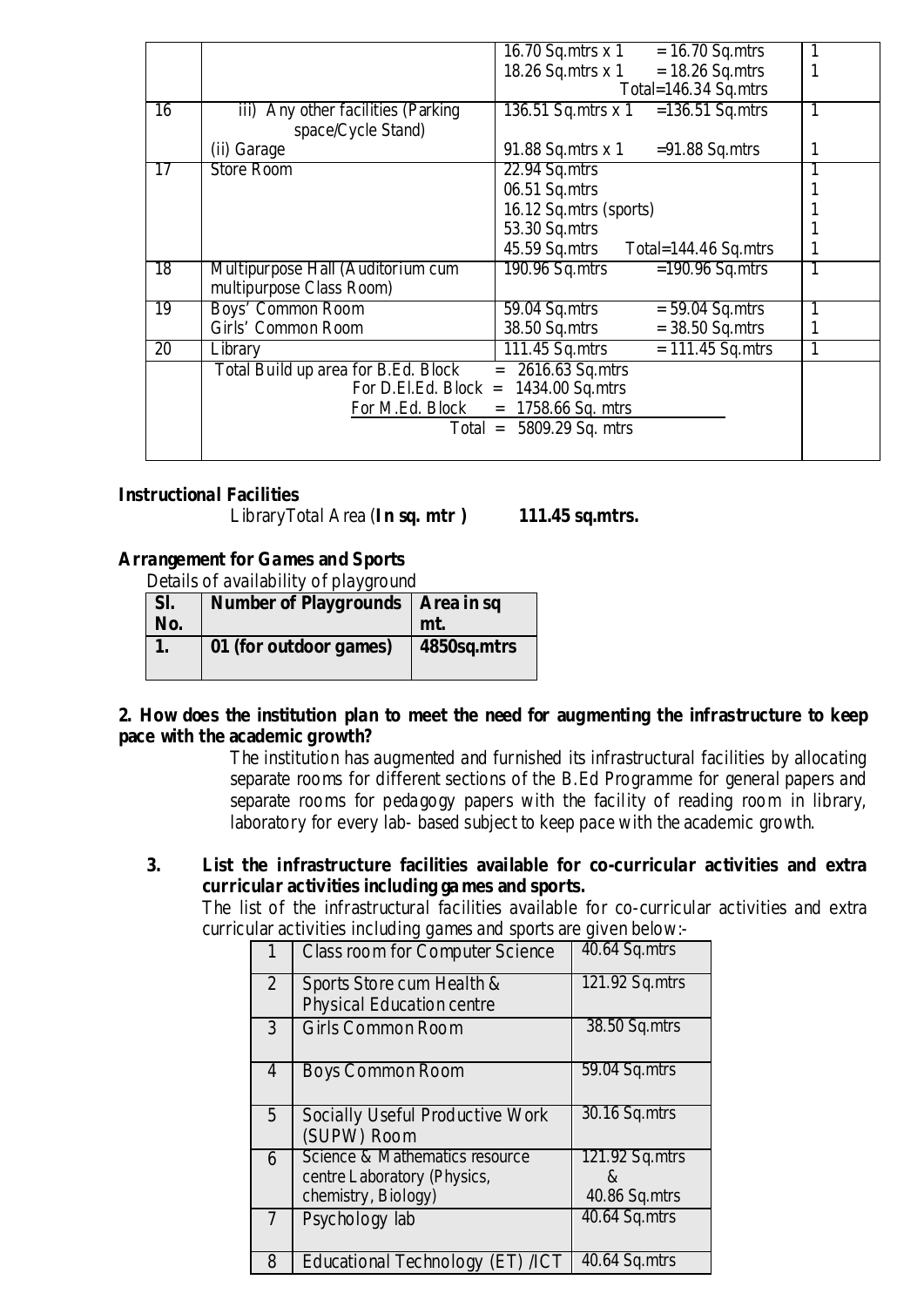| | | | |
|---|---|---|---|
| | | 16.70 Sq.mtrs x 1 = 16.70 Sq.mtrs<br>18.26 Sq.mtrs x 1 = 18.26 Sq.mtrs<br>Total=146.34 Sq.mtrs | 1<br>1 |
| 16 | iii) Any other facilities (Parking space/Cycle Stand)<br>(ii) Garage | 136.51 Sq.mtrs x 1 =136.51 Sq.mtrs<br>91.88 Sq.mtrs x 1 =91.88 Sq.mtrs | 1<br>1 |
| 17 | Store Room | 22.94 Sq.mtrs<br>06.51 Sq.mtrs<br>16.12 Sq.mtrs (sports)<br>53.30 Sq.mtrs<br>45.59 Sq.mtrs Total=144.46 Sq.mtrs | 1<br>1<br>1<br>1<br>1 |
| 18 | Multipurpose Hall (Auditorium cum multipurpose Class Room) | 190.96 Sq.mtrs =190.96 Sq.mtrs | 1 |
| 19 | Boys' Common Room<br>Girls' Common Room | 59.04 Sq.mtrs = 59.04 Sq.mtrs<br>38.50 Sq.mtrs = 38.50 Sq.mtrs | 1<br>1 |
| 20 | Library | 111.45 Sq.mtrs = 111.45 Sq.mtrs | 1 |
| | Total Build up area for B.Ed. Block = 2616.63 Sq.mtrs<br>For D.El.Ed. Block = 1434.00 Sq.mtrs<br>For M.Ed. Block = 1758.66 Sq. mtrs<br>Total = 5809.29 Sq. mtrs | | |

**Instructional Facilities**

LibraryTotal Area (**In sq. mtr )** **111.45 sq.mtrs.**

**Arrangement for Games and Sports**

Details of availability of playground

| Sl. No. | Number of Playgrounds | Area in sq mt. |
|---|---|---|
| **1.** | **01 (for outdoor games)** | **4850sq.mtrs** |

**2. How does the institution plan to meet the need for augmenting the infrastructure to keep pace with the academic growth?**

The institution has augmented and furnished its infrastructural facilities by allocating separate rooms for different sections of the B.Ed Programme for general papers and separate rooms for pedagogy papers with the facility of reading room in library, laboratory for every lab- based subject to keep pace with the academic growth.

**3. List the infrastructure facilities available for co-curricular activities and extra curricular activities including games and sports.**

The list of the infrastructural facilities available for co-curricular activities and extra curricular activities including games and sports are given below:-

| | | |
|---|---|---|
| 1 | Class room for Computer Science | 40.64 Sq.mtrs |
| 2 | Sports Store cum Health & Physical Education centre | 121.92 Sq.mtrs |
| 3 | Girls Common Room | 38.50 Sq.mtrs |
| 4 | Boys Common Room | 59.04 Sq.mtrs |
| 5 | Socially Useful Productive Work (SUPW) Room | 30.16 Sq.mtrs |
| 6 | Science & Mathematics resource centre Laboratory (Physics, chemistry, Biology) | 121.92 Sq.mtrs & 40.86 Sq.mtrs |
| 7 | Psychology lab | 40.64 Sq.mtrs |
| 8 | Educational Technology (ET) /ICT | 40.64 Sq.mtrs |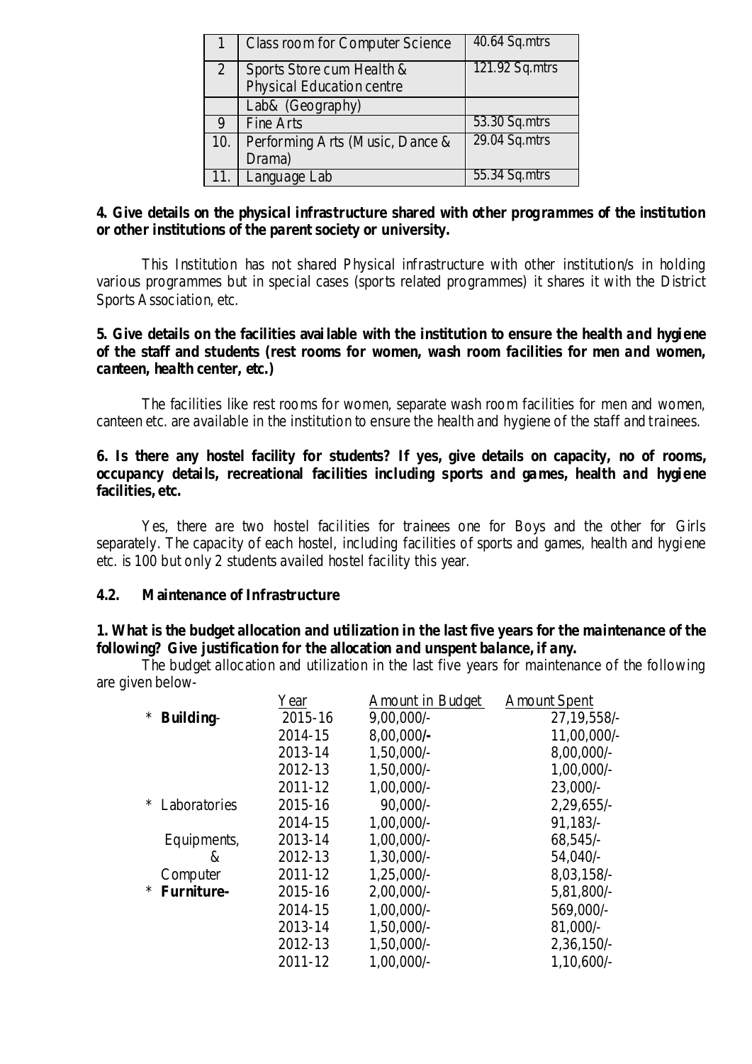| | | |
|---|---|---|
| 1 | Class room for Computer Science | 40.64 Sq.mtrs |
| 2 | Sports Store cum Health & Physical Education centre | 121.92 Sq.mtrs |
| | Lab& (Geography) | |
| 9 | Fine Arts | 53.30 Sq.mtrs |
| 10. | Performing Arts (Music, Dance & Drama) | 29.04 Sq.mtrs |
| 11. | Language Lab | 55.34 Sq.mtrs |

**4. Give details on the physical infrastructure shared with other programmes of the institution or other institutions of the parent society or university.**

This Institution has not shared Physical infrastructure with other institution/s in holding various programmes but in special cases (sports related programmes) it shares it with the District Sports Association, etc.

**5. Give details on the facilities available with the institution to ensure the health and hygiene of the staff and students (rest rooms for women, wash room facilities for men and women, canteen, health center, etc.)**

The facilities like rest rooms for women, separate wash room facilities for men and women, canteen etc. are available in the institution to ensure the health and hygiene of the staff and trainees.

**6. Is there any hostel facility for students? If yes, give details on capacity, no of rooms, occupancy details, recreational facilities including sports and games, health and hygiene facilities, etc.**

Yes, there are two hostel facilities for trainees one for Boys and the other for Girls separately. The capacity of each hostel, including facilities of sports and games, health and hygiene etc. is 100 but only 2 students availed hostel facility this year.

**4.2. Maintenance of Infrastructure**

**1. What is the budget allocation and utilization in the last five years for the maintenance of the following? Give justification for the allocation and unspent balance, if any.**

The budget allocation and utilization in the last five years for maintenance of the following are given below-

| | Year | Amount in Budget | Amount Spent |
|---|---|---|---|
| * **Building**- | 2015-16 | 9,00,000/- | 27,19,558/- |
| | 2014-15 | 8,00,000/- | 11,00,000/- |
| | 2013-14 | 1,50,000/- | 8,00,000/- |
| | 2012-13 | 1,50,000/- | 1,00,000/- |
| | 2011-12 | 1,00,000/- | 23,000/- |
| * Laboratories | 2015-16 | 90,000/- | 2,29,655/- |
| | 2014-15 | 1,00,000/- | 91,183/- |
| Equipments, | 2013-14 | 1,00,000/- | 68,545/- |
| & | 2012-13 | 1,30,000/- | 54,040/- |
| Computer | 2011-12 | 1,25,000/- | 8,03,158/- |
| * **Furniture-** | 2015-16 | 2,00,000/- | 5,81,800/- |
| | 2014-15 | 1,00,000/- | 569,000/- |
| | 2013-14 | 1,50,000/- | 81,000/- |
| | 2012-13 | 1,50,000/- | 2,36,150/- |
| | 2011-12 | 1,00,000/- | 1,10,600/- |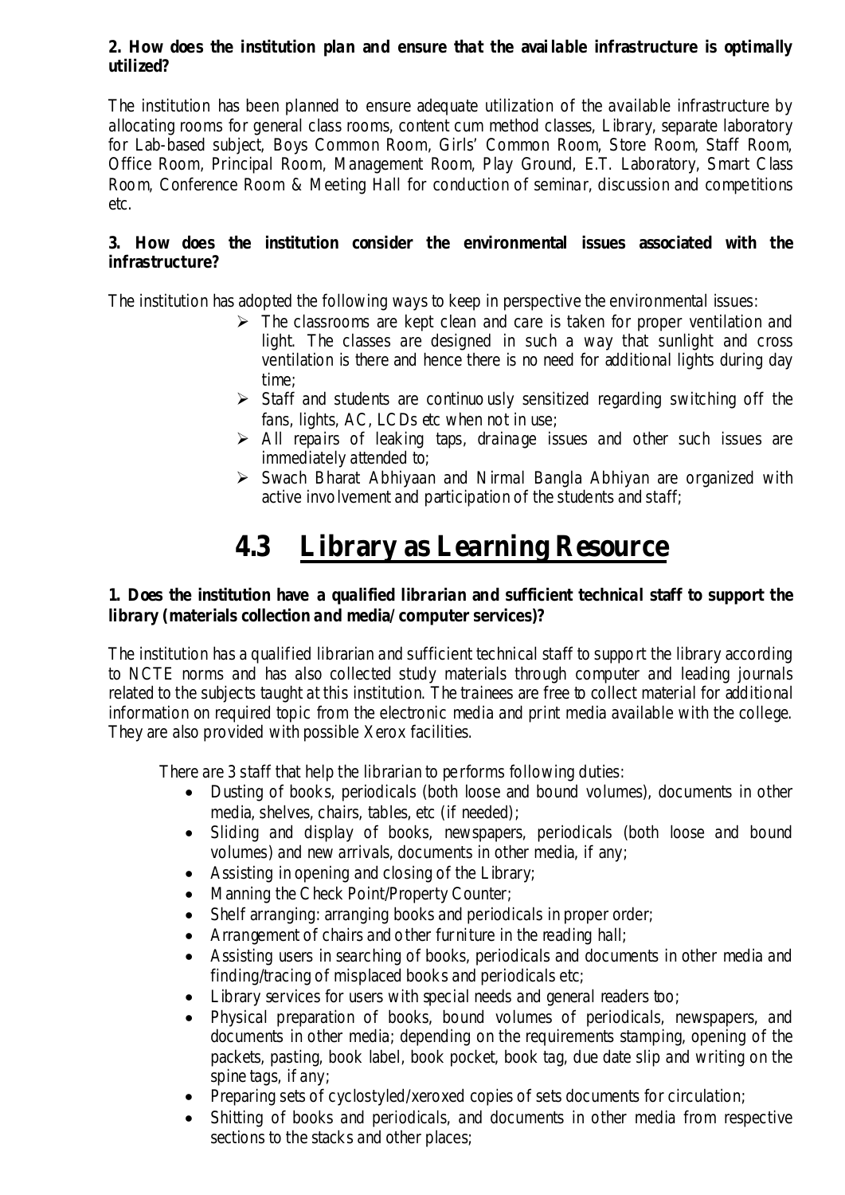**2. How does the institution plan and ensure that the available infrastructure is optimally utilized?**

The institution has been planned to ensure adequate utilization of the available infrastructure by allocating rooms for general class rooms, content cum method classes, Library, separate laboratory for Lab-based subject, Boys Common Room, Girls' Common Room, Store Room, Staff Room, Office Room, Principal Room, Management Room, Play Ground, E.T. Laboratory, Smart Class Room, Conference Room & Meeting Hall for conduction of seminar, discussion and competitions etc.

**3. How does the institution consider the environmental issues associated with the infrastructure?**

The institution has adopted the following ways to keep in perspective the environmental issues:

- The classrooms are kept clean and care is taken for proper ventilation and light. The classes are designed in such a way that sunlight and cross ventilation is there and hence there is no need for additional lights during day time;
- Staff and students are continuously sensitized regarding switching off the fans, lights, AC, LCDs etc when not in use;
- All repairs of leaking taps, drainage issues and other such issues are immediately attended to;
- Swach Bharat Abhiyaan and Nirmal Bangla Abhiyan are organized with active involvement and participation of the students and staff;

# 4.3 Library as Learning Resource

**1. Does the institution have a qualified librarian and sufficient technical staff to support the library (materials collection and media/computer services)?**

The institution has a qualified librarian and sufficient technical staff to support the library according to NCTE norms and has also collected study materials through computer and leading journals related to the subjects taught at this institution. The trainees are free to collect material for additional information on required topic from the electronic media and print media available with the college. They are also provided with possible Xerox facilities.

There are 3 staff that help the librarian to performs following duties:

- Dusting of books, periodicals (both loose and bound volumes), documents in other media, shelves, chairs, tables, etc (if needed);
- Sliding and display of books, newspapers, periodicals (both loose and bound volumes) and new arrivals, documents in other media, if any;
- Assisting in opening and closing of the Library;
- Manning the Check Point/Property Counter;
- Shelf arranging: arranging books and periodicals in proper order;
- Arrangement of chairs and other furniture in the reading hall;
- Assisting users in searching of books, periodicals and documents in other media and finding/tracing of misplaced books and periodicals etc;
- Library services for users with special needs and general readers too;
- Physical preparation of books, bound volumes of periodicals, newspapers, and documents in other media; depending on the requirements stamping, opening of the packets, pasting, book label, book pocket, book tag, due date slip and writing on the spine tags, if any;
- Preparing sets of cyclostyled/xeroxed copies of sets documents for circulation;
- Shitting of books and periodicals, and documents in other media from respective sections to the stacks and other places;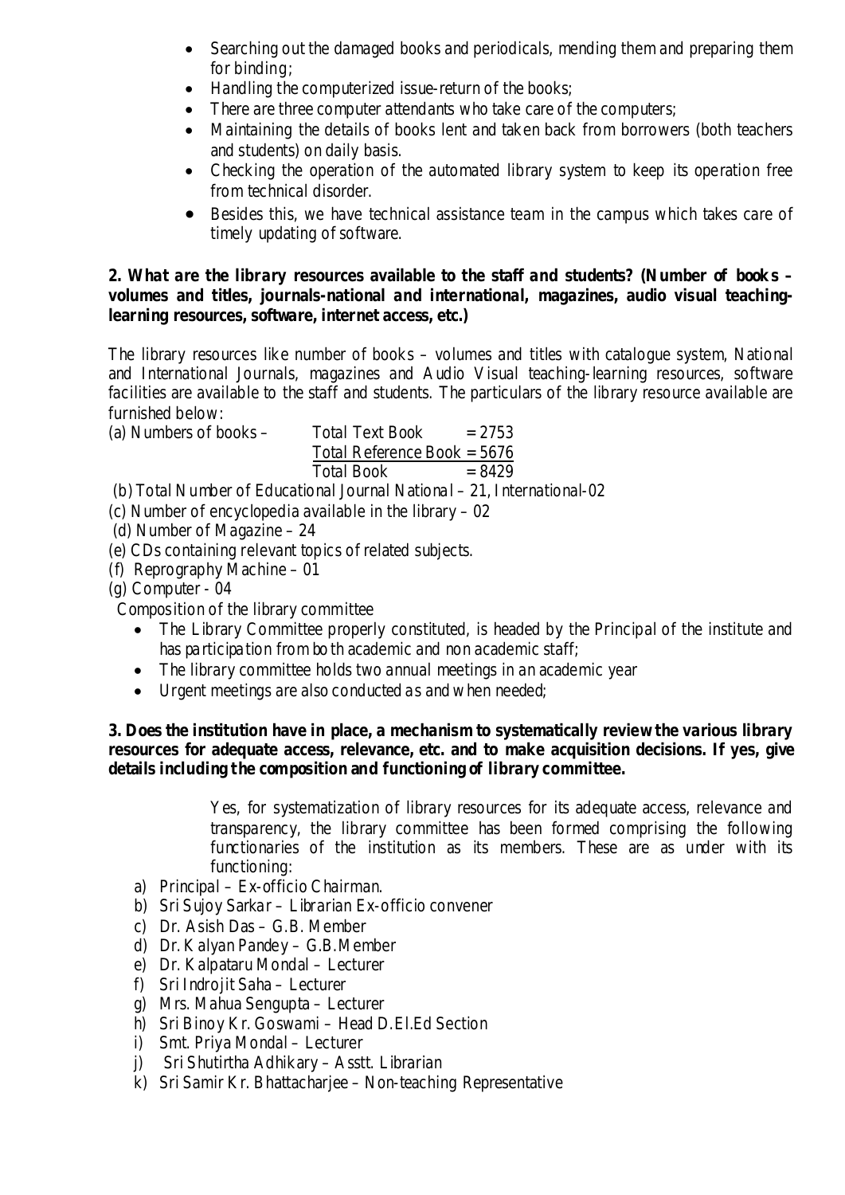- Searching out the damaged books and periodicals, mending them and preparing them for binding;
- Handling the computerized issue-return of the books;
- There are three computer attendants who take care of the computers;
- Maintaining the details of books lent and taken back from borrowers (both teachers and students) on daily basis.
- Checking the operation of the automated library system to keep its operation free from technical disorder.
- Besides this, we have technical assistance team in the campus which takes care of timely updating of software.

**2. What are the library resources available to the staff and students? (Number of books – volumes and titles, journals-national and international, magazines, audio visual teaching-learning resources, software, internet access, etc.)**

The library resources like number of books – volumes and titles with catalogue system, National and International Journals, magazines and Audio Visual teaching-learning resources, software facilities are available to the staff and students. The particulars of the library resource available are furnished below:

(a) Numbers of books – Total Text Book = 2753
Total Reference Book = 5676
Total Book = 8429

(b) Total Number of Educational Journal National – 21, International-02

(c) Number of encyclopedia available in the library – 02

(d) Number of Magazine – 24

(e) CDs containing relevant topics of related subjects.

(f) Reprography Machine – 01

(g) Computer - 04

Composition of the library committee

- The Library Committee properly constituted, is headed by the Principal of the institute and has participation from both academic and non academic staff;
- The library committee holds two annual meetings in an academic year
- Urgent meetings are also conducted as and when needed;

**3. Does the institution have in place, a mechanism to systematically review the various library resources for adequate access, relevance, etc. and to make acquisition decisions. If yes, give details including the composition and functioning of library committee.**

Yes, for systematization of library resources for its adequate access, relevance and transparency, the library committee has been formed comprising the following functionaries of the institution as its members. These are as under with its functioning:

a) Principal – Ex-officio Chairman.
b) Sri Sujoy Sarkar – Librarian Ex-officio convener
c) Dr. Asish Das – G.B. Member
d) Dr. Kalyan Pandey – G.B.Member
e) Dr. Kalpataru Mondal – Lecturer
f) Sri Indrojit Saha – Lecturer
g) Mrs. Mahua Sengupta – Lecturer
h) Sri Binoy Kr. Goswami – Head D.El.Ed Section
i) Smt. Priya Mondal – Lecturer
j) Sri Shutirtha Adhikary – Asstt. Librarian
k) Sri Samir Kr. Bhattacharjee – Non-teaching Representative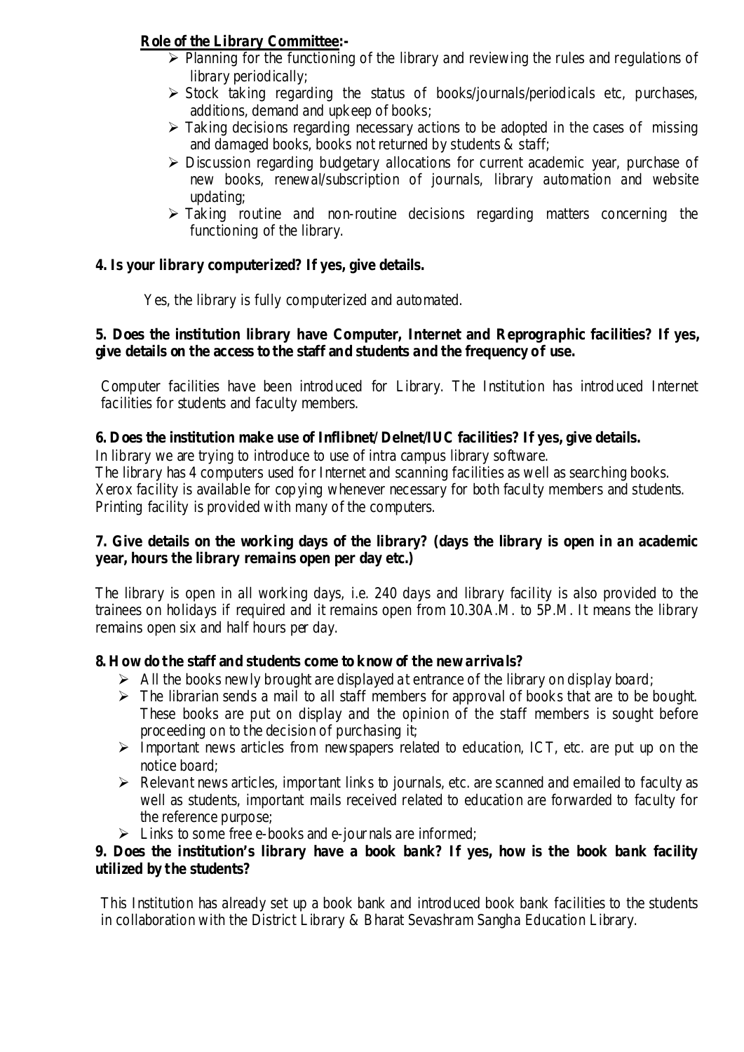**Role of the Library Committee:-**

- Planning for the functioning of the library and reviewing the rules and regulations of library periodically;
- Stock taking regarding the status of books/journals/periodicals etc, purchases, additions, demand and upkeep of books;
- Taking decisions regarding necessary actions to be adopted in the cases of missing and damaged books, books not returned by students & staff;
- Discussion regarding budgetary allocations for current academic year, purchase of new books, renewal/subscription of journals, library automation and website updating;
- Taking routine and non-routine decisions regarding matters concerning the functioning of the library.

**4. Is your library computerized? If yes, give details.**

Yes, the library is fully computerized and automated.

**5. Does the institution library have Computer, Internet and Reprographic facilities? If yes, give details on the access to the staff and students and the frequency of use.**

Computer facilities have been introduced for Library. The Institution has introduced Internet facilities for students and faculty members.

**6. Does the institution make use of Inflibnet/ Delnet/IUC facilities? If yes, give details.**

In library we are trying to introduce to use of intra campus library software.
The library has 4 computers used for Internet and scanning facilities as well as searching books.
Xerox facility is available for copying whenever necessary for both faculty members and students.
Printing facility is provided with many of the computers.

**7. Give details on the working days of the library? (days the library is open in an academic year, hours the library remains open per day etc.)**

The library is open in all working days, i.e. 240 days and library facility is also provided to the trainees on holidays if required and it remains open from 10.30A.M. to 5P.M. It means the library remains open six and half hours per day.

**8. How do the staff and students come to know of the new arrivals?**

- All the books newly brought are displayed at entrance of the library on display board;
- The librarian sends a mail to all staff members for approval of books that are to be bought. These books are put on display and the opinion of the staff members is sought before proceeding on to the decision of purchasing it;
- Important news articles from newspapers related to education, ICT, etc. are put up on the notice board;
- Relevant news articles, important links to journals, etc. are scanned and emailed to faculty as well as students, important mails received related to education are forwarded to faculty for the reference purpose;
- Links to some free e-books and e-journals are informed;

**9. Does the institution's library have a book bank? If yes, how is the book bank facility utilized by the students?**

This Institution has already set up a book bank and introduced book bank facilities to the students in collaboration with the District Library & Bharat Sevashram Sangha Education Library.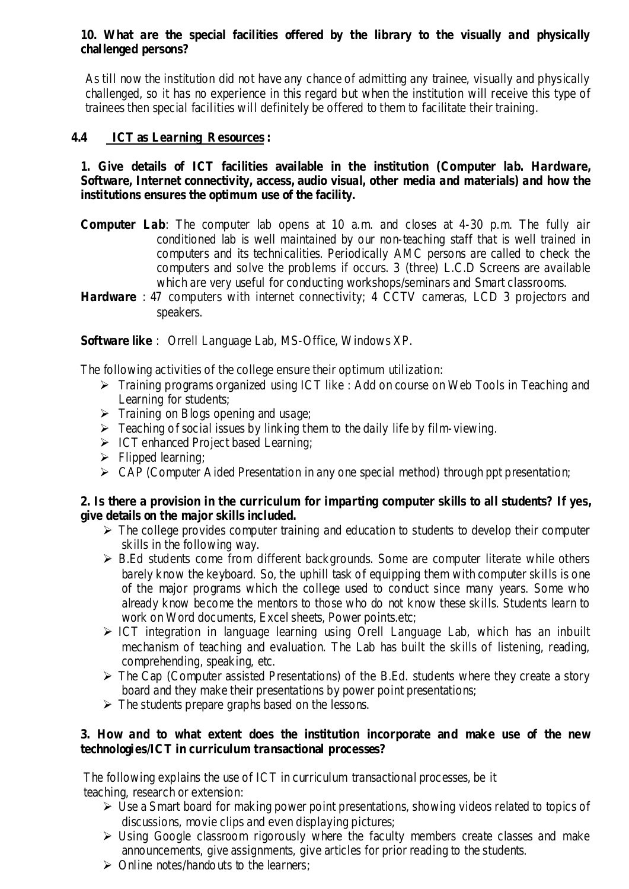**10. What are the special facilities offered by the library to the visually and physically challenged persons?**

As till now the institution did not have any chance of admitting any trainee, visually and physically challenged, so it has no experience in this regard but when the institution will receive this type of trainees then special facilities will definitely be offered to them to facilitate their training.

## 4.4 *ICT as Learning Resources* :

**1. Give details of ICT facilities available in the institution (Computer lab. Hardware, Software, Internet connectivity, access, audio visual, other media and materials) and how the institutions ensures the optimum use of the facility.**

**Computer Lab**: The computer lab opens at 10 a.m. and closes at 4-30 p.m. The fully air conditioned lab is well maintained by our non-teaching staff that is well trained in computers and its technicalities. Periodically AMC persons are called to check the computers and solve the problems if occurs. 3 (three) L.C.D Screens are available which are very useful for conducting workshops/seminars and Smart classrooms.

**Hardware** : 47 computers with internet connectivity; 4 CCTV cameras, LCD 3 projectors and speakers.

**Software like** : Orrell Language Lab, MS-Office, Windows XP.

The following activities of the college ensure their optimum utilization:

- Training programs organized using ICT like : Add on course on Web Tools in Teaching and Learning for students;
- Training on Blogs opening and usage;
- Teaching of social issues by linking them to the daily life by film-viewing.
- ICT enhanced Project based Learning;
- Flipped learning;
- CAP (Computer Aided Presentation in any one special method) through ppt presentation;

**2. Is there a provision in the curriculum for imparting computer skills to all students? If yes, give details on the major skills included.**

- The college provides computer training and education to students to develop their computer skills in the following way.
- B.Ed students come from different backgrounds. Some are computer literate while others barely know the keyboard. So, the uphill task of equipping them with computer skills is one of the major programs which the college used to conduct since many years. Some who already know become the mentors to those who do not know these skills. Students learn to work on Word documents, Excel sheets, Power points.etc;
- ICT integration in language learning using Orell Language Lab, which has an inbuilt mechanism of teaching and evaluation. The Lab has built the skills of listening, reading, comprehending, speaking, etc.
- The Cap (Computer assisted Presentations) of the B.Ed. students where they create a story board and they make their presentations by power point presentations;
- The students prepare graphs based on the lessons.

**3. How and to what extent does the institution incorporate and make use of the new technologies/ICT in curriculum transactional processes?**

The following explains the use of ICT in curriculum transactional processes, be it teaching, research or extension:

- Use a Smart board for making power point presentations, showing videos related to topics of discussions, movie clips and even displaying pictures;
- Using Google classroom rigorously where the faculty members create classes and make announcements, give assignments, give articles for prior reading to the students.
- Online notes/handouts to the learners;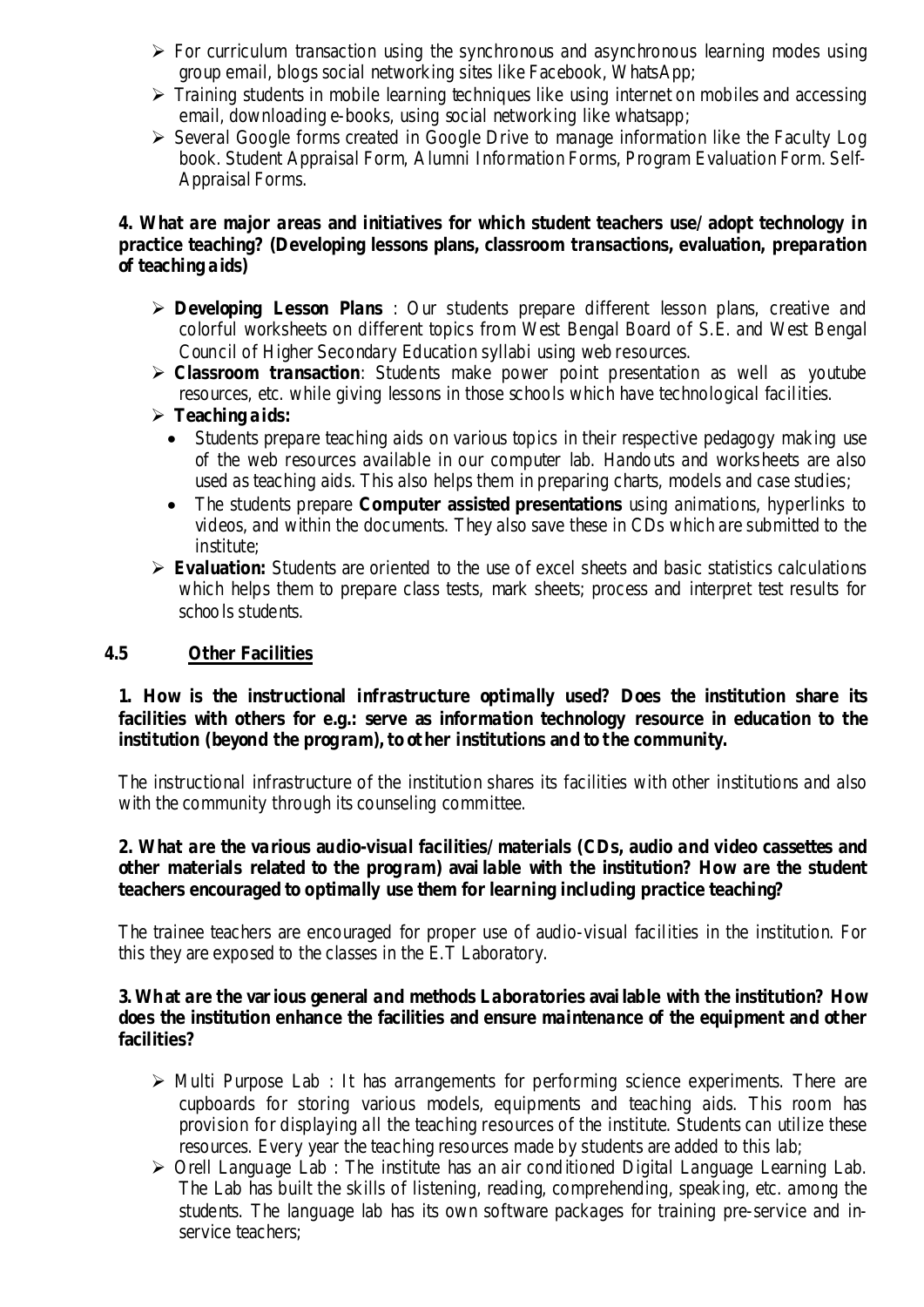- For curriculum transaction using the synchronous and asynchronous learning modes using group email, blogs social networking sites like Facebook, WhatsApp;
- Training students in mobile learning techniques like using internet on mobiles and accessing email, downloading e-books, using social networking like whatsapp;
- Several Google forms created in Google Drive to manage information like the Faculty Log book. Student Appraisal Form, Alumni Information Forms, Program Evaluation Form. Self-Appraisal Forms.

**4. What are major areas and initiatives for which student teachers use/ adopt technology in practice teaching? (Developing lessons plans, classroom transactions, evaluation, preparation of teaching aids)**

- **Developing Lesson Plans** : Our students prepare different lesson plans, creative and colorful worksheets on different topics from West Bengal Board of S.E. and West Bengal Council of Higher Secondary Education syllabi using web resources.
- **Classroom transaction**: Students make power point presentation as well as youtube resources, etc. while giving lessons in those schools which have technological facilities.
- **Teaching aids:**
  - Students prepare teaching aids on various topics in their respective pedagogy making use of the web resources available in our computer lab. Handouts and worksheets are also used as teaching aids. This also helps them in preparing charts, models and case studies;
  - The students prepare **Computer assisted presentations** using animations, hyperlinks to videos, and within the documents. They also save these in CDs which are submitted to the institute;
- **Evaluation:** Students are oriented to the use of excel sheets and basic statistics calculations which helps them to prepare class tests, mark sheets; process and interpret test results for schools students.

## 4.5 Other Facilities

**1. How is the instructional infrastructure optimally used? Does the institution share its facilities with others for e.g.: serve as information technology resource in education to the institution (beyond the program), to other institutions and to the community.**

The instructional infrastructure of the institution shares its facilities with other institutions and also with the community through its counseling committee.

**2. What are the various audio-visual facilities/ materials (CDs, audio and video cassettes and other materials related to the program) available with the institution? How are the student teachers encouraged to optimally use them for learning including practice teaching?**

The trainee teachers are encouraged for proper use of audio-visual facilities in the institution. For this they are exposed to the classes in the E.T Laboratory.

**3. What are the various general and methods Laboratories available with the institution? How does the institution enhance the facilities and ensure maintenance of the equipment and other facilities?**

- Multi Purpose Lab : It has arrangements for performing science experiments. There are cupboards for storing various models, equipments and teaching aids. This room has provision for displaying all the teaching resources of the institute. Students can utilize these resources. Every year the teaching resources made by students are added to this lab;
- Orell Language Lab : The institute has an air conditioned Digital Language Learning Lab. The Lab has built the skills of listening, reading, comprehending, speaking, etc. among the students. The language lab has its own software packages for training pre-service and in-service teachers;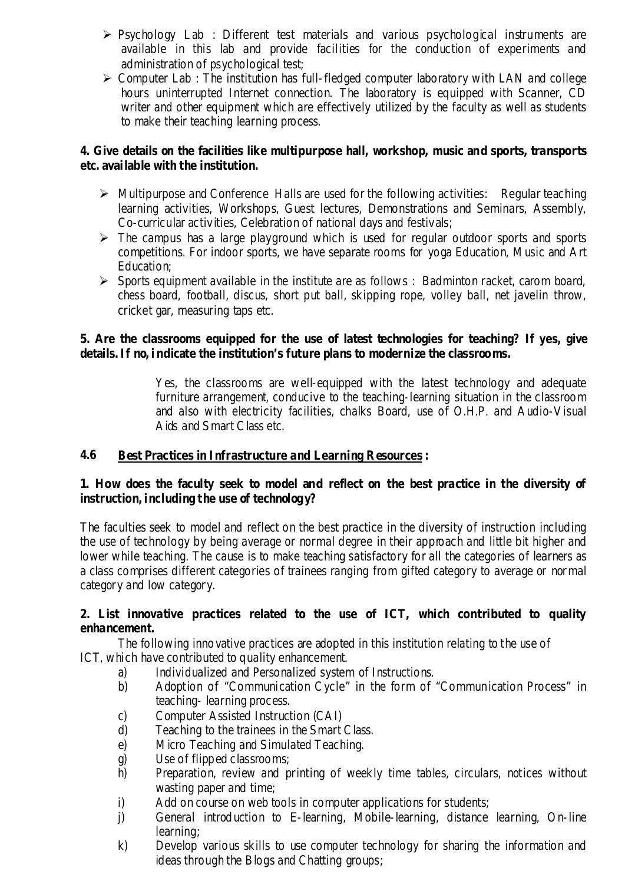- Psychology Lab : Different test materials and various psychological instruments are available in this lab and provide facilities for the conduction of experiments and administration of psychological test;
- Computer Lab : The institution has full-fledged computer laboratory with LAN and college hours uninterrupted Internet connection. The laboratory is equipped with Scanner, CD writer and other equipment which are effectively utilized by the faculty as well as students to make their teaching learning process.

**4. Give details on the facilities like multipurpose hall, workshop, music and sports, transports etc. available with the institution.**

- Multipurpose and Conference Halls are used for the following activities: Regular teaching learning activities, Workshops, Guest lectures, Demonstrations and Seminars, Assembly, Co-curricular activities, Celebration of national days and festivals;
- The campus has a large playground which is used for regular outdoor sports and sports competitions. For indoor sports, we have separate rooms for yoga Education, Music and Art Education;
- Sports equipment available in the institute are as follows : Badminton racket, carom board, chess board, football, discus, short put ball, skipping rope, volley ball, net javelin throw, cricket gar, measuring taps etc.

**5. Are the classrooms equipped for the use of latest technologies for teaching? If yes, give details. If no, indicate the institution's future plans to modernize the classrooms.**

Yes, the classrooms are well-equipped with the latest technology and adequate furniture arrangement, conducive to the teaching-learning situation in the classroom and also with electricity facilities, chalks Board, use of O.H.P. and Audio-Visual Aids and Smart Class etc.

## 4.6 Best Practices in Infrastructure and Learning Resources :

**1. How does the faculty seek to model and reflect on the best practice in the diversity of instruction, including the use of technology?**

The faculties seek to model and reflect on the best practice in the diversity of instruction including the use of technology by being average or normal degree in their approach and little bit higher and lower while teaching. The cause is to make teaching satisfactory for all the categories of learners as a class comprises different categories of trainees ranging from gifted category to average or normal category and low category.

**2. List innovative practices related to the use of ICT, which contributed to quality enhancement.**

The following innovative practices are adopted in this institution relating to the use of ICT, which have contributed to quality enhancement.

a) Individualized and Personalized system of Instructions.
b) Adoption of "Communication Cycle" in the form of "Communication Process" in teaching- learning process.
c) Computer Assisted Instruction (CAI)
d) Teaching to the trainees in the Smart Class.
e) Micro Teaching and Simulated Teaching.
g) Use of flipped classrooms;
h) Preparation, review and printing of weekly time tables, circulars, notices without wasting paper and time;
i) Add on course on web tools in computer applications for students;
j) General introduction to E-learning, Mobile-learning, distance learning, On-line learning;
k) Develop various skills to use computer technology for sharing the information and ideas through the Blogs and Chatting groups;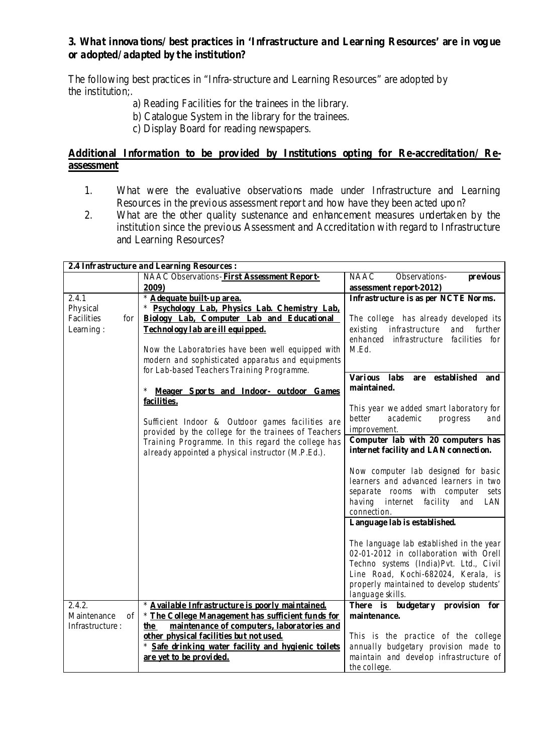**3. What innovations/ best practices in 'Infrastructure and Learning Resources' are in vogue or adopted/adapted by the institution?**

The following best practices in "Infra-structure and Learning Resources" are adopted by the institution;.

a) Reading Facilities for the trainees in the library.
b) Catalogue System in the library for the trainees.
c) Display Board for reading newspapers.

**Additional Information to be provided by Institutions opting for Re-accreditation/ Re-assessment**

1. What were the evaluative observations made under Infrastructure and Learning Resources in the previous assessment report and how have they been acted upon?
2. What are the other quality sustenance and enhancement measures undertaken by the institution since the previous Assessment and Accreditation with regard to Infrastructure and Learning Resources?

| **2.4 Infrastructure and Learning Resources :** | | |
|---|---|---|
| | NAAC Observations- **First Assessment Report-2009)** | NAAC Observations- **previous assessment report-2012)** |
| 2.4.1 Physical Facilities for Learning : | * **Adequate built-up area.**<br>* **Psychology Lab, Physics Lab. Chemistry Lab, Biology Lab, Computer Lab and Educational Technology lab are ill equipped.**<br><br>Now the Laboratories have been well equipped with modern and sophisticated apparatus and equipments for Lab-based Teachers Training Programme.<br><br>* **Meager Sports and Indoor- outdoor Games facilities.**<br><br>Sufficient Indoor & Outdoor games facilities are provided by the college for the trainees of Teachers Training Programme. In this regard the college has already appointed a physical instructor (M.P.Ed.). | **Infrastructure is as per NCTE Norms.**<br><br>The college has already developed its existing infrastructure and further enhanced infrastructure facilities for M.Ed.<br><br>**Various labs are established and maintained.**<br><br>This year we added smart laboratory for better academic progress and improvement.<br><br>**Computer lab with 20 computers has internet facility and LAN connection.**<br><br>Now computer lab designed for basic learners and advanced learners in two separate rooms with computer sets having internet facility and LAN connection.<br><br>**Language lab is established.**<br><br>The language lab established in the year 02-01-2012 in collaboration with Orell Techno systems (India)Pvt. Ltd., Civil Line Road, Kochi-682024, Kerala, is properly maintained to develop students' language skills. |
| 2.4.2. Maintenance of Infrastructure : | * **Available Infrastructure is poorly maintained.**<br>* **The College Management has sufficient funds for the maintenance of computers, laboratories and other physical facilities but not used.**<br>* **Safe drinking water facility and hygienic toilets are yet to be provided.** | **There is budgetary provision for maintenance.**<br><br>This is the practice of the college annually budgetary provision made to maintain and develop infrastructure of the college. |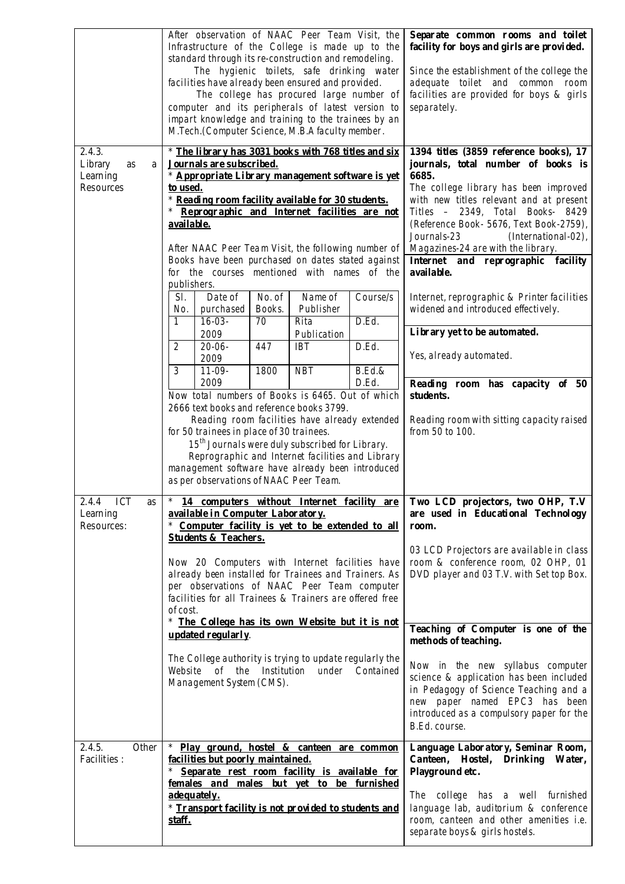| | | |
|---|---|---|
| | After observation of NAAC Peer Team Visit, the Infrastructure of the College is made up to the standard through its re-construction and remodeling.<br>The hygienic toilets, safe drinking water facilities have already been ensured and provided.<br>The college has procured large number of computer and its peripherals of latest version to impart knowledge and training to the trainees by an M.Tech.(Computer Science, M.B.A faculty member. | **Separate common rooms and toilet facility for boys and girls are provided.**<br><br>Since the establishment of the college the adequate toilet and common room facilities are provided for boys & girls separately. |
| 2.4.3. Library as a Learning Resources | * **The library has 3031 books with 768 titles and six Journals are subscribed.**<br>* **Appropriate Library management software is yet to used.**<br>* **Reading room facility available for 30 students.**<br>* **Reprographic and Internet facilities are not available.**<br><br>After NAAC Peer Team Visit, the following number of Books have been purchased on dates stated against for the courses mentioned with names of the publishers.<br><br>Sl. No. 1 — Date of purchased: 16-03-2009 — No. of Books: 70 — Name of Publisher: Rita Publication — Course/s: D.Ed.<br>Sl. No. 2 — Date of purchased: 20-06-2009 — No. of Books: 447 — Name of Publisher: IBT — Course/s: D.Ed.<br>Sl. No. 3 — Date of purchased: 11-09-2009 — No. of Books: 1800 — Name of Publisher: NBT — Course/s: B.Ed.& D.Ed.<br><br>Now total numbers of Books is 6465. Out of which 2666 text books and reference books 3799.<br>Reading room facilities have already extended for 50 trainees in place of 30 trainees.<br>15th Journals were duly subscribed for Library.<br>Reprographic and Internet facilities and Library management software have already been introduced as per observations of NAAC Peer Team. | **1394 titles (3859 reference books), 17 journals, total number of books is 6685.**<br>The college library has been improved with new titles relevant and at present Titles – 2349, Total Books- 8429 (Reference Book- 5676, Text Book-2759), Journals-23 (International-02), Magazines-24 are with the library.<br>**Internet and reprographic facility available.**<br><br>Internet, reprographic & Printer facilities widened and introduced effectively.<br><br>**Library yet to be automated.**<br><br>Yes, already automated.<br><br>**Reading room has capacity of 50 students.**<br><br>Reading room with sitting capacity raised from 50 to 100. |
| 2.4.4 ICT as Learning Resources: | * **14 computers without Internet facility are available in Computer Laboratory.**<br>* **Computer facility is yet to be extended to all Students & Teachers.**<br><br>Now 20 Computers with Internet facilities have already been installed for Trainees and Trainers. As per observations of NAAC Peer Team computer facilities for all Trainees & Trainers are offered free of cost.<br>* **The College has its own Website but it is not updated regularly**.<br><br>The College authority is trying to update regularly the Website of the Institution under Contained Management System (CMS). | **Two LCD projectors, two OHP, T.V are used in Educational Technology room.**<br><br>03 LCD Projectors are available in class room & conference room, 02 OHP, 01 DVD player and 03 T.V. with Set top Box.<br><br>**Teaching of Computer is one of the methods of teaching.**<br><br>Now in the new syllabus computer science & application has been included in Pedagogy of Science Teaching and a new paper named EPC3 has been introduced as a compulsory paper for the B.Ed. course. |
| 2.4.5. Other Facilities : | * **Play ground, hostel & canteen are common facilities but poorly maintained.**<br>* **Separate rest room facility is available for females and males but yet to be furnished adequately.**<br>* **Transport facility is not provided to students and staff.** | **Language Laboratory, Seminar Room, Canteen, Hostel, Drinking Water, Playground etc.**<br><br>The college has a well furnished language lab, auditorium & conference room, canteen and other amenities i.e. separate boys & girls hostels. |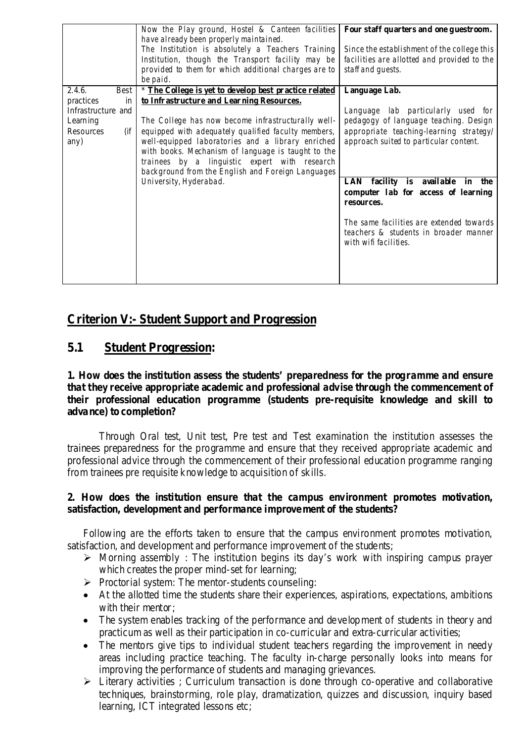| | | |
|---|---|---|
| | Now the Play ground, Hostel & Canteen facilities have already been properly maintained.<br>The Institution is absolutely a Teachers Training Institution, though the Transport facility may be provided to them for which additional charges are to be paid. | **Four staff quarters and one guestroom.**<br>Since the establishment of the college this facilities are allotted and provided to the staff and guests. |
| 2.4.6. Best practices in Infrastructure and Learning Resources (if any) | * **<u>The College is yet to develop best practice related to Infrastructure and Learning Resources.</u>**<br>The College has now become infrastructurally well-equipped with adequately qualified faculty members, well-equipped laboratories and a library enriched with books. Mechanism of language is taught to the trainees by a linguistic expert with research background from the English and Foreign Languages University, Hyderabad. | **Language Lab.**<br>Language lab particularly used for pedagogy of language teaching. Design appropriate teaching-learning strategy/ approach suited to particular content.<br>**LAN facility is available in the computer lab for access of learning resources.**<br>The same facilities are extended towards teachers & students in broader manner with wifi facilities. |

## Criterion V:- Student Support and Progression

### 5.1 Student Progression:

**1. How does the institution assess the students' preparedness for the programme and ensure that they receive appropriate academic and professional advise through the commencement of their professional education programme (students pre-requisite knowledge and skill to advance) to completion?**

Through Oral test, Unit test, Pre test and Test examination the institution assesses the trainees preparedness for the programme and ensure that they received appropriate academic and professional advice through the commencement of their professional education programme ranging from trainees pre requisite knowledge to acquisition of skills.

**2. How does the institution ensure that the campus environment promotes motivation, satisfaction, development and performance improvement of the students?**

Following are the efforts taken to ensure that the campus environment promotes motivation, satisfaction, and development and performance improvement of the students;

- Morning assembly : The institution begins its day's work with inspiring campus prayer which creates the proper mind-set for learning;
- Proctorial system: The mentor-students counseling:
- At the allotted time the students share their experiences, aspirations, expectations, ambitions with their mentor;
- The system enables tracking of the performance and development of students in theory and practicum as well as their participation in co-curricular and extra-curricular activities;
- The mentors give tips to individual student teachers regarding the improvement in needy areas including practice teaching. The faculty in-charge personally looks into means for improving the performance of students and managing grievances.
- Literary activities ; Curriculum transaction is done through co-operative and collaborative techniques, brainstorming, role play, dramatization, quizzes and discussion, inquiry based learning, ICT integrated lessons etc;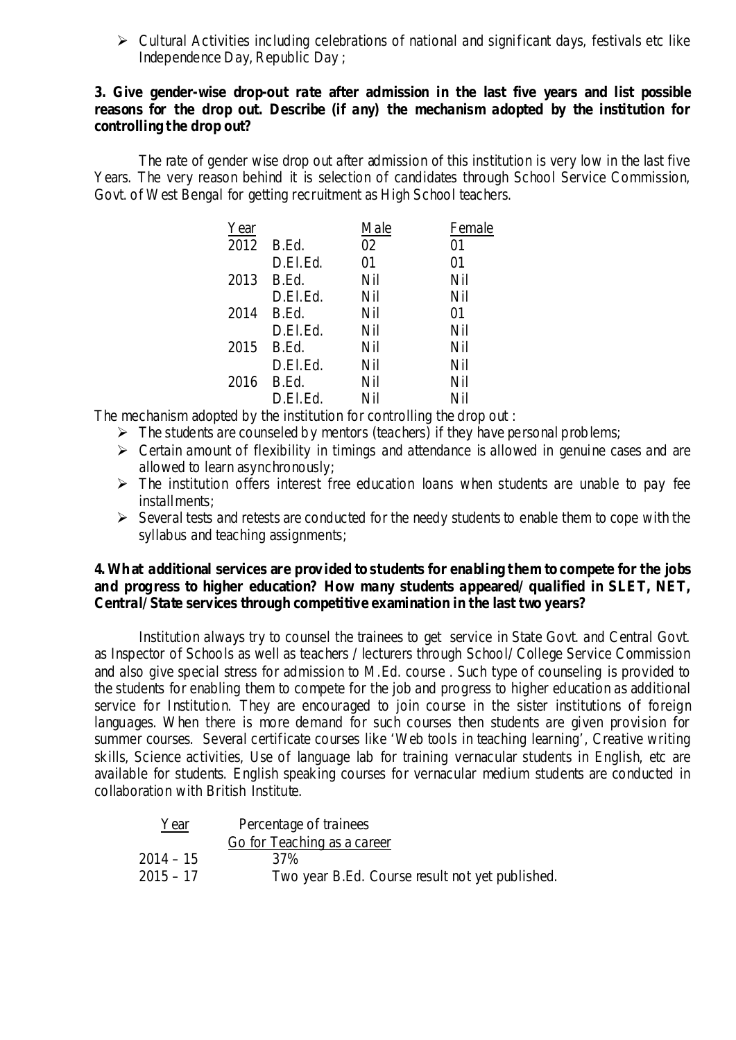- Cultural Activities including celebrations of national and significant days, festivals etc like Independence Day, Republic Day ;

**3. Give gender-wise drop-out rate after admission in the last five years and list possible reasons for the drop out. Describe (if any) the mechanism adopted by the institution for controlling the drop out?**

The rate of gender wise drop out after admission of this institution is very low in the last five Years. The very reason behind it is selection of candidates through School Service Commission, Govt. of West Bengal for getting recruitment as High School teachers.

| Year | | Male | Female |
|---|---|---|---|
| 2012 | B.Ed. | 02 | 01 |
| | D.El.Ed. | 01 | 01 |
| 2013 | B.Ed. | Nil | Nil |
| | D.El.Ed. | Nil | Nil |
| 2014 | B.Ed. | Nil | 01 |
| | D.El.Ed. | Nil | Nil |
| 2015 | B.Ed. | Nil | Nil |
| | D.El.Ed. | Nil | Nil |
| 2016 | B.Ed. | Nil | Nil |
| | D.El.Ed. | Nil | Nil |

The mechanism adopted by the institution for controlling the drop out :

- The students are counseled by mentors (teachers) if they have personal problems;
- Certain amount of flexibility in timings and attendance is allowed in genuine cases and are allowed to learn asynchronously;
- The institution offers interest free education loans when students are unable to pay fee installments;
- Several tests and retests are conducted for the needy students to enable them to cope with the syllabus and teaching assignments;

**4. What additional services are provided to students for enabling them to compete for the jobs and progress to higher education? How many students appeared/ qualified in SLET, NET, Central/State services through competitive examination in the last two years?**

Institution always try to counsel the trainees to get service in State Govt. and Central Govt. as Inspector of Schools as well as teachers / lecturers through School/College Service Commission and also give special stress for admission to M.Ed. course . Such type of counseling is provided to the students for enabling them to compete for the job and progress to higher education as additional service for Institution. They are encouraged to join course in the sister institutions of foreign languages. When there is more demand for such courses then students are given provision for summer courses. Several certificate courses like 'Web tools in teaching learning', Creative writing skills, Science activities, Use of language lab for training vernacular students in English, etc are available for students. English speaking courses for vernacular medium students are conducted in collaboration with British Institute.

| Year | Percentage of trainees Go for Teaching as a career |
|---|---|
| 2014 – 15 | 37% |
| 2015 – 17 | Two year B.Ed. Course result not yet published. |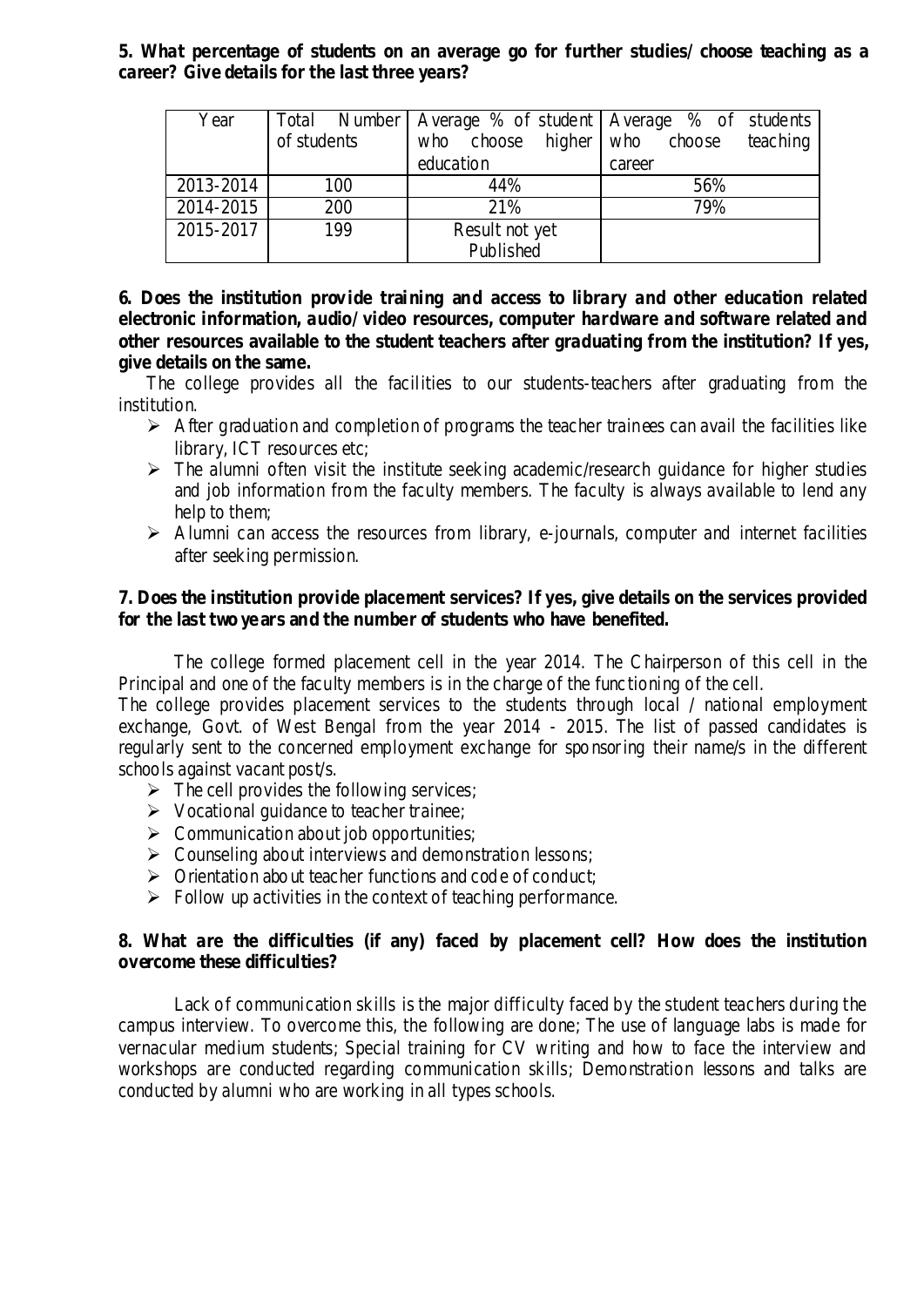**5. What percentage of students on an average go for further studies/ choose teaching as a career? Give details for the last three years?**

| Year | Total Number of students | Average % of student who choose higher education | Average % of students who choose teaching career |
|---|---|---|---|
| 2013-2014 | 100 | 44% | 56% |
| 2014-2015 | 200 | 21% | 79% |
| 2015-2017 | 199 | Result not yet Published | |

**6. Does the institution provide training and access to library and other education related electronic information, audio/ video resources, computer hardware and software related and other resources available to the student teachers after graduating from the institution? If yes, give details on the same.**

The college provides all the facilities to our students-teachers after graduating from the institution.

- After graduation and completion of programs the teacher trainees can avail the facilities like library, ICT resources etc;
- The alumni often visit the institute seeking academic/research guidance for higher studies and job information from the faculty members. The faculty is always available to lend any help to them;
- Alumni can access the resources from library, e-journals, computer and internet facilities after seeking permission.

**7. Does the institution provide placement services? If yes, give details on the services provided for the last two years and the number of students who have benefited.**

The college formed placement cell in the year 2014. The Chairperson of this cell in the Principal and one of the faculty members is in the charge of the functioning of the cell.

The college provides placement services to the students through local / national employment exchange, Govt. of West Bengal from the year 2014 - 2015. The list of passed candidates is regularly sent to the concerned employment exchange for sponsoring their name/s in the different schools against vacant post/s.

- The cell provides the following services;
- Vocational guidance to teacher trainee;
- Communication about job opportunities;
- Counseling about interviews and demonstration lessons;
- Orientation about teacher functions and code of conduct;
- Follow up activities in the context of teaching performance.

**8. What are the difficulties (if any) faced by placement cell? How does the institution overcome these difficulties?**

Lack of communication skills is the major difficulty faced by the student teachers during the campus interview. To overcome this, the following are done; The use of language labs is made for vernacular medium students; Special training for CV writing and how to face the interview and workshops are conducted regarding communication skills; Demonstration lessons and talks are conducted by alumni who are working in all types schools.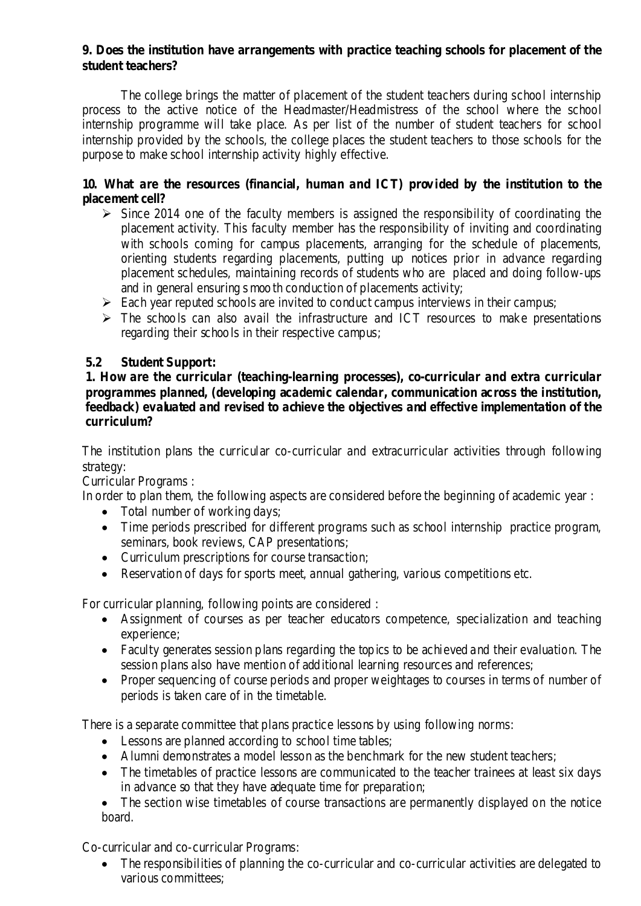**9. Does the institution have arrangements with practice teaching schools for placement of the student teachers?**

The college brings the matter of placement of the student teachers during school internship process to the active notice of the Headmaster/Headmistress of the school where the school internship programme will take place. As per list of the number of student teachers for school internship provided by the schools, the college places the student teachers to those schools for the purpose to make school internship activity highly effective.

**10. What are the resources (financial, human and ICT) provided by the institution to the placement cell?**

- Since 2014 one of the faculty members is assigned the responsibility of coordinating the placement activity. This faculty member has the responsibility of inviting and coordinating with schools coming for campus placements, arranging for the schedule of placements, orienting students regarding placements, putting up notices prior in advance regarding placement schedules, maintaining records of students who are placed and doing follow-ups and in general ensuring smooth conduction of placements activity;
- Each year reputed schools are invited to conduct campus interviews in their campus;
- The schools can also avail the infrastructure and ICT resources to make presentations regarding their schools in their respective campus;

## 5.2 Student Support:

**1. How are the curricular (teaching-learning processes), co-curricular and extra curricular programmes planned, (developing academic calendar, communication across the institution, feedback) evaluated and revised to achieve the objectives and effective implementation of the curriculum?**

The institution plans the curricular co-curricular and extracurricular activities through following strategy:

Curricular Programs :

In order to plan them, the following aspects are considered before the beginning of academic year :

- Total number of working days;
- Time periods prescribed for different programs such as school internship practice program, seminars, book reviews, CAP presentations;
- Curriculum prescriptions for course transaction;
- Reservation of days for sports meet, annual gathering, various competitions etc.

For curricular planning, following points are considered :

- Assignment of courses as per teacher educators competence, specialization and teaching experience;
- Faculty generates session plans regarding the topics to be achieved and their evaluation. The session plans also have mention of additional learning resources and references;
- Proper sequencing of course periods and proper weightages to courses in terms of number of periods is taken care of in the timetable.

There is a separate committee that plans practice lessons by using following norms:

- Lessons are planned according to school time tables;
- Alumni demonstrates a model lesson as the benchmark for the new student teachers;
- The timetables of practice lessons are communicated to the teacher trainees at least six days in advance so that they have adequate time for preparation;
- The section wise timetables of course transactions are permanently displayed on the notice board.

Co-curricular and co-curricular Programs:

- The responsibilities of planning the co-curricular and co-curricular activities are delegated to various committees;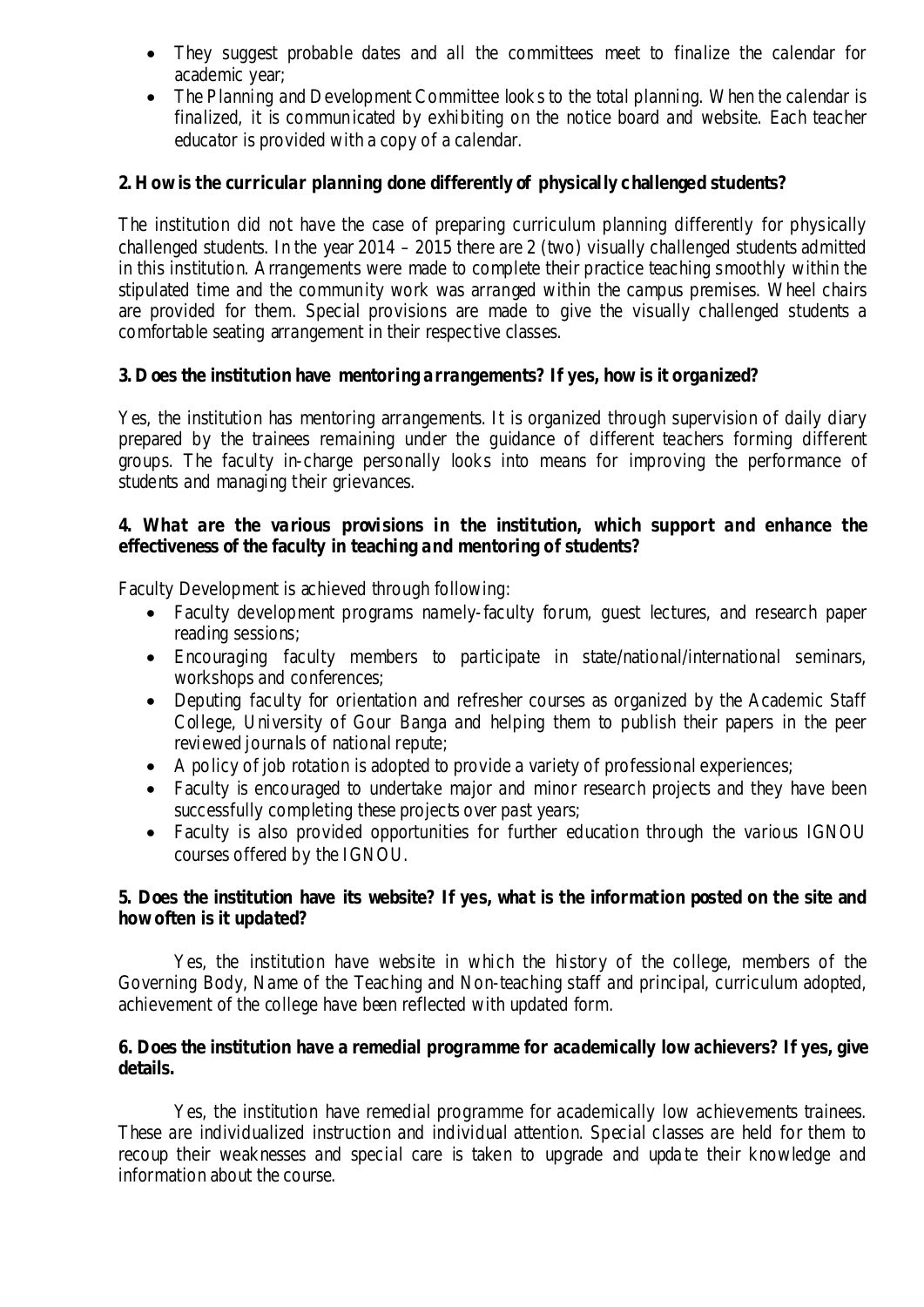- They suggest probable dates and all the committees meet to finalize the calendar for academic year;
- The Planning and Development Committee looks to the total planning. When the calendar is finalized, it is communicated by exhibiting on the notice board and website. Each teacher educator is provided with a copy of a calendar.

**2. How is the curricular planning done differently of physically challenged students?**

The institution did not have the case of preparing curriculum planning differently for physically challenged students. In the year 2014 – 2015 there are 2 (two) visually challenged students admitted in this institution. Arrangements were made to complete their practice teaching smoothly within the stipulated time and the community work was arranged within the campus premises. Wheel chairs are provided for them. Special provisions are made to give the visually challenged students a comfortable seating arrangement in their respective classes.

**3. Does the institution have mentoring arrangements? If yes, how is it organized?**

Yes, the institution has mentoring arrangements. It is organized through supervision of daily diary prepared by the trainees remaining under the guidance of different teachers forming different groups. The faculty in-charge personally looks into means for improving the performance of students and managing their grievances.

**4. What are the various provisions in the institution, which support and enhance the effectiveness of the faculty in teaching and mentoring of students?**

Faculty Development is achieved through following:

- Faculty development programs namely-faculty forum, guest lectures, and research paper reading sessions;
- Encouraging faculty members to participate in state/national/international seminars, workshops and conferences;
- Deputing faculty for orientation and refresher courses as organized by the Academic Staff College, University of Gour Banga and helping them to publish their papers in the peer reviewed journals of national repute;
- A policy of job rotation is adopted to provide a variety of professional experiences;
- Faculty is encouraged to undertake major and minor research projects and they have been successfully completing these projects over past years;
- Faculty is also provided opportunities for further education through the various IGNOU courses offered by the IGNOU.

**5. Does the institution have its website? If yes, what is the information posted on the site and how often is it updated?**

Yes, the institution have website in which the history of the college, members of the Governing Body, Name of the Teaching and Non-teaching staff and principal, curriculum adopted, achievement of the college have been reflected with updated form.

**6. Does the institution have a remedial programme for academically low achievers? If yes, give details.**

Yes, the institution have remedial programme for academically low achievements trainees. These are individualized instruction and individual attention. Special classes are held for them to recoup their weaknesses and special care is taken to upgrade and update their knowledge and information about the course.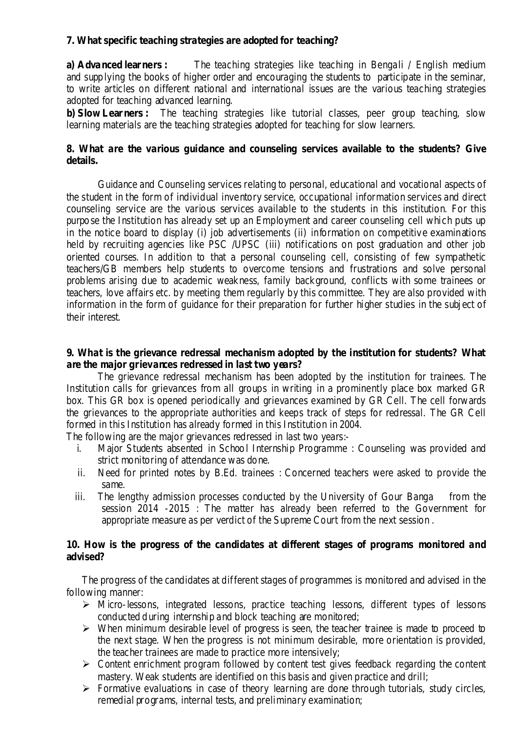**7. What specific teaching strategies are adopted for teaching?**

**a) Advanced learners :** The teaching strategies like teaching in Bengali / English medium and supplying the books of higher order and encouraging the students to participate in the seminar, to write articles on different national and international issues are the various teaching strategies adopted for teaching advanced learning.

**b) Slow Learners :** The teaching strategies like tutorial classes, peer group teaching, slow learning materials are the teaching strategies adopted for teaching for slow learners.

**8. What are the various guidance and counseling services available to the students? Give details.**

Guidance and Counseling services relating to personal, educational and vocational aspects of the student in the form of individual inventory service, occupational information services and direct counseling service are the various services available to the students in this institution. For this purpose the Institution has already set up an Employment and career counseling cell which puts up in the notice board to display (i) job advertisements (ii) information on competitive examinations held by recruiting agencies like PSC /UPSC (iii) notifications on post graduation and other job oriented courses. In addition to that a personal counseling cell, consisting of few sympathetic teachers/GB members help students to overcome tensions and frustrations and solve personal problems arising due to academic weakness, family background, conflicts with some trainees or teachers, love affairs etc. by meeting them regularly by this committee. They are also provided with information in the form of guidance for their preparation for further higher studies in the subject of their interest.

**9. What is the grievance redressal mechanism adopted by the institution for students? What are the major grievances redressed in last two years?**

The grievance redressal mechanism has been adopted by the institution for trainees. The Institution calls for grievances from all groups in writing in a prominently place box marked GR box. This GR box is opened periodically and grievances examined by GR Cell. The cell forwards the grievances to the appropriate authorities and keeps track of steps for redressal. The GR Cell formed in this Institution has already formed in this Institution in 2004.

The following are the major grievances redressed in last two years:-

i. Major Students absented in School Internship Programme : Counseling was provided and strict monitoring of attendance was done.
ii. Need for printed notes by B.Ed. trainees : Concerned teachers were asked to provide the same.
iii. The lengthy admission processes conducted by the University of Gour Banga from the session 2014 -2015 : The matter has already been referred to the Government for appropriate measure as per verdict of the Supreme Court from the next session .

**10. How is the progress of the candidates at different stages of programs monitored and advised?**

The progress of the candidates at different stages of programmes is monitored and advised in the following manner:

- Micro-lessons, integrated lessons, practice teaching lessons, different types of lessons conducted during internship and block teaching are monitored;
- When minimum desirable level of progress is seen, the teacher trainee is made to proceed to the next stage. When the progress is not minimum desirable, more orientation is provided, the teacher trainees are made to practice more intensively;
- Content enrichment program followed by content test gives feedback regarding the content mastery. Weak students are identified on this basis and given practice and drill;
- Formative evaluations in case of theory learning are done through tutorials, study circles, remedial programs, internal tests, and preliminary examination;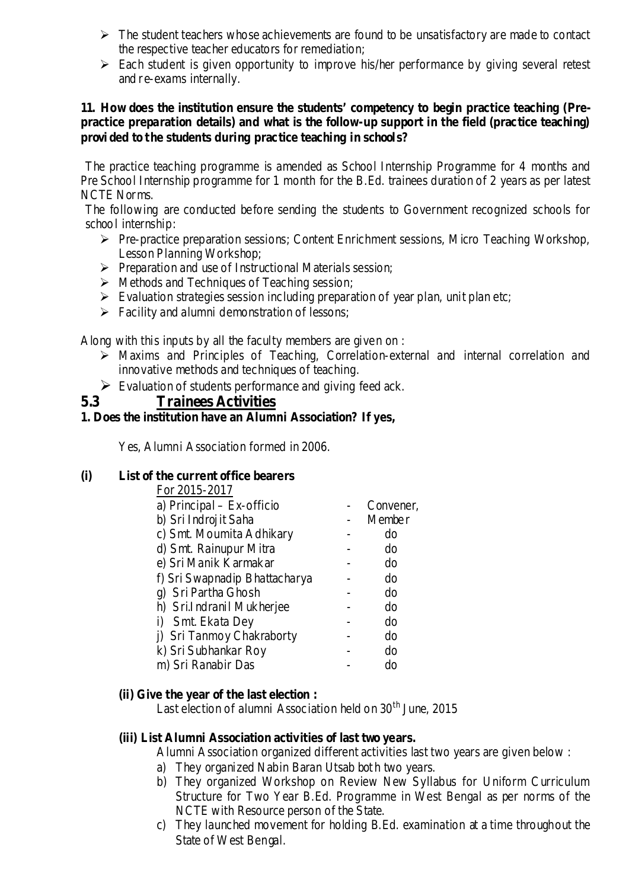- The student teachers whose achievements are found to be unsatisfactory are made to contact the respective teacher educators for remediation;
- Each student is given opportunity to improve his/her performance by giving several retest and re-exams internally.

**11. How does the institution ensure the students' competency to begin practice teaching (Pre-practice preparation details) and what is the follow-up support in the field (practice teaching) provided to the students during practice teaching in schools?**

The practice teaching programme is amended as School Internship Programme for 4 months and Pre School Internship programme for 1 month for the B.Ed. trainees duration of 2 years as per latest NCTE Norms.

The following are conducted before sending the students to Government recognized schools for school internship:

- Pre-practice preparation sessions; Content Enrichment sessions, Micro Teaching Workshop, Lesson Planning Workshop;
- Preparation and use of Instructional Materials session;
- Methods and Techniques of Teaching session;
- Evaluation strategies session including preparation of year plan, unit plan etc;
- Facility and alumni demonstration of lessons;

Along with this inputs by all the faculty members are given on :

- Maxims and Principles of Teaching, Correlation-external and internal correlation and innovative methods and techniques of teaching.
- Evaluation of students performance and giving feed ack.

## 5.3 Trainees Activities

**1. Does the institution have an Alumni Association? If yes,**

Yes, Alumni Association formed in 2006.

**(i) List of the current office bearers**

For 2015-2017

| | | |
|---|---|---|
| a) Principal – Ex-officio | - | Convener, |
| b) Sri Indrojit Saha | - | Member |
| c) Smt. Moumita Adhikary | - | do |
| d) Smt. Rainupur Mitra | - | do |
| e) Sri Manik Karmakar | - | do |
| f) Sri Swapnadip Bhattacharya | - | do |
| g) Sri Partha Ghosh | - | do |
| h) Sri.Indranil Mukherjee | - | do |
| i) Smt. Ekata Dey | - | do |
| j) Sri Tanmoy Chakraborty | - | do |
| k) Sri Subhankar Roy | - | do |
| m) Sri Ranabir Das | - | do |

**(ii) Give the year of the last election :**

Last election of alumni Association held on 30th June, 2015

**(iii) List Alumni Association activities of last two years.**

Alumni Association organized different activities last two years are given below :

a) They organized Nabin Baran Utsab both two years.
b) They organized Workshop on Review New Syllabus for Uniform Curriculum Structure for Two Year B.Ed. Programme in West Bengal as per norms of the NCTE with Resource person of the State.
c) They launched movement for holding B.Ed. examination at a time throughout the State of West Bengal.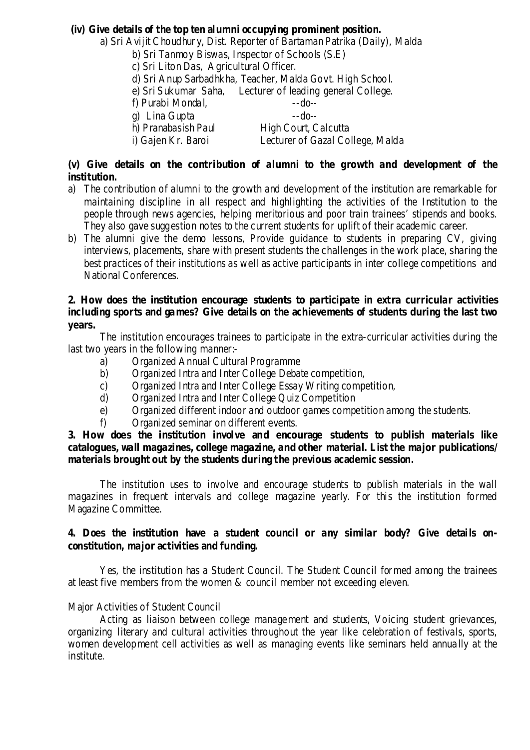**(iv) Give details of the top ten alumni occupying prominent position.**

a) Sri Avijit Choudhury, Dist. Reporter of Bartaman Patrika (Daily), Malda
b) Sri Tanmoy Biswas, Inspector of Schools (S.E)
c) Sri Liton Das, Agricultural Officer.
d) Sri Anup Sarbadhkha, Teacher, Malda Govt. High School.
e) Sri Sukumar Saha, Lecturer of leading general College.
f) Purabi Mondal, --do--
g) Lina Gupta --do--
h) Pranabasish Paul High Court, Calcutta
i) Gajen Kr. Baroi Lecturer of Gazal College, Malda

**(v) Give details on the contribution of alumni to the growth and development of the institution.**

a) The contribution of alumni to the growth and development of the institution are remarkable for maintaining discipline in all respect and highlighting the activities of the Institution to the people through news agencies, helping meritorious and poor train trainees' stipends and books. They also gave suggestion notes to the current students for uplift of their academic career.
b) The alumni give the demo lessons, Provide guidance to students in preparing CV, giving interviews, placements, share with present students the challenges in the work place, sharing the best practices of their institutions as well as active participants in inter college competitions and National Conferences.

**2. How does the institution encourage students to participate in extra curricular activities including sports and games? Give details on the achievements of students during the last two years.**

The institution encourages trainees to participate in the extra-curricular activities during the last two years in the following manner:-

a) Organized Annual Cultural Programme
b) Organized Intra and Inter College Debate competition,
c) Organized Intra and Inter College Essay Writing competition,
d) Organized Intra and Inter College Quiz Competition
e) Organized different indoor and outdoor games competition among the students.
f) Organized seminar on different events.

**3. How does the institution involve and encourage students to publish materials like catalogues, wall magazines, college magazine, and other material. List the major publications/ materials brought out by the students during the previous academic session.**

The institution uses to involve and encourage students to publish materials in the wall magazines in frequent intervals and college magazine yearly. For this the institution formed Magazine Committee.

**4. Does the institution have a student council or any similar body? Give details on-constitution, major activities and funding.**

Yes, the institution has a Student Council. The Student Council formed among the trainees at least five members from the women & council member not exceeding eleven.

Major Activities of Student Council

Acting as liaison between college management and students, Voicing student grievances, organizing literary and cultural activities throughout the year like celebration of festivals, sports, women development cell activities as well as managing events like seminars held annually at the institute.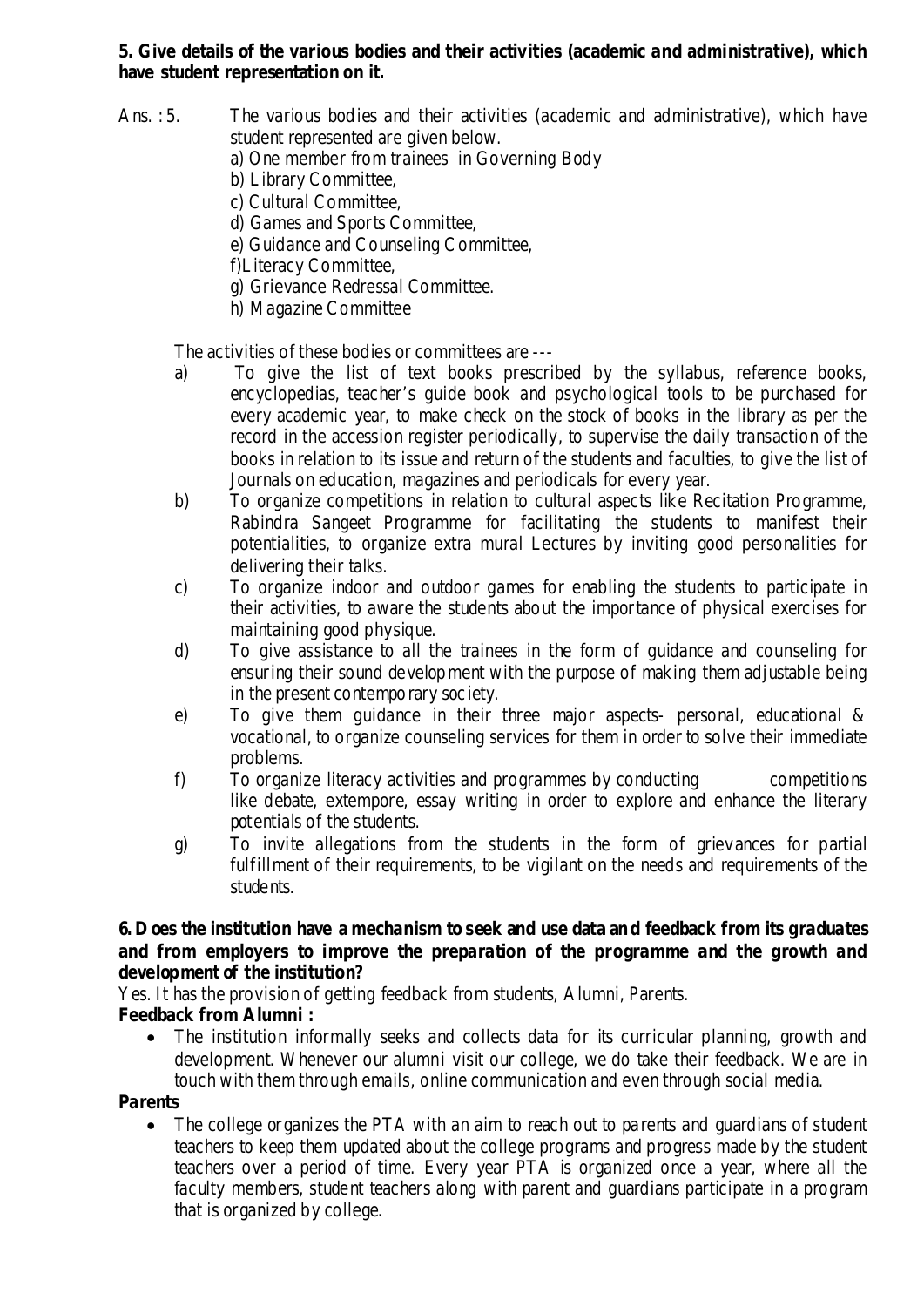**5. Give details of the various bodies and their activities (academic and administrative), which have student representation on it.**

Ans. : 5. The various bodies and their activities (academic and administrative), which have student represented are given below.

a) One member from trainees in Governing Body
b) Library Committee,
c) Cultural Committee,
d) Games and Sports Committee,
e) Guidance and Counseling Committee,
f)Literacy Committee,
g) Grievance Redressal Committee.
h) Magazine Committee

The activities of these bodies or committees are ---

a) To give the list of text books prescribed by the syllabus, reference books, encyclopedias, teacher's guide book and psychological tools to be purchased for every academic year, to make check on the stock of books in the library as per the record in the accession register periodically, to supervise the daily transaction of the books in relation to its issue and return of the students and faculties, to give the list of Journals on education, magazines and periodicals for every year.
b) To organize competitions in relation to cultural aspects like Recitation Programme, Rabindra Sangeet Programme for facilitating the students to manifest their potentialities, to organize extra mural Lectures by inviting good personalities for delivering their talks.
c) To organize indoor and outdoor games for enabling the students to participate in their activities, to aware the students about the importance of physical exercises for maintaining good physique.
d) To give assistance to all the trainees in the form of guidance and counseling for ensuring their sound development with the purpose of making them adjustable being in the present contemporary society.
e) To give them guidance in their three major aspects- personal, educational & vocational, to organize counseling services for them in order to solve their immediate problems.
f) To organize literacy activities and programmes by conducting competitions like debate, extempore, essay writing in order to explore and enhance the literary potentials of the students.
g) To invite allegations from the students in the form of grievances for partial fulfillment of their requirements, to be vigilant on the needs and requirements of the students.

**6. Does the institution have a mechanism to seek and use data and feedback from its graduates and from employers to improve the preparation of the programme and the growth and development of the institution?**

Yes. It has the provision of getting feedback from students, Alumni, Parents.

**Feedback from Alumni :**

- The institution informally seeks and collects data for its curricular planning, growth and development. Whenever our alumni visit our college, we do take their feedback. We are in touch with them through emails, online communication and even through social media.

**Parents**

- The college organizes the PTA with an aim to reach out to parents and guardians of student teachers to keep them updated about the college programs and progress made by the student teachers over a period of time. Every year PTA is organized once a year, where all the faculty members, student teachers along with parent and guardians participate in a program that is organized by college.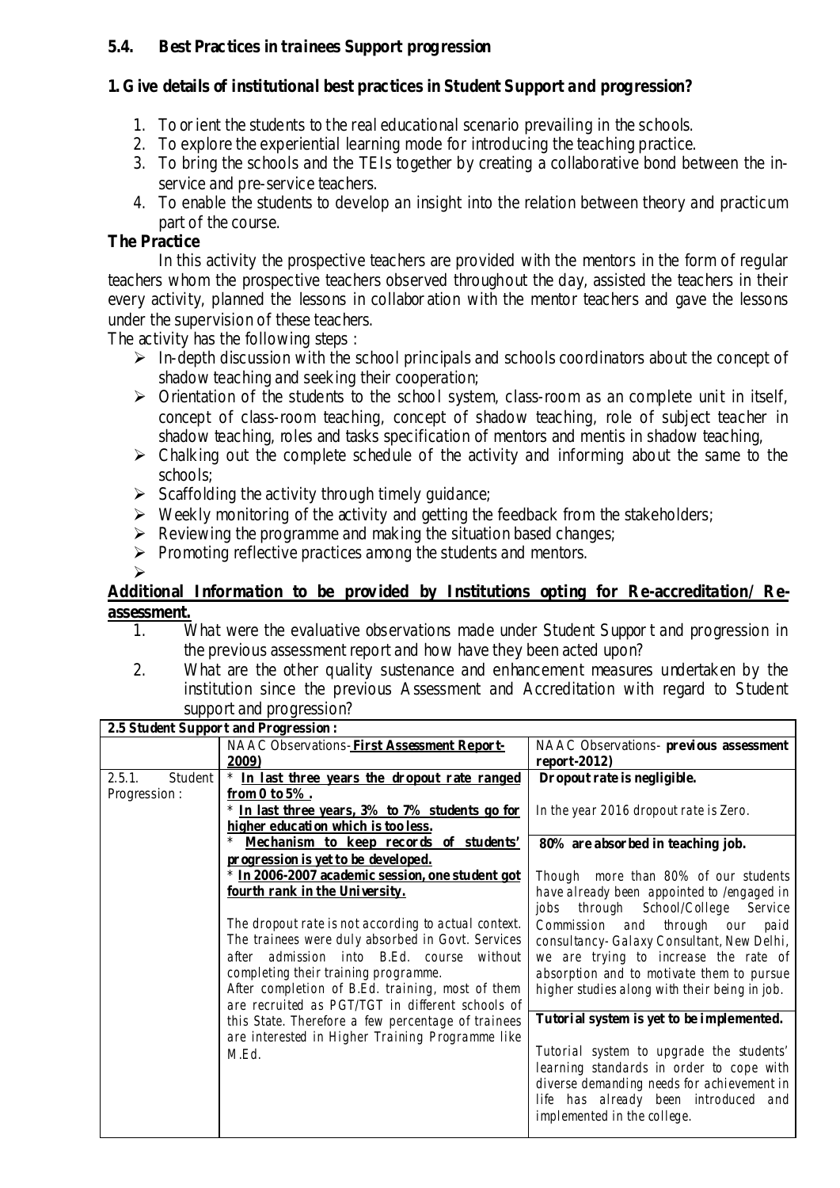### 5.4. Best Practices in trainees Support progression

**1. Give details of institutional best practices in Student Support and progression?**

1. To orient the students to the real educational scenario prevailing in the schools.
2. To explore the experiential learning mode for introducing the teaching practice.
3. To bring the schools and the TEIs together by creating a collaborative bond between the in-service and pre-service teachers.
4. To enable the students to develop an insight into the relation between theory and practicum part of the course.

**The Practice**

In this activity the prospective teachers are provided with the mentors in the form of regular teachers whom the prospective teachers observed throughout the day, assisted the teachers in their every activity, planned the lessons in collaboration with the mentor teachers and gave the lessons under the supervision of these teachers.

The activity has the following steps :

- In-depth discussion with the school principals and schools coordinators about the concept of shadow teaching and seeking their cooperation;
- Orientation of the students to the school system, class-room as an complete unit in itself, concept of class-room teaching, concept of shadow teaching, role of subject teacher in shadow teaching, roles and tasks specification of mentors and mentis in shadow teaching,
- Chalking out the complete schedule of the activity and informing about the same to the schools;
- Scaffolding the activity through timely guidance;
- Weekly monitoring of the activity and getting the feedback from the stakeholders;
- Reviewing the programme and making the situation based changes;
- Promoting reflective practices among the students and mentors.

**<u>Additional Information to be provided by Institutions opting for Re-accreditation/ Re-assessment.</u>**

1. What were the evaluative observations made under Student Support and progression in the previous assessment report and how have they been acted upon?
2. What are the other quality sustenance and enhancement measures undertaken by the institution since the previous Assessment and Accreditation with regard to Student support and progression?

| **2.5 Student Support and Progression :** | | |
|---|---|---|
| | NAAC Observations-**<u>First Assessment Report-2009)</u>** | NAAC Observations- **previous assessment report-2012)** |
| 2.5.1. Student Progression : | * **<u>In last three years the dropout rate ranged from 0 to 5% .</u>**<br>* **<u>In last three years, 3% to 7% students go for higher education which is too less.</u>**<br>* **<u>Mechanism to keep records of students' progression is yet to be developed.</u>**<br>* **<u>In 2006-2007 academic session, one student got fourth rank in the University.</u>**<br><br>The dropout rate is not according to actual context. The trainees were duly absorbed in Govt. Services after admission into B.Ed. course without completing their training programme.<br>After completion of B.Ed. training, most of them are recruited as PGT/TGT in different schools of this State. Therefore a few percentage of trainees are interested in Higher Training Programme like M.Ed. | **Dropout rate is negligible.**<br><br>In the year 2016 dropout rate is Zero.<br><br>**80% are absorbed in teaching job.**<br><br>Though more than 80% of our students have already been appointed to /engaged in jobs through School/College Service Commission and through our paid consultancy- Galaxy Consultant, New Delhi, we are trying to increase the rate of absorption and to motivate them to pursue higher studies along with their being in job.<br><br>**Tutorial system is yet to be implemented.**<br><br>Tutorial system to upgrade the students' learning standards in order to cope with diverse demanding needs for achievement in life has already been introduced and implemented in the college. |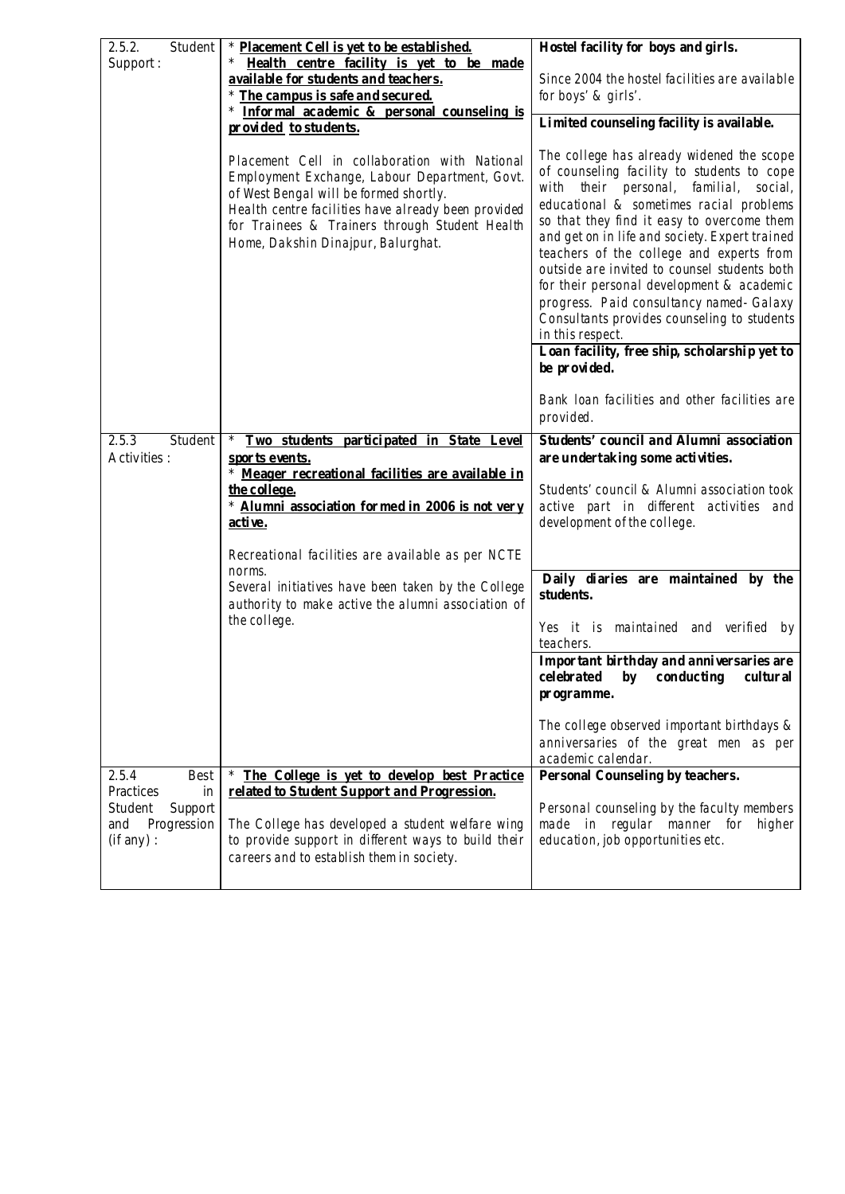| | | |
|---|---|---|
| 2.5.2. Student Support : | * **<u>Placement Cell is yet to be established.</u>**<br>* **<u>Health centre facility is yet to be made available for students and teachers.</u>**<br>* **<u>The campus is safe and secured.</u>**<br>* **<u>Informal academic & personal counseling is provided to students.</u>**<br><br>*Placement Cell in collaboration with National Employment Exchange, Labour Department, Govt. of West Bengal will be formed shortly.*<br>*Health centre facilities have already been provided for Trainees & Trainers through Student Health Home, Dakshin Dinajpur, Balurghat.* | **Hostel facility for boys and girls.**<br><br>*Since 2004 the hostel facilities are available for boys' & girls'.*<br><br>**Limited counseling facility is available.**<br><br>*The college has already widened the scope of counseling facility to students to cope with their personal, familial, social, educational & sometimes racial problems so that they find it easy to overcome them and get on in life and society. Expert trained teachers of the college and experts from outside are invited to counsel students both for their personal development & academic progress. Paid consultancy named- Galaxy Consultants provides counseling to students in this respect.*<br><br>**Loan facility, free ship, scholarship yet to be provided.**<br><br>*Bank loan facilities and other facilities are provided.* |
| 2.5.3 Student Activities : | * **<u>Two students participated in State Level sports events.</u>**<br>* **<u>Meager recreational facilities are available in the college.</u>**<br>* **<u>Alumni association formed in 2006 is not very active.</u>**<br><br>*Recreational facilities are available as per NCTE norms.*<br>*Several initiatives have been taken by the College authority to make active the alumni association of the college.* | **Students' council and Alumni association are undertaking some activities.**<br><br>*Students' council & Alumni association took active part in different activities and development of the college.*<br><br>**Daily diaries are maintained by the students.**<br><br>*Yes it is maintained and verified by teachers.*<br><br>**Important birthday and anniversaries are celebrated by conducting cultural programme.**<br><br>*The college observed important birthdays & anniversaries of the great men as per academic calendar.* |
| 2.5.4 Best Practices in Student Support and Progression (if any) : | * **<u>The College is yet to develop best Practice related to Student Support and Progression.</u>**<br><br>*The College has developed a student welfare wing to provide support in different ways to build their careers and to establish them in society.* | **Personal Counseling by teachers.**<br><br>*Personal counseling by the faculty members made in regular manner for higher education, job opportunities etc.* |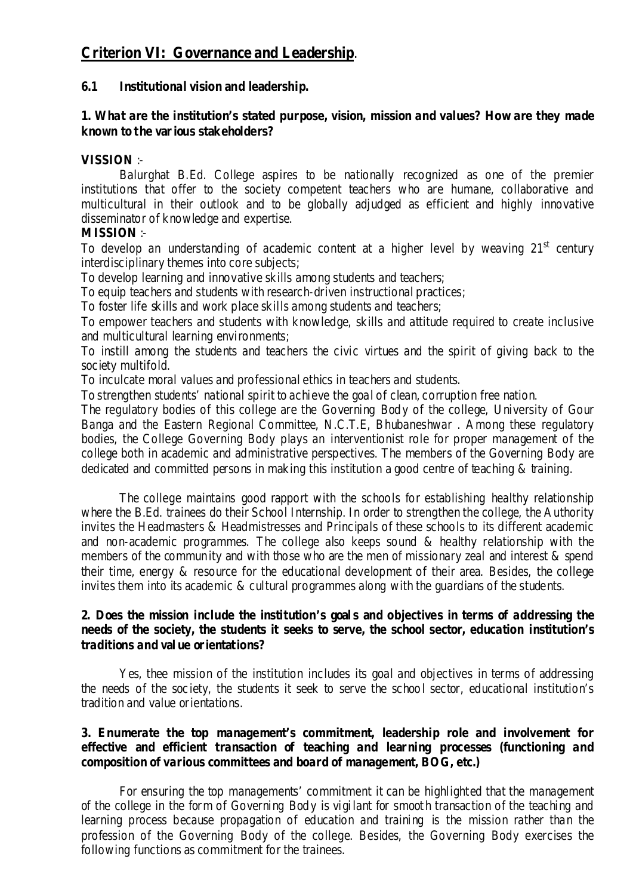## Criterion VI: Governance and Leadership.

### 6.1 Institutional vision and leadership.

**1. What are the institution's stated purpose, vision, mission and values? How are they made known to the various stakeholders?**

**VISSION** :-

Balurghat B.Ed. College aspires to be nationally recognized as one of the premier institutions that offer to the society competent teachers who are humane, collaborative and multicultural in their outlook and to be globally adjudged as efficient and highly innovative disseminator of knowledge and expertise.

**MISSION** :-

To develop an understanding of academic content at a higher level by weaving 21st century interdisciplinary themes into core subjects;

To develop learning and innovative skills among students and teachers;

To equip teachers and students with research-driven instructional practices;

To foster life skills and work place skills among students and teachers;

To empower teachers and students with knowledge, skills and attitude required to create inclusive and multicultural learning environments;

To instill among the students and teachers the civic virtues and the spirit of giving back to the society multifold.

To inculcate moral values and professional ethics in teachers and students.

To strengthen students' national spirit to achieve the goal of clean, corruption free nation.

The regulatory bodies of this college are the Governing Body of the college, University of Gour Banga and the Eastern Regional Committee, N.C.T.E, Bhubaneshwar . Among these regulatory bodies, the College Governing Body plays an interventionist role for proper management of the college both in academic and administrative perspectives. The members of the Governing Body are dedicated and committed persons in making this institution a good centre of teaching & training.

The college maintains good rapport with the schools for establishing healthy relationship where the B.Ed. trainees do their School Internship. In order to strengthen the college, the Authority invites the Headmasters & Headmistresses and Principals of these schools to its different academic and non-academic programmes. The college also keeps sound & healthy relationship with the members of the community and with those who are the men of missionary zeal and interest & spend their time, energy & resource for the educational development of their area. Besides, the college invites them into its academic & cultural programmes along with the guardians of the students.

**2. Does the mission include the institution's goals and objectives in terms of addressing the needs of the society, the students it seeks to serve, the school sector, education institution's traditions and value orientations?**

Yes, thee mission of the institution includes its goal and objectives in terms of addressing the needs of the society, the students it seek to serve the school sector, educational institution's tradition and value orientations.

**3. Enumerate the top management's commitment, leadership role and involvement for effective and efficient transaction of teaching and learning processes (functioning and composition of various committees and board of management, BOG, etc.)**

For ensuring the top managements' commitment it can be highlighted that the management of the college in the form of Governing Body is vigilant for smooth transaction of the teaching and learning process because propagation of education and training is the mission rather than the profession of the Governing Body of the college. Besides, the Governing Body exercises the following functions as commitment for the trainees.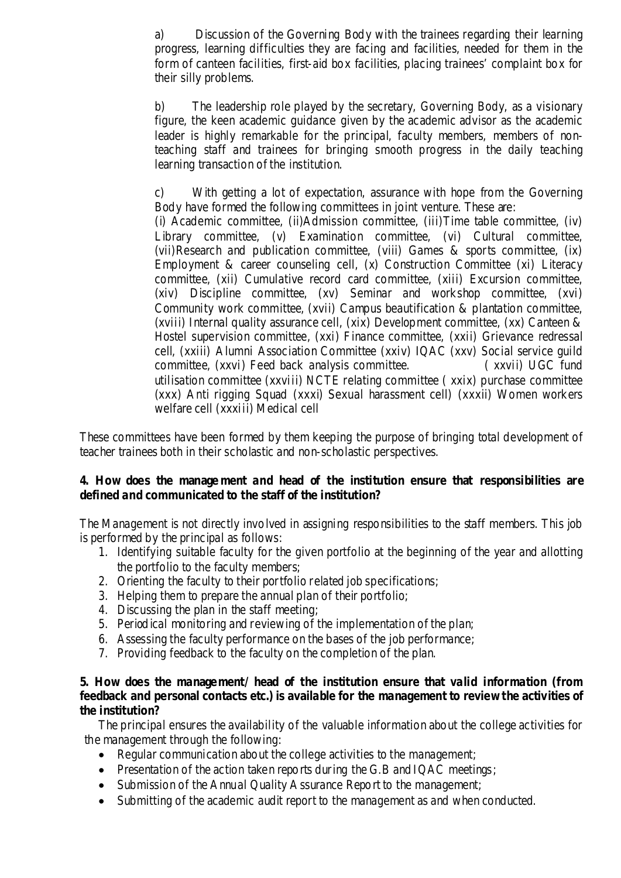a) Discussion of the Governing Body with the trainees regarding their learning progress, learning difficulties they are facing and facilities, needed for them in the form of canteen facilities, first-aid box facilities, placing trainees' complaint box for their silly problems.

b) The leadership role played by the secretary, Governing Body, as a visionary figure, the keen academic guidance given by the academic advisor as the academic leader is highly remarkable for the principal, faculty members, members of non-teaching staff and trainees for bringing smooth progress in the daily teaching learning transaction of the institution.

c) With getting a lot of expectation, assurance with hope from the Governing Body have formed the following committees in joint venture. These are:
(i) Academic committee, (ii)Admission committee, (iii)Time table committee, (iv) Library committee, (v) Examination committee, (vi) Cultural committee, (vii)Research and publication committee, (viii) Games & sports committee, (ix) Employment & career counseling cell, (x) Construction Committee (xi) Literacy committee, (xii) Cumulative record card committee, (xiii) Excursion committee, (xiv) Discipline committee, (xv) Seminar and workshop committee, (xvi) Community work committee, (xvii) Campus beautification & plantation committee, (xviii) Internal quality assurance cell, (xix) Development committee, (xx) Canteen & Hostel supervision committee, (xxi) Finance committee, (xxii) Grievance redressal cell, (xxiii) Alumni Association Committee (xxiv) IQAC (xxv) Social service guild committee, (xxvi) Feed back analysis committee. ( xxvii) UGC fund utilisation committee (xxviii) NCTE relating committee ( xxix) purchase committee (xxx) Anti rigging Squad (xxxi) Sexual harassment cell) (xxxii) Women workers welfare cell (xxxiii) Medical cell

These committees have been formed by them keeping the purpose of bringing total development of teacher trainees both in their scholastic and non-scholastic perspectives.

**4. How does the management and head of the institution ensure that responsibilities are defined and communicated to the staff of the institution?**

The Management is not directly involved in assigning responsibilities to the staff members. This job is performed by the principal as follows:

1. Identifying suitable faculty for the given portfolio at the beginning of the year and allotting the portfolio to the faculty members;
2. Orienting the faculty to their portfolio related job specifications;
3. Helping them to prepare the annual plan of their portfolio;
4. Discussing the plan in the staff meeting;
5. Periodical monitoring and reviewing of the implementation of the plan;
6. Assessing the faculty performance on the bases of the job performance;
7. Providing feedback to the faculty on the completion of the plan.

**5. How does the management/ head of the institution ensure that valid information (from feedback and personal contacts etc.) is available for the management to review the activities of the institution?**

The principal ensures the availability of the valuable information about the college activities for the management through the following:

- Regular communication about the college activities to the management;
- Presentation of the action taken reports during the G.B and IQAC meetings;
- Submission of the Annual Quality Assurance Report to the management;
- Submitting of the academic audit report to the management as and when conducted.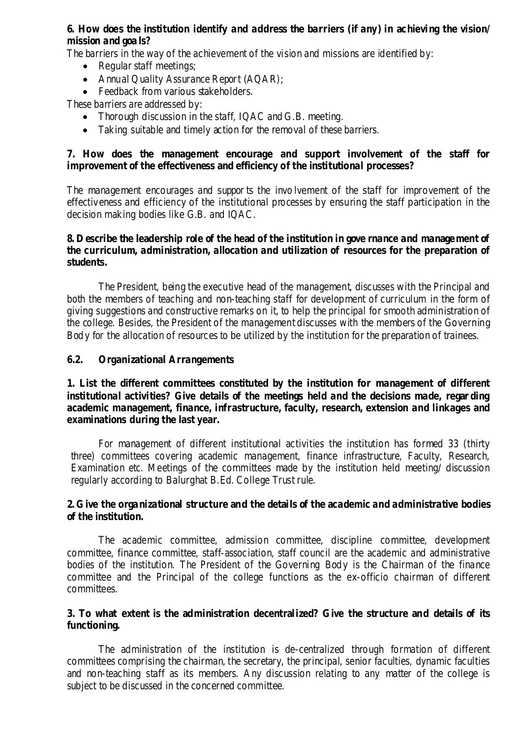**6. How does the institution identify and address the barriers (if any) in achieving the vision/ mission and goals?**

The barriers in the way of the achievement of the vision and missions are identified by:

- Regular staff meetings;
- Annual Quality Assurance Report (AQAR);
- Feedback from various stakeholders.

These barriers are addressed by:

- Thorough discussion in the staff, IQAC and G.B. meeting.
- Taking suitable and timely action for the removal of these barriers.

**7. How does the management encourage and support involvement of the staff for improvement of the effectiveness and efficiency of the institutional processes?**

The management encourages and supports the involvement of the staff for improvement of the effectiveness and efficiency of the institutional processes by ensuring the staff participation in the decision making bodies like G.B. and IQAC.

**8. Describe the leadership role of the head of the institution in governance and management of the curriculum, administration, allocation and utilization of resources for the preparation of students.**

The President, being the executive head of the management, discusses with the Principal and both the members of teaching and non-teaching staff for development of curriculum in the form of giving suggestions and constructive remarks on it, to help the principal for smooth administration of the college. Besides, the President of the management discusses with the members of the Governing Body for the allocation of resources to be utilized by the institution for the preparation of trainees.

**6.2. Organizational Arrangements**

**1. List the different committees constituted by the institution for management of different institutional activities? Give details of the meetings held and the decisions made, regarding academic management, finance, infrastructure, faculty, research, extension and linkages and examinations during the last year.**

For management of different institutional activities the institution has formed 33 (thirty three) committees covering academic management, finance infrastructure, Faculty, Research, Examination etc. Meetings of the committees made by the institution held meeting/ discussion regularly according to Balurghat B.Ed. College Trust rule.

**2. Give the organizational structure and the details of the academic and administrative bodies of the institution.**

The academic committee, admission committee, discipline committee, development committee, finance committee, staff-association, staff council are the academic and administrative bodies of the institution. The President of the Governing Body is the Chairman of the finance committee and the Principal of the college functions as the ex-officio chairman of different committees.

**3. To what extent is the administration decentralized? Give the structure and details of its functioning.**

The administration of the institution is de-centralized through formation of different committees comprising the chairman, the secretary, the principal, senior faculties, dynamic faculties and non-teaching staff as its members. Any discussion relating to any matter of the college is subject to be discussed in the concerned committee.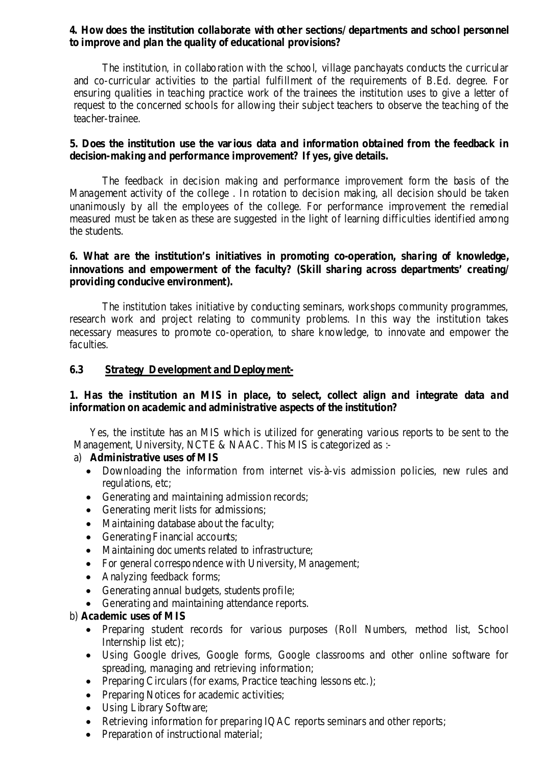**4. How does the institution collaborate with other sections/ departments and school personnel to improve and plan the quality of educational provisions?**

The institution, in collaboration with the school, village panchayats conducts the curricular and co-curricular activities to the partial fulfillment of the requirements of B.Ed. degree. For ensuring qualities in teaching practice work of the trainees the institution uses to give a letter of request to the concerned schools for allowing their subject teachers to observe the teaching of the teacher-trainee.

**5. Does the institution use the various data and information obtained from the feedback in decision-making and performance improvement? If yes, give details.**

The feedback in decision making and performance improvement form the basis of the Management activity of the college . In rotation to decision making, all decision should be taken unanimously by all the employees of the college. For performance improvement the remedial measured must be taken as these are suggested in the light of learning difficulties identified among the students.

**6. What are the institution's initiatives in promoting co-operation, sharing of knowledge, innovations and empowerment of the faculty? (Skill sharing across departments' creating/ providing conducive environment).**

The institution takes initiative by conducting seminars, workshops community programmes, research work and project relating to community problems. In this way the institution takes necessary measures to promote co-operation, to share knowledge, to innovate and empower the faculties.

### 6.3 *Strategy Development and Deployment-*

**1. Has the institution an MIS in place, to select, collect align and integrate data and information on academic and administrative aspects of the institution?**

Yes, the institute has an MIS which is utilized for generating various reports to be sent to the Management, University, NCTE & NAAC. This MIS is categorized as :-

a) **Administrative uses of MIS**
   - Downloading the information from internet vis-à-vis admission policies, new rules and regulations, etc;
   - Generating and maintaining admission records;
   - Generating merit lists for admissions;
   - Maintaining database about the faculty;
   - Generating Financial accounts;
   - Maintaining documents related to infrastructure;
   - For general correspondence with University, Management;
   - Analyzing feedback forms;
   - Generating annual budgets, students profile;
   - Generating and maintaining attendance reports.

b) **Academic uses of MIS**
   - Preparing student records for various purposes (Roll Numbers, method list, School Internship list etc);
   - Using Google drives, Google forms, Google classrooms and other online software for spreading, managing and retrieving information;
   - Preparing Circulars (for exams, Practice teaching lessons etc.);
   - Preparing Notices for academic activities;
   - Using Library Software;
   - Retrieving information for preparing IQAC reports seminars and other reports;
   - Preparation of instructional material;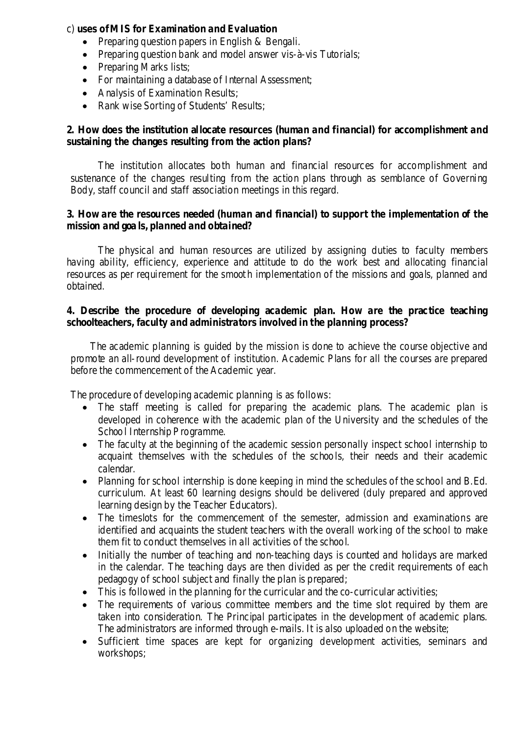c) **uses of MIS for Examination and Evaluation**

- Preparing question papers in English & Bengali.
- Preparing question bank and model answer vis-à-vis Tutorials;
- Preparing Marks lists;
- For maintaining a database of Internal Assessment;
- Analysis of Examination Results;
- Rank wise Sorting of Students' Results;

**2. How does the institution allocate resources (human and financial) for accomplishment and sustaining the changes resulting from the action plans?**

The institution allocates both human and financial resources for accomplishment and sustenance of the changes resulting from the action plans through as semblance of Governing Body, staff council and staff association meetings in this regard.

**3. How are the resources needed (human and financial) to support the implementation of the mission and goals, planned and obtained?**

The physical and human resources are utilized by assigning duties to faculty members having ability, efficiency, experience and attitude to do the work best and allocating financial resources as per requirement for the smooth implementation of the missions and goals, planned and obtained.

**4. Describe the procedure of developing academic plan. How are the practice teaching schoolteachers, faculty and administrators involved in the planning process?**

The academic planning is guided by the mission is done to achieve the course objective and promote an all-round development of institution. Academic Plans for all the courses are prepared before the commencement of the Academic year.

The procedure of developing academic planning is as follows:

- The staff meeting is called for preparing the academic plans. The academic plan is developed in coherence with the academic plan of the University and the schedules of the School Internship Programme.
- The faculty at the beginning of the academic session personally inspect school internship to acquaint themselves with the schedules of the schools, their needs and their academic calendar.
- Planning for school internship is done keeping in mind the schedules of the school and B.Ed. curriculum. At least 60 learning designs should be delivered (duly prepared and approved learning design by the Teacher Educators).
- The timeslots for the commencement of the semester, admission and examinations are identified and acquaints the student teachers with the overall working of the school to make them fit to conduct themselves in all activities of the school.
- Initially the number of teaching and non-teaching days is counted and holidays are marked in the calendar. The teaching days are then divided as per the credit requirements of each pedagogy of school subject and finally the plan is prepared;
- This is followed in the planning for the curricular and the co-curricular activities;
- The requirements of various committee members and the time slot required by them are taken into consideration. The Principal participates in the development of academic plans. The administrators are informed through e-mails. It is also uploaded on the website;
- Sufficient time spaces are kept for organizing development activities, seminars and workshops;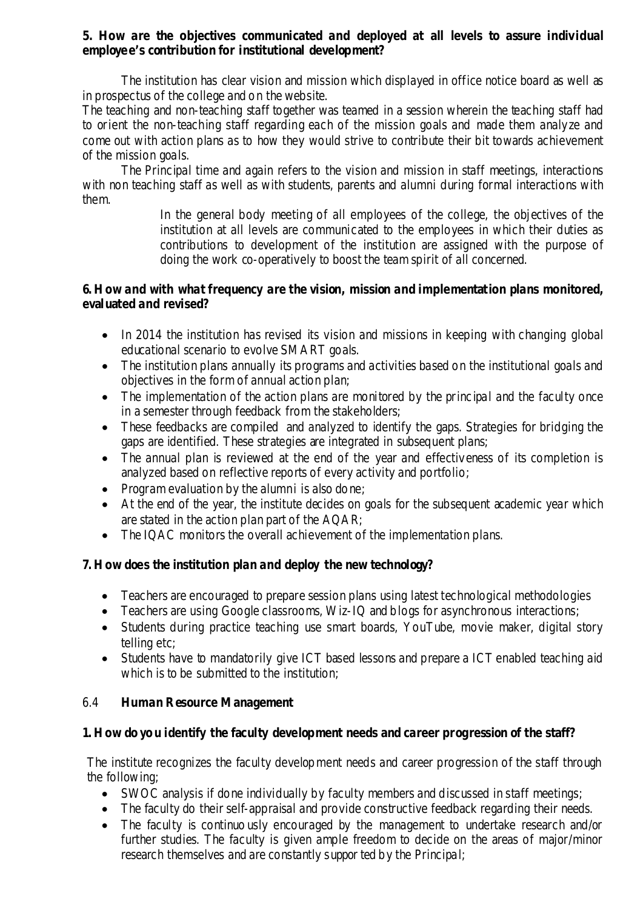**5. How are the objectives communicated and deployed at all levels to assure individual employee's contribution for institutional development?**

The institution has clear vision and mission which displayed in office notice board as well as in prospectus of the college and on the website.

The teaching and non-teaching staff together was teamed in a session wherein the teaching staff had to orient the non-teaching staff regarding each of the mission goals and made them analyze and come out with action plans as to how they would strive to contribute their bit towards achievement of the mission goals.

The Principal time and again refers to the vision and mission in staff meetings, interactions with non teaching staff as well as with students, parents and alumni during formal interactions with them.

In the general body meeting of all employees of the college, the objectives of the institution at all levels are communicated to the employees in which their duties as contributions to development of the institution are assigned with the purpose of doing the work co-operatively to boost the team spirit of all concerned.

**6. How and with what frequency are the vision, mission and implementation plans monitored, evaluated and revised?**

- In 2014 the institution has revised its vision and missions in keeping with changing global educational scenario to evolve SMART goals.
- The institution plans annually its programs and activities based on the institutional goals and objectives in the form of annual action plan;
- The implementation of the action plans are monitored by the principal and the faculty once in a semester through feedback from the stakeholders;
- These feedbacks are compiled and analyzed to identify the gaps. Strategies for bridging the gaps are identified. These strategies are integrated in subsequent plans;
- The annual plan is reviewed at the end of the year and effectiveness of its completion is analyzed based on reflective reports of every activity and portfolio;
- Program evaluation by the alumni is also done;
- At the end of the year, the institute decides on goals for the subsequent academic year which are stated in the action plan part of the AQAR;
- The IQAC monitors the overall achievement of the implementation plans.

**7. How does the institution plan and deploy the new technology?**

- Teachers are encouraged to prepare session plans using latest technological methodologies
- Teachers are using Google classrooms, Wiz-IQ and blogs for asynchronous interactions;
- Students during practice teaching use smart boards, YouTube, movie maker, digital story telling etc;
- Students have to mandatorily give ICT based lessons and prepare a ICT enabled teaching aid which is to be submitted to the institution;

## 6.4 **Human Resource Management**

**1. How do you identify the faculty development needs and career progression of the staff?**

The institute recognizes the faculty development needs and career progression of the staff through the following;

- SWOC analysis if done individually by faculty members and discussed in staff meetings;
- The faculty do their self-appraisal and provide constructive feedback regarding their needs.
- The faculty is continuously encouraged by the management to undertake research and/or further studies. The faculty is given ample freedom to decide on the areas of major/minor research themselves and are constantly supported by the Principal;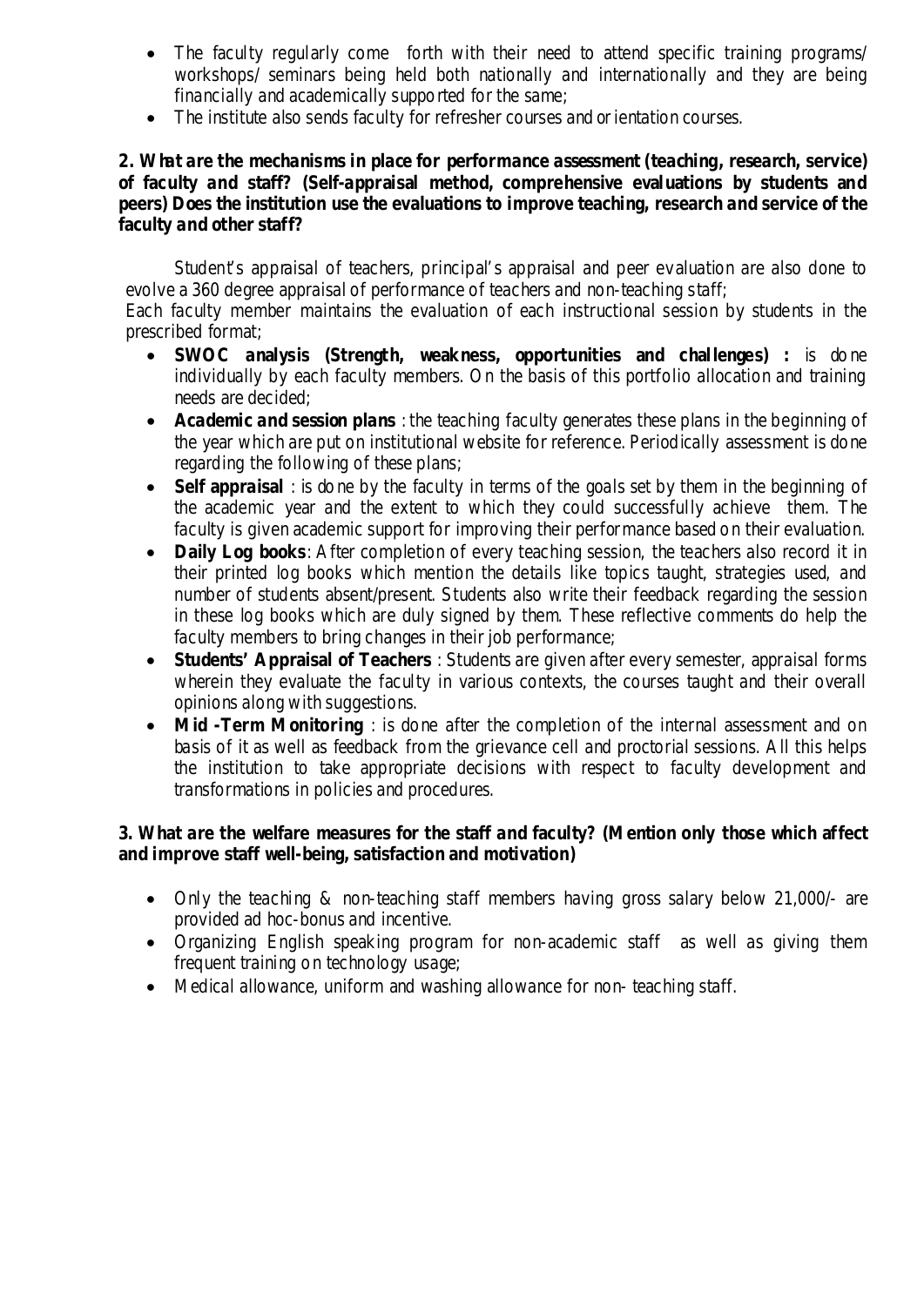- The faculty regularly come forth with their need to attend specific training programs/ workshops/ seminars being held both nationally and internationally and they are being financially and academically supported for the same;
- The institute also sends faculty for refresher courses and orientation courses.

**2. What are the mechanisms in place for performance assessment (teaching, research, service) of faculty and staff? (Self-appraisal method, comprehensive evaluations by students and peers) Does the institution use the evaluations to improve teaching, research and service of the faculty and other staff?**

Student's appraisal of teachers, principal's appraisal and peer evaluation are also done to evolve a 360 degree appraisal of performance of teachers and non-teaching staff;

Each faculty member maintains the evaluation of each instructional session by students in the prescribed format;

- **SWOC analysis (Strength, weakness, opportunities and challenges) :** is done individually by each faculty members. On the basis of this portfolio allocation and training needs are decided;
- **Academic and session plans** : the teaching faculty generates these plans in the beginning of the year which are put on institutional website for reference. Periodically assessment is done regarding the following of these plans;
- **Self appraisal** : is done by the faculty in terms of the goals set by them in the beginning of the academic year and the extent to which they could successfully achieve them. The faculty is given academic support for improving their performance based on their evaluation.
- **Daily Log books**: After completion of every teaching session, the teachers also record it in their printed log books which mention the details like topics taught, strategies used, and number of students absent/present. Students also write their feedback regarding the session in these log books which are duly signed by them. These reflective comments do help the faculty members to bring changes in their job performance;
- **Students' Appraisal of Teachers** : Students are given after every semester, appraisal forms wherein they evaluate the faculty in various contexts, the courses taught and their overall opinions along with suggestions.
- **Mid -Term Monitoring** : is done after the completion of the internal assessment and on basis of it as well as feedback from the grievance cell and proctorial sessions. All this helps the institution to take appropriate decisions with respect to faculty development and transformations in policies and procedures.

**3. What are the welfare measures for the staff and faculty? (Mention only those which affect and improve staff well-being, satisfaction and motivation)**

- Only the teaching & non-teaching staff members having gross salary below 21,000/- are provided ad hoc-bonus and incentive.
- Organizing English speaking program for non-academic staff as well as giving them frequent training on technology usage;
- Medical allowance, uniform and washing allowance for non- teaching staff.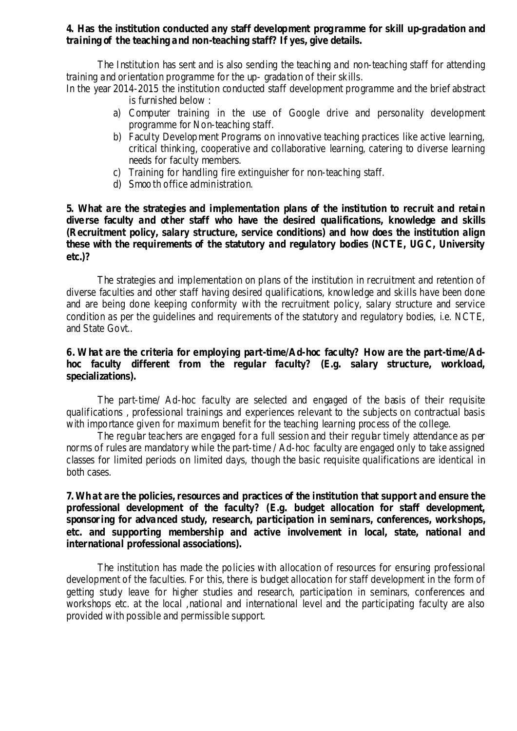**4. Has the institution conducted any staff development programme for skill up-gradation and training of the teaching and non-teaching staff? If yes, give details.**

The Institution has sent and is also sending the teaching and non-teaching staff for attending training and orientation programme for the up- gradation of their skills.

In the year 2014-2015 the institution conducted staff development programme and the brief abstract is furnished below :

a) Computer training in the use of Google drive and personality development programme for Non-teaching staff.
b) Faculty Development Programs on innovative teaching practices like active learning, critical thinking, cooperative and collaborative learning, catering to diverse learning needs for faculty members.
c) Training for handling fire extinguisher for non-teaching staff.
d) Smoo th office administration.

**5. What are the strategies and implementation plans of the institution to recruit and retain diverse faculty and other staff who have the desired qualifications, knowledge and skills (Recruitment policy, salary structure, service conditions) and how does the institution align these with the requirements of the statutory and regulatory bodies (NCTE, UGC, University etc.)?**

The strategies and implementation on plans of the institution in recruitment and retention of diverse faculties and other staff having desired qualifications, knowledge and skills have been done and are being done keeping conformity with the recruitment policy, salary structure and service condition as per the guidelines and requirements of the statutory and regulatory bodies, i.e. NCTE, and State Govt..

**6. What are the criteria for employing part-time/Ad-hoc faculty? How are the part-time/Ad-hoc faculty different from the regular faculty? (E.g. salary structure, workload, specializations).**

The part-time/ Ad-hoc faculty are selected and engaged of the basis of their requisite qualifications , professional trainings and experiences relevant to the subjects on contractual basis with importance given for maximum benefit for the teaching learning process of the college.

The regular teachers are engaged for a full session and their regular timely attendance as per norms of rules are mandatory while the part-time / Ad-hoc faculty are engaged only to take assigned classes for limited periods on limited days, though the basic requisite qualifications are identical in both cases.

**7. What are the policies, resources and practices of the institution that support and ensure the professional development of the faculty? (E.g. budget allocation for staff development, sponsoring for advanced study, research, participation in seminars, conferences, workshops, etc. and supporting membership and active involvement in local, state, national and international professional associations).**

The institution has made the policies with allocation of resources for ensuring professional development of the faculties. For this, there is budget allocation for staff development in the form of getting study leave for higher studies and research, participation in seminars, conferences and workshops etc. at the local ,national and international level and the participating faculty are also provided with possible and permissible support.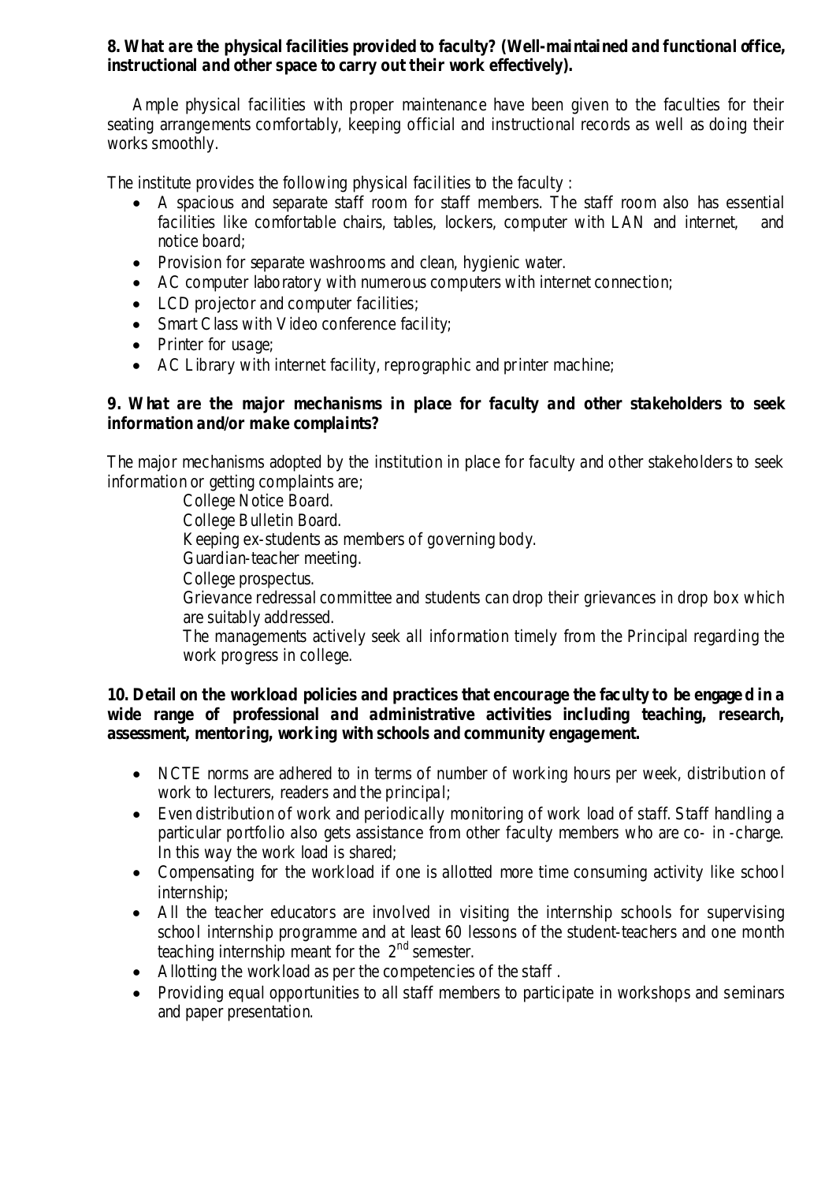**8. What are the physical facilities provided to faculty? (Well-maintained and functional office, instructional and other space to carry out their work effectively).**

Ample physical facilities with proper maintenance have been given to the faculties for their seating arrangements comfortably, keeping official and instructional records as well as doing their works smoothly.

The institute provides the following physical facilities to the faculty :

- A spacious and separate staff room for staff members. The staff room also has essential facilities like comfortable chairs, tables, lockers, computer with LAN and internet, and notice board;
- Provision for separate washrooms and clean, hygienic water.
- AC computer laboratory with numerous computers with internet connection;
- LCD projector and computer facilities;
- Smart Class with Video conference facility;
- Printer for usage;
- AC Library with internet facility, reprographic and printer machine;

**9. What are the major mechanisms in place for faculty and other stakeholders to seek information and/or make complaints?**

The major mechanisms adopted by the institution in place for faculty and other stakeholders to seek information or getting complaints are;

- College Notice Board.
- College Bulletin Board.
- Keeping ex-students as members of governing body.
- Guardian-teacher meeting.
- College prospectus.
- Grievance redressal committee and students can drop their grievances in drop box which are suitably addressed.
- The managements actively seek all information timely from the Principal regarding the work progress in college.

**10. Detail on the workload policies and practices that encourage the faculty to be engaged in a wide range of professional and administrative activities including teaching, research, assessment, mentoring, working with schools and community engagement.**

- NCTE norms are adhered to in terms of number of working hours per week, distribution of work to lecturers, readers and the principal;
- Even distribution of work and periodically monitoring of work load of staff. Staff handling a particular portfolio also gets assistance from other faculty members who are co- in -charge. In this way the work load is shared;
- Compensating for the workload if one is allotted more time consuming activity like school internship;
- All the teacher educators are involved in visiting the internship schools for supervising school internship programme and at least 60 lessons of the student-teachers and one month teaching internship meant for the 2nd semester.
- Allotting the workload as per the competencies of the staff .
- Providing equal opportunities to all staff members to participate in workshops and seminars and paper presentation.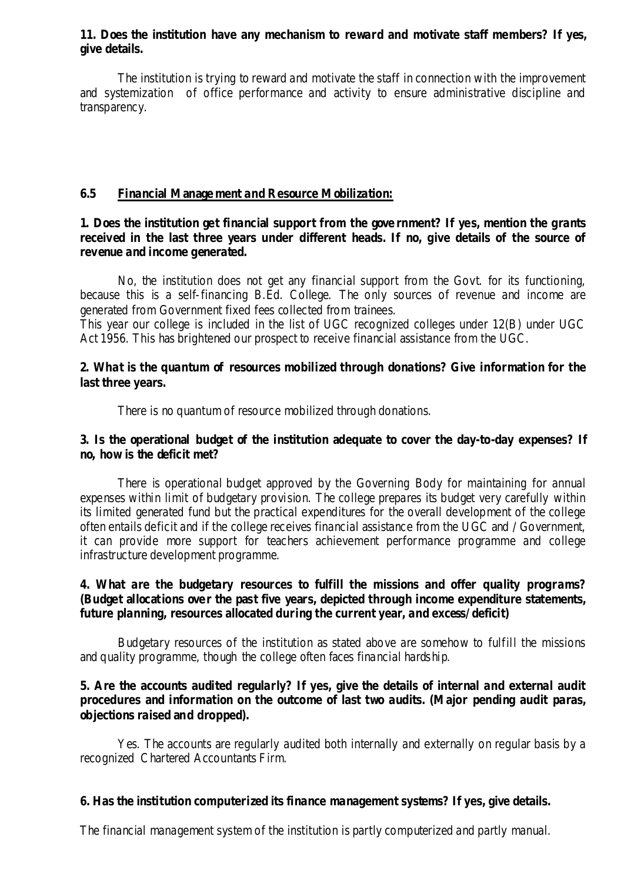**11. Does the institution have any mechanism to reward and motivate staff members? If yes, give details.**

The institution is trying to reward and motivate the staff in connection with the improvement and systemization of office performance and activity to ensure administrative discipline and transparency.

### 6.5 Financial Management and Resource Mobilization:

**1. Does the institution get financial support from the government? If yes, mention the grants received in the last three years under different heads. If no, give details of the source of revenue and income generated.**

No, the institution does not get any financial support from the Govt. for its functioning, because this is a self-financing B.Ed. College. The only sources of revenue and income are generated from Government fixed fees collected from trainees.

This year our college is included in the list of UGC recognized colleges under 12(B) under UGC Act 1956. This has brightened our prospect to receive financial assistance from the UGC.

**2. What is the quantum of resources mobilized through donations? Give information for the last three years.**

There is no quantum of resource mobilized through donations.

**3. Is the operational budget of the institution adequate to cover the day-to-day expenses? If no, how is the deficit met?**

There is operational budget approved by the Governing Body for maintaining for annual expenses within limit of budgetary provision. The college prepares its budget very carefully within its limited generated fund but the practical expenditures for the overall development of the college often entails deficit and if the college receives financial assistance from the UGC and / Government, it can provide more support for teachers achievement performance programme and college infrastructure development programme.

**4. What are the budgetary resources to fulfill the missions and offer quality programs? (Budget allocations over the past five years, depicted through income expenditure statements, future planning, resources allocated during the current year, and excess/deficit)**

Budgetary resources of the institution as stated above are somehow to fulfill the missions and quality programme, though the college often faces financial hardship.

**5. Are the accounts audited regularly? If yes, give the details of internal and external audit procedures and information on the outcome of last two audits. (Major pending audit paras, objections raised and dropped).**

Yes. The accounts are regularly audited both internally and externally on regular basis by a recognized Chartered Accountants Firm.

**6. Has the institution computerized its finance management systems? If yes, give details.**

The financial management system of the institution is partly computerized and partly manual.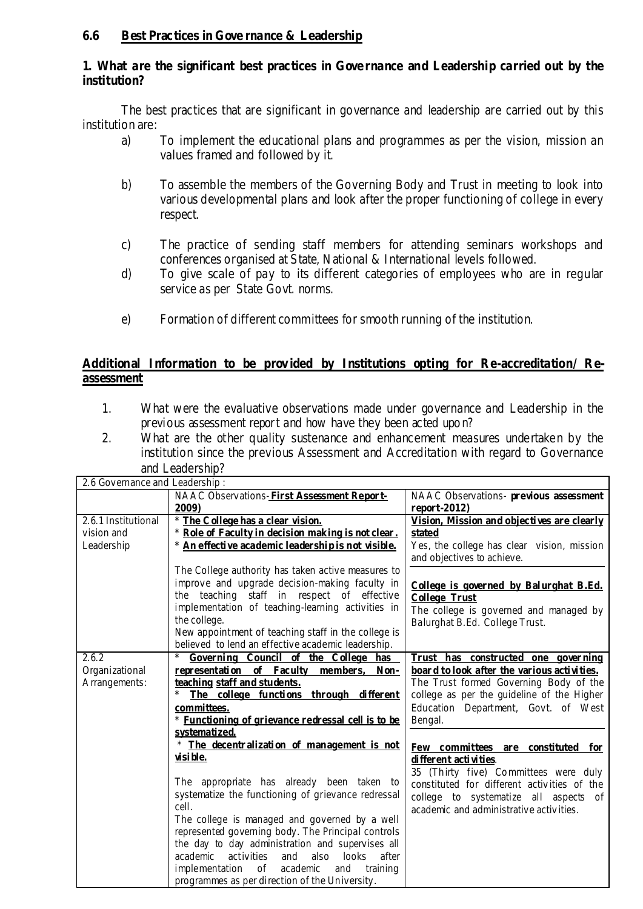## 6.6 Best Practices in Governance & Leadership

**1. What are the significant best practices in Governance and Leadership carried out by the institution?**

The best practices that are significant in governance and leadership are carried out by this institution are:

a) To implement the educational plans and programmes as per the vision, mission an values framed and followed by it.

b) To assemble the members of the Governing Body and Trust in meeting to look into various developmental plans and look after the proper functioning of college in every respect.

c) The practice of sending staff members for attending seminars workshops and conferences organised at State, National & International levels followed.

d) To give scale of pay to its different categories of employees who are in regular service as per State Govt. norms.

e) Formation of different committees for smooth running of the institution.

## Additional Information to be provided by Institutions opting for Re-accreditation/ Re-assessment

1. What were the evaluative observations made under governance and Leadership in the previous assessment report and how have they been acted upon?
2. What are the other quality sustenance and enhancement measures undertaken by the institution since the previous Assessment and Accreditation with regard to Governance and Leadership?

| 2.6 Governance and Leadership : | | |
|---|---|---|
| | NAAC Observations- **First Assessment Report-2009)** | NAAC Observations- **previous assessment report-2012)** |
| 2.6.1 Institutional vision and Leadership | * **The College has a clear vision.**<br>* **Role of Faculty in decision making is not clear.**<br>* **An effective academic leadership is not visible.**<br><br>The College authority has taken active measures to improve and upgrade decision-making faculty in the teaching staff in respect of effective implementation of teaching-learning activities in the college.<br>New appointment of teaching staff in the college is believed to lend an effective academic leadership. | **Vision, Mission and objectives are clearly stated**<br>Yes, the college has clear vision, mission and objectives to achieve.<br><br>**College is governed by Balurghat B.Ed. College Trust**<br>The college is governed and managed by Balurghat B.Ed. College Trust. |
| 2.6.2 Organizational Arrangements: | * **Governing Council of the College has representation of Faculty members, Non-teaching staff and students.**<br>* **The college functions through different committees.**<br>* **Functioning of grievance redressal cell is to be systematized.**<br>* **The decentralization of management is not visible.**<br><br>The appropriate has already been taken to systematize the functioning of grievance redressal cell.<br>The college is managed and governed by a well represented governing body. The Principal controls the day to day administration and supervises all academic activities and also looks after implementation of academic and training programmes as per direction of the University. | **Trust has constructed one governing board to look after the various activities.**<br>The Trust formed Governing Body of the college as per the guideline of the Higher Education Department, Govt. of West Bengal.<br><br>**Few committees are constituted for different activities**.<br>35 (Thirty five) Committees were duly constituted for different activities of the college to systematize all aspects of academic and administrative activities. |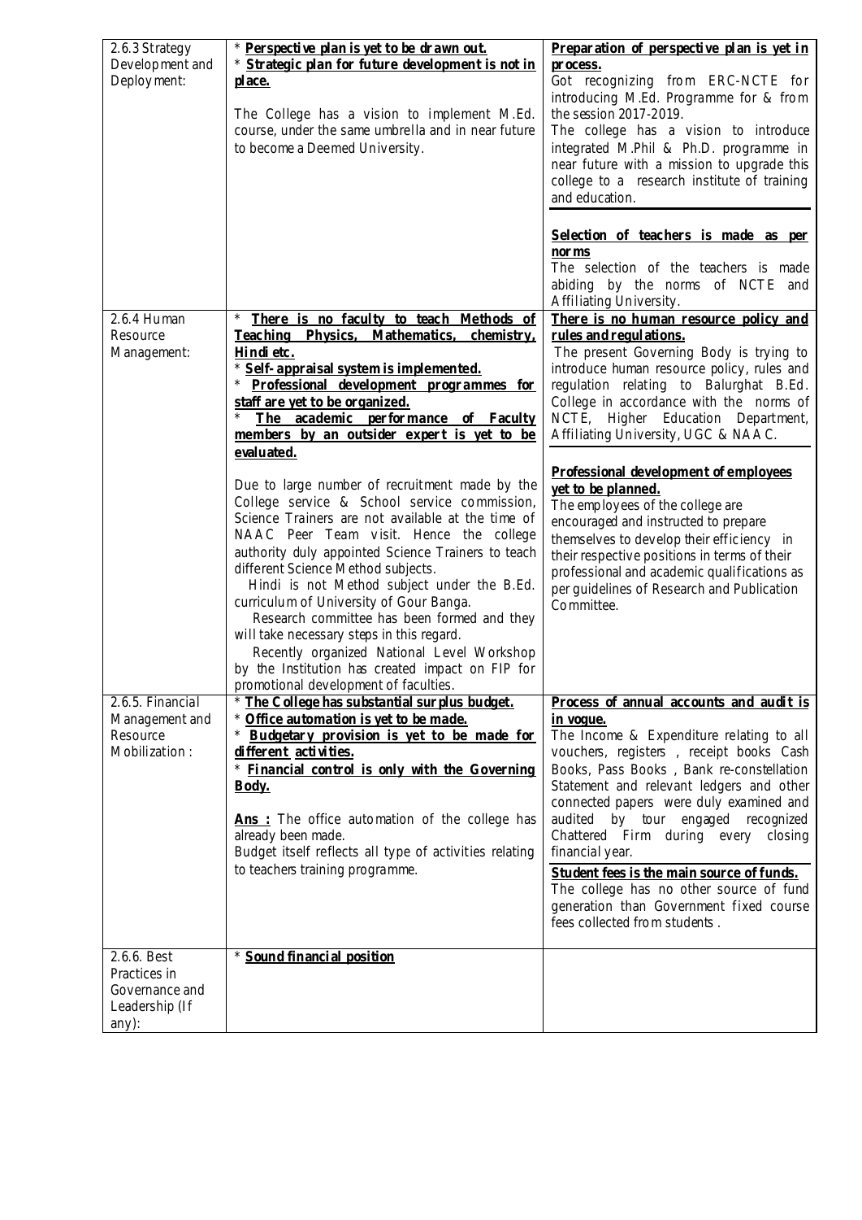| | | |
|---|---|---|
| 2.6.3 Strategy Development and Deployment: | * **<u>Perspective plan is yet to be drawn out.</u>**<br>* **<u>Strategic plan for future development is not in place.</u>**<br><br>The College has a vision to implement M.Ed. course, under the same umbrella and in near future to become a Deemed University. | **<u>Preparation of perspective plan is yet in process.</u>**<br>Got recognizing from ERC-NCTE for introducing M.Ed. Programme for & from the session 2017-2019.<br>The college has a vision to introduce integrated M.Phil & Ph.D. programme in near future with a mission to upgrade this college to a research institute of training and education.<br><br>**<u>Selection of teachers is made as per norms</u>**<br>The selection of the teachers is made abiding by the norms of NCTE and Affiliating University. |
| 2.6.4 Human Resource Management: | * **<u>There is no faculty to teach Methods of Teaching Physics, Mathematics, chemistry, Hindi etc.</u>**<br>* **<u>Self- appraisal system is implemented.</u>**<br>* **<u>Professional development programmes for staff are yet to be organized.</u>**<br>* **<u>The academic performance of Faculty members by an outsider expert is yet to be evaluated.</u>**<br><br>Due to large number of recruitment made by the College service & School service commission, Science Trainers are not available at the time of NAAC Peer Team visit. Hence the college authority duly appointed Science Trainers to teach different Science Method subjects.<br>Hindi is not Method subject under the B.Ed. curriculum of University of Gour Banga.<br>Research committee has been formed and they will take necessary steps in this regard.<br>Recently organized National Level Workshop by the Institution has created impact on FIP for promotional development of faculties. | **<u>There is no human resource policy and rules and regulations.</u>**<br>The present Governing Body is trying to introduce human resource policy, rules and regulation relating to Balurghat B.Ed. College in accordance with the norms of NCTE, Higher Education Department, Affiliating University, UGC & NAAC.<br><br>**<u>Professional development of employees yet to be planned.</u>**<br>The employees of the college are encouraged and instructed to prepare themselves to develop their efficiency in their respective positions in terms of their professional and academic qualifications as per guidelines of Research and Publication Committee. |
| 2.6.5. Financial Management and Resource Mobilization : | * **<u>The College has substantial surplus budget.</u>**<br>* **<u>Office automation is yet to be made.</u>**<br>* **<u>Budgetary provision is yet to be made for different activities.</u>**<br>* **<u>Financial control is only with the Governing Body.</u>**<br><br>**<u>Ans :</u>** The office automation of the college has already been made.<br>Budget itself reflects all type of activities relating to teachers training programme. | **<u>Process of annual accounts and audit is in vogue.</u>**<br>The Income & Expenditure relating to all vouchers, registers , receipt books Cash Books, Pass Books , Bank re-constellation Statement and relevant ledgers and other connected papers were duly examined and audited by tour engaged recognized Chattered Firm during every closing financial year.<br><br>**<u>Student fees is the main source of funds.</u>**<br>The college has no other source of fund generation than Government fixed course fees collected from students . |
| 2.6.6. Best Practices in Governance and Leadership (If any): | * **<u>Sound financial position</u>** | |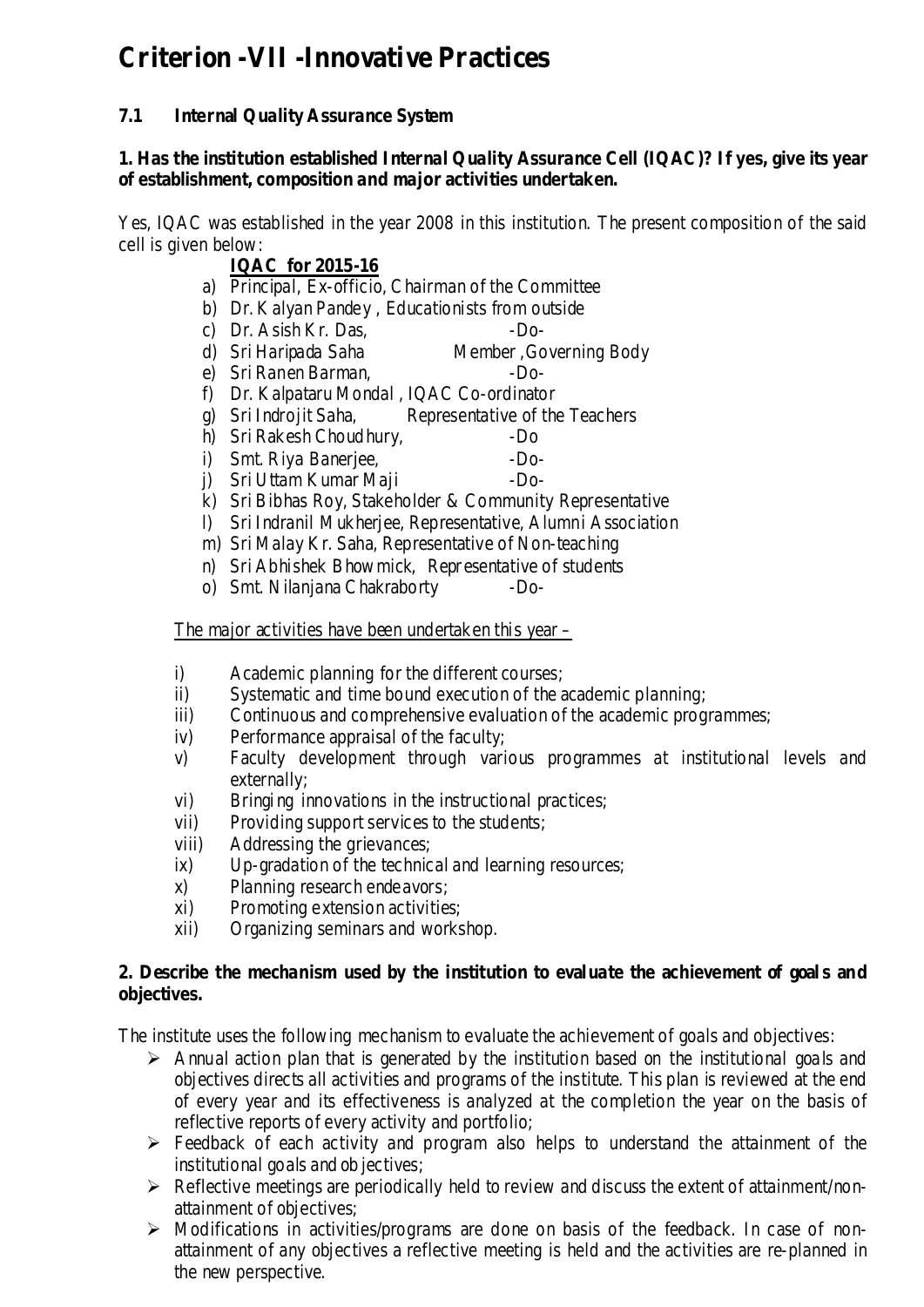# Criterion -VII -Innovative Practices

### 7.1 Internal Quality Assurance System

**1. Has the institution established Internal Quality Assurance Cell (IQAC)? If yes, give its year of establishment, composition and major activities undertaken.**

Yes, IQAC was established in the year 2008 in this institution. The present composition of the said cell is given below:

**IQAC for 2015-16**

a) Principal, Ex-officio, Chairman of the Committee
b) Dr. Kalyan Pandey , Educationists from outside
c) Dr. Asish Kr. Das, -Do-
d) Sri Haripada Saha Member ,Governing Body
e) Sri Ranen Barman, -Do-
f) Dr. Kalpataru Mondal , IQAC Co-ordinator
g) Sri Indrojit Saha, Representative of the Teachers
h) Sri Rakesh Choudhury, -Do
i) Smt. Riya Banerjee, -Do-
j) Sri Uttam Kumar Maji -Do-
k) Sri Bibhas Roy, Stakeholder & Community Representative
l) Sri Indranil Mukherjee, Representative, Alumni Association
m) Sri Malay Kr. Saha, Representative of Non-teaching
n) Sri Abhishek Bhowmick, Representative of students
o) Smt. Nilanjana Chakraborty -Do-

The major activities have been undertaken this year –

i) Academic planning for the different courses;
ii) Systematic and time bound execution of the academic planning;
iii) Continuous and comprehensive evaluation of the academic programmes;
iv) Performance appraisal of the faculty;
v) Faculty development through various programmes at institutional levels and externally;
vi) Bringing innovations in the instructional practices;
vii) Providing support services to the students;
viii) Addressing the grievances;
ix) Up-gradation of the technical and learning resources;
x) Planning research endeavors;
xi) Promoting extension activities;
xii) Organizing seminars and workshop.

**2. Describe the mechanism used by the institution to evaluate the achievement of goals and objectives.**

The institute uses the following mechanism to evaluate the achievement of goals and objectives:

- Annual action plan that is generated by the institution based on the institutional goals and objectives directs all activities and programs of the institute. This plan is reviewed at the end of every year and its effectiveness is analyzed at the completion the year on the basis of reflective reports of every activity and portfolio;
- Feedback of each activity and program also helps to understand the attainment of the institutional goals and objectives;
- Reflective meetings are periodically held to review and discuss the extent of attainment/non-attainment of objectives;
- Modifications in activities/programs are done on basis of the feedback. In case of non-attainment of any objectives a reflective meeting is held and the activities are re-planned in the new perspective.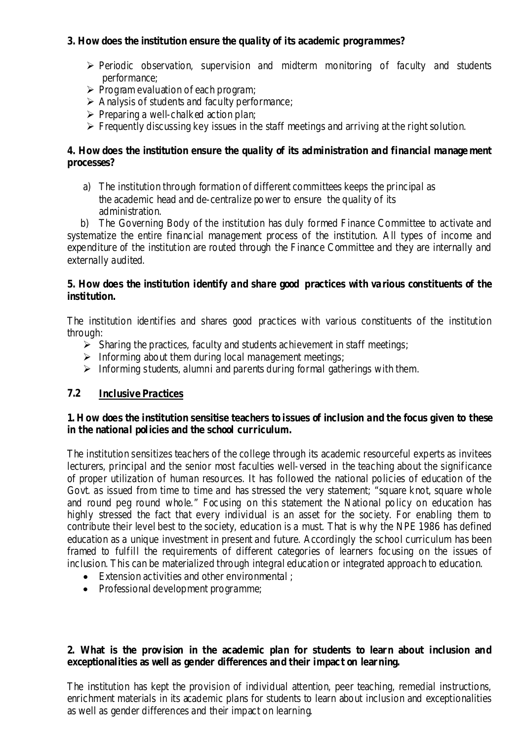**3. How does the institution ensure the quality of its academic programmes?**

- Periodic observation, supervision and midterm monitoring of faculty and students performance;
- Program evaluation of each program;
- Analysis of students and faculty performance;
- Preparing a well-chalked action plan;
- Frequently discussing key issues in the staff meetings and arriving at the right solution.

**4. How does the institution ensure the quality of its administration and financial management processes?**

a) The institution through formation of different committees keeps the principal as the academic head and de-centralize power to ensure the quality of its administration.

b) The Governing Body of the institution has duly formed Finance Committee to activate and systematize the entire financial management process of the institution. All types of income and expenditure of the institution are routed through the Finance Committee and they are internally and externally audited.

**5. How does the institution identify and share good practices with various constituents of the institution.**

The institution identifies and shares good practices with various constituents of the institution through:

- Sharing the practices, faculty and students achievement in staff meetings;
- Informing about them during local management meetings;
- Informing students, alumni and parents during formal gatherings with them.

## 7.2 Inclusive Practices

**1. How does the institution sensitise teachers to issues of inclusion and the focus given to these in the national policies and the school curriculum.**

The institution sensitizes teachers of the college through its academic resourceful experts as invitees lecturers, principal and the senior most faculties well-versed in the teaching about the significance of proper utilization of human resources. It has followed the national policies of education of the Govt. as issued from time to time and has stressed the very statement; "square knot, square whole and round peg round whole." Focusing on this statement the National policy on education has highly stressed the fact that every individual is an asset for the society. For enabling them to contribute their level best to the society, education is a must. That is why the NPE 1986 has defined education as a unique investment in present and future. Accordingly the school curriculum has been framed to fulfill the requirements of different categories of learners focusing on the issues of inclusion. This can be materialized through integral education or integrated approach to education.

- Extension activities and other environmental ;
- Professional development programme;

**2. What is the provision in the academic plan for students to learn about inclusion and exceptionalities as well as gender differences and their impact on learning.**

The institution has kept the provision of individual attention, peer teaching, remedial instructions, enrichment materials in its academic plans for students to learn about inclusion and exceptionalities as well as gender differences and their impact on learning.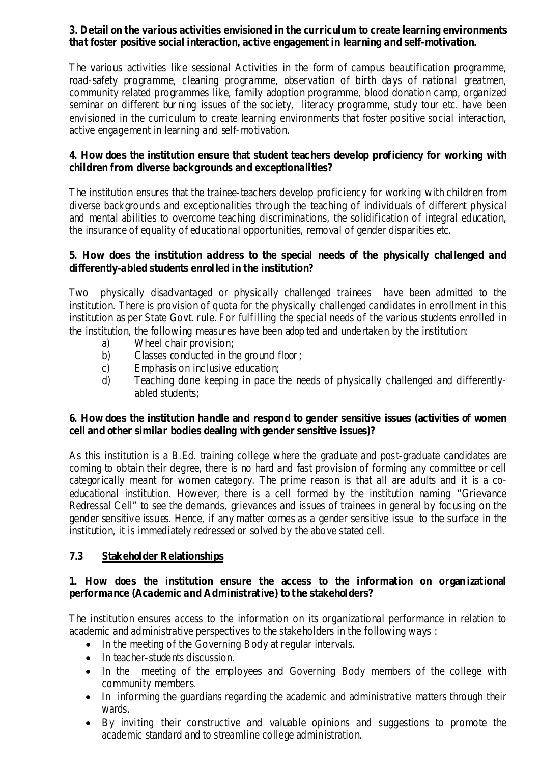**3. Detail on the various activities envisioned in the curriculum to create learning environments that foster positive social interaction, active engagement in learning and self-motivation.**

The various activities like sessional Activities in the form of campus beautification programme, road-safety programme, cleaning programme, observation of birth days of national greatmen, community related programmes like, family adoption programme, blood donation camp, organized seminar on different burning issues of the society, literacy programme, study tour etc. have been envisioned in the curriculum to create learning environments that foster positive social interaction, active engagement in learning and self-motivation.

**4. How does the institution ensure that student teachers develop proficiency for working with children from diverse backgrounds and exceptionalities?**

The institution ensures that the trainee-teachers develop proficiency for working with children from diverse backgrounds and exceptionalities through the teaching of individuals of different physical and mental abilities to overcome teaching discriminations, the solidification of integral education, the insurance of equality of educational opportunities, removal of gender disparities etc.

**5. How does the institution address to the special needs of the physically challenged and differently-abled students enrolled in the institution?**

Two physically disadvantaged or physically challenged trainees have been admitted to the institution. There is provision of quota for the physically challenged candidates in enrollment in this institution as per State Govt. rule. For fulfilling the special needs of the various students enrolled in the institution, the following measures have been adopted and undertaken by the institution:

a) Wheel chair provision;
b) Classes conducted in the ground floor;
c) Emphasis on inclusive education;
d) Teaching done keeping in pace the needs of physically challenged and differently-abled students;

**6. How does the institution handle and respond to gender sensitive issues (activities of women cell and other similar bodies dealing with gender sensitive issues)?**

As this institution is a B.Ed. training college where the graduate and post-graduate candidates are coming to obtain their degree, there is no hard and fast provision of forming any committee or cell categorically meant for women category. The prime reason is that all are adults and it is a co-educational institution. However, there is a cell formed by the institution naming "Grievance Redressal Cell" to see the demands, grievances and issues of trainees in general by focusing on the gender sensitive issues. Hence, if any matter comes as a gender sensitive issue to the surface in the institution, it is immediately redressed or solved by the above stated cell.

## 7.3 Stakeholder Relationships

**1. How does the institution ensure the access to the information on organizational performance (Academic and Administrative) to the stakeholders?**

The institution ensures access to the information on its organizational performance in relation to academic and administrative perspectives to the stakeholders in the following ways :

- In the meeting of the Governing Body at regular intervals.
- In teacher-students discussion.
- In the meeting of the employees and Governing Body members of the college with community members.
- In informing the guardians regarding the academic and administrative matters through their wards.
- By inviting their constructive and valuable opinions and suggestions to promote the academic standard and to streamline college administration.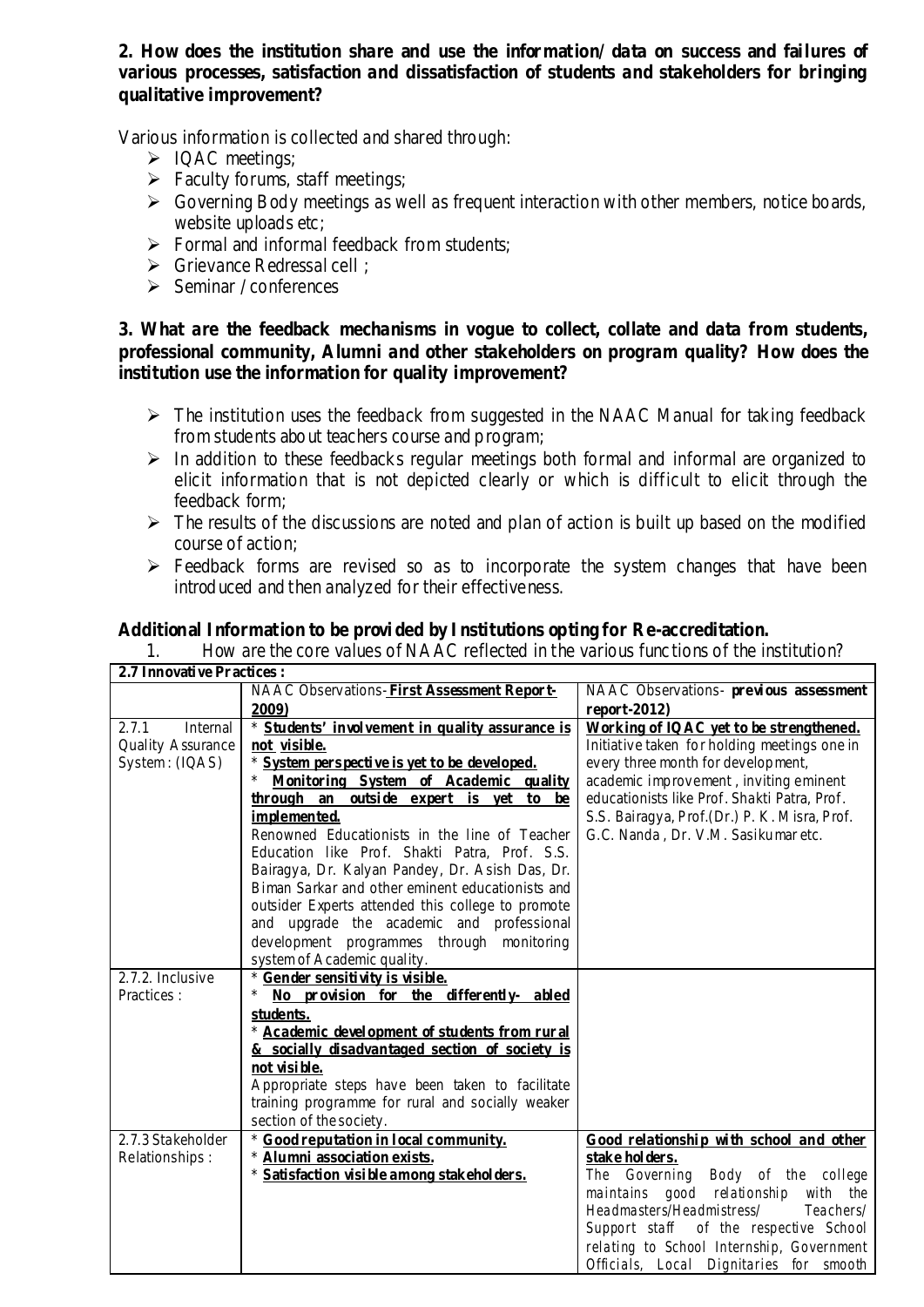**2. How does the institution share and use the information/ data on success and failures of various processes, satisfaction and dissatisfaction of students and stakeholders for bringing qualitative improvement?**

Various information is collected and shared through:

- IQAC meetings;
- Faculty forums, staff meetings;
- Governing Body meetings as well as frequent interaction with other members, notice boards, website uploads etc;
- Formal and informal feedback from students;
- Grievance Redressal cell ;
- Seminar / conferences

**3. What are the feedback mechanisms in vogue to collect, collate and data from students, professional community, Alumni and other stakeholders on program quality? How does the institution use the information for quality improvement?**

- The institution uses the feedback from suggested in the NAAC Manual for taking feedback from students about teachers course and program;
- In addition to these feedbacks regular meetings both formal and informal are organized to elicit information that is not depicted clearly or which is difficult to elicit through the feedback form;
- The results of the discussions are noted and plan of action is built up based on the modified course of action;
- Feedback forms are revised so as to incorporate the system changes that have been introduced and then analyzed for their effectiveness.

**Additional Information to be provided by Institutions opting for Re-accreditation.**

1. How are the core values of NAAC reflected in the various functions of the institution?

| **2.7 Innovative Practices :** | | |
|---|---|---|
| | NAAC Observations- **First Assessment Report-2009)** | NAAC Observations- **previous assessment report-2012)** |
| 2.7.1 Internal Quality Assurance System : (IQAS) | * **Students' involvement in quality assurance is not visible.**<br>* **System perspective is yet to be developed.**<br>* **Monitoring System of Academic quality through an outside expert is yet to be implemented.**<br>Renowned Educationists in the line of Teacher Education like Prof. Shakti Patra, Prof. S.S. Bairagya, Dr. Kalyan Pandey, Dr. Asish Das, Dr. Biman Sarkar and other eminent educationists and outsider Experts attended this college to promote and upgrade the academic and professional development programmes through monitoring system of Academic quality. | **Working of IQAC yet to be strengthened.**<br>Initiative taken for holding meetings one in every three month for development, academic improvement , inviting eminent educationists like Prof. Shakti Patra, Prof. S.S. Bairagya, Prof.(Dr.) P. K. Misra, Prof. G.C. Nanda , Dr. V.M. Sasikumar etc. |
| 2.7.2. Inclusive Practices : | * **Gender sensitivity is visible.**<br>* **No provision for the differently- abled students.**<br>* **Academic development of students from rural & socially disadvantaged section of society is not visible.**<br>Appropriate steps have been taken to facilitate training programme for rural and socially weaker section of the society. | |
| 2.7.3 Stakeholder Relationships : | * **Good reputation in local community.**<br>* **Alumni association exists.**<br>* **Satisfaction visible among stakeholders.** | **Good relationship with school and other stake holders.**<br>The Governing Body of the college maintains good relationship with the Headmasters/Headmistress/ Teachers/ Support staff of the respective School relating to School Internship, Government Officials, Local Dignitaries for smooth |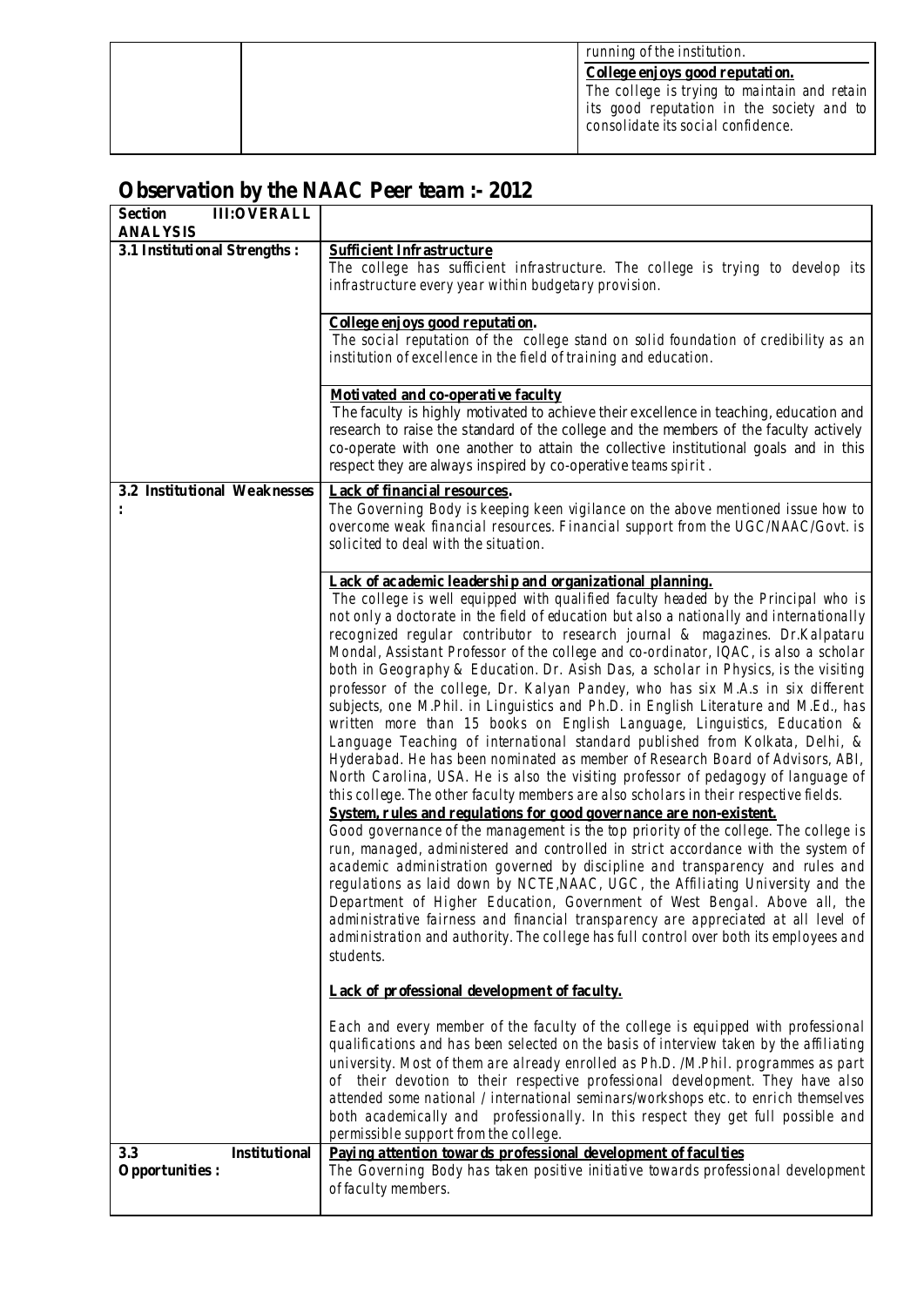| | | |
|---|---|---|
| | | running of the institution. |
| | | **College enjoys good reputation.** The college is trying to maintain and retain its good reputation in the society and to consolidate its social confidence. |

## Observation by the NAAC Peer team :- 2012

| **Section III:OVERALL ANALYSIS** | |
|---|---|
| **3.1 Institutional Strengths :** | **Sufficient Infrastructure** The college has sufficient infrastructure. The college is trying to develop its infrastructure every year within budgetary provision. |
| | **College enjoys good reputation.** The social reputation of the college stand on solid foundation of credibility as an institution of excellence in the field of training and education. |
| | **Motivated and co-operative faculty** The faculty is highly motivated to achieve their excellence in teaching, education and research to raise the standard of the college and the members of the faculty actively co-operate with one another to attain the collective institutional goals and in this respect they are always inspired by co-operative teams spirit . |
| **3.2 Institutional Weaknesses :** | **Lack of financial resources.** The Governing Body is keeping keen vigilance on the above mentioned issue how to overcome weak financial resources. Financial support from the UGC/NAAC/Govt. is solicited to deal with the situation. |
| | **Lack of academic leadership and organizational planning.** The college is well equipped with qualified faculty headed by the Principal who is not only a doctorate in the field of education but also a nationally and internationally recognized regular contributor to research journal & magazines. Dr.Kalpataru Mondal, Assistant Professor of the college and co-ordinator, IQAC, is also a scholar both in Geography & Education. Dr. Asish Das, a scholar in Physics, is the visiting professor of the college, Dr. Kalyan Pandey, who has six M.A.s in six different subjects, one M.Phil. in Linguistics and Ph.D. in English Literature and M.Ed., has written more than 15 books on English Language, Linguistics, Education & Language Teaching of international standard published from Kolkata, Delhi, & Hyderabad. He has been nominated as member of Research Board of Advisors, ABI, North Carolina, USA. He is also the visiting professor of pedagogy of language of this college. The other faculty members are also scholars in their respective fields. **System, rules and regulations for good governance are non-existent.** Good governance of the management is the top priority of the college. The college is run, managed, administered and controlled in strict accordance with the system of academic administration governed by discipline and transparency and rules and regulations as laid down by NCTE,NAAC, UGC, the Affiliating University and the Department of Higher Education, Government of West Bengal. Above all, the administrative fairness and financial transparency are appreciated at all level of administration and authority. The college has full control over both its employees and students. **Lack of professional development of faculty.** Each and every member of the faculty of the college is equipped with professional qualifications and has been selected on the basis of interview taken by the affiliating university. Most of them are already enrolled as Ph.D. /M.Phil. programmes as part of their devotion to their respective professional development. They have also attended some national / international seminars/workshops etc. to enrich themselves both academically and professionally. In this respect they get full possible and permissible support from the college. |
| **3.3 Institutional Opportunities :** | **Paying attention towards professional development of faculties** The Governing Body has taken positive initiative towards professional development of faculty members. |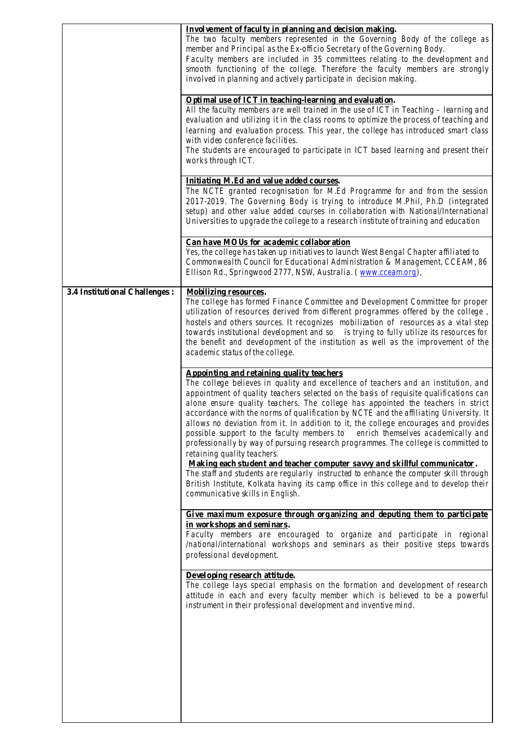| | |
|---|---|
| | **Involvement of faculty in planning and decision making.**<br>The two faculty members represented in the Governing Body of the college as member and Principal as the Ex-officio Secretary of the Governing Body.<br>Faculty members are included in 35 committees relating to the development and smooth functioning of the college. Therefore the faculty members are strongly involved in planning and actively participate in decision making. |
| | **Optimal use of ICT in teaching-learning and evaluation.**<br>All the faculty members are well trained in the use of ICT in Teaching – learning and evaluation and utilizing it in the class rooms to optimize the process of teaching and learning and evaluation process. This year, the college has introduced smart class with video conference facilities.<br>The students are encouraged to participate in ICT based learning and present their works through ICT. |
| | **Initiating M.Ed and value added courses.**<br>The NCTE granted recognisation for M.Ed Programme for and from the session 2017-2019. The Governing Body is trying to introduce M.Phil, Ph.D (integrated setup) and other value added courses in collaboration with National/International Universities to upgrade the college to a research institute of training and education |
| | **Can have MOUs for academic collaboration**<br>Yes, the college has taken up initiatives to launch West Bengal Chapter affiliated to Commonwealth Council for Educational Administration & Management, CCEAM, 86 Ellison Rd., Springwood 2777, NSW, Australia. ( www.cceam.org), |
| **3.4 Institutional Challenges :** | **Mobilizing resources.**<br>The college has formed Finance Committee and Development Committee for proper utilization of resources derived from different programmes offered by the college , hostels and others sources. It recognizes mobilization of resources as a vital step towards institutional development and so is trying to fully utilize its resources for the benefit and development of the institution as well as the improvement of the academic status of the college. |
| | **Appointing and retaining quality teachers**<br>The college believes in quality and excellence of teachers and an institution, and appointment of quality teachers selected on the basis of requisite qualifications can alone ensure quality teachers. The college has appointed the teachers in strict accordance with the norms of qualification by NCTE and the affiliating University. It allows no deviation from it. In addition to it, the college encourages and provides possible support to the faculty members to enrich themselves academically and professionally by way of pursuing research programmes. The college is committed to retaining quality teachers.<br>**Making each student and teacher computer savvy and skillful communicator.**<br>The staff and students are regularly instructed to enhance the computer skill through British Institute, Kolkata having its camp office in this college and to develop their communicative skills in English. |
| | **Give maximum exposure through organizing and deputing them to participate in workshops and seminars.**<br>Faculty members are encouraged to organize and participate in regional /national/international workshops and seminars as their positive steps towards professional development. |
| | **Developing research attitude.**<br>The college lays special emphasis on the formation and development of research attitude in each and every faculty member which is believed to be a powerful instrument in their professional development and inventive mind. |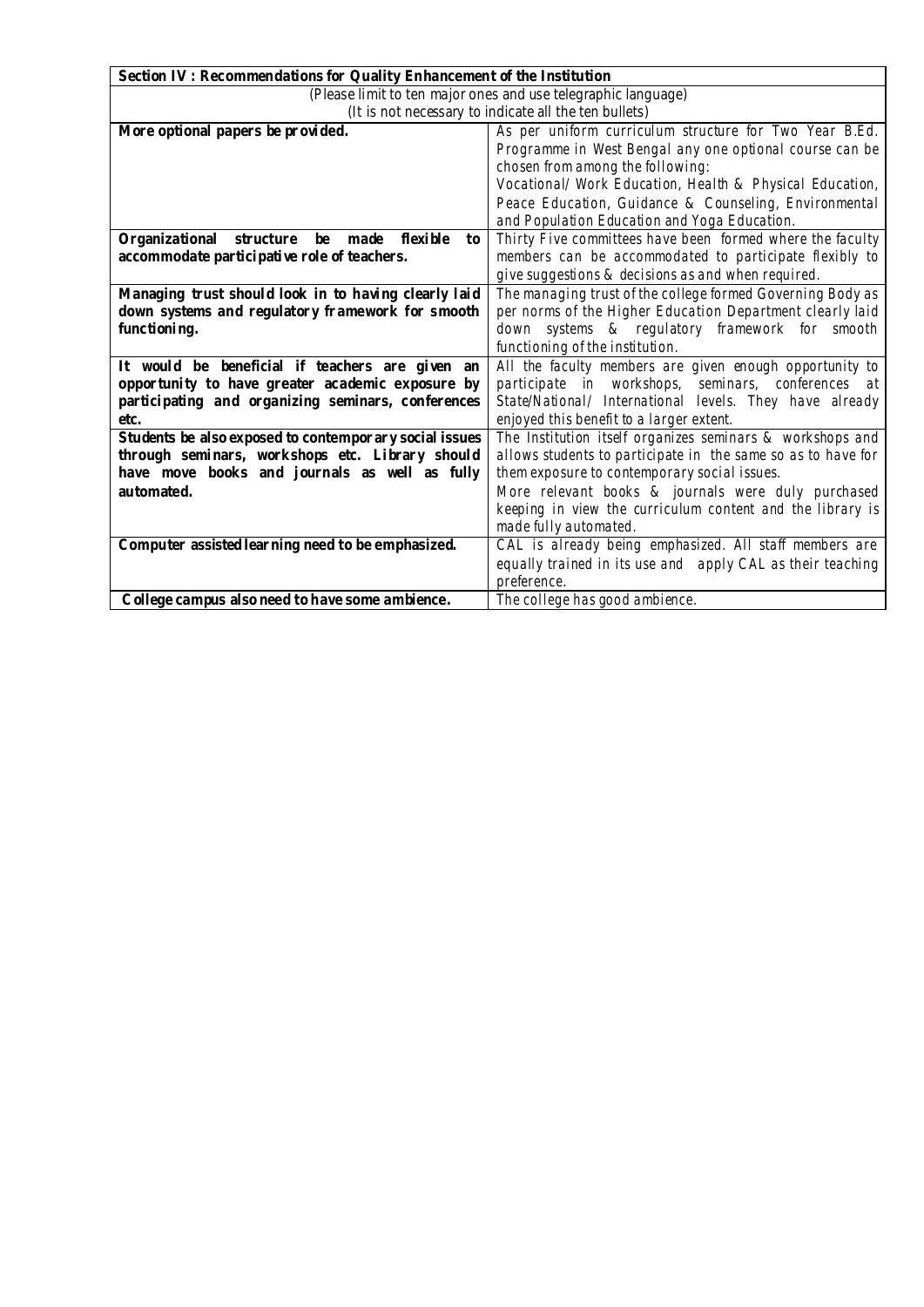**Section IV : Recommendations for Quality Enhancement of the Institution**

(Please limit to ten major ones and use telegraphic language)
(It is not necessary to indicate all the ten bullets)

| | |
|---|---|
| **More optional papers be provided.** | As per uniform curriculum structure for Two Year B.Ed. Programme in West Bengal any one optional course can be chosen from among the following: Vocational/ Work Education, Health & Physical Education, Peace Education, Guidance & Counseling, Environmental and Population Education and Yoga Education. |
| **Organizational structure be made flexible to accommodate participative role of teachers.** | Thirty Five committees have been formed where the faculty members can be accommodated to participate flexibly to give suggestions & decisions as and when required. |
| **Managing trust should look in to having clearly laid down systems and regulatory framework for smooth functioning.** | The managing trust of the college formed Governing Body as per norms of the Higher Education Department clearly laid down systems & regulatory framework for smooth functioning of the institution. |
| **It would be beneficial if teachers are given an opportunity to have greater academic exposure by participating and organizing seminars, conferences etc.** | All the faculty members are given enough opportunity to participate in workshops, seminars, conferences at State/National/ International levels. They have already enjoyed this benefit to a larger extent. |
| **Students be also exposed to contemporary social issues through seminars, workshops etc. Library should have move books and journals as well as fully automated.** | The Institution itself organizes seminars & workshops and allows students to participate in the same so as to have for them exposure to contemporary social issues. More relevant books & journals were duly purchased keeping in view the curriculum content and the library is made fully automated. |
| **Computer assisted learning need to be emphasized.** | CAL is already being emphasized. All staff members are equally trained in its use and apply CAL as their teaching preference. |
| **College campus also need to have some ambience.** | The college has good ambience. |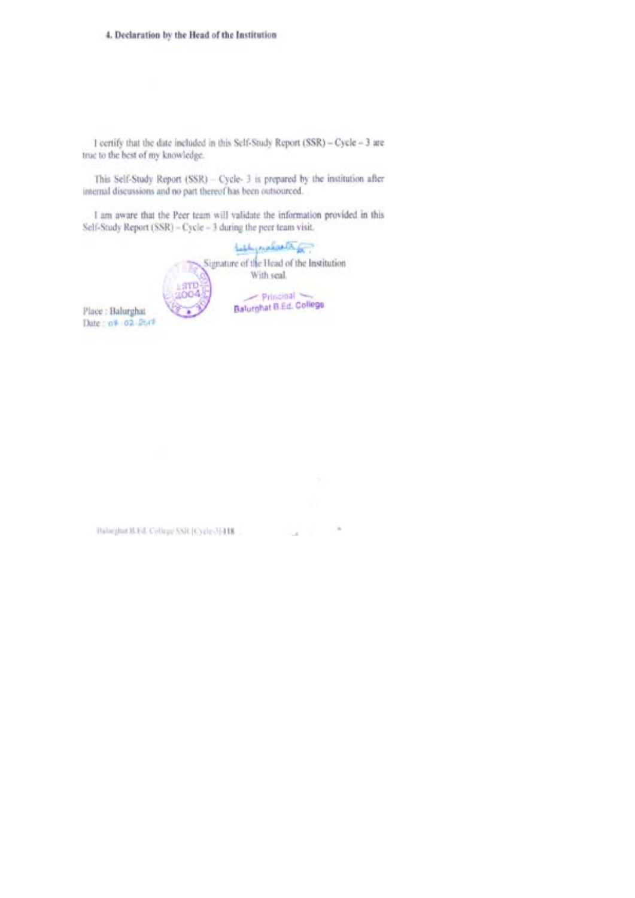**4. Declaration by the Head of the Institution**

I certify that the date included in this Self-Study Report (SSR) – Cycle – 3 are true to the best of my knowledge.

This Self-Study Report (SSR) – Cycle- 3 is prepared by the institution after internal discussions and no part thereof has been outsourced.

I am aware that the Peer team will validate the information provided in this Self-Study Report (SSR) - Cycle – 3 during the peer team visit.

Signature of the Head of the Institution
With seal.

Principal
Balurghat B.Ed. College

Place : Balurghat
Date : 04-02-2019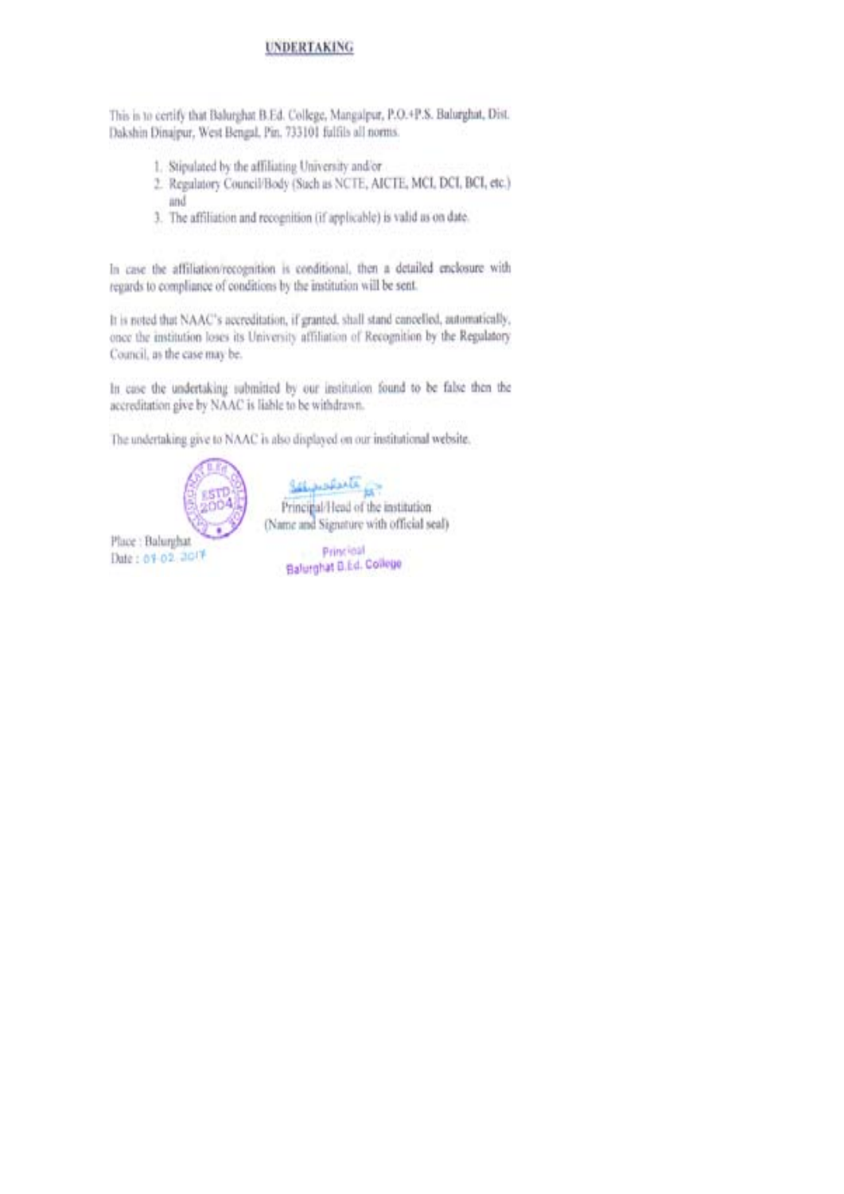# UNDERTAKING

This is to certify that Balurghat B.Ed. College, Mangalpur, P.O.+P.S. Balurghat, Dist. Dakshin Dinajpur, West Bengal, Pin. 733101 fulfils all norms.

1. Stipulated by the affiliating University and/or
2. Regulatory Council/Body (Such as NCTE, AICTE, MCI, DCI, BCI, etc.) and
3. The affiliation and recognition (if applicable) is valid as on date.

In case the affiliation/recognition is conditional, then a detailed enclosure with regards to compliance of conditions by the institution will be sent.

It is noted that NAAC's accreditation, if granted, shall stand cancelled, automatically, once the institution loses its University affiliation of Recognition by the Regulatory Council, as the case may be.

In case the undertaking submitted by our institution found to be false then the accreditation give by NAAC is liable to be withdrawn.

The undertaking give to NAAC is also displayed on our institutional website.

Principal/Head of the institution
(Name and Signature with official seal)

Principal
Balurghat B.Ed. College

Place : Balurghat
Date : 09.02.2017